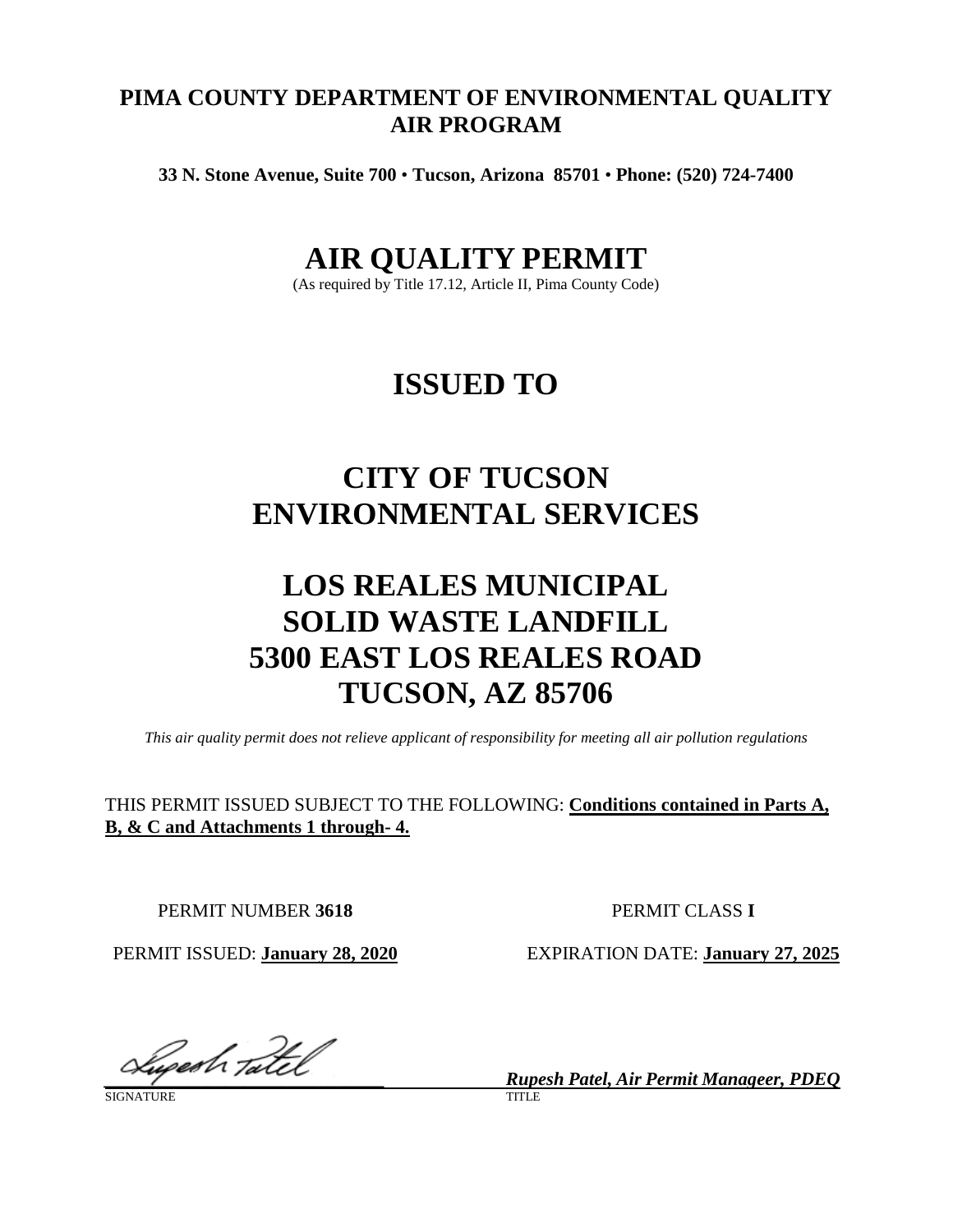**PIMA COUNTY DEPARTMENT OF ENVIRONMENTAL QUALITY**
**AIR PROGRAM**

**33 N. Stone Avenue, Suite 700 • Tucson, Arizona 85701 • Phone: (520) 724-7400**

# AIR QUALITY PERMIT

(As required by Title 17.12, Article II, Pima County Code)

# ISSUED TO

# CITY OF TUCSON ENVIRONMENTAL SERVICES

# LOS REALES MUNICIPAL SOLID WASTE LANDFILL 5300 EAST LOS REALES ROAD TUCSON, AZ 85706

*This air quality permit does not relieve applicant of responsibility for meeting all air pollution regulations*

THIS PERMIT ISSUED SUBJECT TO THE FOLLOWING: **Conditions contained in Parts A, B, & C and Attachments 1 through- 4.**

PERMIT NUMBER **3618** PERMIT CLASS **I**

PERMIT ISSUED: **January 28, 2020** EXPIRATION DATE: **January 27, 2025**

SIGNATURE

***Rupesh Patel, Air Permit Manageer, PDEQ***
TITLE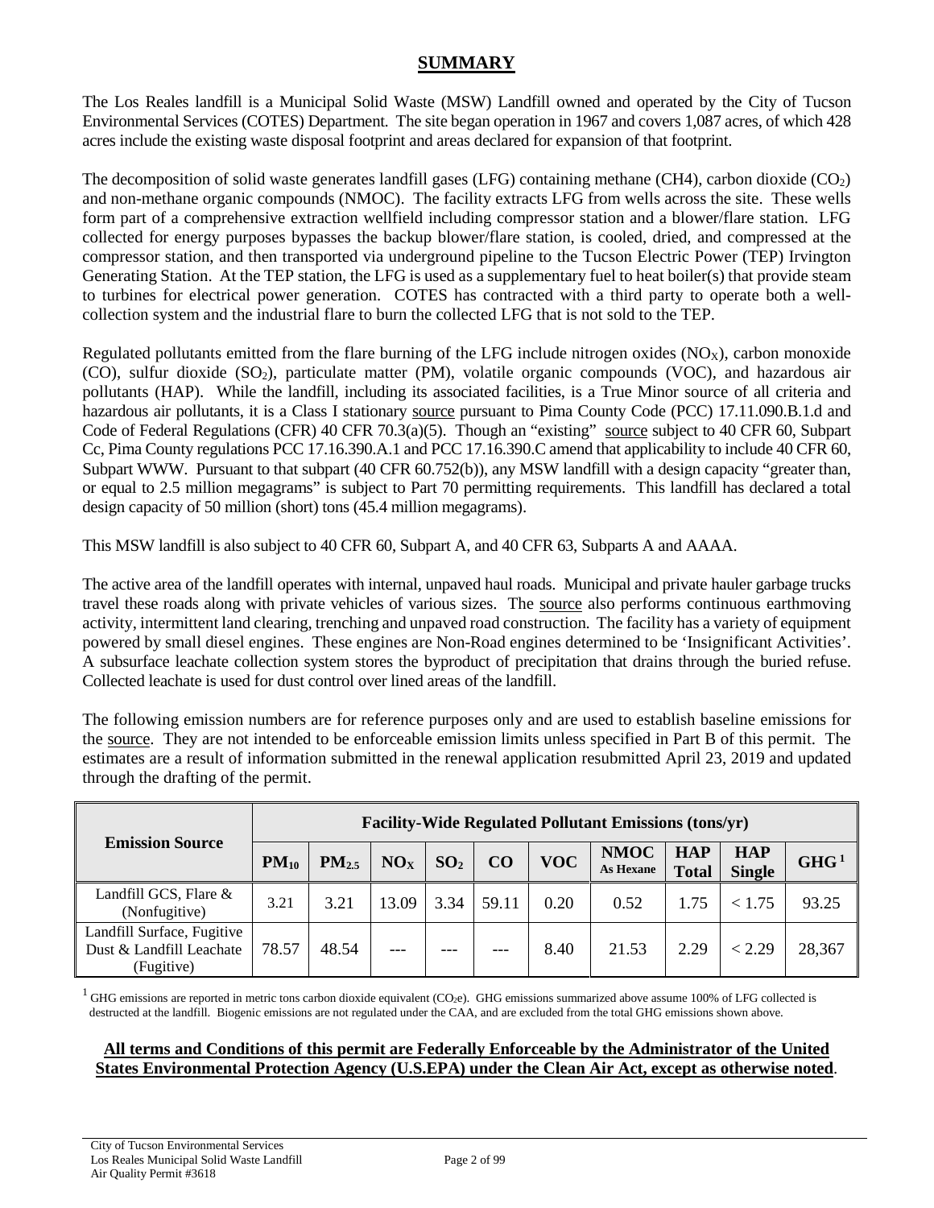## SUMMARY

The Los Reales landfill is a Municipal Solid Waste (MSW) Landfill owned and operated by the City of Tucson Environmental Services (COTES) Department. The site began operation in 1967 and covers 1,087 acres, of which 428 acres include the existing waste disposal footprint and areas declared for expansion of that footprint.

The decomposition of solid waste generates landfill gases (LFG) containing methane (CH4), carbon dioxide ($CO_2$) and non-methane organic compounds (NMOC). The facility extracts LFG from wells across the site. These wells form part of a comprehensive extraction wellfield including compressor station and a blower/flare station. LFG collected for energy purposes bypasses the backup blower/flare station, is cooled, dried, and compressed at the compressor station, and then transported via underground pipeline to the Tucson Electric Power (TEP) Irvington Generating Station. At the TEP station, the LFG is used as a supplementary fuel to heat boiler(s) that provide steam to turbines for electrical power generation. COTES has contracted with a third party to operate both a well-collection system and the industrial flare to burn the collected LFG that is not sold to the TEP.

Regulated pollutants emitted from the flare burning of the LFG include nitrogen oxides ($NO_X$), carbon monoxide (CO), sulfur dioxide ($SO_2$), particulate matter (PM), volatile organic compounds (VOC), and hazardous air pollutants (HAP). While the landfill, including its associated facilities, is a True Minor source of all criteria and hazardous air pollutants, it is a Class I stationary source pursuant to Pima County Code (PCC) 17.11.090.B.1.d and Code of Federal Regulations (CFR) 40 CFR 70.3(a)(5). Though an "existing" source subject to 40 CFR 60, Subpart Cc, Pima County regulations PCC 17.16.390.A.1 and PCC 17.16.390.C amend that applicability to include 40 CFR 60, Subpart WWW. Pursuant to that subpart (40 CFR 60.752(b)), any MSW landfill with a design capacity "greater than, or equal to 2.5 million megagrams" is subject to Part 70 permitting requirements. This landfill has declared a total design capacity of 50 million (short) tons (45.4 million megagrams).

This MSW landfill is also subject to 40 CFR 60, Subpart A, and 40 CFR 63, Subparts A and AAAA.

The active area of the landfill operates with internal, unpaved haul roads. Municipal and private hauler garbage trucks travel these roads along with private vehicles of various sizes. The source also performs continuous earthmoving activity, intermittent land clearing, trenching and unpaved road construction. The facility has a variety of equipment powered by small diesel engines. These engines are Non-Road engines determined to be 'Insignificant Activities'. A subsurface leachate collection system stores the byproduct of precipitation that drains through the buried refuse. Collected leachate is used for dust control over lined areas of the landfill.

The following emission numbers are for reference purposes only and are used to establish baseline emissions for the source. They are not intended to be enforceable emission limits unless specified in Part B of this permit. The estimates are a result of information submitted in the renewal application resubmitted April 23, 2019 and updated through the drafting of the permit.

| Emission Source | Facility-Wide Regulated Pollutant Emissions (tons/yr) | | | | | | | | | |
|---|---|---|---|---|---|---|---|---|---|---|
| | $PM_{10}$ | $PM_{2.5}$ | $NO_X$ | $SO_2$ | CO | VOC | NMOC As Hexane | HAP Total | HAP Single | GHG [1] |
| Landfill GCS, Flare & (Nonfugitive) | 3.21 | 3.21 | 13.09 | 3.34 | 59.11 | 0.20 | 0.52 | 1.75 | < 1.75 | 93.25 |
| Landfill Surface, Fugitive Dust & Landfill Leachate (Fugitive) | 78.57 | 48.54 | --- | --- | --- | 8.40 | 21.53 | 2.29 | < 2.29 | 28,367 |

[1] GHG emissions are reported in metric tons carbon dioxide equivalent ($CO_2e$). GHG emissions summarized above assume 100% of LFG collected is destructed at the landfill. Biogenic emissions are not regulated under the CAA, and are excluded from the total GHG emissions shown above.

**All terms and Conditions of this permit are Federally Enforceable by the Administrator of the United States Environmental Protection Agency (U.S.EPA) under the Clean Air Act, except as otherwise noted**.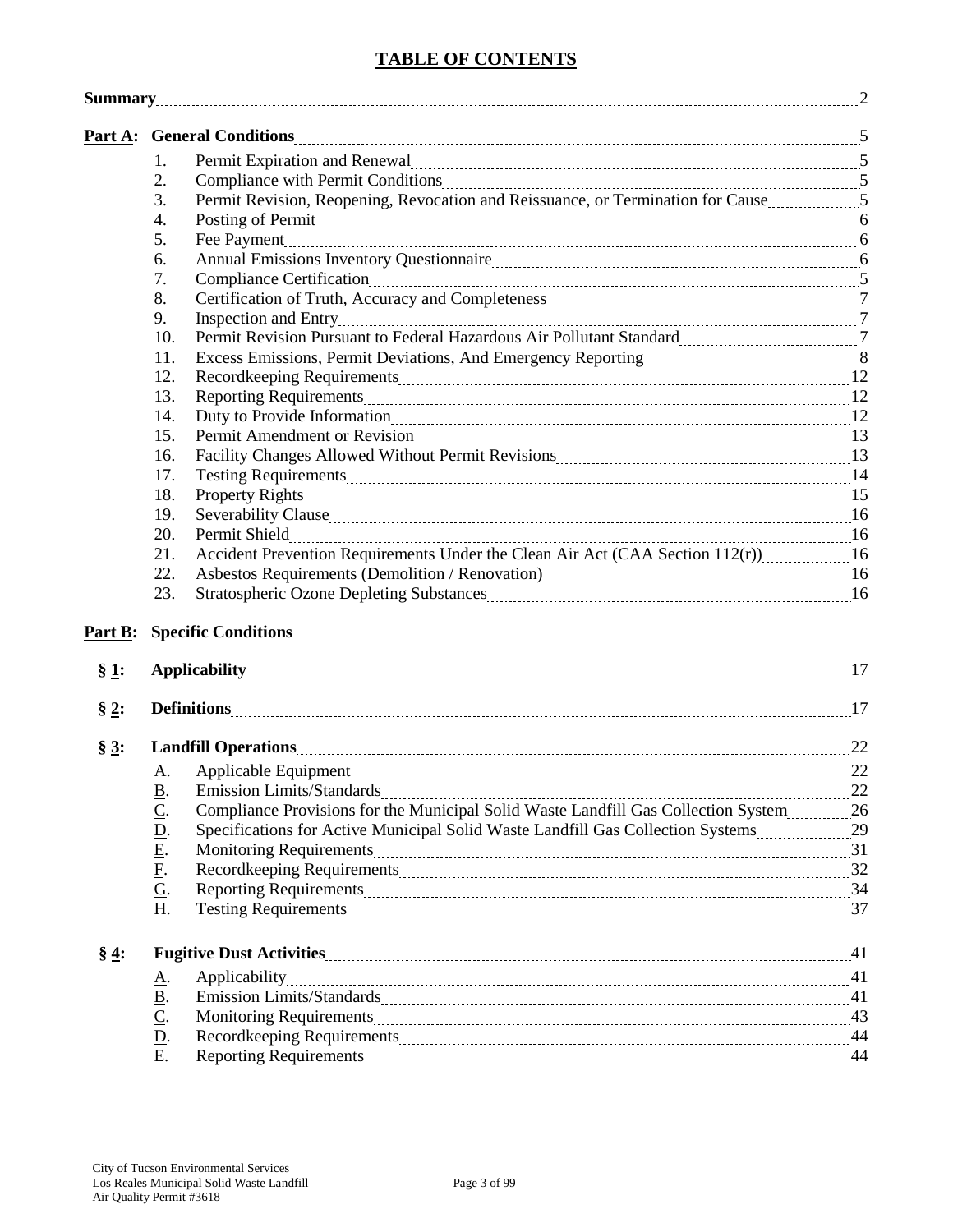# TABLE OF CONTENTS

**Summary** ..... 2

**Part A: General Conditions** ..... 5

1. Permit Expiration and Renewal ..... 5
2. Compliance with Permit Conditions ..... 5
3. Permit Revision, Reopening, Revocation and Reissuance, or Termination for Cause ..... 5
4. Posting of Permit ..... 6
5. Fee Payment ..... 6
6. Annual Emissions Inventory Questionnaire ..... 6
7. Compliance Certification ..... 5
8. Certification of Truth, Accuracy and Completeness ..... 7
9. Inspection and Entry ..... 7
10. Permit Revision Pursuant to Federal Hazardous Air Pollutant Standard ..... 7
11. Excess Emissions, Permit Deviations, And Emergency Reporting ..... 8
12. Recordkeeping Requirements ..... 12
13. Reporting Requirements ..... 12
14. Duty to Provide Information ..... 12
15. Permit Amendment or Revision ..... 13
16. Facility Changes Allowed Without Permit Revisions ..... 13
17. Testing Requirements ..... 14
18. Property Rights ..... 15
19. Severability Clause ..... 16
20. Permit Shield ..... 16
21. Accident Prevention Requirements Under the Clean Air Act (CAA Section 112(r)) ..... 16
22. Asbestos Requirements (Demolition / Renovation) ..... 16
23. Stratospheric Ozone Depleting Substances ..... 16

**Part B: Specific Conditions**

**§ 1: Applicability** ..... 17

**§ 2: Definitions** ..... 17

**§ 3: Landfill Operations** ..... 22

A. Applicable Equipment ..... 22
B. Emission Limits/Standards ..... 22
C. Compliance Provisions for the Municipal Solid Waste Landfill Gas Collection System ..... 26
D. Specifications for Active Municipal Solid Waste Landfill Gas Collection Systems ..... 29
E. Monitoring Requirements ..... 31
F. Recordkeeping Requirements ..... 32
G. Reporting Requirements ..... 34
H. Testing Requirements ..... 37

**§ 4: Fugitive Dust Activities** ..... 41

A. Applicability ..... 41
B. Emission Limits/Standards ..... 41
C. Monitoring Requirements ..... 43
D. Recordkeeping Requirements ..... 44
E. Reporting Requirements ..... 44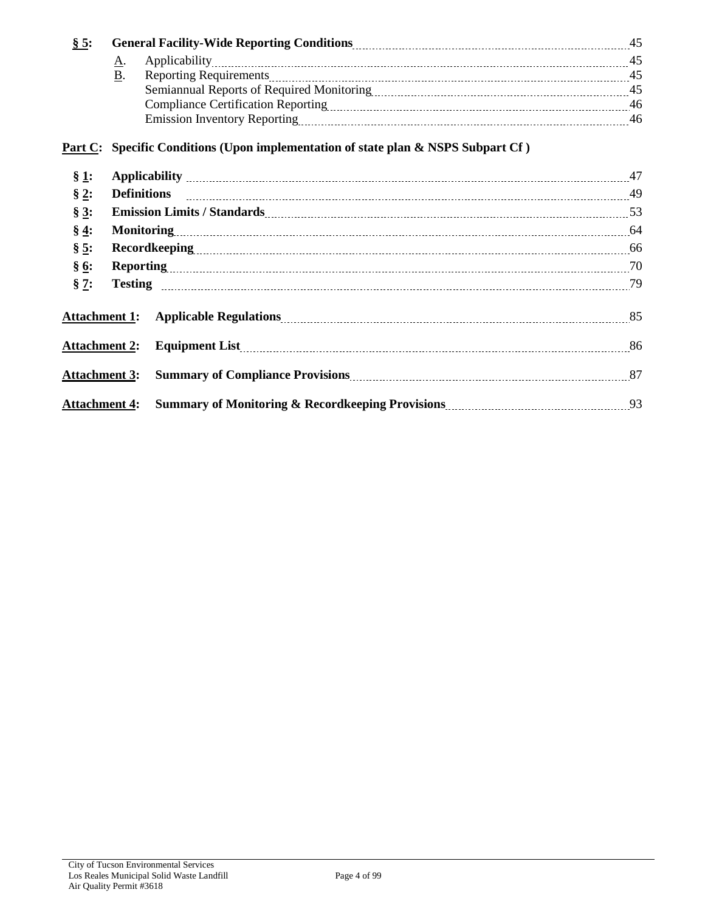**§ 5: General Facility-Wide Reporting Conditions** ........ 45

- A. Applicability ........ 45
- B. Reporting Requirements ........ 45
  - Semiannual Reports of Required Monitoring ........ 45
  - Compliance Certification Reporting ........ 46
  - Emission Inventory Reporting ........ 46

**Part C: Specific Conditions (Upon implementation of state plan & NSPS Subpart Cf )**

**§ 1: Applicability** ........ 47

**§ 2: Definitions** ........ 49

**§ 3: Emission Limits / Standards** ........ 53

**§ 4: Monitoring** ........ 64

**§ 5: Recordkeeping** ........ 66

**§ 6: Reporting** ........ 70

**§ 7: Testing** ........ 79

**Attachment 1: Applicable Regulations** ........ 85

**Attachment 2: Equipment List** ........ 86

**Attachment 3: Summary of Compliance Provisions** ........ 87

**Attachment 4: Summary of Monitoring & Recordkeeping Provisions** ........ 93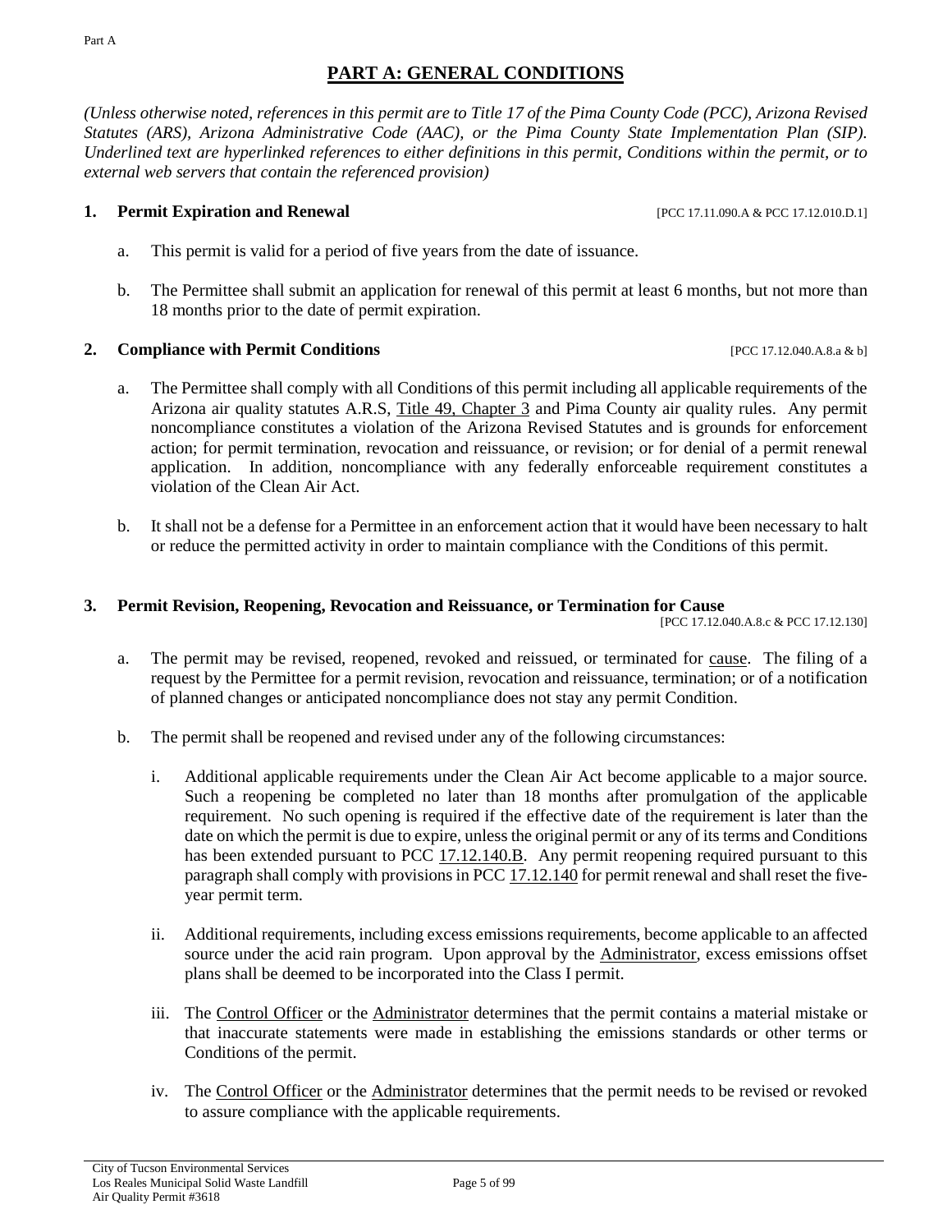## PART A: GENERAL CONDITIONS

*(Unless otherwise noted, references in this permit are to Title 17 of the Pima County Code (PCC), Arizona Revised Statutes (ARS), Arizona Administrative Code (AAC), or the Pima County State Implementation Plan (SIP). Underlined text are hyperlinked references to either definitions in this permit, Conditions within the permit, or to external web servers that contain the referenced provision)*

### 1. Permit Expiration and Renewal

[PCC 17.11.090.A & PCC 17.12.010.D.1]

a. This permit is valid for a period of five years from the date of issuance.

b. The Permittee shall submit an application for renewal of this permit at least 6 months, but not more than 18 months prior to the date of permit expiration.

### 2. Compliance with Permit Conditions

[PCC 17.12.040.A.8.a & b]

a. The Permittee shall comply with all Conditions of this permit including all applicable requirements of the Arizona air quality statutes A.R.S, Title 49, Chapter 3 and Pima County air quality rules. Any permit noncompliance constitutes a violation of the Arizona Revised Statutes and is grounds for enforcement action; for permit termination, revocation and reissuance, or revision; or for denial of a permit renewal application. In addition, noncompliance with any federally enforceable requirement constitutes a violation of the Clean Air Act.

b. It shall not be a defense for a Permittee in an enforcement action that it would have been necessary to halt or reduce the permitted activity in order to maintain compliance with the Conditions of this permit.

### 3. Permit Revision, Reopening, Revocation and Reissuance, or Termination for Cause

[PCC 17.12.040.A.8.c & PCC 17.12.130]

a. The permit may be revised, reopened, revoked and reissued, or terminated for cause. The filing of a request by the Permittee for a permit revision, revocation and reissuance, termination; or of a notification of planned changes or anticipated noncompliance does not stay any permit Condition.

b. The permit shall be reopened and revised under any of the following circumstances:

   i. Additional applicable requirements under the Clean Air Act become applicable to a major source. Such a reopening be completed no later than 18 months after promulgation of the applicable requirement. No such opening is required if the effective date of the requirement is later than the date on which the permit is due to expire, unless the original permit or any of its terms and Conditions has been extended pursuant to PCC 17.12.140.B. Any permit reopening required pursuant to this paragraph shall comply with provisions in PCC 17.12.140 for permit renewal and shall reset the five-year permit term.

   ii. Additional requirements, including excess emissions requirements, become applicable to an affected source under the acid rain program. Upon approval by the Administrator, excess emissions offset plans shall be deemed to be incorporated into the Class I permit.

   iii. The Control Officer or the Administrator determines that the permit contains a material mistake or that inaccurate statements were made in establishing the emissions standards or other terms or Conditions of the permit.

   iv. The Control Officer or the Administrator determines that the permit needs to be revised or revoked to assure compliance with the applicable requirements.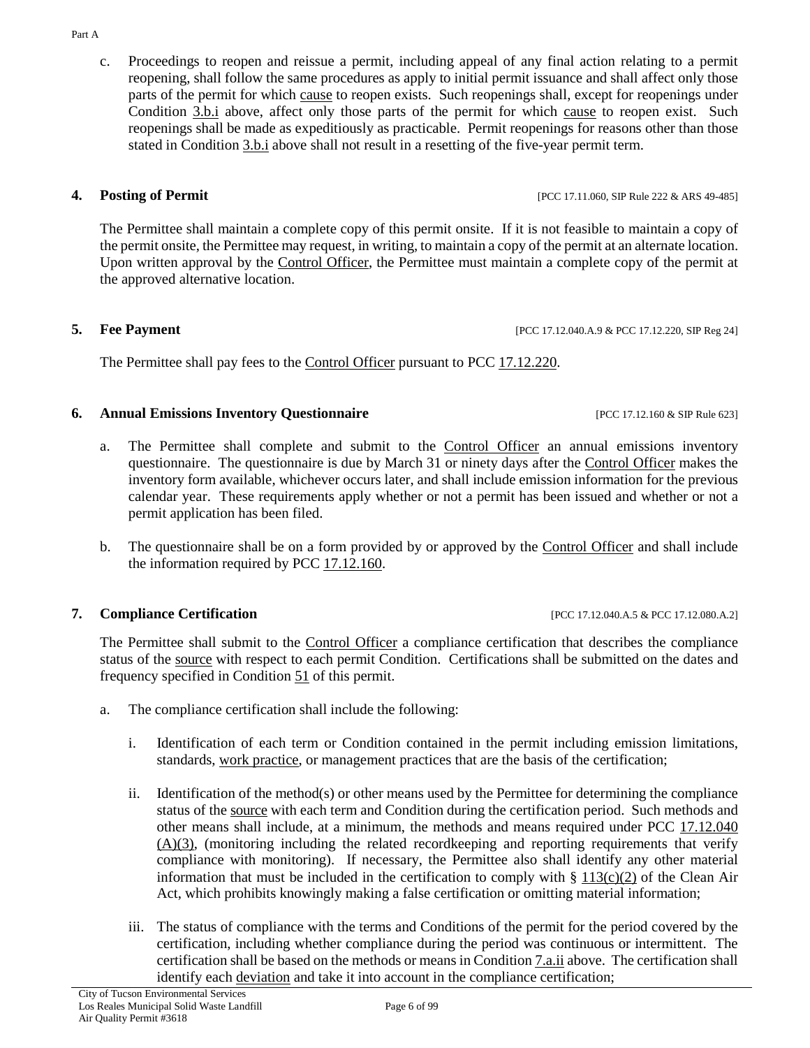c. Proceedings to reopen and reissue a permit, including appeal of any final action relating to a permit reopening, shall follow the same procedures as apply to initial permit issuance and shall affect only those parts of the permit for which cause to reopen exists. Such reopenings shall, except for reopenings under Condition 3.b.i above, affect only those parts of the permit for which cause to reopen exist. Such reopenings shall be made as expeditiously as practicable. Permit reopenings for reasons other than those stated in Condition 3.b.i above shall not result in a resetting of the five-year permit term.

**4. Posting of Permit** [PCC 17.11.060, SIP Rule 222 & ARS 49-485]

The Permittee shall maintain a complete copy of this permit onsite. If it is not feasible to maintain a copy of the permit onsite, the Permittee may request, in writing, to maintain a copy of the permit at an alternate location. Upon written approval by the Control Officer, the Permittee must maintain a complete copy of the permit at the approved alternative location.

**5. Fee Payment** [PCC 17.12.040.A.9 & PCC 17.12.220, SIP Reg 24]

The Permittee shall pay fees to the Control Officer pursuant to PCC 17.12.220.

**6. Annual Emissions Inventory Questionnaire** [PCC 17.12.160 & SIP Rule 623]

a. The Permittee shall complete and submit to the Control Officer an annual emissions inventory questionnaire. The questionnaire is due by March 31 or ninety days after the Control Officer makes the inventory form available, whichever occurs later, and shall include emission information for the previous calendar year. These requirements apply whether or not a permit has been issued and whether or not a permit application has been filed.

b. The questionnaire shall be on a form provided by or approved by the Control Officer and shall include the information required by PCC 17.12.160.

**7. Compliance Certification** [PCC 17.12.040.A.5 & PCC 17.12.080.A.2]

The Permittee shall submit to the Control Officer a compliance certification that describes the compliance status of the source with respect to each permit Condition. Certifications shall be submitted on the dates and frequency specified in Condition 51 of this permit.

a. The compliance certification shall include the following:

   i. Identification of each term or Condition contained in the permit including emission limitations, standards, work practice, or management practices that are the basis of the certification;

   ii. Identification of the method(s) or other means used by the Permittee for determining the compliance status of the source with each term and Condition during the certification period. Such methods and other means shall include, at a minimum, the methods and means required under PCC 17.12.040 (A)(3), (monitoring including the related recordkeeping and reporting requirements that verify compliance with monitoring). If necessary, the Permittee also shall identify any other material information that must be included in the certification to comply with § 113(c)(2) of the Clean Air Act, which prohibits knowingly making a false certification or omitting material information;

   iii. The status of compliance with the terms and Conditions of the permit for the period covered by the certification, including whether compliance during the period was continuous or intermittent. The certification shall be based on the methods or means in Condition 7.a.ii above. The certification shall identify each deviation and take it into account in the compliance certification;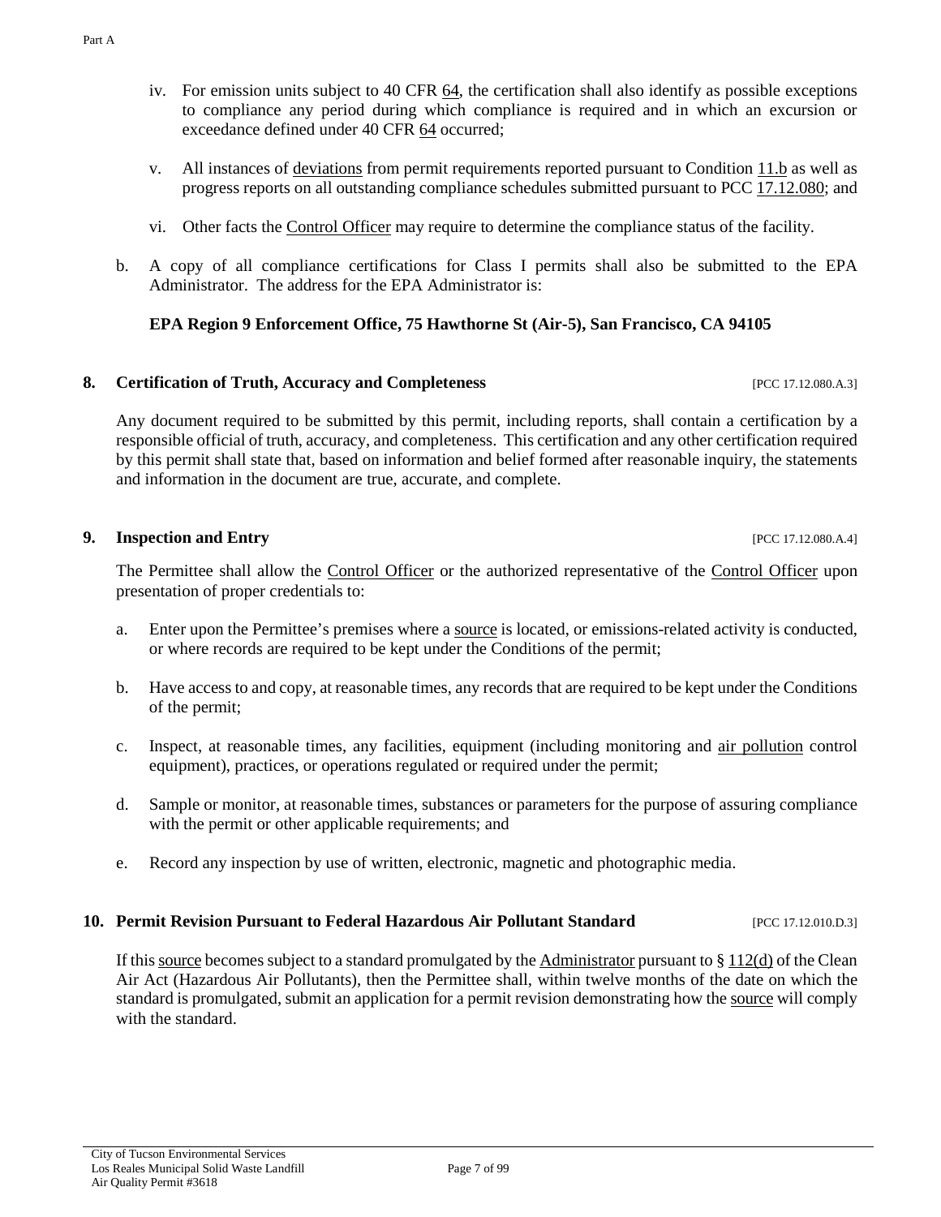iv. For emission units subject to 40 CFR 64, the certification shall also identify as possible exceptions to compliance any period during which compliance is required and in which an excursion or exceedance defined under 40 CFR 64 occurred;

v. All instances of deviations from permit requirements reported pursuant to Condition 11.b as well as progress reports on all outstanding compliance schedules submitted pursuant to PCC 17.12.080; and

vi. Other facts the Control Officer may require to determine the compliance status of the facility.

b. A copy of all compliance certifications for Class I permits shall also be submitted to the EPA Administrator. The address for the EPA Administrator is:

**EPA Region 9 Enforcement Office, 75 Hawthorne St (Air-5), San Francisco, CA 94105**

## 8. Certification of Truth, Accuracy and Completeness [PCC 17.12.080.A.3]

Any document required to be submitted by this permit, including reports, shall contain a certification by a responsible official of truth, accuracy, and completeness. This certification and any other certification required by this permit shall state that, based on information and belief formed after reasonable inquiry, the statements and information in the document are true, accurate, and complete.

## 9. Inspection and Entry [PCC 17.12.080.A.4]

The Permittee shall allow the Control Officer or the authorized representative of the Control Officer upon presentation of proper credentials to:

a. Enter upon the Permittee's premises where a source is located, or emissions-related activity is conducted, or where records are required to be kept under the Conditions of the permit;

b. Have access to and copy, at reasonable times, any records that are required to be kept under the Conditions of the permit;

c. Inspect, at reasonable times, any facilities, equipment (including monitoring and air pollution control equipment), practices, or operations regulated or required under the permit;

d. Sample or monitor, at reasonable times, substances or parameters for the purpose of assuring compliance with the permit or other applicable requirements; and

e. Record any inspection by use of written, electronic, magnetic and photographic media.

## 10. Permit Revision Pursuant to Federal Hazardous Air Pollutant Standard [PCC 17.12.010.D.3]

If this source becomes subject to a standard promulgated by the Administrator pursuant to § 112(d) of the Clean Air Act (Hazardous Air Pollutants), then the Permittee shall, within twelve months of the date on which the standard is promulgated, submit an application for a permit revision demonstrating how the source will comply with the standard.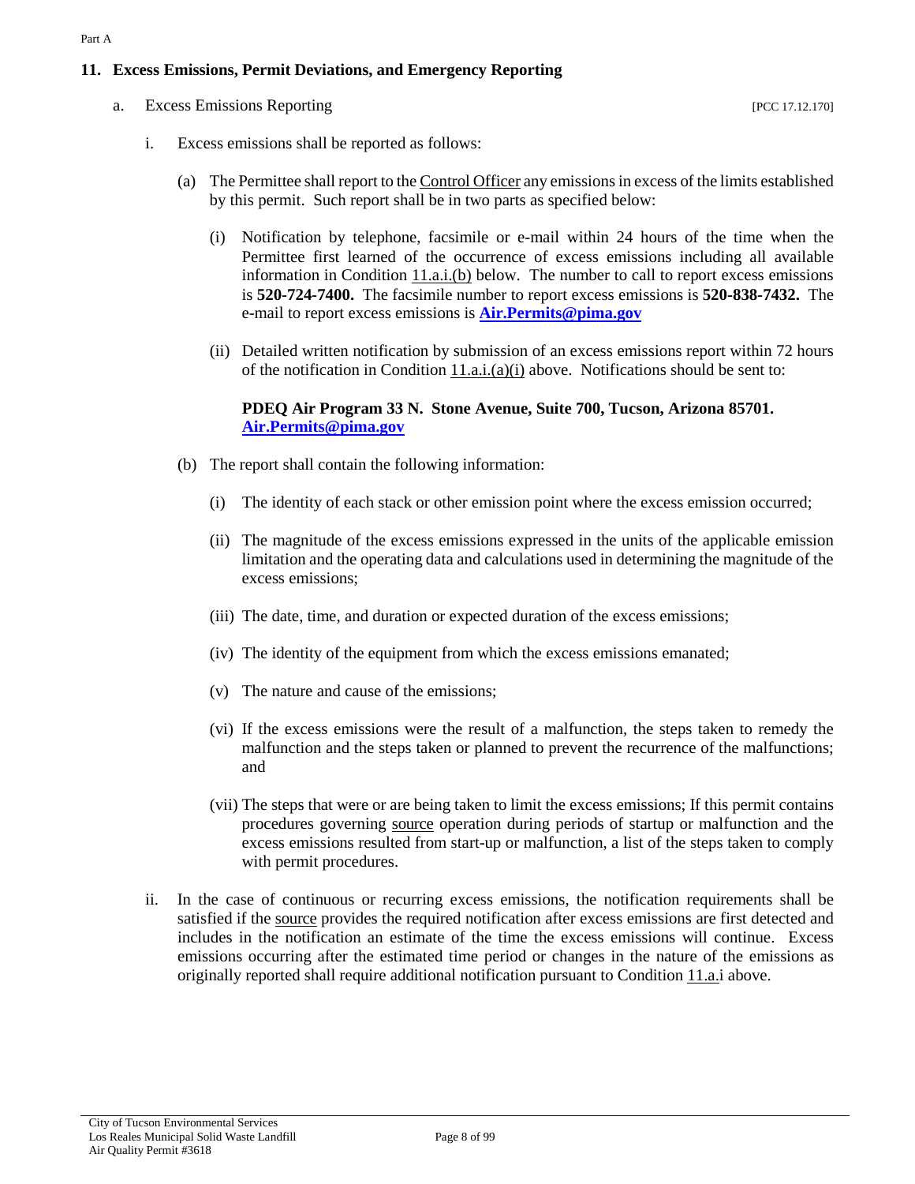## 11. Excess Emissions, Permit Deviations, and Emergency Reporting

a. Excess Emissions Reporting [PCC 17.12.170]

i. Excess emissions shall be reported as follows:

(a) The Permittee shall report to the Control Officer any emissions in excess of the limits established by this permit. Such report shall be in two parts as specified below:

(i) Notification by telephone, facsimile or e-mail within 24 hours of the time when the Permittee first learned of the occurrence of excess emissions including all available information in Condition 11.a.i.(b) below. The number to call to report excess emissions is **520-724-7400.** The facsimile number to report excess emissions is **520-838-7432.** The e-mail to report excess emissions is **Air.Permits@pima.gov**

(ii) Detailed written notification by submission of an excess emissions report within 72 hours of the notification in Condition 11.a.i.(a)(i) above. Notifications should be sent to:

**PDEQ Air Program 33 N. Stone Avenue, Suite 700, Tucson, Arizona 85701.**
**Air.Permits@pima.gov**

(b) The report shall contain the following information:

(i) The identity of each stack or other emission point where the excess emission occurred;

(ii) The magnitude of the excess emissions expressed in the units of the applicable emission limitation and the operating data and calculations used in determining the magnitude of the excess emissions;

(iii) The date, time, and duration or expected duration of the excess emissions;

(iv) The identity of the equipment from which the excess emissions emanated;

(v) The nature and cause of the emissions;

(vi) If the excess emissions were the result of a malfunction, the steps taken to remedy the malfunction and the steps taken or planned to prevent the recurrence of the malfunctions; and

(vii) The steps that were or are being taken to limit the excess emissions; If this permit contains procedures governing source operation during periods of startup or malfunction and the excess emissions resulted from start-up or malfunction, a list of the steps taken to comply with permit procedures.

ii. In the case of continuous or recurring excess emissions, the notification requirements shall be satisfied if the source provides the required notification after excess emissions are first detected and includes in the notification an estimate of the time the excess emissions will continue. Excess emissions occurring after the estimated time period or changes in the nature of the emissions as originally reported shall require additional notification pursuant to Condition 11.a.i above.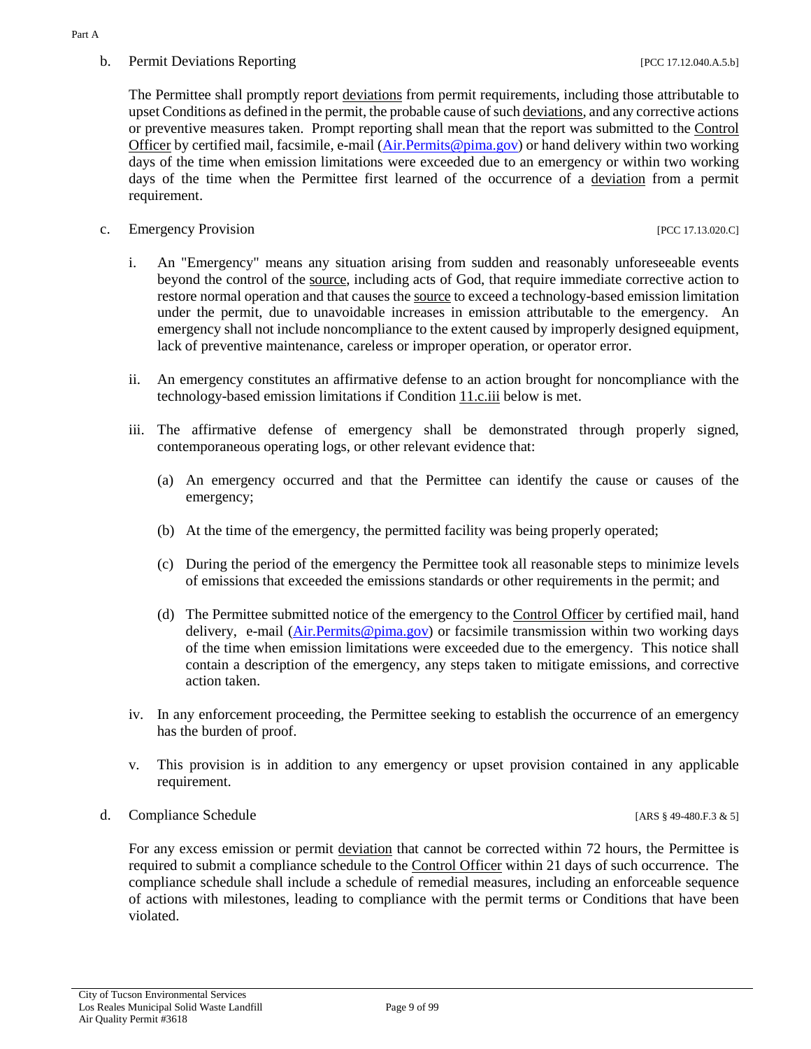b. Permit Deviations Reporting [PCC 17.12.040.A.5.b]

The Permittee shall promptly report deviations from permit requirements, including those attributable to upset Conditions as defined in the permit, the probable cause of such deviations, and any corrective actions or preventive measures taken. Prompt reporting shall mean that the report was submitted to the Control Officer by certified mail, facsimile, e-mail (Air.Permits@pima.gov) or hand delivery within two working days of the time when emission limitations were exceeded due to an emergency or within two working days of the time when the Permittee first learned of the occurrence of a deviation from a permit requirement.

c. Emergency Provision [PCC 17.13.020.C]

i. An "Emergency" means any situation arising from sudden and reasonably unforeseeable events beyond the control of the source, including acts of God, that require immediate corrective action to restore normal operation and that causes the source to exceed a technology-based emission limitation under the permit, due to unavoidable increases in emission attributable to the emergency. An emergency shall not include noncompliance to the extent caused by improperly designed equipment, lack of preventive maintenance, careless or improper operation, or operator error.

ii. An emergency constitutes an affirmative defense to an action brought for noncompliance with the technology-based emission limitations if Condition 11.c.iii below is met.

iii. The affirmative defense of emergency shall be demonstrated through properly signed, contemporaneous operating logs, or other relevant evidence that:

(a) An emergency occurred and that the Permittee can identify the cause or causes of the emergency;

(b) At the time of the emergency, the permitted facility was being properly operated;

(c) During the period of the emergency the Permittee took all reasonable steps to minimize levels of emissions that exceeded the emissions standards or other requirements in the permit; and

(d) The Permittee submitted notice of the emergency to the Control Officer by certified mail, hand delivery, e-mail (Air.Permits@pima.gov) or facsimile transmission within two working days of the time when emission limitations were exceeded due to the emergency. This notice shall contain a description of the emergency, any steps taken to mitigate emissions, and corrective action taken.

iv. In any enforcement proceeding, the Permittee seeking to establish the occurrence of an emergency has the burden of proof.

v. This provision is in addition to any emergency or upset provision contained in any applicable requirement.

d. Compliance Schedule [ARS § 49-480.F.3 & 5]

For any excess emission or permit deviation that cannot be corrected within 72 hours, the Permittee is required to submit a compliance schedule to the Control Officer within 21 days of such occurrence. The compliance schedule shall include a schedule of remedial measures, including an enforceable sequence of actions with milestones, leading to compliance with the permit terms or Conditions that have been violated.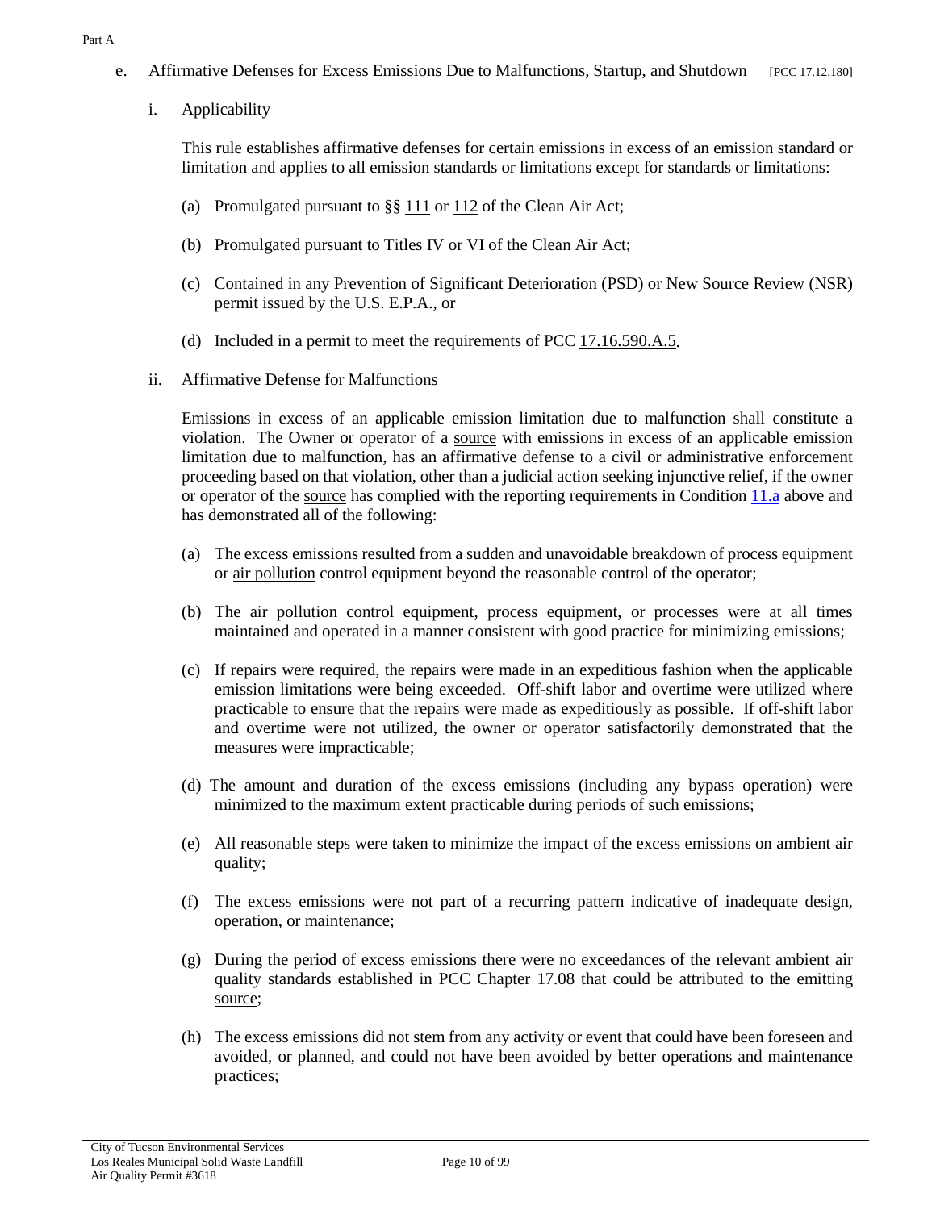e. Affirmative Defenses for Excess Emissions Due to Malfunctions, Startup, and Shutdown [PCC 17.12.180]

i. Applicability

This rule establishes affirmative defenses for certain emissions in excess of an emission standard or limitation and applies to all emission standards or limitations except for standards or limitations:

(a) Promulgated pursuant to §§ 111 or 112 of the Clean Air Act;

(b) Promulgated pursuant to Titles IV or VI of the Clean Air Act;

(c) Contained in any Prevention of Significant Deterioration (PSD) or New Source Review (NSR) permit issued by the U.S. E.P.A., or

(d) Included in a permit to meet the requirements of PCC 17.16.590.A.5.

ii. Affirmative Defense for Malfunctions

Emissions in excess of an applicable emission limitation due to malfunction shall constitute a violation. The Owner or operator of a source with emissions in excess of an applicable emission limitation due to malfunction, has an affirmative defense to a civil or administrative enforcement proceeding based on that violation, other than a judicial action seeking injunctive relief, if the owner or operator of the source has complied with the reporting requirements in Condition 11.a above and has demonstrated all of the following:

(a) The excess emissions resulted from a sudden and unavoidable breakdown of process equipment or air pollution control equipment beyond the reasonable control of the operator;

(b) The air pollution control equipment, process equipment, or processes were at all times maintained and operated in a manner consistent with good practice for minimizing emissions;

(c) If repairs were required, the repairs were made in an expeditious fashion when the applicable emission limitations were being exceeded. Off-shift labor and overtime were utilized where practicable to ensure that the repairs were made as expeditiously as possible. If off-shift labor and overtime were not utilized, the owner or operator satisfactorily demonstrated that the measures were impracticable;

(d) The amount and duration of the excess emissions (including any bypass operation) were minimized to the maximum extent practicable during periods of such emissions;

(e) All reasonable steps were taken to minimize the impact of the excess emissions on ambient air quality;

(f) The excess emissions were not part of a recurring pattern indicative of inadequate design, operation, or maintenance;

(g) During the period of excess emissions there were no exceedances of the relevant ambient air quality standards established in PCC Chapter 17.08 that could be attributed to the emitting source;

(h) The excess emissions did not stem from any activity or event that could have been foreseen and avoided, or planned, and could not have been avoided by better operations and maintenance practices;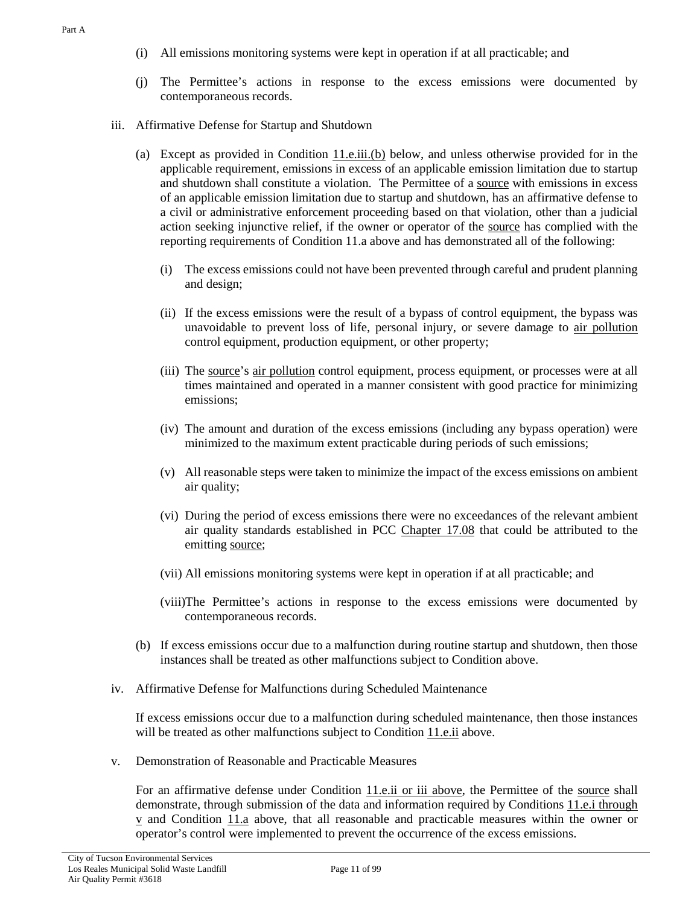(i) All emissions monitoring systems were kept in operation if at all practicable; and

(j) The Permittee's actions in response to the excess emissions were documented by contemporaneous records.

iii. Affirmative Defense for Startup and Shutdown

(a) Except as provided in Condition 11.e.iii.(b) below, and unless otherwise provided for in the applicable requirement, emissions in excess of an applicable emission limitation due to startup and shutdown shall constitute a violation. The Permittee of a source with emissions in excess of an applicable emission limitation due to startup and shutdown, has an affirmative defense to a civil or administrative enforcement proceeding based on that violation, other than a judicial action seeking injunctive relief, if the owner or operator of the source has complied with the reporting requirements of Condition 11.a above and has demonstrated all of the following:

(i) The excess emissions could not have been prevented through careful and prudent planning and design;

(ii) If the excess emissions were the result of a bypass of control equipment, the bypass was unavoidable to prevent loss of life, personal injury, or severe damage to air pollution control equipment, production equipment, or other property;

(iii) The source's air pollution control equipment, process equipment, or processes were at all times maintained and operated in a manner consistent with good practice for minimizing emissions;

(iv) The amount and duration of the excess emissions (including any bypass operation) were minimized to the maximum extent practicable during periods of such emissions;

(v) All reasonable steps were taken to minimize the impact of the excess emissions on ambient air quality;

(vi) During the period of excess emissions there were no exceedances of the relevant ambient air quality standards established in PCC Chapter 17.08 that could be attributed to the emitting source;

(vii) All emissions monitoring systems were kept in operation if at all practicable; and

(viii) The Permittee's actions in response to the excess emissions were documented by contemporaneous records.

(b) If excess emissions occur due to a malfunction during routine startup and shutdown, then those instances shall be treated as other malfunctions subject to Condition above.

iv. Affirmative Defense for Malfunctions during Scheduled Maintenance

If excess emissions occur due to a malfunction during scheduled maintenance, then those instances will be treated as other malfunctions subject to Condition 11.e.ii above.

v. Demonstration of Reasonable and Practicable Measures

For an affirmative defense under Condition 11.e.ii or iii above, the Permittee of the source shall demonstrate, through submission of the data and information required by Conditions 11.e.i through v and Condition 11.a above, that all reasonable and practicable measures within the owner or operator's control were implemented to prevent the occurrence of the excess emissions.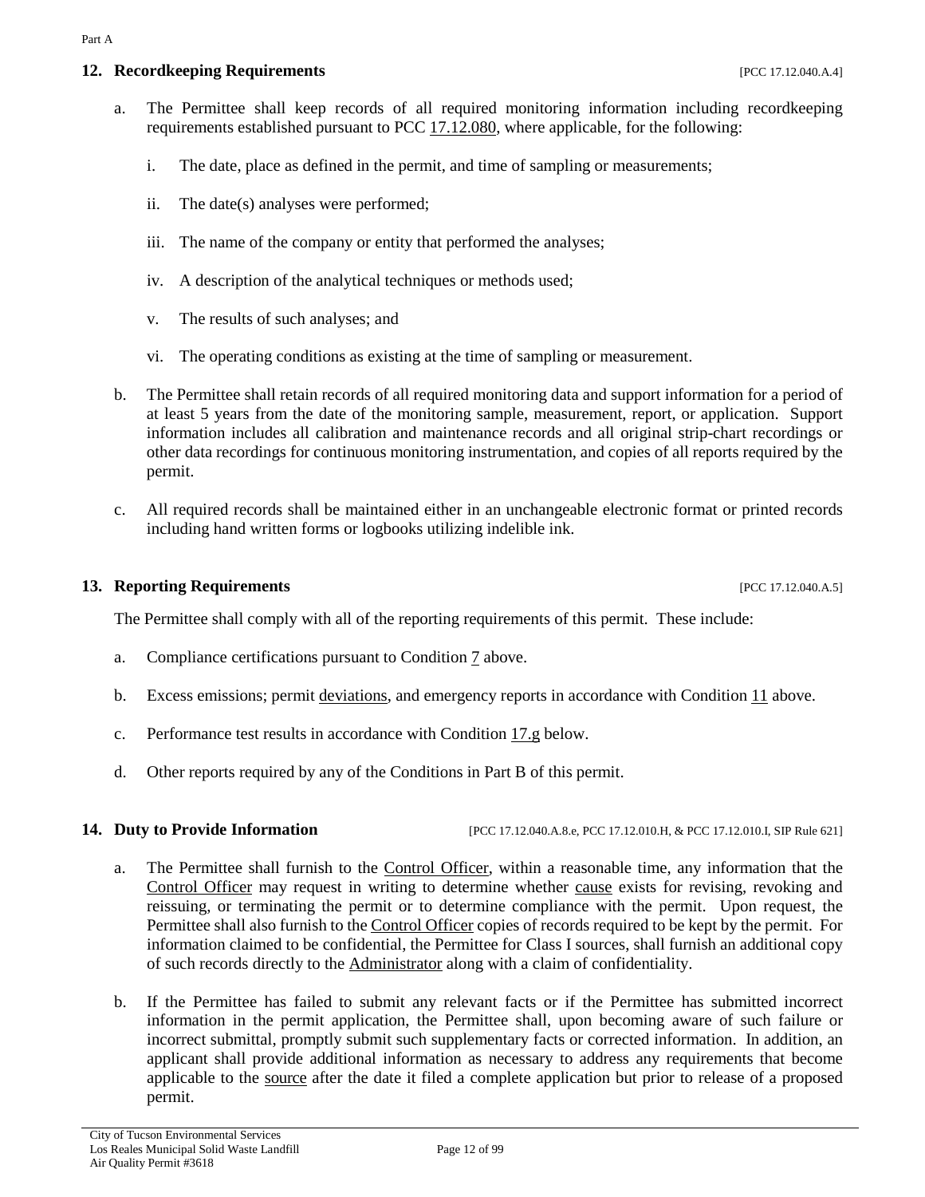### 12. Recordkeeping Requirements [PCC 17.12.040.A.4]

a. The Permittee shall keep records of all required monitoring information including recordkeeping requirements established pursuant to PCC 17.12.080, where applicable, for the following:

   i. The date, place as defined in the permit, and time of sampling or measurements;

   ii. The date(s) analyses were performed;

   iii. The name of the company or entity that performed the analyses;

   iv. A description of the analytical techniques or methods used;

   v. The results of such analyses; and

   vi. The operating conditions as existing at the time of sampling or measurement.

b. The Permittee shall retain records of all required monitoring data and support information for a period of at least 5 years from the date of the monitoring sample, measurement, report, or application. Support information includes all calibration and maintenance records and all original strip-chart recordings or other data recordings for continuous monitoring instrumentation, and copies of all reports required by the permit.

c. All required records shall be maintained either in an unchangeable electronic format or printed records including hand written forms or logbooks utilizing indelible ink.

### 13. Reporting Requirements [PCC 17.12.040.A.5]

The Permittee shall comply with all of the reporting requirements of this permit. These include:

a. Compliance certifications pursuant to Condition 7 above.

b. Excess emissions; permit deviations, and emergency reports in accordance with Condition 11 above.

c. Performance test results in accordance with Condition 17.g below.

d. Other reports required by any of the Conditions in Part B of this permit.

### 14. Duty to Provide Information [PCC 17.12.040.A.8.e, PCC 17.12.010.H, & PCC 17.12.010.I, SIP Rule 621]

a. The Permittee shall furnish to the Control Officer, within a reasonable time, any information that the Control Officer may request in writing to determine whether cause exists for revising, revoking and reissuing, or terminating the permit or to determine compliance with the permit. Upon request, the Permittee shall also furnish to the Control Officer copies of records required to be kept by the permit. For information claimed to be confidential, the Permittee for Class I sources, shall furnish an additional copy of such records directly to the Administrator along with a claim of confidentiality.

b. If the Permittee has failed to submit any relevant facts or if the Permittee has submitted incorrect information in the permit application, the Permittee shall, upon becoming aware of such failure or incorrect submittal, promptly submit such supplementary facts or corrected information. In addition, an applicant shall provide additional information as necessary to address any requirements that become applicable to the source after the date it filed a complete application but prior to release of a proposed permit.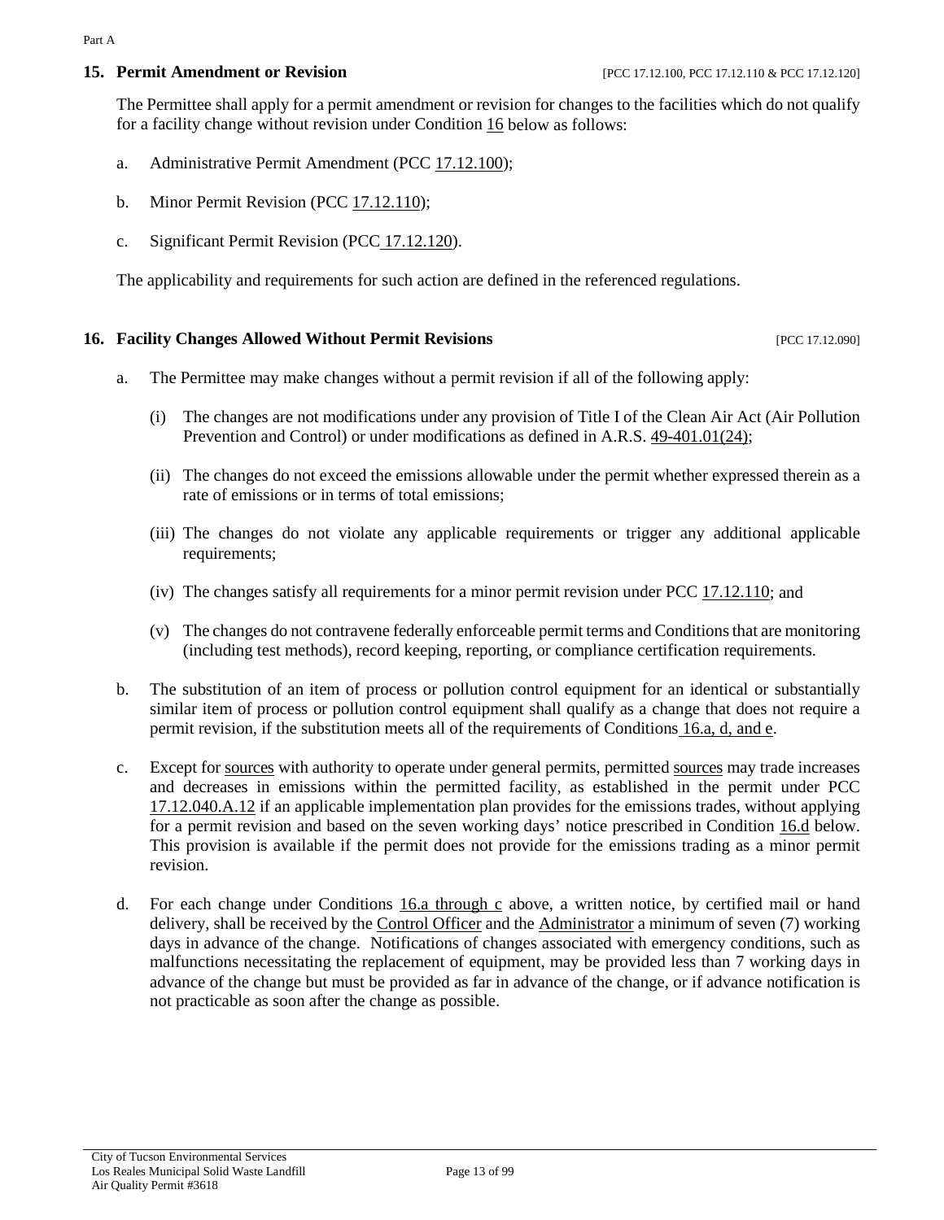### 15. Permit Amendment or Revision [PCC 17.12.100, PCC 17.12.110 & PCC 17.12.120]

The Permittee shall apply for a permit amendment or revision for changes to the facilities which do not qualify for a facility change without revision under Condition 16 below as follows:

a. Administrative Permit Amendment (PCC 17.12.100);

b. Minor Permit Revision (PCC 17.12.110);

c. Significant Permit Revision (PCC 17.12.120).

The applicability and requirements for such action are defined in the referenced regulations.

### 16. Facility Changes Allowed Without Permit Revisions [PCC 17.12.090]

a. The Permittee may make changes without a permit revision if all of the following apply:

   (i) The changes are not modifications under any provision of Title I of the Clean Air Act (Air Pollution Prevention and Control) or under modifications as defined in A.R.S. 49-401.01(24);

   (ii) The changes do not exceed the emissions allowable under the permit whether expressed therein as a rate of emissions or in terms of total emissions;

   (iii) The changes do not violate any applicable requirements or trigger any additional applicable requirements;

   (iv) The changes satisfy all requirements for a minor permit revision under PCC 17.12.110; and

   (v) The changes do not contravene federally enforceable permit terms and Conditions that are monitoring (including test methods), record keeping, reporting, or compliance certification requirements.

b. The substitution of an item of process or pollution control equipment for an identical or substantially similar item of process or pollution control equipment shall qualify as a change that does not require a permit revision, if the substitution meets all of the requirements of Conditions 16.a, d, and e.

c. Except for sources with authority to operate under general permits, permitted sources may trade increases and decreases in emissions within the permitted facility, as established in the permit under PCC 17.12.040.A.12 if an applicable implementation plan provides for the emissions trades, without applying for a permit revision and based on the seven working days' notice prescribed in Condition 16.d below. This provision is available if the permit does not provide for the emissions trading as a minor permit revision.

d. For each change under Conditions 16.a through c above, a written notice, by certified mail or hand delivery, shall be received by the Control Officer and the Administrator a minimum of seven (7) working days in advance of the change. Notifications of changes associated with emergency conditions, such as malfunctions necessitating the replacement of equipment, may be provided less than 7 working days in advance of the change but must be provided as far in advance of the change, or if advance notification is not practicable as soon after the change as possible.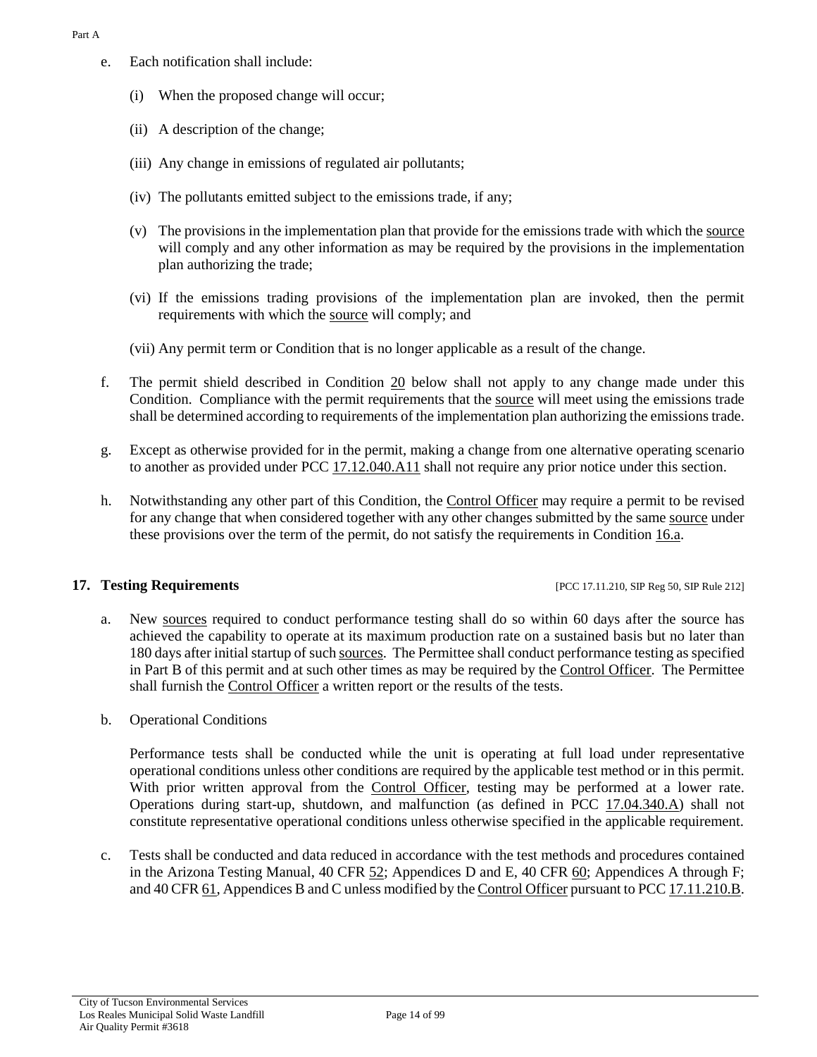e. Each notification shall include:

   (i) When the proposed change will occur;

   (ii) A description of the change;

   (iii) Any change in emissions of regulated air pollutants;

   (iv) The pollutants emitted subject to the emissions trade, if any;

   (v) The provisions in the implementation plan that provide for the emissions trade with which the source will comply and any other information as may be required by the provisions in the implementation plan authorizing the trade;

   (vi) If the emissions trading provisions of the implementation plan are invoked, then the permit requirements with which the source will comply; and

   (vii) Any permit term or Condition that is no longer applicable as a result of the change.

f. The permit shield described in Condition 20 below shall not apply to any change made under this Condition. Compliance with the permit requirements that the source will meet using the emissions trade shall be determined according to requirements of the implementation plan authorizing the emissions trade.

g. Except as otherwise provided for in the permit, making a change from one alternative operating scenario to another as provided under PCC 17.12.040.A11 shall not require any prior notice under this section.

h. Notwithstanding any other part of this Condition, the Control Officer may require a permit to be revised for any change that when considered together with any other changes submitted by the same source under these provisions over the term of the permit, do not satisfy the requirements in Condition 16.a.

### 17. Testing Requirements

[PCC 17.11.210, SIP Reg 50, SIP Rule 212]

a. New sources required to conduct performance testing shall do so within 60 days after the source has achieved the capability to operate at its maximum production rate on a sustained basis but no later than 180 days after initial startup of such sources. The Permittee shall conduct performance testing as specified in Part B of this permit and at such other times as may be required by the Control Officer. The Permittee shall furnish the Control Officer a written report or the results of the tests.

b. Operational Conditions

   Performance tests shall be conducted while the unit is operating at full load under representative operational conditions unless other conditions are required by the applicable test method or in this permit. With prior written approval from the Control Officer, testing may be performed at a lower rate. Operations during start-up, shutdown, and malfunction (as defined in PCC 17.04.340.A) shall not constitute representative operational conditions unless otherwise specified in the applicable requirement.

c. Tests shall be conducted and data reduced in accordance with the test methods and procedures contained in the Arizona Testing Manual, 40 CFR 52; Appendices D and E, 40 CFR 60; Appendices A through F; and 40 CFR 61, Appendices B and C unless modified by the Control Officer pursuant to PCC 17.11.210.B.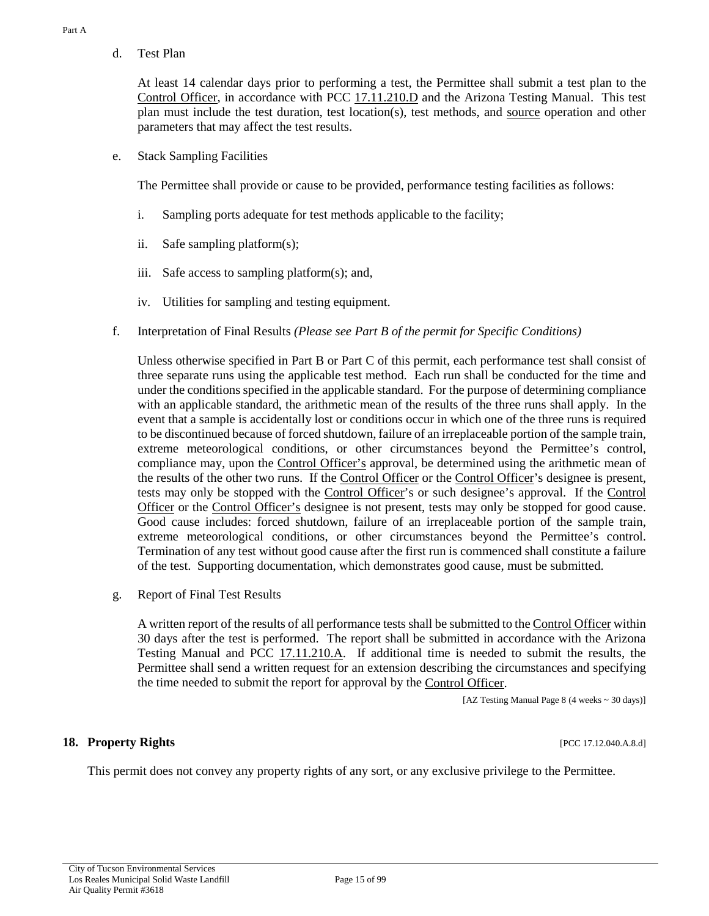d. Test Plan

At least 14 calendar days prior to performing a test, the Permittee shall submit a test plan to the Control Officer, in accordance with PCC 17.11.210.D and the Arizona Testing Manual. This test plan must include the test duration, test location(s), test methods, and source operation and other parameters that may affect the test results.

e. Stack Sampling Facilities

The Permittee shall provide or cause to be provided, performance testing facilities as follows:

i. Sampling ports adequate for test methods applicable to the facility;

ii. Safe sampling platform(s);

iii. Safe access to sampling platform(s); and,

iv. Utilities for sampling and testing equipment.

f. Interpretation of Final Results *(Please see Part B of the permit for Specific Conditions)*

Unless otherwise specified in Part B or Part C of this permit, each performance test shall consist of three separate runs using the applicable test method. Each run shall be conducted for the time and under the conditions specified in the applicable standard. For the purpose of determining compliance with an applicable standard, the arithmetic mean of the results of the three runs shall apply. In the event that a sample is accidentally lost or conditions occur in which one of the three runs is required to be discontinued because of forced shutdown, failure of an irreplaceable portion of the sample train, extreme meteorological conditions, or other circumstances beyond the Permittee's control, compliance may, upon the Control Officer's approval, be determined using the arithmetic mean of the results of the other two runs. If the Control Officer or the Control Officer's designee is present, tests may only be stopped with the Control Officer's or such designee's approval. If the Control Officer or the Control Officer's designee is not present, tests may only be stopped for good cause. Good cause includes: forced shutdown, failure of an irreplaceable portion of the sample train, extreme meteorological conditions, or other circumstances beyond the Permittee's control. Termination of any test without good cause after the first run is commenced shall constitute a failure of the test. Supporting documentation, which demonstrates good cause, must be submitted.

g. Report of Final Test Results

A written report of the results of all performance tests shall be submitted to the Control Officer within 30 days after the test is performed. The report shall be submitted in accordance with the Arizona Testing Manual and PCC 17.11.210.A. If additional time is needed to submit the results, the Permittee shall send a written request for an extension describing the circumstances and specifying the time needed to submit the report for approval by the Control Officer.

[AZ Testing Manual Page 8 (4 weeks ~ 30 days)]

## 18. Property Rights

[PCC 17.12.040.A.8.d]

This permit does not convey any property rights of any sort, or any exclusive privilege to the Permittee.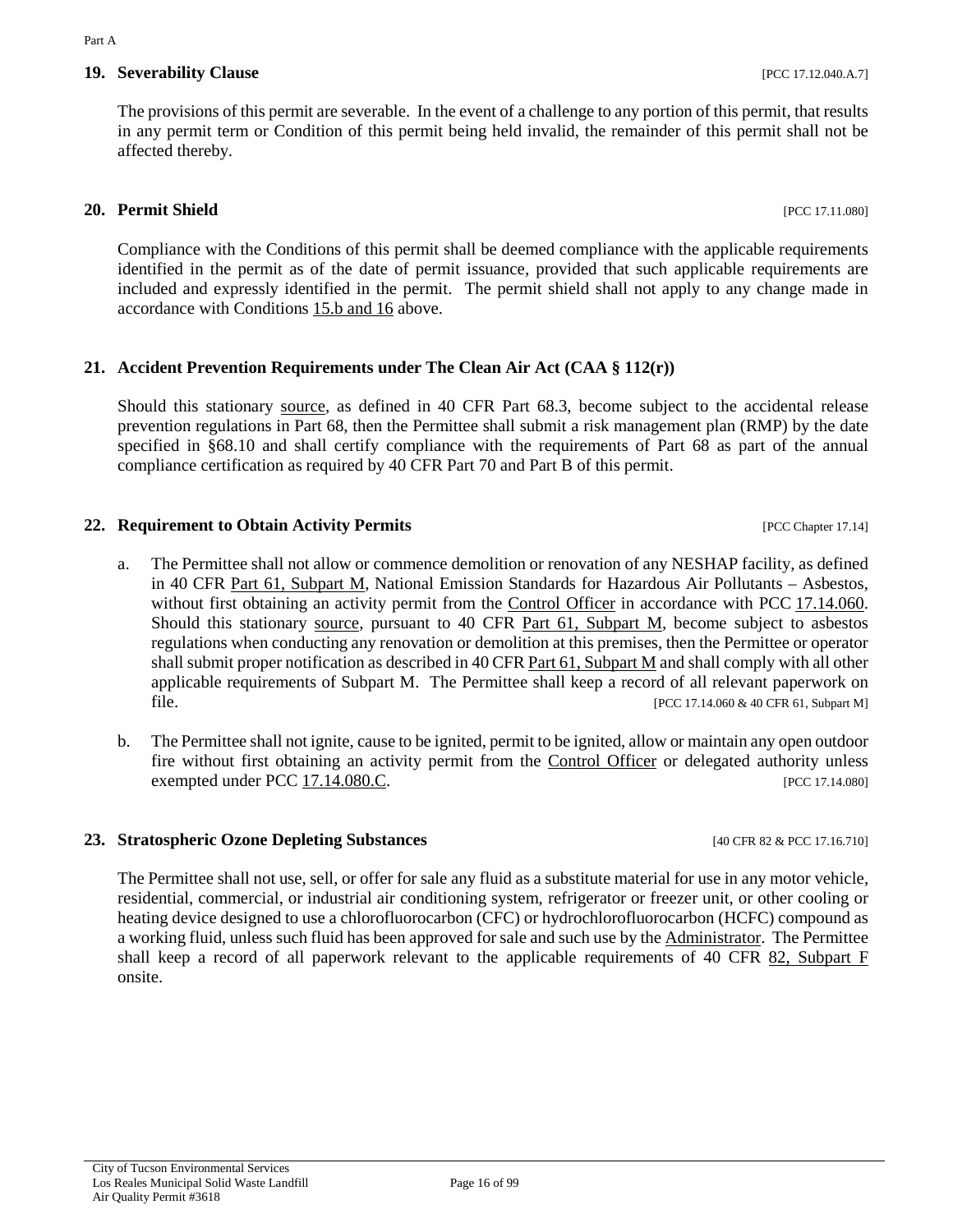## 19. Severability Clause [PCC 17.12.040.A.7]

The provisions of this permit are severable. In the event of a challenge to any portion of this permit, that results in any permit term or Condition of this permit being held invalid, the remainder of this permit shall not be affected thereby.

## 20. Permit Shield [PCC 17.11.080]

Compliance with the Conditions of this permit shall be deemed compliance with the applicable requirements identified in the permit as of the date of permit issuance, provided that such applicable requirements are included and expressly identified in the permit. The permit shield shall not apply to any change made in accordance with Conditions 15.b and 16 above.

## 21. Accident Prevention Requirements under The Clean Air Act (CAA § 112(r))

Should this stationary source, as defined in 40 CFR Part 68.3, become subject to the accidental release prevention regulations in Part 68, then the Permittee shall submit a risk management plan (RMP) by the date specified in §68.10 and shall certify compliance with the requirements of Part 68 as part of the annual compliance certification as required by 40 CFR Part 70 and Part B of this permit.

## 22. Requirement to Obtain Activity Permits [PCC Chapter 17.14]

a. The Permittee shall not allow or commence demolition or renovation of any NESHAP facility, as defined in 40 CFR Part 61, Subpart M, National Emission Standards for Hazardous Air Pollutants – Asbestos, without first obtaining an activity permit from the Control Officer in accordance with PCC 17.14.060. Should this stationary source, pursuant to 40 CFR Part 61, Subpart M, become subject to asbestos regulations when conducting any renovation or demolition at this premises, then the Permittee or operator shall submit proper notification as described in 40 CFR Part 61, Subpart M and shall comply with all other applicable requirements of Subpart M. The Permittee shall keep a record of all relevant paperwork on file. [PCC 17.14.060 & 40 CFR 61, Subpart M]

b. The Permittee shall not ignite, cause to be ignited, permit to be ignited, allow or maintain any open outdoor fire without first obtaining an activity permit from the Control Officer or delegated authority unless exempted under PCC 17.14.080.C. [PCC 17.14.080]

## 23. Stratospheric Ozone Depleting Substances [40 CFR 82 & PCC 17.16.710]

The Permittee shall not use, sell, or offer for sale any fluid as a substitute material for use in any motor vehicle, residential, commercial, or industrial air conditioning system, refrigerator or freezer unit, or other cooling or heating device designed to use a chlorofluorocarbon (CFC) or hydrochlorofluorocarbon (HCFC) compound as a working fluid, unless such fluid has been approved for sale and such use by the Administrator. The Permittee shall keep a record of all paperwork relevant to the applicable requirements of 40 CFR 82, Subpart F onsite.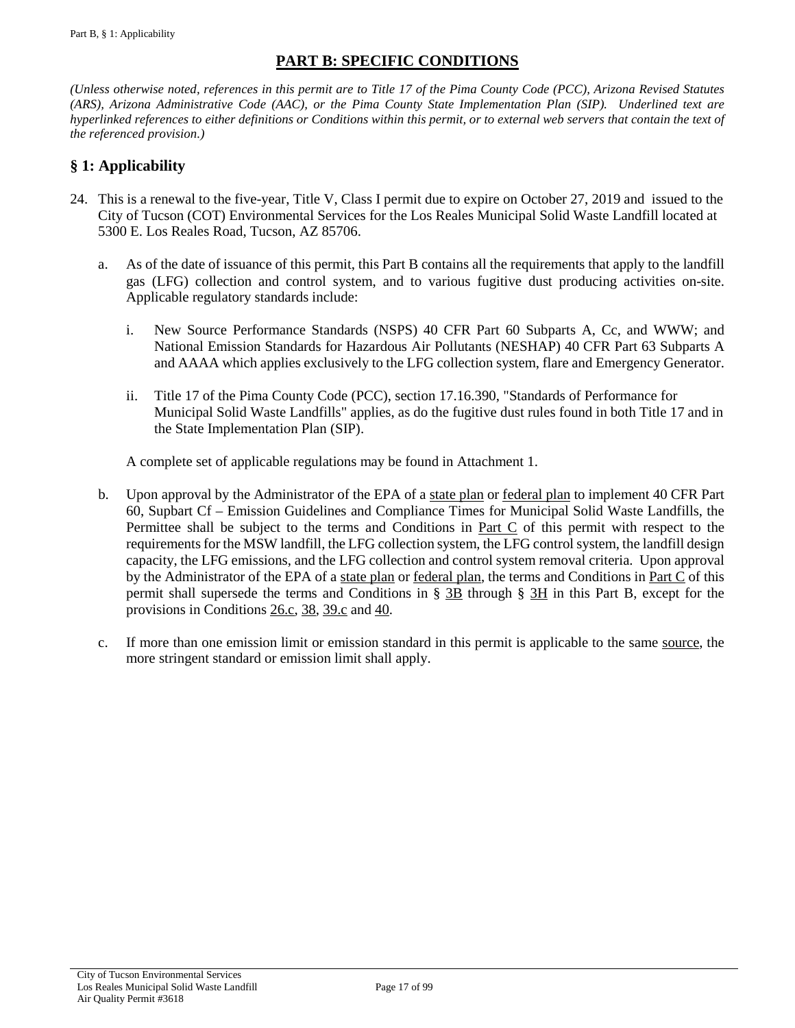# PART B: SPECIFIC CONDITIONS

*(Unless otherwise noted, references in this permit are to Title 17 of the Pima County Code (PCC), Arizona Revised Statutes (ARS), Arizona Administrative Code (AAC), or the Pima County State Implementation Plan (SIP). Underlined text are hyperlinked references to either definitions or Conditions within this permit, or to external web servers that contain the text of the referenced provision.)*

## § 1: Applicability

24. This is a renewal to the five-year, Title V, Class I permit due to expire on October 27, 2019 and issued to the City of Tucson (COT) Environmental Services for the Los Reales Municipal Solid Waste Landfill located at 5300 E. Los Reales Road, Tucson, AZ 85706.

    a. As of the date of issuance of this permit, this Part B contains all the requirements that apply to the landfill gas (LFG) collection and control system, and to various fugitive dust producing activities on-site. Applicable regulatory standards include:

        i. New Source Performance Standards (NSPS) 40 CFR Part 60 Subparts A, Cc, and WWW; and National Emission Standards for Hazardous Air Pollutants (NESHAP) 40 CFR Part 63 Subparts A and AAAA which applies exclusively to the LFG collection system, flare and Emergency Generator.

        ii. Title 17 of the Pima County Code (PCC), section 17.16.390, "Standards of Performance for Municipal Solid Waste Landfills" applies, as do the fugitive dust rules found in both Title 17 and in the State Implementation Plan (SIP).

    A complete set of applicable regulations may be found in Attachment 1.

    b. Upon approval by the Administrator of the EPA of a state plan or federal plan to implement 40 CFR Part 60, Supbart Cf – Emission Guidelines and Compliance Times for Municipal Solid Waste Landfills, the Permittee shall be subject to the terms and Conditions in Part C of this permit with respect to the requirements for the MSW landfill, the LFG collection system, the LFG control system, the landfill design capacity, the LFG emissions, and the LFG collection and control system removal criteria. Upon approval by the Administrator of the EPA of a state plan or federal plan, the terms and Conditions in Part C of this permit shall supersede the terms and Conditions in § 3B through § 3H in this Part B, except for the provisions in Conditions 26.c, 38, 39.c and 40.

    c. If more than one emission limit or emission standard in this permit is applicable to the same source, the more stringent standard or emission limit shall apply.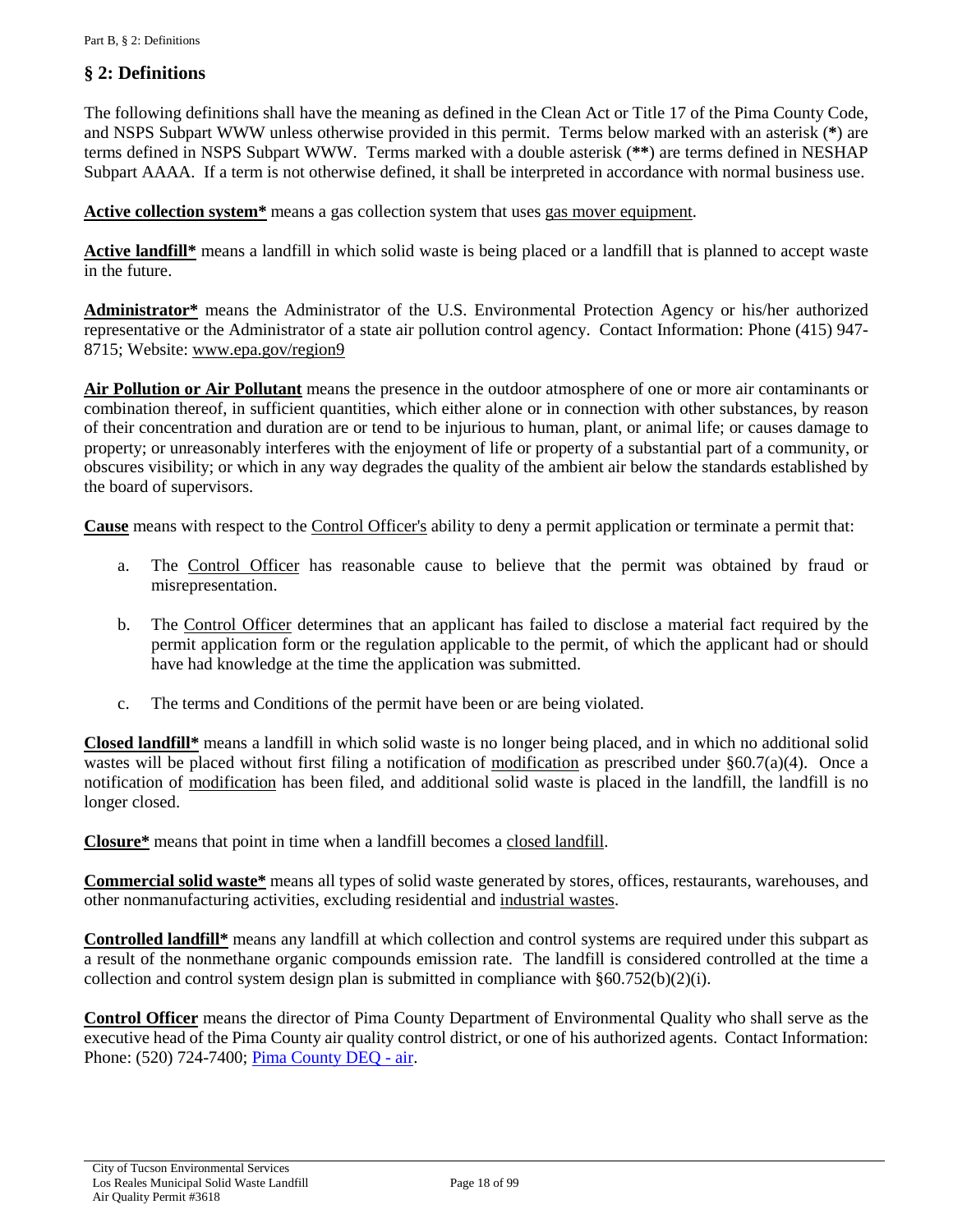## § 2: Definitions

The following definitions shall have the meaning as defined in the Clean Act or Title 17 of the Pima County Code, and NSPS Subpart WWW unless otherwise provided in this permit. Terms below marked with an asterisk (**\***) are terms defined in NSPS Subpart WWW. Terms marked with a double asterisk (**\*\***) are terms defined in NESHAP Subpart AAAA. If a term is not otherwise defined, it shall be interpreted in accordance with normal business use.

**Active collection system\*** means a gas collection system that uses gas mover equipment.

**Active landfill\*** means a landfill in which solid waste is being placed or a landfill that is planned to accept waste in the future.

**Administrator\*** means the Administrator of the U.S. Environmental Protection Agency or his/her authorized representative or the Administrator of a state air pollution control agency. Contact Information: Phone (415) 947-8715; Website: www.epa.gov/region9

**Air Pollution or Air Pollutant** means the presence in the outdoor atmosphere of one or more air contaminants or combination thereof, in sufficient quantities, which either alone or in connection with other substances, by reason of their concentration and duration are or tend to be injurious to human, plant, or animal life; or causes damage to property; or unreasonably interferes with the enjoyment of life or property of a substantial part of a community, or obscures visibility; or which in any way degrades the quality of the ambient air below the standards established by the board of supervisors.

**Cause** means with respect to the Control Officer's ability to deny a permit application or terminate a permit that:

a. The Control Officer has reasonable cause to believe that the permit was obtained by fraud or misrepresentation.

b. The Control Officer determines that an applicant has failed to disclose a material fact required by the permit application form or the regulation applicable to the permit, of which the applicant had or should have had knowledge at the time the application was submitted.

c. The terms and Conditions of the permit have been or are being violated.

**Closed landfill\*** means a landfill in which solid waste is no longer being placed, and in which no additional solid wastes will be placed without first filing a notification of modification as prescribed under §60.7(a)(4). Once a notification of modification has been filed, and additional solid waste is placed in the landfill, the landfill is no longer closed.

**Closure\*** means that point in time when a landfill becomes a closed landfill.

**Commercial solid waste\*** means all types of solid waste generated by stores, offices, restaurants, warehouses, and other nonmanufacturing activities, excluding residential and industrial wastes.

**Controlled landfill\*** means any landfill at which collection and control systems are required under this subpart as a result of the nonmethane organic compounds emission rate. The landfill is considered controlled at the time a collection and control system design plan is submitted in compliance with §60.752(b)(2)(i).

**Control Officer** means the director of Pima County Department of Environmental Quality who shall serve as the executive head of the Pima County air quality control district, or one of his authorized agents. Contact Information: Phone: (520) 724-7400; Pima County DEQ - air.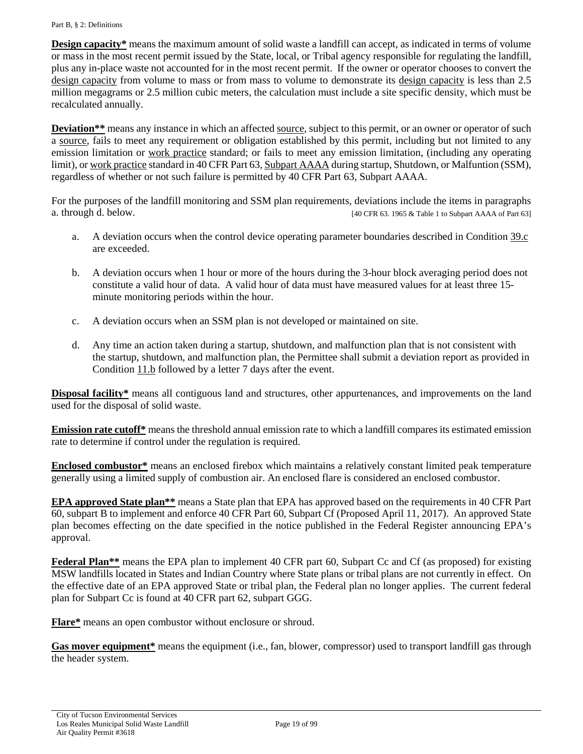**Design capacity*** means the maximum amount of solid waste a landfill can accept, as indicated in terms of volume or mass in the most recent permit issued by the State, local, or Tribal agency responsible for regulating the landfill, plus any in-place waste not accounted for in the most recent permit. If the owner or operator chooses to convert the design capacity from volume to mass or from mass to volume to demonstrate its design capacity is less than 2.5 million megagrams or 2.5 million cubic meters, the calculation must include a site specific density, which must be recalculated annually.

**Deviation**** means any instance in which an affected source, subject to this permit, or an owner or operator of such a source, fails to meet any requirement or obligation established by this permit, including but not limited to any emission limitation or work practice standard; or fails to meet any emission limitation, (including any operating limit), or work practice standard in 40 CFR Part 63, Subpart AAAA during startup, Shutdown, or Malfuntion (SSM), regardless of whether or not such failure is permitted by 40 CFR Part 63, Subpart AAAA.

For the purposes of the landfill monitoring and SSM plan requirements, deviations include the items in paragraphs a. through d. below. [40 CFR 63. 1965 & Table 1 to Subpart AAAA of Part 63]

a. A deviation occurs when the control device operating parameter boundaries described in Condition 39.c are exceeded.

b. A deviation occurs when 1 hour or more of the hours during the 3-hour block averaging period does not constitute a valid hour of data. A valid hour of data must have measured values for at least three 15-minute monitoring periods within the hour.

c. A deviation occurs when an SSM plan is not developed or maintained on site.

d. Any time an action taken during a startup, shutdown, and malfunction plan that is not consistent with the startup, shutdown, and malfunction plan, the Permittee shall submit a deviation report as provided in Condition 11.b followed by a letter 7 days after the event.

**Disposal facility*** means all contiguous land and structures, other appurtenances, and improvements on the land used for the disposal of solid waste.

**Emission rate cutoff*** means the threshold annual emission rate to which a landfill compares its estimated emission rate to determine if control under the regulation is required.

**Enclosed combustor*** means an enclosed firebox which maintains a relatively constant limited peak temperature generally using a limited supply of combustion air. An enclosed flare is considered an enclosed combustor.

**EPA approved State plan**** means a State plan that EPA has approved based on the requirements in 40 CFR Part 60, subpart B to implement and enforce 40 CFR Part 60, Subpart Cf (Proposed April 11, 2017). An approved State plan becomes effecting on the date specified in the notice published in the Federal Register announcing EPA's approval.

**Federal Plan**** means the EPA plan to implement 40 CFR part 60, Subpart Cc and Cf (as proposed) for existing MSW landfills located in States and Indian Country where State plans or tribal plans are not currently in effect. On the effective date of an EPA approved State or tribal plan, the Federal plan no longer applies. The current federal plan for Subpart Cc is found at 40 CFR part 62, subpart GGG.

**Flare*** means an open combustor without enclosure or shroud.

**Gas mover equipment*** means the equipment (i.e., fan, blower, compressor) used to transport landfill gas through the header system.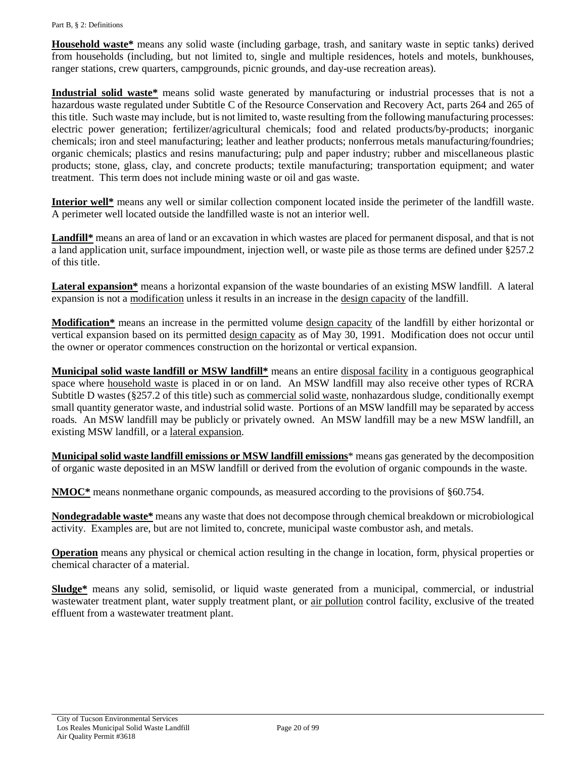**Household waste*** means any solid waste (including garbage, trash, and sanitary waste in septic tanks) derived from households (including, but not limited to, single and multiple residences, hotels and motels, bunkhouses, ranger stations, crew quarters, campgrounds, picnic grounds, and day-use recreation areas).

**Industrial solid waste*** means solid waste generated by manufacturing or industrial processes that is not a hazardous waste regulated under Subtitle C of the Resource Conservation and Recovery Act, parts 264 and 265 of this title. Such waste may include, but is not limited to, waste resulting from the following manufacturing processes: electric power generation; fertilizer/agricultural chemicals; food and related products/by-products; inorganic chemicals; iron and steel manufacturing; leather and leather products; nonferrous metals manufacturing/foundries; organic chemicals; plastics and resins manufacturing; pulp and paper industry; rubber and miscellaneous plastic products; stone, glass, clay, and concrete products; textile manufacturing; transportation equipment; and water treatment. This term does not include mining waste or oil and gas waste.

**Interior well*** means any well or similar collection component located inside the perimeter of the landfill waste. A perimeter well located outside the landfilled waste is not an interior well.

**Landfill*** means an area of land or an excavation in which wastes are placed for permanent disposal, and that is not a land application unit, surface impoundment, injection well, or waste pile as those terms are defined under §257.2 of this title.

**Lateral expansion*** means a horizontal expansion of the waste boundaries of an existing MSW landfill. A lateral expansion is not a modification unless it results in an increase in the design capacity of the landfill.

**Modification*** means an increase in the permitted volume design capacity of the landfill by either horizontal or vertical expansion based on its permitted design capacity as of May 30, 1991. Modification does not occur until the owner or operator commences construction on the horizontal or vertical expansion.

**Municipal solid waste landfill or MSW landfill*** means an entire disposal facility in a contiguous geographical space where household waste is placed in or on land. An MSW landfill may also receive other types of RCRA Subtitle D wastes (§257.2 of this title) such as commercial solid waste, nonhazardous sludge, conditionally exempt small quantity generator waste, and industrial solid waste. Portions of an MSW landfill may be separated by access roads. An MSW landfill may be publicly or privately owned. An MSW landfill may be a new MSW landfill, an existing MSW landfill, or a lateral expansion.

**Municipal solid waste landfill emissions or MSW landfill emissions*** means gas generated by the decomposition of organic waste deposited in an MSW landfill or derived from the evolution of organic compounds in the waste.

**NMOC*** means nonmethane organic compounds, as measured according to the provisions of §60.754.

**Nondegradable waste*** means any waste that does not decompose through chemical breakdown or microbiological activity. Examples are, but are not limited to, concrete, municipal waste combustor ash, and metals.

**Operation** means any physical or chemical action resulting in the change in location, form, physical properties or chemical character of a material.

**Sludge*** means any solid, semisolid, or liquid waste generated from a municipal, commercial, or industrial wastewater treatment plant, water supply treatment plant, or air pollution control facility, exclusive of the treated effluent from a wastewater treatment plant.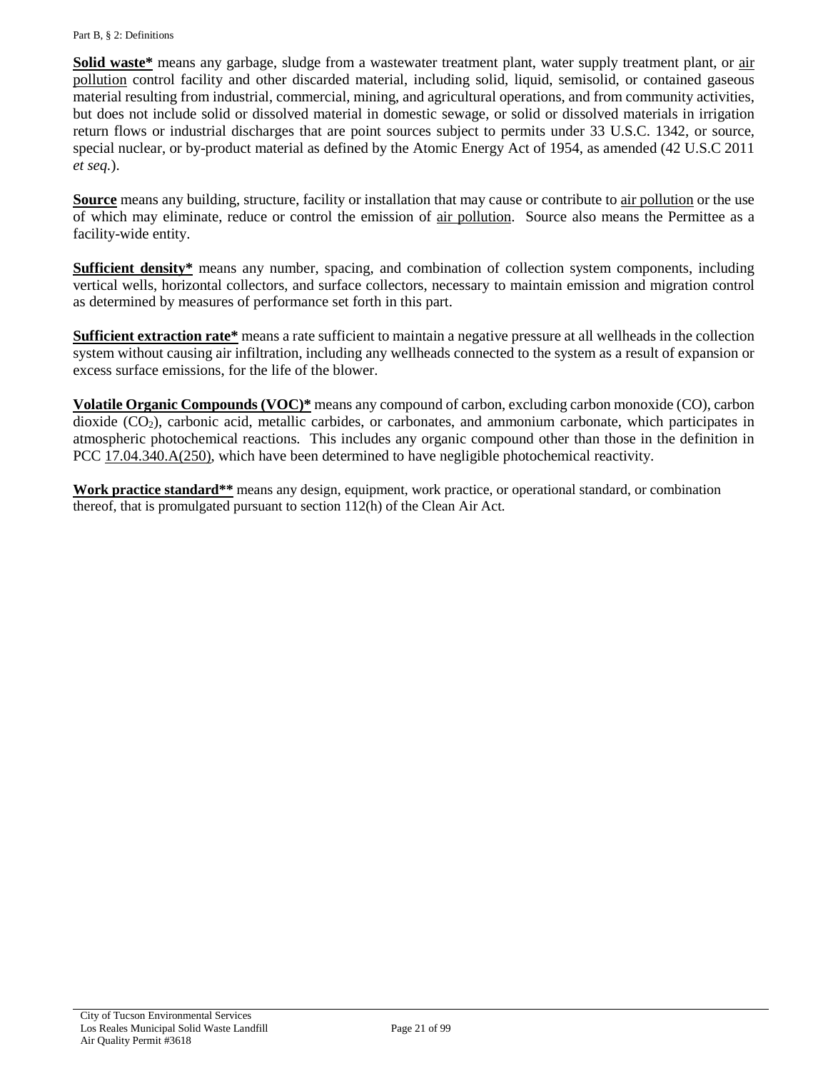**Solid waste*** means any garbage, sludge from a wastewater treatment plant, water supply treatment plant, or air pollution control facility and other discarded material, including solid, liquid, semisolid, or contained gaseous material resulting from industrial, commercial, mining, and agricultural operations, and from community activities, but does not include solid or dissolved material in domestic sewage, or solid or dissolved materials in irrigation return flows or industrial discharges that are point sources subject to permits under 33 U.S.C. 1342, or source, special nuclear, or by-product material as defined by the Atomic Energy Act of 1954, as amended (42 U.S.C 2011 *et seq.*).

**Source** means any building, structure, facility or installation that may cause or contribute to air pollution or the use of which may eliminate, reduce or control the emission of air pollution. Source also means the Permittee as a facility-wide entity.

**Sufficient density*** means any number, spacing, and combination of collection system components, including vertical wells, horizontal collectors, and surface collectors, necessary to maintain emission and migration control as determined by measures of performance set forth in this part.

**Sufficient extraction rate*** means a rate sufficient to maintain a negative pressure at all wellheads in the collection system without causing air infiltration, including any wellheads connected to the system as a result of expansion or excess surface emissions, for the life of the blower.

**Volatile Organic Compounds (VOC)*** means any compound of carbon, excluding carbon monoxide (CO), carbon dioxide ($CO_2$), carbonic acid, metallic carbides, or carbonates, and ammonium carbonate, which participates in atmospheric photochemical reactions. This includes any organic compound other than those in the definition in PCC 17.04.340.A(250), which have been determined to have negligible photochemical reactivity.

**Work practice standard**** means any design, equipment, work practice, or operational standard, or combination thereof, that is promulgated pursuant to section 112(h) of the Clean Air Act.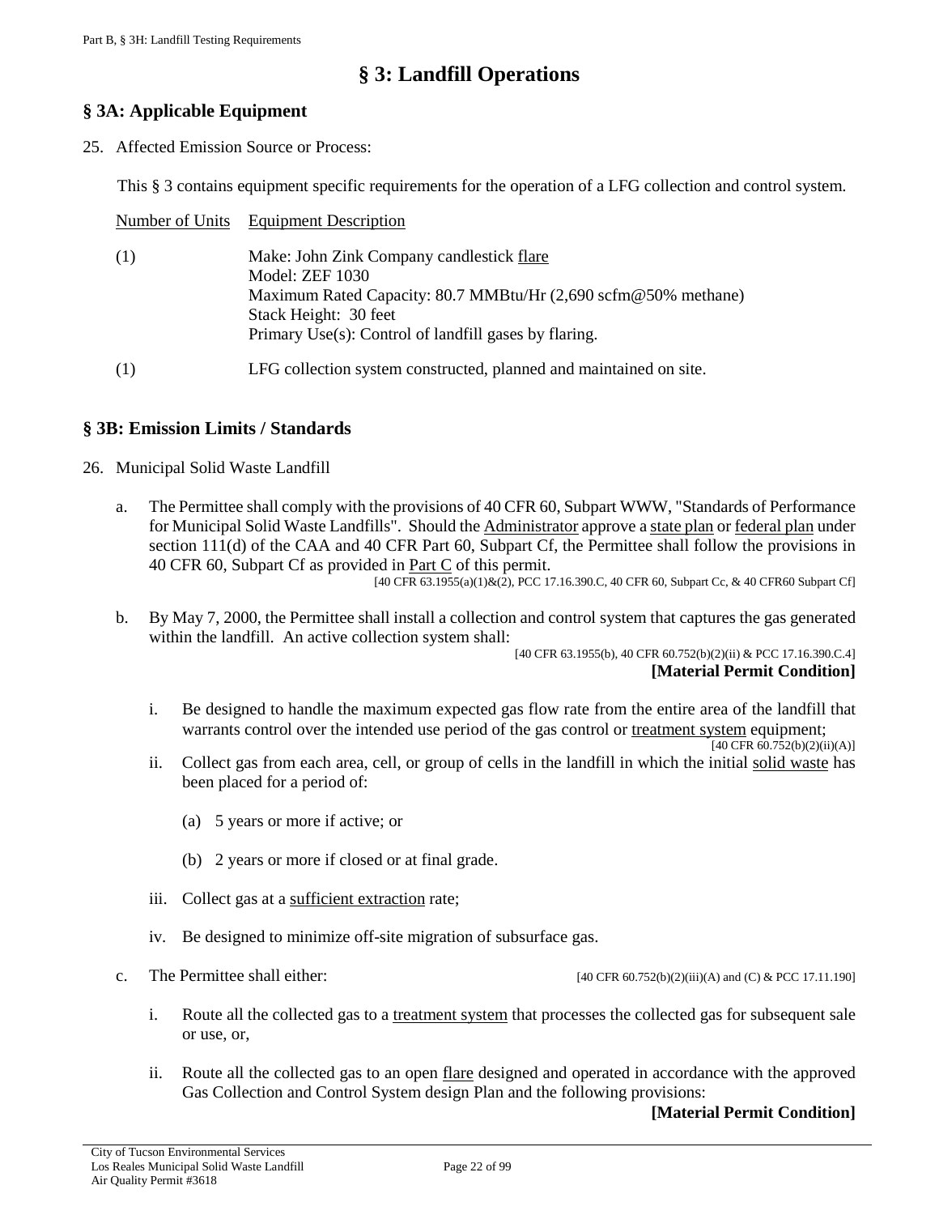# § 3: Landfill Operations

## § 3A: Applicable Equipment

25. Affected Emission Source or Process:

    This § 3 contains equipment specific requirements for the operation of a LFG collection and control system.

| Number of Units | Equipment Description |
|---|---|
| (1) | Make: John Zink Company candlestick flare<br>Model: ZEF 1030<br>Maximum Rated Capacity: 80.7 MMBtu/Hr (2,690 scfm@50% methane)<br>Stack Height: 30 feet<br>Primary Use(s): Control of landfill gases by flaring. |
| (1) | LFG collection system constructed, planned and maintained on site. |

## § 3B: Emission Limits / Standards

26. Municipal Solid Waste Landfill

    a. The Permittee shall comply with the provisions of 40 CFR 60, Subpart WWW, "Standards of Performance for Municipal Solid Waste Landfills". Should the Administrator approve a state plan or federal plan under section 111(d) of the CAA and 40 CFR Part 60, Subpart Cf, the Permittee shall follow the provisions in 40 CFR 60, Subpart Cf as provided in Part C of this permit.
    [40 CFR 63.1955(a)(1)&(2), PCC 17.16.390.C, 40 CFR 60, Subpart Cc, & 40 CFR60 Subpart Cf]

    b. By May 7, 2000, the Permittee shall install a collection and control system that captures the gas generated within the landfill. An active collection system shall:
    [40 CFR 63.1955(b), 40 CFR 60.752(b)(2)(ii) & PCC 17.16.390.C.4]
    **[Material Permit Condition]**

        i. Be designed to handle the maximum expected gas flow rate from the entire area of the landfill that warrants control over the intended use period of the gas control or treatment system equipment;
        [40 CFR 60.752(b)(2)(ii)(A)]

        ii. Collect gas from each area, cell, or group of cells in the landfill in which the initial solid waste has been placed for a period of:

            (a) 5 years or more if active; or

            (b) 2 years or more if closed or at final grade.

        iii. Collect gas at a sufficient extraction rate;

        iv. Be designed to minimize off-site migration of subsurface gas.

    c. The Permittee shall either: [40 CFR 60.752(b)(2)(iii)(A) and (C) & PCC 17.11.190]

        i. Route all the collected gas to a treatment system that processes the collected gas for subsequent sale or use, or,

        ii. Route all the collected gas to an open flare designed and operated in accordance with the approved Gas Collection and Control System design Plan and the following provisions:
        **[Material Permit Condition]**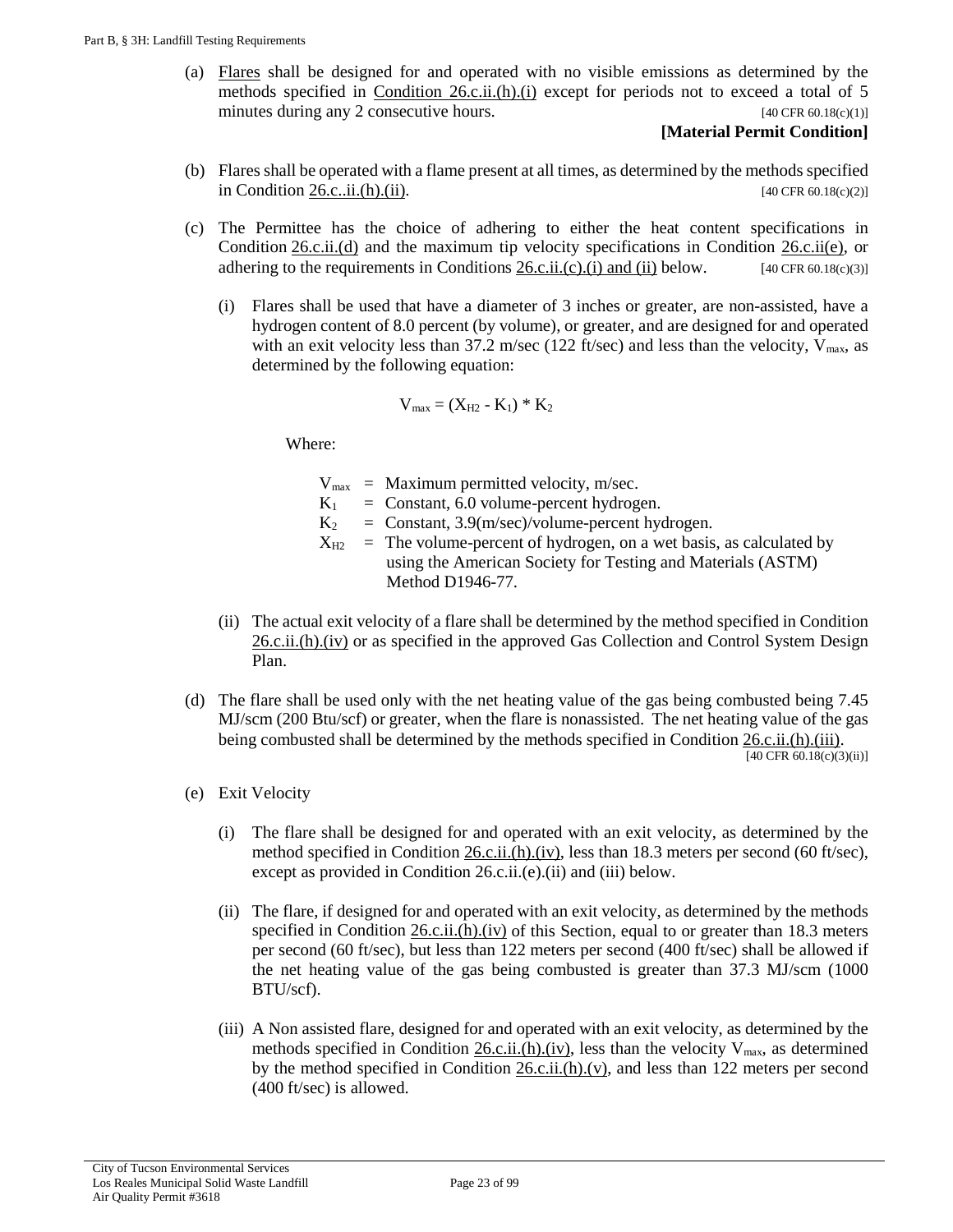(a) Flares shall be designed for and operated with no visible emissions as determined by the methods specified in Condition 26.c.ii.(h).(i) except for periods not to exceed a total of 5 minutes during any 2 consecutive hours. [40 CFR 60.18(c)(1)]

**[Material Permit Condition]**

(b) Flares shall be operated with a flame present at all times, as determined by the methods specified in Condition 26.c..ii.(h).(ii). [40 CFR 60.18(c)(2)]

(c) The Permittee has the choice of adhering to either the heat content specifications in Condition 26.c.ii.(d) and the maximum tip velocity specifications in Condition 26.c.ii(e), or adhering to the requirements in Conditions 26.c.ii.(c).(i) and (ii) below. [40 CFR 60.18(c)(3)]

(i) Flares shall be used that have a diameter of 3 inches or greater, are non-assisted, have a hydrogen content of 8.0 percent (by volume), or greater, and are designed for and operated with an exit velocity less than 37.2 m/sec (122 ft/sec) and less than the velocity, $V_{max}$, as determined by the following equation:

$$V_{max} = (X_{H2} - K_1) * K_2$$

Where:

$V_{max}$ = Maximum permitted velocity, m/sec.

$K_1$ = Constant, 6.0 volume-percent hydrogen.

$K_2$ = Constant, 3.9(m/sec)/volume-percent hydrogen.

$X_{H2}$ = The volume-percent of hydrogen, on a wet basis, as calculated by using the American Society for Testing and Materials (ASTM) Method D1946-77.

(ii) The actual exit velocity of a flare shall be determined by the method specified in Condition 26.c.ii.(h).(iv) or as specified in the approved Gas Collection and Control System Design Plan.

(d) The flare shall be used only with the net heating value of the gas being combusted being 7.45 MJ/scm (200 Btu/scf) or greater, when the flare is nonassisted. The net heating value of the gas being combusted shall be determined by the methods specified in Condition 26.c.ii.(h).(iii). [40 CFR 60.18(c)(3)(ii)]

(e) Exit Velocity

(i) The flare shall be designed for and operated with an exit velocity, as determined by the method specified in Condition 26.c.ii.(h).(iv), less than 18.3 meters per second (60 ft/sec), except as provided in Condition 26.c.ii.(e).(ii) and (iii) below.

(ii) The flare, if designed for and operated with an exit velocity, as determined by the methods specified in Condition 26.c.ii.(h).(iv) of this Section, equal to or greater than 18.3 meters per second (60 ft/sec), but less than 122 meters per second (400 ft/sec) shall be allowed if the net heating value of the gas being combusted is greater than 37.3 MJ/scm (1000 BTU/scf).

(iii) A Non assisted flare, designed for and operated with an exit velocity, as determined by the methods specified in Condition 26.c.ii.(h).(iv), less than the velocity $V_{max}$, as determined by the method specified in Condition 26.c.ii.(h).(v), and less than 122 meters per second (400 ft/sec) is allowed.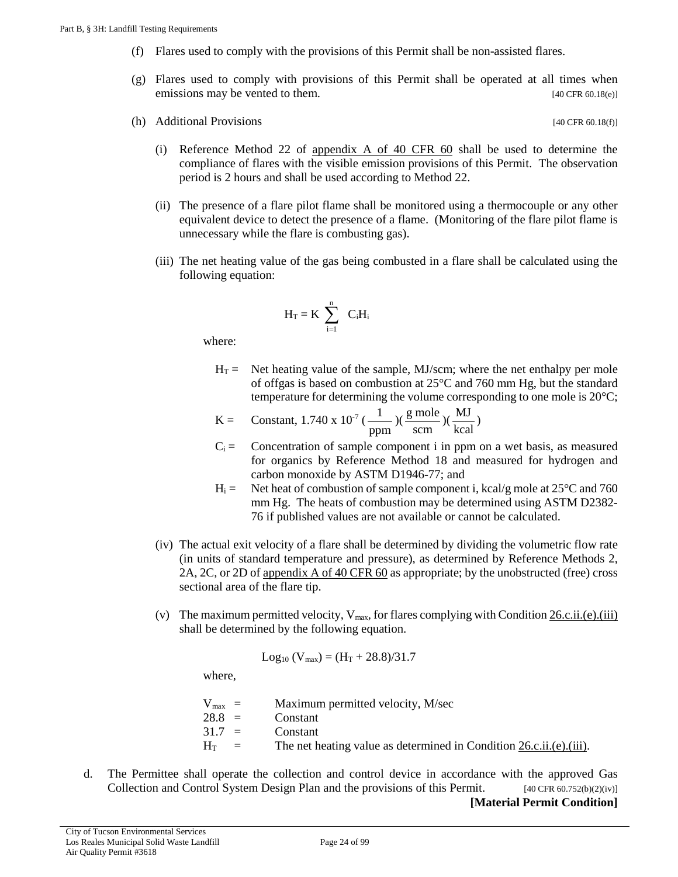(f) Flares used to comply with the provisions of this Permit shall be non-assisted flares.

(g) Flares used to comply with provisions of this Permit shall be operated at all times when emissions may be vented to them. [40 CFR 60.18(e)]

(h) Additional Provisions [40 CFR 60.18(f)]

(i) Reference Method 22 of appendix A of 40 CFR 60 shall be used to determine the compliance of flares with the visible emission provisions of this Permit. The observation period is 2 hours and shall be used according to Method 22.

(ii) The presence of a flare pilot flame shall be monitored using a thermocouple or any other equivalent device to detect the presence of a flame. (Monitoring of the flare pilot flame is unnecessary while the flare is combusting gas).

(iii) The net heating value of the gas being combusted in a flare shall be calculated using the following equation:

$$H_T = K \sum_{i=1}^{n} C_i H_i$$

where:

$H_T$ = Net heating value of the sample, MJ/scm; where the net enthalpy per mole of offgas is based on combustion at 25°C and 760 mm Hg, but the standard temperature for determining the volume corresponding to one mole is 20°C;

$K$ = Constant, $1.740 \times 10^{-7} \left(\frac{1}{\text{ppm}}\right)\left(\frac{\text{g mole}}{\text{scm}}\right)\left(\frac{\text{MJ}}{\text{kcal}}\right)$

$C_i$ = Concentration of sample component i in ppm on a wet basis, as measured for organics by Reference Method 18 and measured for hydrogen and carbon monoxide by ASTM D1946-77; and

$H_i$ = Net heat of combustion of sample component i, kcal/g mole at 25°C and 760 mm Hg. The heats of combustion may be determined using ASTM D2382-76 if published values are not available or cannot be calculated.

(iv) The actual exit velocity of a flare shall be determined by dividing the volumetric flow rate (in units of standard temperature and pressure), as determined by Reference Methods 2, 2A, 2C, or 2D of appendix A of 40 CFR 60 as appropriate; by the unobstructed (free) cross sectional area of the flare tip.

(v) The maximum permitted velocity, $V_{max}$, for flares complying with Condition 26.c.ii.(e).(iii) shall be determined by the following equation.

$$\text{Log}_{10}(V_{max}) = (H_T + 28.8)/31.7$$

where,

$V_{max}$ = Maximum permitted velocity, M/sec
28.8 = Constant
31.7 = Constant
$H_T$ = The net heating value as determined in Condition 26.c.ii.(e).(iii).

d. The Permittee shall operate the collection and control device in accordance with the approved Gas Collection and Control System Design Plan and the provisions of this Permit. [40 CFR 60.752(b)(2)(iv)]

**[Material Permit Condition]**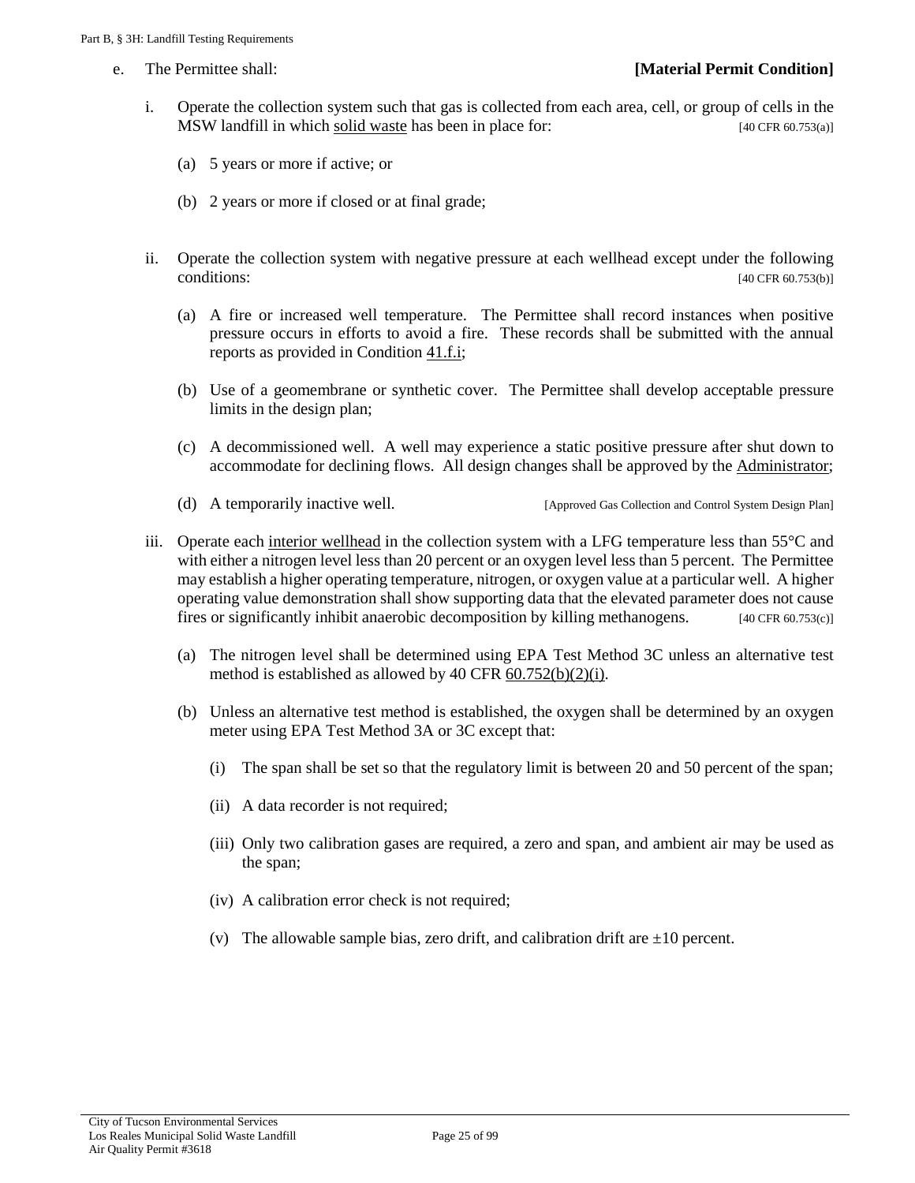e. The Permittee shall: **[Material Permit Condition]**

i. Operate the collection system such that gas is collected from each area, cell, or group of cells in the MSW landfill in which solid waste has been in place for: [40 CFR 60.753(a)]

(a) 5 years or more if active; or

(b) 2 years or more if closed or at final grade;

ii. Operate the collection system with negative pressure at each wellhead except under the following conditions: [40 CFR 60.753(b)]

(a) A fire or increased well temperature. The Permittee shall record instances when positive pressure occurs in efforts to avoid a fire. These records shall be submitted with the annual reports as provided in Condition 41.f.i;

(b) Use of a geomembrane or synthetic cover. The Permittee shall develop acceptable pressure limits in the design plan;

(c) A decommissioned well. A well may experience a static positive pressure after shut down to accommodate for declining flows. All design changes shall be approved by the Administrator;

(d) A temporarily inactive well. [Approved Gas Collection and Control System Design Plan]

iii. Operate each interior wellhead in the collection system with a LFG temperature less than 55°C and with either a nitrogen level less than 20 percent or an oxygen level less than 5 percent. The Permittee may establish a higher operating temperature, nitrogen, or oxygen value at a particular well. A higher operating value demonstration shall show supporting data that the elevated parameter does not cause fires or significantly inhibit anaerobic decomposition by killing methanogens. [40 CFR 60.753(c)]

(a) The nitrogen level shall be determined using EPA Test Method 3C unless an alternative test method is established as allowed by 40 CFR 60.752(b)(2)(i).

(b) Unless an alternative test method is established, the oxygen shall be determined by an oxygen meter using EPA Test Method 3A or 3C except that:

(i) The span shall be set so that the regulatory limit is between 20 and 50 percent of the span;

(ii) A data recorder is not required;

(iii) Only two calibration gases are required, a zero and span, and ambient air may be used as the span;

(iv) A calibration error check is not required;

(v) The allowable sample bias, zero drift, and calibration drift are ±10 percent.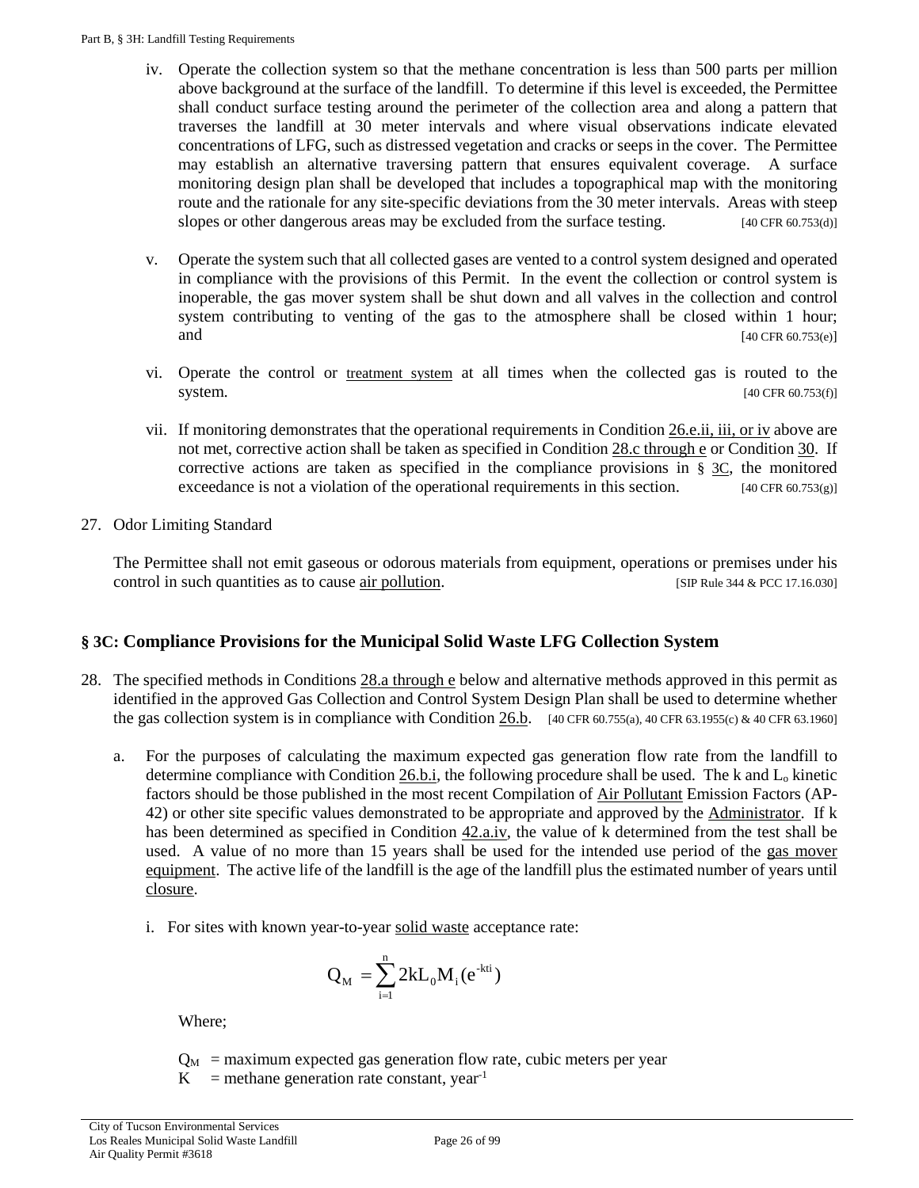iv. Operate the collection system so that the methane concentration is less than 500 parts per million above background at the surface of the landfill. To determine if this level is exceeded, the Permittee shall conduct surface testing around the perimeter of the collection area and along a pattern that traverses the landfill at 30 meter intervals and where visual observations indicate elevated concentrations of LFG, such as distressed vegetation and cracks or seeps in the cover. The Permittee may establish an alternative traversing pattern that ensures equivalent coverage. A surface monitoring design plan shall be developed that includes a topographical map with the monitoring route and the rationale for any site-specific deviations from the 30 meter intervals. Areas with steep slopes or other dangerous areas may be excluded from the surface testing. [40 CFR 60.753(d)]

v. Operate the system such that all collected gases are vented to a control system designed and operated in compliance with the provisions of this Permit. In the event the collection or control system is inoperable, the gas mover system shall be shut down and all valves in the collection and control system contributing to venting of the gas to the atmosphere shall be closed within 1 hour; and [40 CFR 60.753(e)]

vi. Operate the control or treatment system at all times when the collected gas is routed to the system. [40 CFR 60.753(f)]

vii. If monitoring demonstrates that the operational requirements in Condition 26.e.ii, iii, or iv above are not met, corrective action shall be taken as specified in Condition 28.c through e or Condition 30. If corrective actions are taken as specified in the compliance provisions in § 3C, the monitored exceedance is not a violation of the operational requirements in this section. [40 CFR 60.753(g)]

27. Odor Limiting Standard

The Permittee shall not emit gaseous or odorous materials from equipment, operations or premises under his control in such quantities as to cause air pollution. [SIP Rule 344 & PCC 17.16.030]

## § 3C: Compliance Provisions for the Municipal Solid Waste LFG Collection System

28. The specified methods in Conditions 28.a through e below and alternative methods approved in this permit as identified in the approved Gas Collection and Control System Design Plan shall be used to determine whether the gas collection system is in compliance with Condition 26.b. [40 CFR 60.755(a), 40 CFR 63.1955(c) & 40 CFR 63.1960]

a. For the purposes of calculating the maximum expected gas generation flow rate from the landfill to determine compliance with Condition 26.b.i, the following procedure shall be used. The k and $L_o$ kinetic factors should be those published in the most recent Compilation of Air Pollutant Emission Factors (AP-42) or other site specific values demonstrated to be appropriate and approved by the Administrator. If k has been determined as specified in Condition 42.a.iv, the value of k determined from the test shall be used. A value of no more than 15 years shall be used for the intended use period of the gas mover equipment. The active life of the landfill is the age of the landfill plus the estimated number of years until closure.

i. For sites with known year-to-year solid waste acceptance rate:

$$Q_M = \sum_{i=1}^{n} 2kL_0M_i(e^{-kti})$$

Where;

$Q_M$ = maximum expected gas generation flow rate, cubic meters per year
K = methane generation rate constant, year$^{-1}$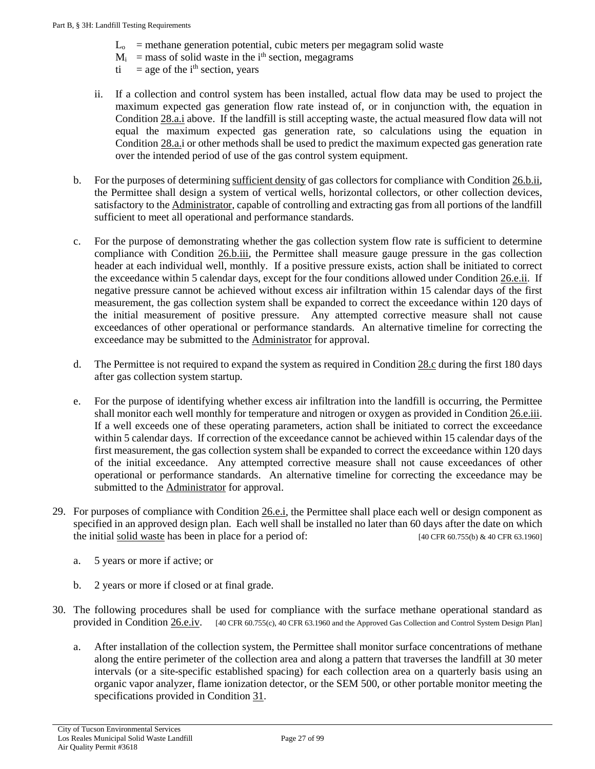$L_o$ = methane generation potential, cubic meters per megagram solid waste
$M_i$ = mass of solid waste in the $i^{th}$ section, megagrams
$t_i$ = age of the $i^{th}$ section, years

ii. If a collection and control system has been installed, actual flow data may be used to project the maximum expected gas generation flow rate instead of, or in conjunction with, the equation in Condition 28.a.i above. If the landfill is still accepting waste, the actual measured flow data will not equal the maximum expected gas generation rate, so calculations using the equation in Condition 28.a.i or other methods shall be used to predict the maximum expected gas generation rate over the intended period of use of the gas control system equipment.

b. For the purposes of determining sufficient density of gas collectors for compliance with Condition 26.b.ii, the Permittee shall design a system of vertical wells, horizontal collectors, or other collection devices, satisfactory to the Administrator, capable of controlling and extracting gas from all portions of the landfill sufficient to meet all operational and performance standards.

c. For the purpose of demonstrating whether the gas collection system flow rate is sufficient to determine compliance with Condition 26.b.iii, the Permittee shall measure gauge pressure in the gas collection header at each individual well, monthly. If a positive pressure exists, action shall be initiated to correct the exceedance within 5 calendar days, except for the four conditions allowed under Condition 26.e.ii. If negative pressure cannot be achieved without excess air infiltration within 15 calendar days of the first measurement, the gas collection system shall be expanded to correct the exceedance within 120 days of the initial measurement of positive pressure. Any attempted corrective measure shall not cause exceedances of other operational or performance standards. An alternative timeline for correcting the exceedance may be submitted to the Administrator for approval.

d. The Permittee is not required to expand the system as required in Condition 28.c during the first 180 days after gas collection system startup.

e. For the purpose of identifying whether excess air infiltration into the landfill is occurring, the Permittee shall monitor each well monthly for temperature and nitrogen or oxygen as provided in Condition 26.e.iii. If a well exceeds one of these operating parameters, action shall be initiated to correct the exceedance within 5 calendar days. If correction of the exceedance cannot be achieved within 15 calendar days of the first measurement, the gas collection system shall be expanded to correct the exceedance within 120 days of the initial exceedance. Any attempted corrective measure shall not cause exceedances of other operational or performance standards. An alternative timeline for correcting the exceedance may be submitted to the Administrator for approval.

29. For purposes of compliance with Condition 26.e.i, the Permittee shall place each well or design component as specified in an approved design plan. Each well shall be installed no later than 60 days after the date on which the initial solid waste has been in place for a period of: [40 CFR 60.755(b) & 40 CFR 63.1960]

 a. 5 years or more if active; or

 b. 2 years or more if closed or at final grade.

30. The following procedures shall be used for compliance with the surface methane operational standard as provided in Condition 26.e.iv. [40 CFR 60.755(c), 40 CFR 63.1960 and the Approved Gas Collection and Control System Design Plan]

 a. After installation of the collection system, the Permittee shall monitor surface concentrations of methane along the entire perimeter of the collection area and along a pattern that traverses the landfill at 30 meter intervals (or a site-specific established spacing) for each collection area on a quarterly basis using an organic vapor analyzer, flame ionization detector, or the SEM 500, or other portable monitor meeting the specifications provided in Condition 31.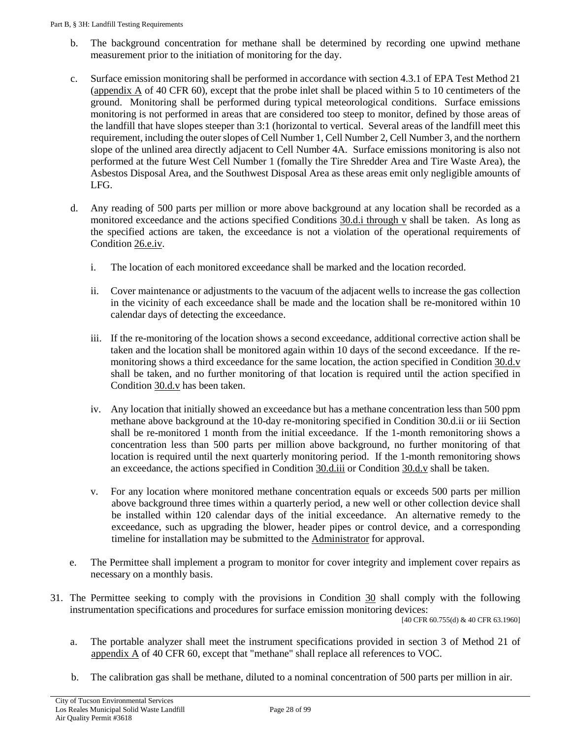b. The background concentration for methane shall be determined by recording one upwind methane measurement prior to the initiation of monitoring for the day.

c. Surface emission monitoring shall be performed in accordance with section 4.3.1 of EPA Test Method 21 (appendix A of 40 CFR 60), except that the probe inlet shall be placed within 5 to 10 centimeters of the ground. Monitoring shall be performed during typical meteorological conditions. Surface emissions monitoring is not performed in areas that are considered too steep to monitor, defined by those areas of the landfill that have slopes steeper than 3:1 (horizontal to vertical. Several areas of the landfill meet this requirement, including the outer slopes of Cell Number 1, Cell Number 2, Cell Number 3, and the northern slope of the unlined area directly adjacent to Cell Number 4A. Surface emissions monitoring is also not performed at the future West Cell Number 1 (fomally the Tire Shredder Area and Tire Waste Area), the Asbestos Disposal Area, and the Southwest Disposal Area as these areas emit only negligible amounts of LFG.

d. Any reading of 500 parts per million or more above background at any location shall be recorded as a monitored exceedance and the actions specified Conditions 30.d.i through v shall be taken. As long as the specified actions are taken, the exceedance is not a violation of the operational requirements of Condition 26.e.iv.

   i. The location of each monitored exceedance shall be marked and the location recorded.

   ii. Cover maintenance or adjustments to the vacuum of the adjacent wells to increase the gas collection in the vicinity of each exceedance shall be made and the location shall be re-monitored within 10 calendar days of detecting the exceedance.

   iii. If the re-monitoring of the location shows a second exceedance, additional corrective action shall be taken and the location shall be monitored again within 10 days of the second exceedance. If the re-monitoring shows a third exceedance for the same location, the action specified in Condition 30.d.v shall be taken, and no further monitoring of that location is required until the action specified in Condition 30.d.v has been taken.

   iv. Any location that initially showed an exceedance but has a methane concentration less than 500 ppm methane above background at the 10-day re-monitoring specified in Condition 30.d.ii or iii Section shall be re-monitored 1 month from the initial exceedance. If the 1-month remonitoring shows a concentration less than 500 parts per million above background, no further monitoring of that location is required until the next quarterly monitoring period. If the 1-month remonitoring shows an exceedance, the actions specified in Condition 30.d.iii or Condition 30.d.v shall be taken.

   v. For any location where monitored methane concentration equals or exceeds 500 parts per million above background three times within a quarterly period, a new well or other collection device shall be installed within 120 calendar days of the initial exceedance. An alternative remedy to the exceedance, such as upgrading the blower, header pipes or control device, and a corresponding timeline for installation may be submitted to the Administrator for approval.

e. The Permittee shall implement a program to monitor for cover integrity and implement cover repairs as necessary on a monthly basis.

31. The Permittee seeking to comply with the provisions in Condition 30 shall comply with the following instrumentation specifications and procedures for surface emission monitoring devices:

[40 CFR 60.755(d) & 40 CFR 63.1960]

   a. The portable analyzer shall meet the instrument specifications provided in section 3 of Method 21 of appendix A of 40 CFR 60, except that "methane" shall replace all references to VOC.

   b. The calibration gas shall be methane, diluted to a nominal concentration of 500 parts per million in air.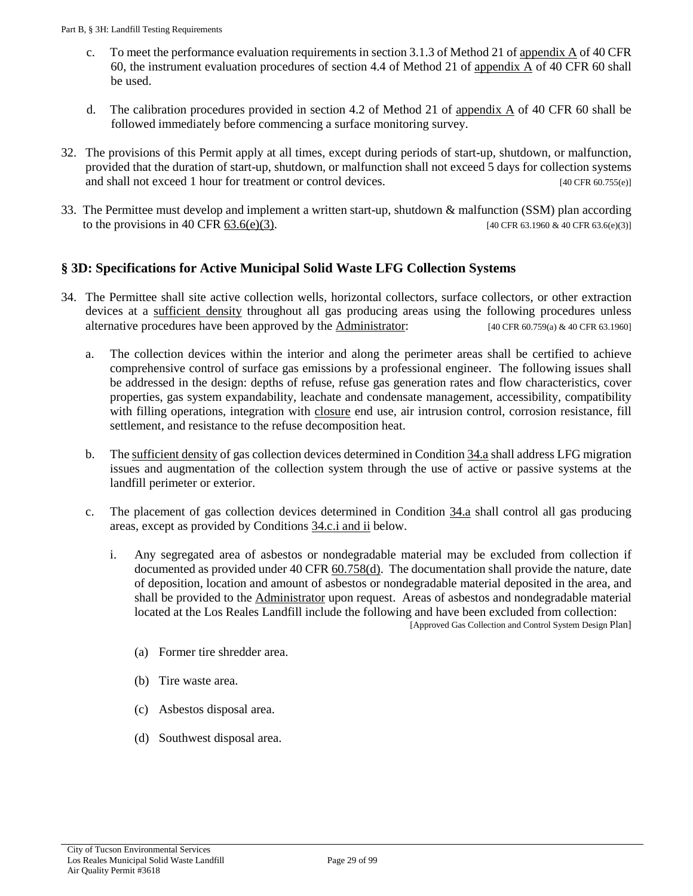c. To meet the performance evaluation requirements in section 3.1.3 of Method 21 of appendix A of 40 CFR 60, the instrument evaluation procedures of section 4.4 of Method 21 of appendix A of 40 CFR 60 shall be used.

d. The calibration procedures provided in section 4.2 of Method 21 of appendix A of 40 CFR 60 shall be followed immediately before commencing a surface monitoring survey.

32. The provisions of this Permit apply at all times, except during periods of start-up, shutdown, or malfunction, provided that the duration of start-up, shutdown, or malfunction shall not exceed 5 days for collection systems and shall not exceed 1 hour for treatment or control devices. [40 CFR 60.755(e)]

33. The Permittee must develop and implement a written start-up, shutdown & malfunction (SSM) plan according to the provisions in 40 CFR 63.6(e)(3). [40 CFR 63.1960 & 40 CFR 63.6(e)(3)]

## § 3D: Specifications for Active Municipal Solid Waste LFG Collection Systems

34. The Permittee shall site active collection wells, horizontal collectors, surface collectors, or other extraction devices at a sufficient density throughout all gas producing areas using the following procedures unless alternative procedures have been approved by the Administrator: [40 CFR 60.759(a) & 40 CFR 63.1960]

   a. The collection devices within the interior and along the perimeter areas shall be certified to achieve comprehensive control of surface gas emissions by a professional engineer. The following issues shall be addressed in the design: depths of refuse, refuse gas generation rates and flow characteristics, cover properties, gas system expandability, leachate and condensate management, accessibility, compatibility with filling operations, integration with closure end use, air intrusion control, corrosion resistance, fill settlement, and resistance to the refuse decomposition heat.

   b. The sufficient density of gas collection devices determined in Condition 34.a shall address LFG migration issues and augmentation of the collection system through the use of active or passive systems at the landfill perimeter or exterior.

   c. The placement of gas collection devices determined in Condition 34.a shall control all gas producing areas, except as provided by Conditions 34.c.i and ii below.

      i. Any segregated area of asbestos or nondegradable material may be excluded from collection if documented as provided under 40 CFR 60.758(d). The documentation shall provide the nature, date of deposition, location and amount of asbestos or nondegradable material deposited in the area, and shall be provided to the Administrator upon request. Areas of asbestos and nondegradable material located at the Los Reales Landfill include the following and have been excluded from collection: [Approved Gas Collection and Control System Design Plan]

         (a) Former tire shredder area.

         (b) Tire waste area.

         (c) Asbestos disposal area.

         (d) Southwest disposal area.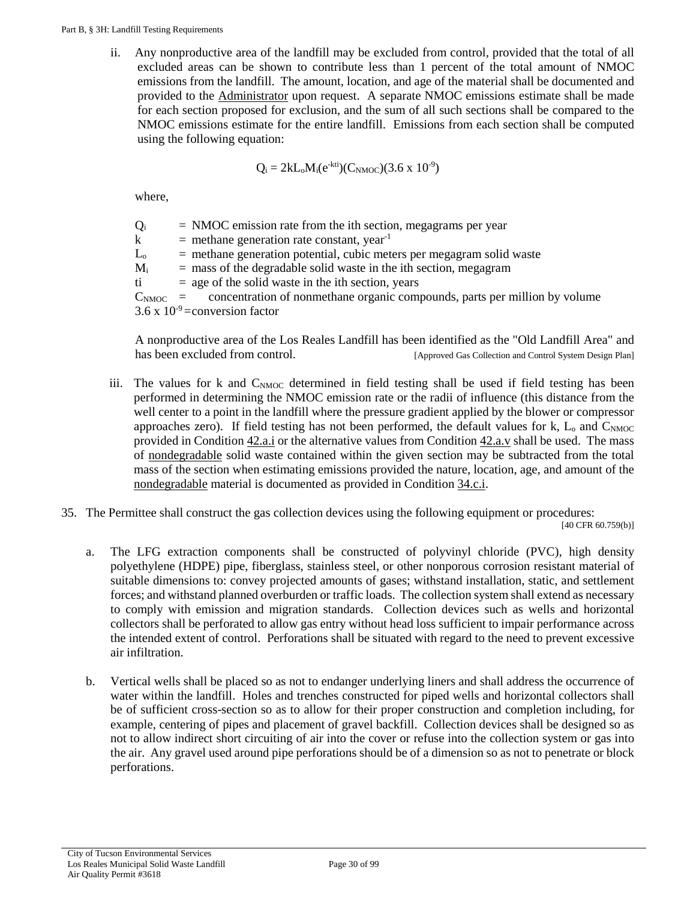ii. Any nonproductive area of the landfill may be excluded from control, provided that the total of all excluded areas can be shown to contribute less than 1 percent of the total amount of NMOC emissions from the landfill. The amount, location, and age of the material shall be documented and provided to the Administrator upon request. A separate NMOC emissions estimate shall be made for each section proposed for exclusion, and the sum of all such sections shall be compared to the NMOC emissions estimate for the entire landfill. Emissions from each section shall be computed using the following equation:

$$Q_i = 2kL_oM_i(e^{-kti})(C_{NMOC})(3.6 \times 10^{-9})$$

where,

$Q_i$ = NMOC emission rate from the ith section, megagrams per year
$k$ = methane generation rate constant, $year^{-1}$
$L_o$ = methane generation potential, cubic meters per megagram solid waste
$M_i$ = mass of the degradable solid waste in the ith section, megagram
$ti$ = age of the solid waste in the ith section, years
$C_{NMOC}$ = concentration of nonmethane organic compounds, parts per million by volume
$3.6 \times 10^{-9}$ = conversion factor

A nonproductive area of the Los Reales Landfill has been identified as the "Old Landfill Area" and has been excluded from control. [Approved Gas Collection and Control System Design Plan]

iii. The values for k and $C_{NMOC}$ determined in field testing shall be used if field testing has been performed in determining the NMOC emission rate or the radii of influence (this distance from the well center to a point in the landfill where the pressure gradient applied by the blower or compressor approaches zero). If field testing has not been performed, the default values for k, $L_o$ and $C_{NMOC}$ provided in Condition 42.a.i or the alternative values from Condition 42.a.v shall be used. The mass of nondegradable solid waste contained within the given section may be subtracted from the total mass of the section when estimating emissions provided the nature, location, age, and amount of the nondegradable material is documented as provided in Condition 34.c.i.

35. The Permittee shall construct the gas collection devices using the following equipment or procedures: [40 CFR 60.759(b)]

a. The LFG extraction components shall be constructed of polyvinyl chloride (PVC), high density polyethylene (HDPE) pipe, fiberglass, stainless steel, or other nonporous corrosion resistant material of suitable dimensions to: convey projected amounts of gases; withstand installation, static, and settlement forces; and withstand planned overburden or traffic loads. The collection system shall extend as necessary to comply with emission and migration standards. Collection devices such as wells and horizontal collectors shall be perforated to allow gas entry without head loss sufficient to impair performance across the intended extent of control. Perforations shall be situated with regard to the need to prevent excessive air infiltration.

b. Vertical wells shall be placed so as not to endanger underlying liners and shall address the occurrence of water within the landfill. Holes and trenches constructed for piped wells and horizontal collectors shall be of sufficient cross-section so as to allow for their proper construction and completion including, for example, centering of pipes and placement of gravel backfill. Collection devices shall be designed so as not to allow indirect short circuiting of air into the cover or refuse into the collection system or gas into the air. Any gravel used around pipe perforations should be of a dimension so as not to penetrate or block perforations.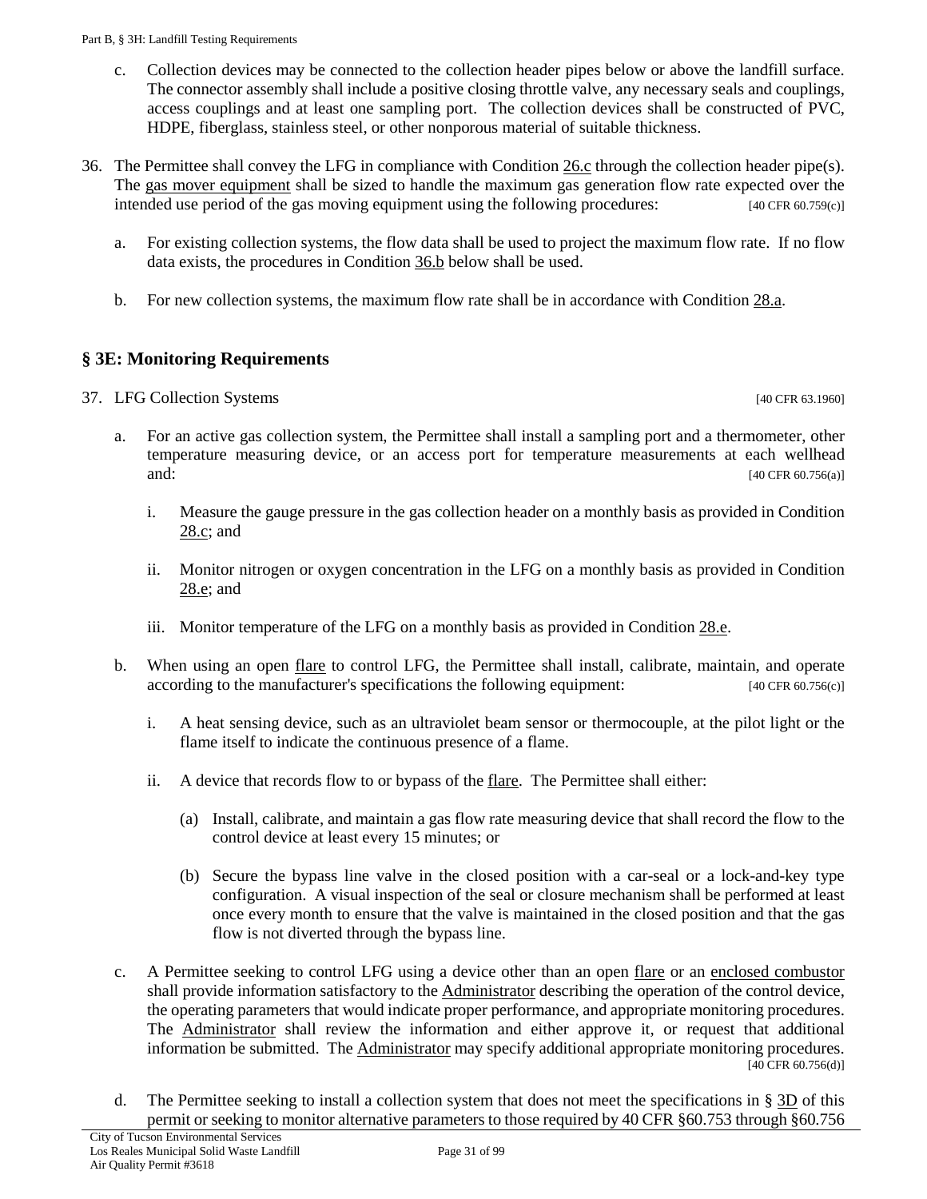c. Collection devices may be connected to the collection header pipes below or above the landfill surface. The connector assembly shall include a positive closing throttle valve, any necessary seals and couplings, access couplings and at least one sampling port. The collection devices shall be constructed of PVC, HDPE, fiberglass, stainless steel, or other nonporous material of suitable thickness.

36. The Permittee shall convey the LFG in compliance with Condition 26.c through the collection header pipe(s). The gas mover equipment shall be sized to handle the maximum gas generation flow rate expected over the intended use period of the gas moving equipment using the following procedures: [40 CFR 60.759(c)]

    a. For existing collection systems, the flow data shall be used to project the maximum flow rate. If no flow data exists, the procedures in Condition 36.b below shall be used.

    b. For new collection systems, the maximum flow rate shall be in accordance with Condition 28.a.

## § 3E: Monitoring Requirements

37. LFG Collection Systems [40 CFR 63.1960]

    a. For an active gas collection system, the Permittee shall install a sampling port and a thermometer, other temperature measuring device, or an access port for temperature measurements at each wellhead and: [40 CFR 60.756(a)]

        i. Measure the gauge pressure in the gas collection header on a monthly basis as provided in Condition 28.c; and

        ii. Monitor nitrogen or oxygen concentration in the LFG on a monthly basis as provided in Condition 28.e; and

        iii. Monitor temperature of the LFG on a monthly basis as provided in Condition 28.e.

    b. When using an open flare to control LFG, the Permittee shall install, calibrate, maintain, and operate according to the manufacturer's specifications the following equipment: [40 CFR 60.756(c)]

        i. A heat sensing device, such as an ultraviolet beam sensor or thermocouple, at the pilot light or the flame itself to indicate the continuous presence of a flame.

        ii. A device that records flow to or bypass of the flare. The Permittee shall either:

            (a) Install, calibrate, and maintain a gas flow rate measuring device that shall record the flow to the control device at least every 15 minutes; or

            (b) Secure the bypass line valve in the closed position with a car-seal or a lock-and-key type configuration. A visual inspection of the seal or closure mechanism shall be performed at least once every month to ensure that the valve is maintained in the closed position and that the gas flow is not diverted through the bypass line.

    c. A Permittee seeking to control LFG using a device other than an open flare or an enclosed combustor shall provide information satisfactory to the Administrator describing the operation of the control device, the operating parameters that would indicate proper performance, and appropriate monitoring procedures. The Administrator shall review the information and either approve it, or request that additional information be submitted. The Administrator may specify additional appropriate monitoring procedures. [40 CFR 60.756(d)]

    d. The Permittee seeking to install a collection system that does not meet the specifications in § 3D of this permit or seeking to monitor alternative parameters to those required by 40 CFR §60.753 through §60.756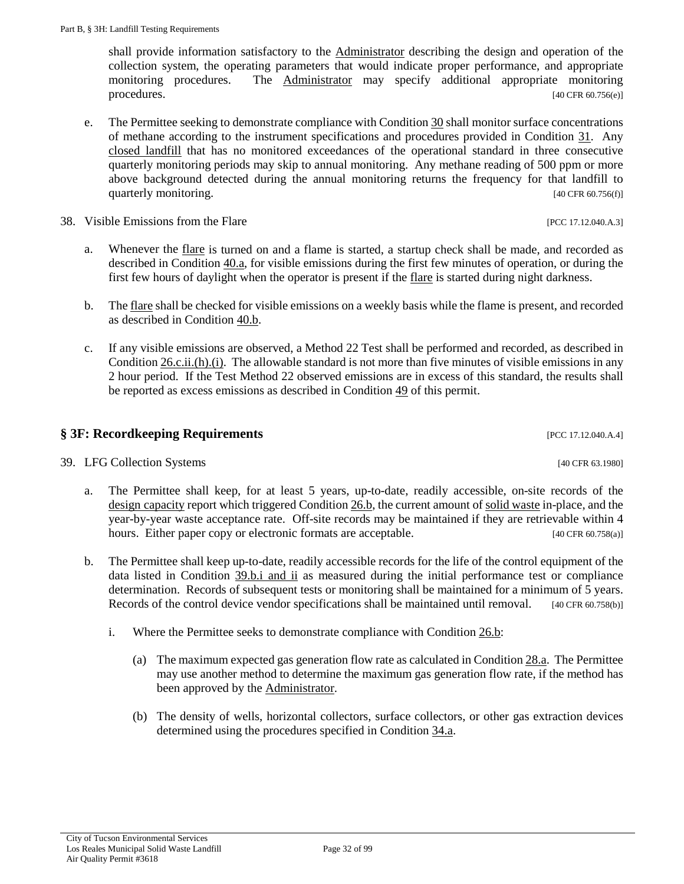shall provide information satisfactory to the Administrator describing the design and operation of the collection system, the operating parameters that would indicate proper performance, and appropriate monitoring procedures. The Administrator may specify additional appropriate monitoring procedures. [40 CFR 60.756(e)]

e. The Permittee seeking to demonstrate compliance with Condition 30 shall monitor surface concentrations of methane according to the instrument specifications and procedures provided in Condition 31. Any closed landfill that has no monitored exceedances of the operational standard in three consecutive quarterly monitoring periods may skip to annual monitoring. Any methane reading of 500 ppm or more above background detected during the annual monitoring returns the frequency for that landfill to quarterly monitoring. [40 CFR 60.756(f)]

38. Visible Emissions from the Flare [PCC 17.12.040.A.3]

a. Whenever the flare is turned on and a flame is started, a startup check shall be made, and recorded as described in Condition 40.a, for visible emissions during the first few minutes of operation, or during the first few hours of daylight when the operator is present if the flare is started during night darkness.

b. The flare shall be checked for visible emissions on a weekly basis while the flame is present, and recorded as described in Condition 40.b.

c. If any visible emissions are observed, a Method 22 Test shall be performed and recorded, as described in Condition 26.c.ii.(h).(i). The allowable standard is not more than five minutes of visible emissions in any 2 hour period. If the Test Method 22 observed emissions are in excess of this standard, the results shall be reported as excess emissions as described in Condition 49 of this permit.

## § 3F: Recordkeeping Requirements [PCC 17.12.040.A.4]

39. LFG Collection Systems [40 CFR 63.1980]

a. The Permittee shall keep, for at least 5 years, up-to-date, readily accessible, on-site records of the design capacity report which triggered Condition 26.b, the current amount of solid waste in-place, and the year-by-year waste acceptance rate. Off-site records may be maintained if they are retrievable within 4 hours. Either paper copy or electronic formats are acceptable. [40 CFR 60.758(a)]

b. The Permittee shall keep up-to-date, readily accessible records for the life of the control equipment of the data listed in Condition 39.b.i and ii as measured during the initial performance test or compliance determination. Records of subsequent tests or monitoring shall be maintained for a minimum of 5 years. Records of the control device vendor specifications shall be maintained until removal. [40 CFR 60.758(b)]

i. Where the Permittee seeks to demonstrate compliance with Condition 26.b:

(a) The maximum expected gas generation flow rate as calculated in Condition 28.a. The Permittee may use another method to determine the maximum gas generation flow rate, if the method has been approved by the Administrator.

(b) The density of wells, horizontal collectors, surface collectors, or other gas extraction devices determined using the procedures specified in Condition 34.a.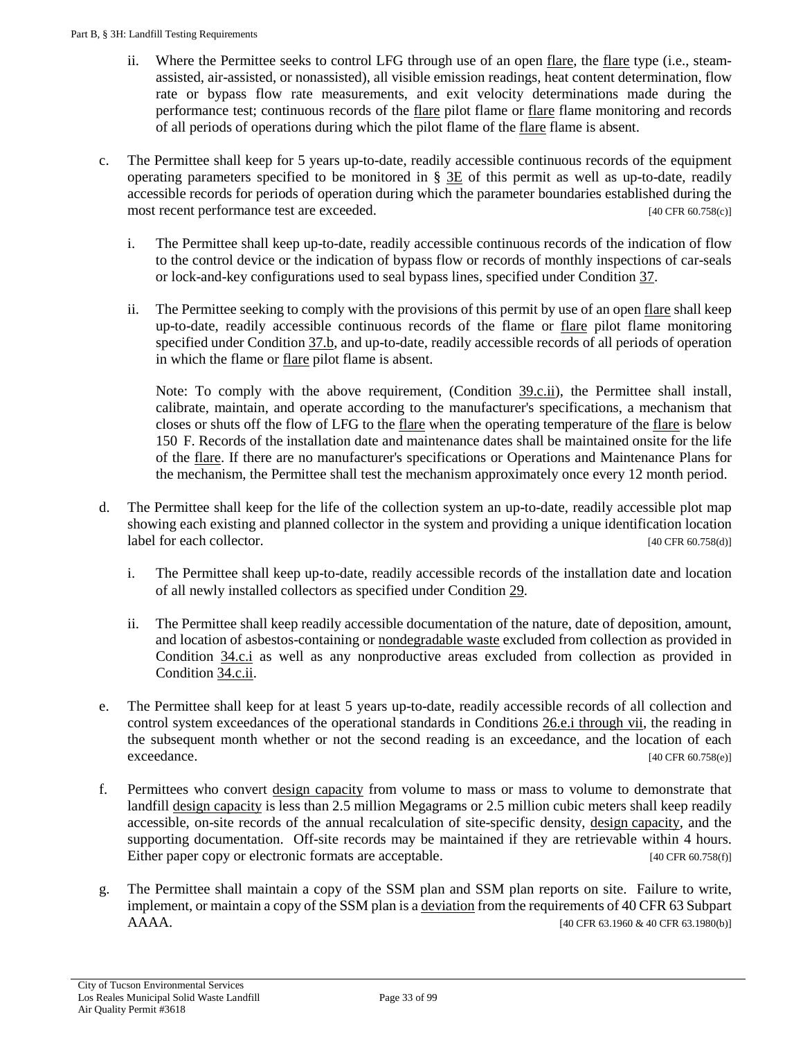ii. Where the Permittee seeks to control LFG through use of an open flare, the flare type (i.e., steam-assisted, air-assisted, or nonassisted), all visible emission readings, heat content determination, flow rate or bypass flow rate measurements, and exit velocity determinations made during the performance test; continuous records of the flare pilot flame or flare flame monitoring and records of all periods of operations during which the pilot flame of the flare flame is absent.

c. The Permittee shall keep for 5 years up-to-date, readily accessible continuous records of the equipment operating parameters specified to be monitored in § 3E of this permit as well as up-to-date, readily accessible records for periods of operation during which the parameter boundaries established during the most recent performance test are exceeded. [40 CFR 60.758(c)]

   i. The Permittee shall keep up-to-date, readily accessible continuous records of the indication of flow to the control device or the indication of bypass flow or records of monthly inspections of car-seals or lock-and-key configurations used to seal bypass lines, specified under Condition 37.

   ii. The Permittee seeking to comply with the provisions of this permit by use of an open flare shall keep up-to-date, readily accessible continuous records of the flame or flare pilot flame monitoring specified under Condition 37.b, and up-to-date, readily accessible records of all periods of operation in which the flame or flare pilot flame is absent.

   Note: To comply with the above requirement, (Condition 39.c.ii), the Permittee shall install, calibrate, maintain, and operate according to the manufacturer's specifications, a mechanism that closes or shuts off the flow of LFG to the flare when the operating temperature of the flare is below 150 F. Records of the installation date and maintenance dates shall be maintained onsite for the life of the flare. If there are no manufacturer's specifications or Operations and Maintenance Plans for the mechanism, the Permittee shall test the mechanism approximately once every 12 month period.

d. The Permittee shall keep for the life of the collection system an up-to-date, readily accessible plot map showing each existing and planned collector in the system and providing a unique identification location label for each collector. [40 CFR 60.758(d)]

   i. The Permittee shall keep up-to-date, readily accessible records of the installation date and location of all newly installed collectors as specified under Condition 29.

   ii. The Permittee shall keep readily accessible documentation of the nature, date of deposition, amount, and location of asbestos-containing or nondegradable waste excluded from collection as provided in Condition 34.c.i as well as any nonproductive areas excluded from collection as provided in Condition 34.c.ii.

e. The Permittee shall keep for at least 5 years up-to-date, readily accessible records of all collection and control system exceedances of the operational standards in Conditions 26.e.i through vii, the reading in the subsequent month whether or not the second reading is an exceedance, and the location of each exceedance. [40 CFR 60.758(e)]

f. Permittees who convert design capacity from volume to mass or mass to volume to demonstrate that landfill design capacity is less than 2.5 million Megagrams or 2.5 million cubic meters shall keep readily accessible, on-site records of the annual recalculation of site-specific density, design capacity, and the supporting documentation. Off-site records may be maintained if they are retrievable within 4 hours. Either paper copy or electronic formats are acceptable. [40 CFR 60.758(f)]

g. The Permittee shall maintain a copy of the SSM plan and SSM plan reports on site. Failure to write, implement, or maintain a copy of the SSM plan is a deviation from the requirements of 40 CFR 63 Subpart AAAA. [40 CFR 63.1960 & 40 CFR 63.1980(b)]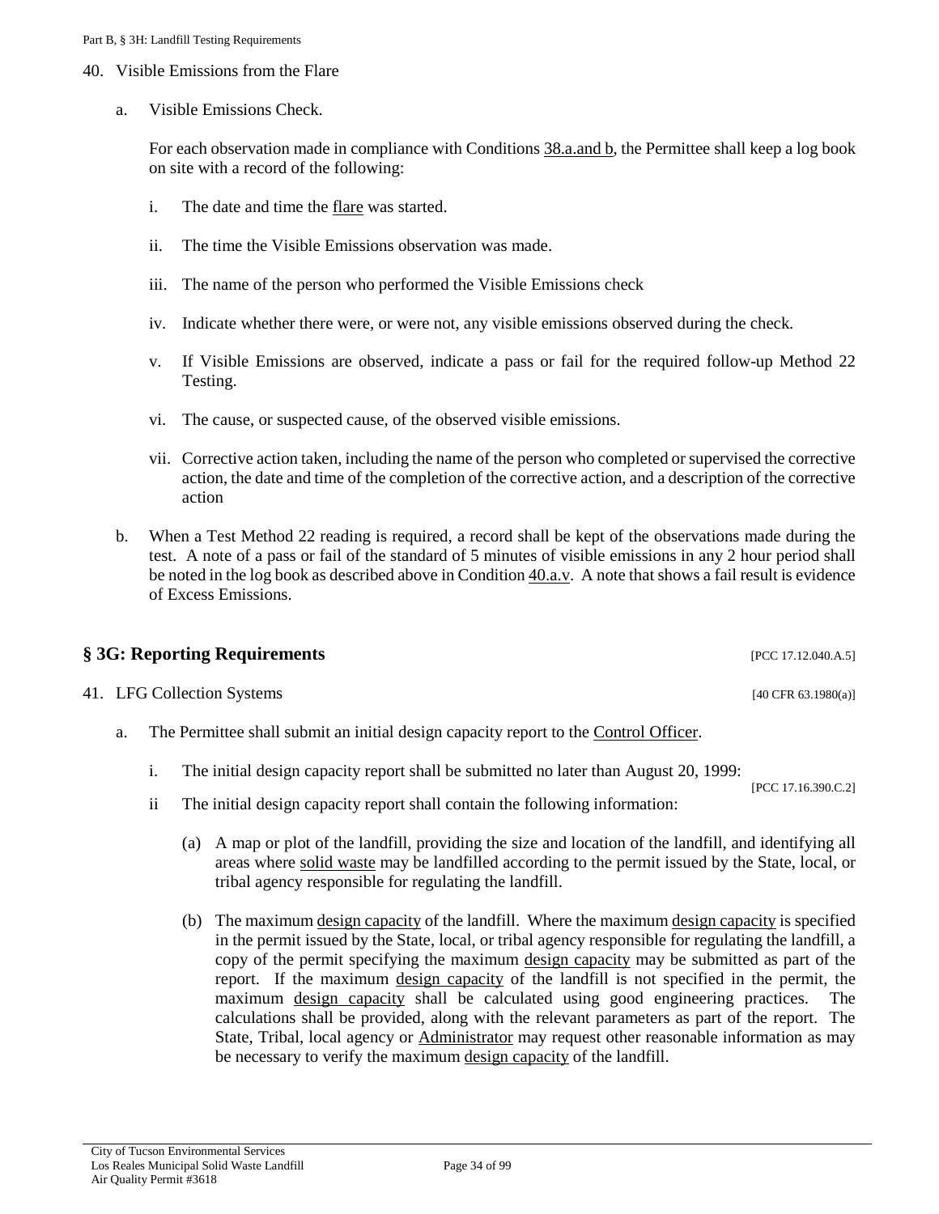40. Visible Emissions from the Flare

   a. Visible Emissions Check.

      For each observation made in compliance with Conditions 38.a.and b, the Permittee shall keep a log book on site with a record of the following:

      i. The date and time the flare was started.

      ii. The time the Visible Emissions observation was made.

      iii. The name of the person who performed the Visible Emissions check

      iv. Indicate whether there were, or were not, any visible emissions observed during the check.

      v. If Visible Emissions are observed, indicate a pass or fail for the required follow-up Method 22 Testing.

      vi. The cause, or suspected cause, of the observed visible emissions.

      vii. Corrective action taken, including the name of the person who completed or supervised the corrective action, the date and time of the completion of the corrective action, and a description of the corrective action

   b. When a Test Method 22 reading is required, a record shall be kept of the observations made during the test. A note of a pass or fail of the standard of 5 minutes of visible emissions in any 2 hour period shall be noted in the log book as described above in Condition 40.a.v. A note that shows a fail result is evidence of Excess Emissions.

## § 3G: Reporting Requirements [PCC 17.12.040.A.5]

41. LFG Collection Systems [40 CFR 63.1980(a)]

   a. The Permittee shall submit an initial design capacity report to the Control Officer.

      i. The initial design capacity report shall be submitted no later than August 20, 1999: [PCC 17.16.390.C.2]

      ii The initial design capacity report shall contain the following information:

         (a) A map or plot of the landfill, providing the size and location of the landfill, and identifying all areas where solid waste may be landfilled according to the permit issued by the State, local, or tribal agency responsible for regulating the landfill.

         (b) The maximum design capacity of the landfill. Where the maximum design capacity is specified in the permit issued by the State, local, or tribal agency responsible for regulating the landfill, a copy of the permit specifying the maximum design capacity may be submitted as part of the report. If the maximum design capacity of the landfill is not specified in the permit, the maximum design capacity shall be calculated using good engineering practices. The calculations shall be provided, along with the relevant parameters as part of the report. The State, Tribal, local agency or Administrator may request other reasonable information as may be necessary to verify the maximum design capacity of the landfill.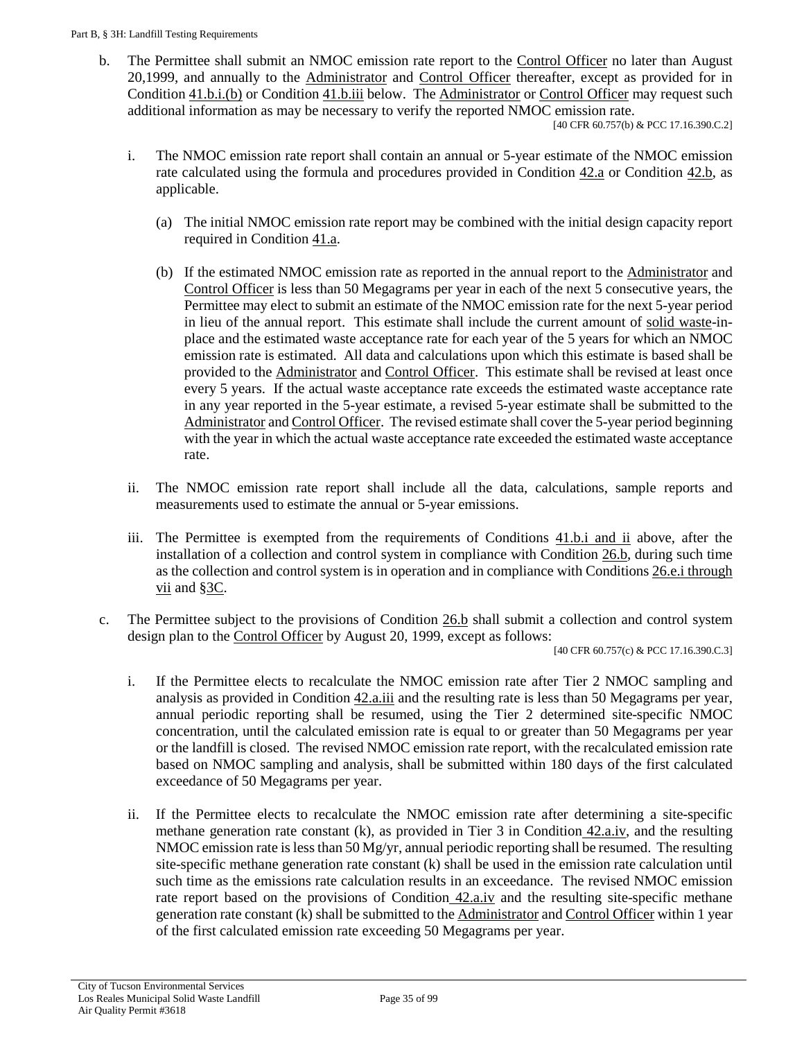b. The Permittee shall submit an NMOC emission rate report to the Control Officer no later than August 20,1999, and annually to the Administrator and Control Officer thereafter, except as provided for in Condition 41.b.i.(b) or Condition 41.b.iii below. The Administrator or Control Officer may request such additional information as may be necessary to verify the reported NMOC emission rate.

[40 CFR 60.757(b) & PCC 17.16.390.C.2]

   i. The NMOC emission rate report shall contain an annual or 5-year estimate of the NMOC emission rate calculated using the formula and procedures provided in Condition 42.a or Condition 42.b, as applicable.

      (a) The initial NMOC emission rate report may be combined with the initial design capacity report required in Condition 41.a.

      (b) If the estimated NMOC emission rate as reported in the annual report to the Administrator and Control Officer is less than 50 Megagrams per year in each of the next 5 consecutive years, the Permittee may elect to submit an estimate of the NMOC emission rate for the next 5-year period in lieu of the annual report. This estimate shall include the current amount of solid waste-in-place and the estimated waste acceptance rate for each year of the 5 years for which an NMOC emission rate is estimated. All data and calculations upon which this estimate is based shall be provided to the Administrator and Control Officer. This estimate shall be revised at least once every 5 years. If the actual waste acceptance rate exceeds the estimated waste acceptance rate in any year reported in the 5-year estimate, a revised 5-year estimate shall be submitted to the Administrator and Control Officer. The revised estimate shall cover the 5-year period beginning with the year in which the actual waste acceptance rate exceeded the estimated waste acceptance rate.

   ii. The NMOC emission rate report shall include all the data, calculations, sample reports and measurements used to estimate the annual or 5-year emissions.

   iii. The Permittee is exempted from the requirements of Conditions 41.b.i and ii above, after the installation of a collection and control system in compliance with Condition 26.b, during such time as the collection and control system is in operation and in compliance with Conditions 26.e.i through vii and §3C.

c. The Permittee subject to the provisions of Condition 26.b shall submit a collection and control system design plan to the Control Officer by August 20, 1999, except as follows:

[40 CFR 60.757(c) & PCC 17.16.390.C.3]

   i. If the Permittee elects to recalculate the NMOC emission rate after Tier 2 NMOC sampling and analysis as provided in Condition 42.a.iii and the resulting rate is less than 50 Megagrams per year, annual periodic reporting shall be resumed, using the Tier 2 determined site-specific NMOC concentration, until the calculated emission rate is equal to or greater than 50 Megagrams per year or the landfill is closed. The revised NMOC emission rate report, with the recalculated emission rate based on NMOC sampling and analysis, shall be submitted within 180 days of the first calculated exceedance of 50 Megagrams per year.

   ii. If the Permittee elects to recalculate the NMOC emission rate after determining a site-specific methane generation rate constant (k), as provided in Tier 3 in Condition 42.a.iv, and the resulting NMOC emission rate is less than 50 Mg/yr, annual periodic reporting shall be resumed. The resulting site-specific methane generation rate constant (k) shall be used in the emission rate calculation until such time as the emissions rate calculation results in an exceedance. The revised NMOC emission rate report based on the provisions of Condition 42.a.iv and the resulting site-specific methane generation rate constant (k) shall be submitted to the Administrator and Control Officer within 1 year of the first calculated emission rate exceeding 50 Megagrams per year.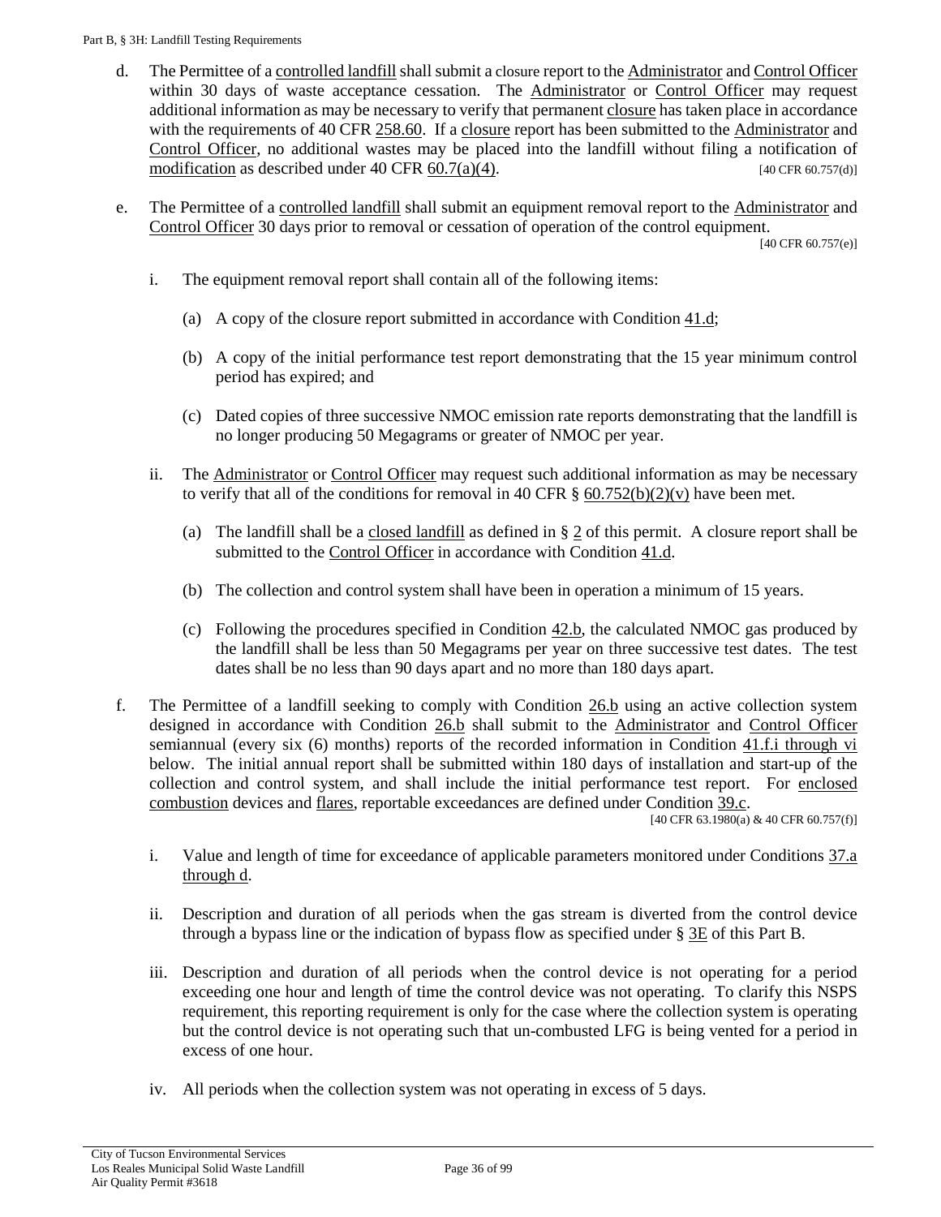d. The Permittee of a controlled landfill shall submit a closure report to the Administrator and Control Officer within 30 days of waste acceptance cessation. The Administrator or Control Officer may request additional information as may be necessary to verify that permanent closure has taken place in accordance with the requirements of 40 CFR 258.60. If a closure report has been submitted to the Administrator and Control Officer, no additional wastes may be placed into the landfill without filing a notification of modification as described under 40 CFR 60.7(a)(4). [40 CFR 60.757(d)]

e. The Permittee of a controlled landfill shall submit an equipment removal report to the Administrator and Control Officer 30 days prior to removal or cessation of operation of the control equipment. [40 CFR 60.757(e)]

   i. The equipment removal report shall contain all of the following items:

      (a) A copy of the closure report submitted in accordance with Condition 41.d;

      (b) A copy of the initial performance test report demonstrating that the 15 year minimum control period has expired; and

      (c) Dated copies of three successive NMOC emission rate reports demonstrating that the landfill is no longer producing 50 Megagrams or greater of NMOC per year.

   ii. The Administrator or Control Officer may request such additional information as may be necessary to verify that all of the conditions for removal in 40 CFR § 60.752(b)(2)(v) have been met.

      (a) The landfill shall be a closed landfill as defined in § 2 of this permit. A closure report shall be submitted to the Control Officer in accordance with Condition 41.d.

      (b) The collection and control system shall have been in operation a minimum of 15 years.

      (c) Following the procedures specified in Condition 42.b, the calculated NMOC gas produced by the landfill shall be less than 50 Megagrams per year on three successive test dates. The test dates shall be no less than 90 days apart and no more than 180 days apart.

f. The Permittee of a landfill seeking to comply with Condition 26.b using an active collection system designed in accordance with Condition 26.b shall submit to the Administrator and Control Officer semiannual (every six (6) months) reports of the recorded information in Condition 41.f.i through vi below. The initial annual report shall be submitted within 180 days of installation and start-up of the collection and control system, and shall include the initial performance test report. For enclosed combustion devices and flares, reportable exceedances are defined under Condition 39.c. [40 CFR 63.1980(a) & 40 CFR 60.757(f)]

   i. Value and length of time for exceedance of applicable parameters monitored under Conditions 37.a through d.

   ii. Description and duration of all periods when the gas stream is diverted from the control device through a bypass line or the indication of bypass flow as specified under § 3E of this Part B.

   iii. Description and duration of all periods when the control device is not operating for a period exceeding one hour and length of time the control device was not operating. To clarify this NSPS requirement, this reporting requirement is only for the case where the collection system is operating but the control device is not operating such that un-combusted LFG is being vented for a period in excess of one hour.

   iv. All periods when the collection system was not operating in excess of 5 days.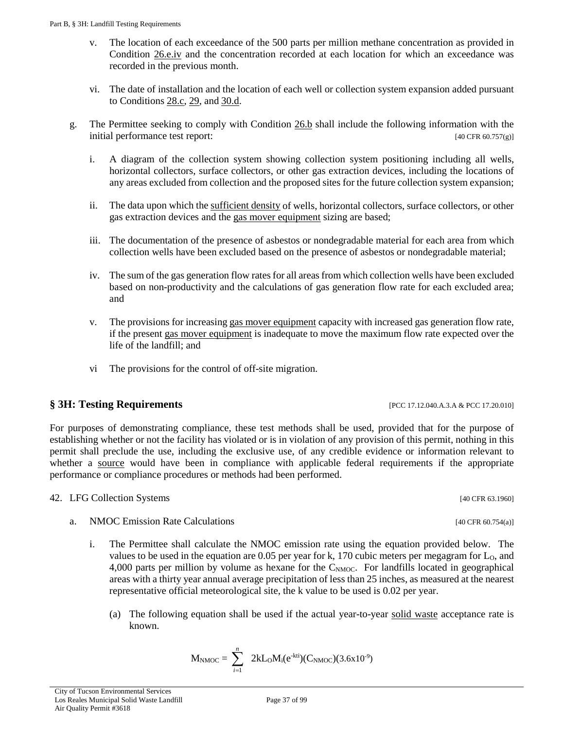v. The location of each exceedance of the 500 parts per million methane concentration as provided in Condition 26.e.iv and the concentration recorded at each location for which an exceedance was recorded in the previous month.

vi. The date of installation and the location of each well or collection system expansion added pursuant to Conditions 28.c, 29, and 30.d.

g. The Permittee seeking to comply with Condition 26.b shall include the following information with the initial performance test report: [40 CFR 60.757(g)]

i. A diagram of the collection system showing collection system positioning including all wells, horizontal collectors, surface collectors, or other gas extraction devices, including the locations of any areas excluded from collection and the proposed sites for the future collection system expansion;

ii. The data upon which the sufficient density of wells, horizontal collectors, surface collectors, or other gas extraction devices and the gas mover equipment sizing are based;

iii. The documentation of the presence of asbestos or nondegradable material for each area from which collection wells have been excluded based on the presence of asbestos or nondegradable material;

iv. The sum of the gas generation flow rates for all areas from which collection wells have been excluded based on non-productivity and the calculations of gas generation flow rate for each excluded area; and

v. The provisions for increasing gas mover equipment capacity with increased gas generation flow rate, if the present gas mover equipment is inadequate to move the maximum flow rate expected over the life of the landfill; and

vi The provisions for the control of off-site migration.

## § 3H: Testing Requirements [PCC 17.12.040.A.3.A & PCC 17.20.010]

For purposes of demonstrating compliance, these test methods shall be used, provided that for the purpose of establishing whether or not the facility has violated or is in violation of any provision of this permit, nothing in this permit shall preclude the use, including the exclusive use, of any credible evidence or information relevant to whether a source would have been in compliance with applicable federal requirements if the appropriate performance or compliance procedures or methods had been performed.

42. LFG Collection Systems [40 CFR 63.1960]

a. NMOC Emission Rate Calculations [40 CFR 60.754(a)]

i. The Permittee shall calculate the NMOC emission rate using the equation provided below. The values to be used in the equation are 0.05 per year for k, 170 cubic meters per megagram for $L_O$, and 4,000 parts per million by volume as hexane for the $C_{NMOC}$. For landfills located in geographical areas with a thirty year annual average precipitation of less than 25 inches, as measured at the nearest representative official meteorological site, the k value to be used is 0.02 per year.

(a) The following equation shall be used if the actual year-to-year solid waste acceptance rate is known.

$$M_{NMOC} = \sum_{i=1}^{n} 2kL_O M_i (e^{-kt_i})(C_{NMOC})(3.6x10^{-9})$$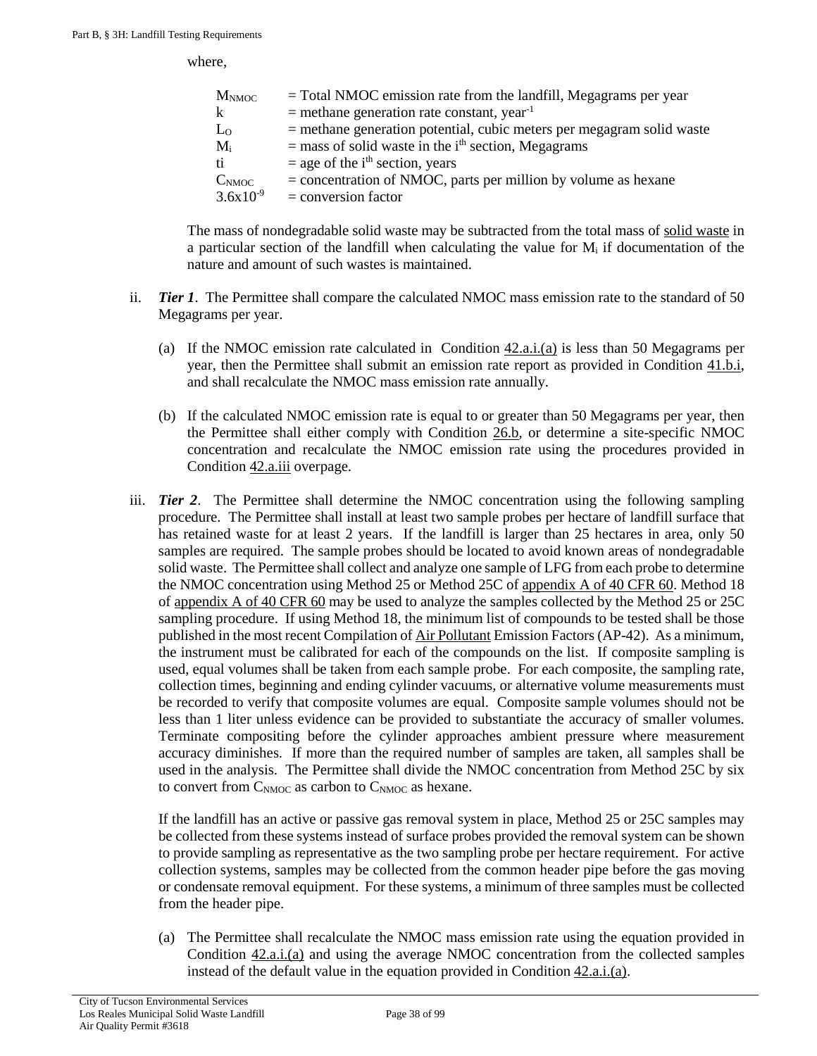where,

| | |
|---|---|
| $M_{NMOC}$ | = Total NMOC emission rate from the landfill, Megagrams per year |
| k | = methane generation rate constant, year$^{-1}$ |
| $L_O$ | = methane generation potential, cubic meters per megagram solid waste |
| $M_i$ | = mass of solid waste in the i$^{th}$ section, Megagrams |
| ti | = age of the i$^{th}$ section, years |
| $C_{NMOC}$ | = concentration of NMOC, parts per million by volume as hexane |
| $3.6x10^{-9}$ | = conversion factor |

The mass of nondegradable solid waste may be subtracted from the total mass of solid waste in a particular section of the landfill when calculating the value for $M_i$ if documentation of the nature and amount of such wastes is maintained.

ii. ***Tier 1***. The Permittee shall compare the calculated NMOC mass emission rate to the standard of 50 Megagrams per year.

  (a) If the NMOC emission rate calculated in Condition 42.a.i.(a) is less than 50 Megagrams per year, then the Permittee shall submit an emission rate report as provided in Condition 41.b.i, and shall recalculate the NMOC mass emission rate annually.

  (b) If the calculated NMOC emission rate is equal to or greater than 50 Megagrams per year, then the Permittee shall either comply with Condition 26.b, or determine a site-specific NMOC concentration and recalculate the NMOC emission rate using the procedures provided in Condition 42.a.iii overpage.

iii. ***Tier 2***. The Permittee shall determine the NMOC concentration using the following sampling procedure. The Permittee shall install at least two sample probes per hectare of landfill surface that has retained waste for at least 2 years. If the landfill is larger than 25 hectares in area, only 50 samples are required. The sample probes should be located to avoid known areas of nondegradable solid waste. The Permittee shall collect and analyze one sample of LFG from each probe to determine the NMOC concentration using Method 25 or Method 25C of appendix A of 40 CFR 60. Method 18 of appendix A of 40 CFR 60 may be used to analyze the samples collected by the Method 25 or 25C sampling procedure. If using Method 18, the minimum list of compounds to be tested shall be those published in the most recent Compilation of Air Pollutant Emission Factors (AP-42). As a minimum, the instrument must be calibrated for each of the compounds on the list. If composite sampling is used, equal volumes shall be taken from each sample probe. For each composite, the sampling rate, collection times, beginning and ending cylinder vacuums, or alternative volume measurements must be recorded to verify that composite volumes are equal. Composite sample volumes should not be less than 1 liter unless evidence can be provided to substantiate the accuracy of smaller volumes. Terminate compositing before the cylinder approaches ambient pressure where measurement accuracy diminishes. If more than the required number of samples are taken, all samples shall be used in the analysis. The Permittee shall divide the NMOC concentration from Method 25C by six to convert from $C_{NMOC}$ as carbon to $C_{NMOC}$ as hexane.

If the landfill has an active or passive gas removal system in place, Method 25 or 25C samples may be collected from these systems instead of surface probes provided the removal system can be shown to provide sampling as representative as the two sampling probe per hectare requirement. For active collection systems, samples may be collected from the common header pipe before the gas moving or condensate removal equipment. For these systems, a minimum of three samples must be collected from the header pipe.

  (a) The Permittee shall recalculate the NMOC mass emission rate using the equation provided in Condition 42.a.i.(a) and using the average NMOC concentration from the collected samples instead of the default value in the equation provided in Condition 42.a.i.(a).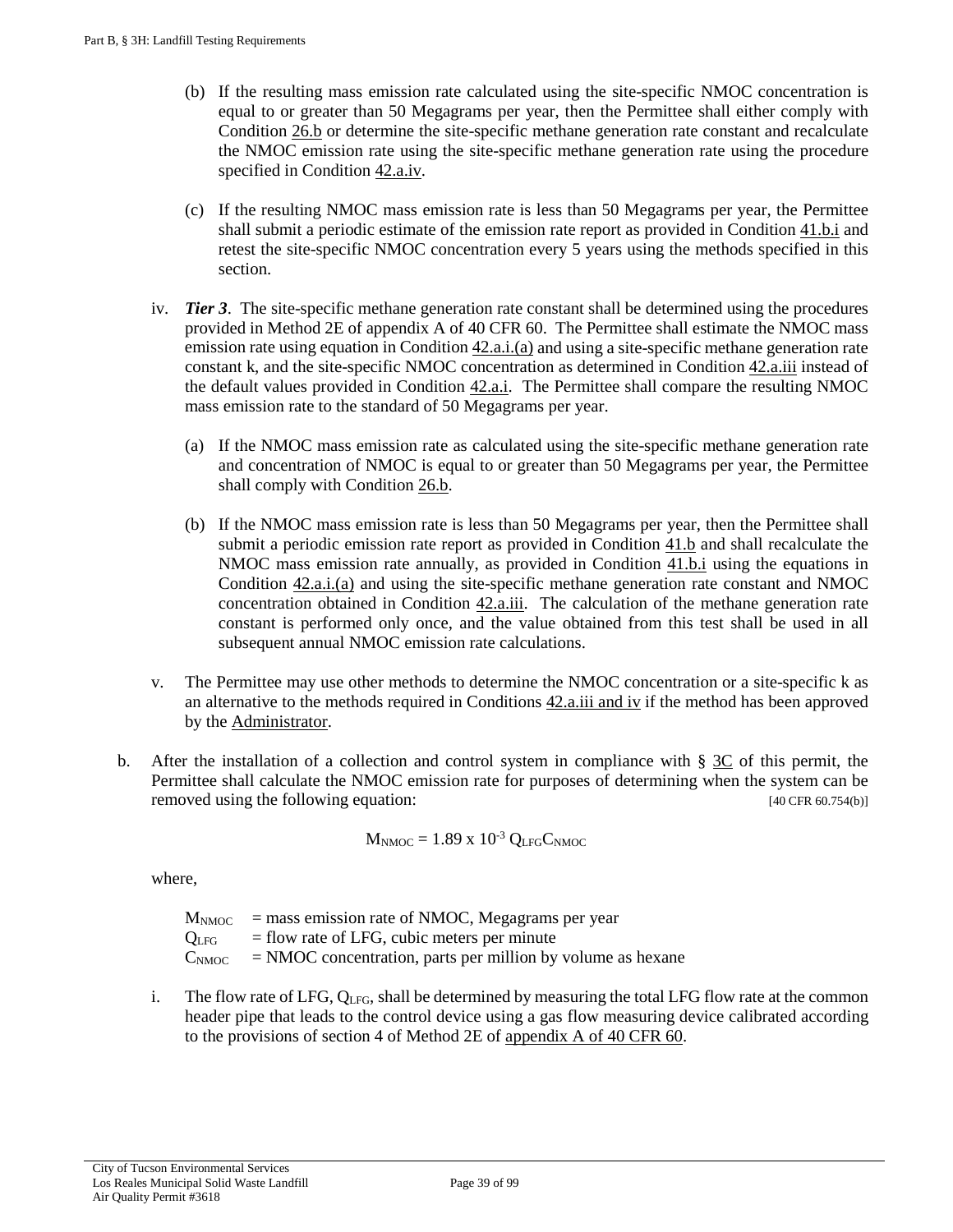(b) If the resulting mass emission rate calculated using the site-specific NMOC concentration is equal to or greater than 50 Megagrams per year, then the Permittee shall either comply with Condition 26.b or determine the site-specific methane generation rate constant and recalculate the NMOC emission rate using the site-specific methane generation rate using the procedure specified in Condition 42.a.iv.

(c) If the resulting NMOC mass emission rate is less than 50 Megagrams per year, the Permittee shall submit a periodic estimate of the emission rate report as provided in Condition 41.b.i and retest the site-specific NMOC concentration every 5 years using the methods specified in this section.

iv. ***Tier 3***. The site-specific methane generation rate constant shall be determined using the procedures provided in Method 2E of appendix A of 40 CFR 60. The Permittee shall estimate the NMOC mass emission rate using equation in Condition 42.a.i.(a) and using a site-specific methane generation rate constant k, and the site-specific NMOC concentration as determined in Condition 42.a.iii instead of the default values provided in Condition 42.a.i. The Permittee shall compare the resulting NMOC mass emission rate to the standard of 50 Megagrams per year.

(a) If the NMOC mass emission rate as calculated using the site-specific methane generation rate and concentration of NMOC is equal to or greater than 50 Megagrams per year, the Permittee shall comply with Condition 26.b.

(b) If the NMOC mass emission rate is less than 50 Megagrams per year, then the Permittee shall submit a periodic emission rate report as provided in Condition 41.b and shall recalculate the NMOC mass emission rate annually, as provided in Condition 41.b.i using the equations in Condition 42.a.i.(a) and using the site-specific methane generation rate constant and NMOC concentration obtained in Condition 42.a.iii. The calculation of the methane generation rate constant is performed only once, and the value obtained from this test shall be used in all subsequent annual NMOC emission rate calculations.

v. The Permittee may use other methods to determine the NMOC concentration or a site-specific k as an alternative to the methods required in Conditions 42.a.iii and iv if the method has been approved by the Administrator.

b. After the installation of a collection and control system in compliance with § 3C of this permit, the Permittee shall calculate the NMOC emission rate for purposes of determining when the system can be removed using the following equation: [40 CFR 60.754(b)]

$$M_{NMOC} = 1.89 \times 10^{-3} \, Q_{LFG} C_{NMOC}$$

where,

$M_{NMOC}$ = mass emission rate of NMOC, Megagrams per year
$Q_{LFG}$ = flow rate of LFG, cubic meters per minute
$C_{NMOC}$ = NMOC concentration, parts per million by volume as hexane

i. The flow rate of LFG, $Q_{LFG}$, shall be determined by measuring the total LFG flow rate at the common header pipe that leads to the control device using a gas flow measuring device calibrated according to the provisions of section 4 of Method 2E of appendix A of 40 CFR 60.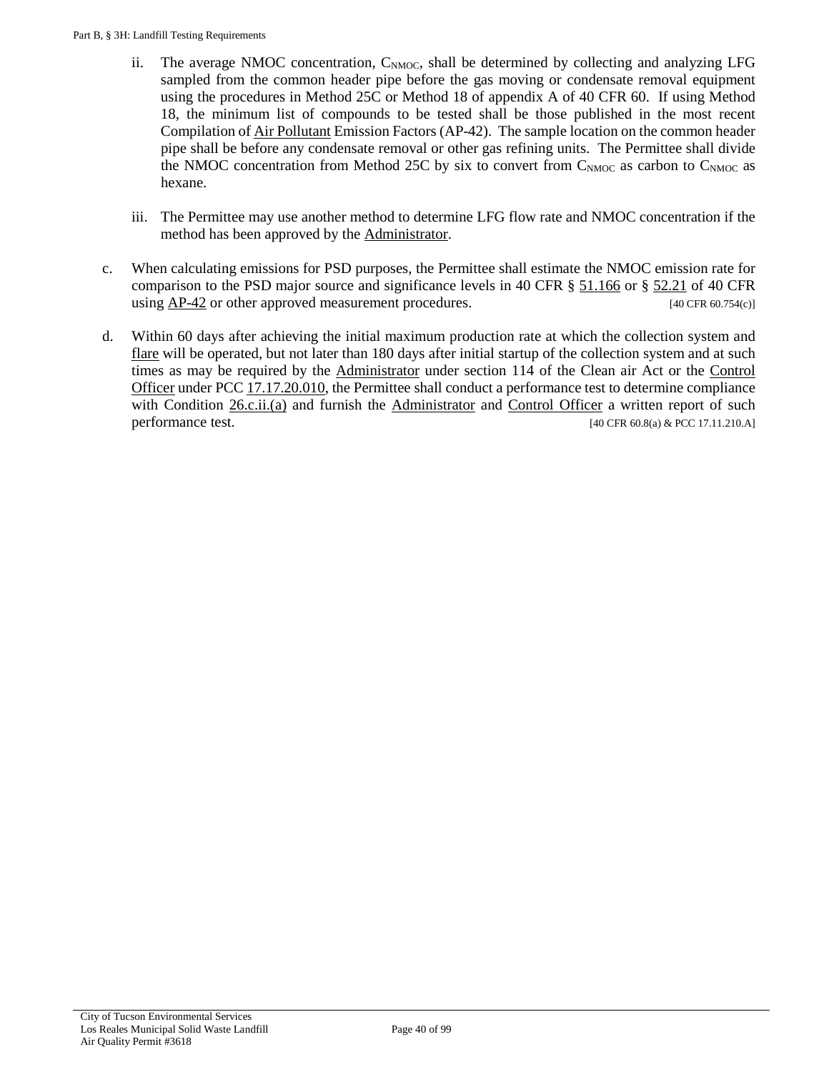ii. The average NMOC concentration, $C_{NMOC}$, shall be determined by collecting and analyzing LFG sampled from the common header pipe before the gas moving or condensate removal equipment using the procedures in Method 25C or Method 18 of appendix A of 40 CFR 60. If using Method 18, the minimum list of compounds to be tested shall be those published in the most recent Compilation of Air Pollutant Emission Factors (AP-42). The sample location on the common header pipe shall be before any condensate removal or other gas refining units. The Permittee shall divide the NMOC concentration from Method 25C by six to convert from $C_{NMOC}$ as carbon to $C_{NMOC}$ as hexane.

iii. The Permittee may use another method to determine LFG flow rate and NMOC concentration if the method has been approved by the Administrator.

c. When calculating emissions for PSD purposes, the Permittee shall estimate the NMOC emission rate for comparison to the PSD major source and significance levels in 40 CFR § 51.166 or § 52.21 of 40 CFR using AP-42 or other approved measurement procedures. [40 CFR 60.754(c)]

d. Within 60 days after achieving the initial maximum production rate at which the collection system and flare will be operated, but not later than 180 days after initial startup of the collection system and at such times as may be required by the Administrator under section 114 of the Clean air Act or the Control Officer under PCC 17.17.20.010, the Permittee shall conduct a performance test to determine compliance with Condition 26.c.ii.(a) and furnish the Administrator and Control Officer a written report of such performance test. [40 CFR 60.8(a) & PCC 17.11.210.A]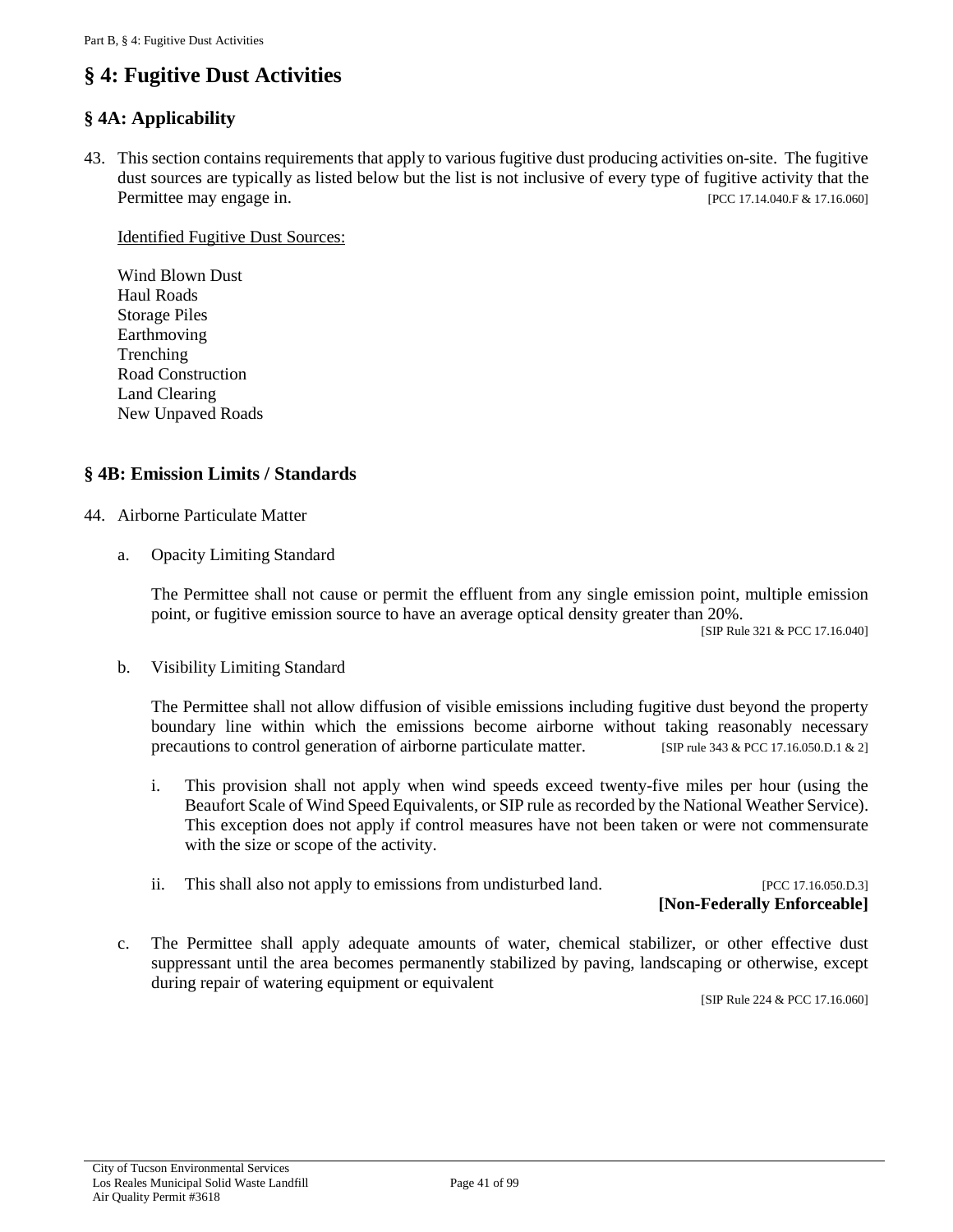# § 4: Fugitive Dust Activities

## § 4A: Applicability

43. This section contains requirements that apply to various fugitive dust producing activities on-site. The fugitive dust sources are typically as listed below but the list is not inclusive of every type of fugitive activity that the Permittee may engage in. [PCC 17.14.040.F & 17.16.060]

    Identified Fugitive Dust Sources:

    Wind Blown Dust
    Haul Roads
    Storage Piles
    Earthmoving
    Trenching
    Road Construction
    Land Clearing
    New Unpaved Roads

## § 4B: Emission Limits / Standards

44. Airborne Particulate Matter

    a. Opacity Limiting Standard

       The Permittee shall not cause or permit the effluent from any single emission point, multiple emission point, or fugitive emission source to have an average optical density greater than 20%.
       [SIP Rule 321 & PCC 17.16.040]

    b. Visibility Limiting Standard

       The Permittee shall not allow diffusion of visible emissions including fugitive dust beyond the property boundary line within which the emissions become airborne without taking reasonably necessary precautions to control generation of airborne particulate matter. [SIP rule 343 & PCC 17.16.050.D.1 & 2]

       i. This provision shall not apply when wind speeds exceed twenty-five miles per hour (using the Beaufort Scale of Wind Speed Equivalents, or SIP rule as recorded by the National Weather Service). This exception does not apply if control measures have not been taken or were not commensurate with the size or scope of the activity.

       ii. This shall also not apply to emissions from undisturbed land. [PCC 17.16.050.D.3]
       **[Non-Federally Enforceable]**

    c. The Permittee shall apply adequate amounts of water, chemical stabilizer, or other effective dust suppressant until the area becomes permanently stabilized by paving, landscaping or otherwise, except during repair of watering equipment or equivalent
       [SIP Rule 224 & PCC 17.16.060]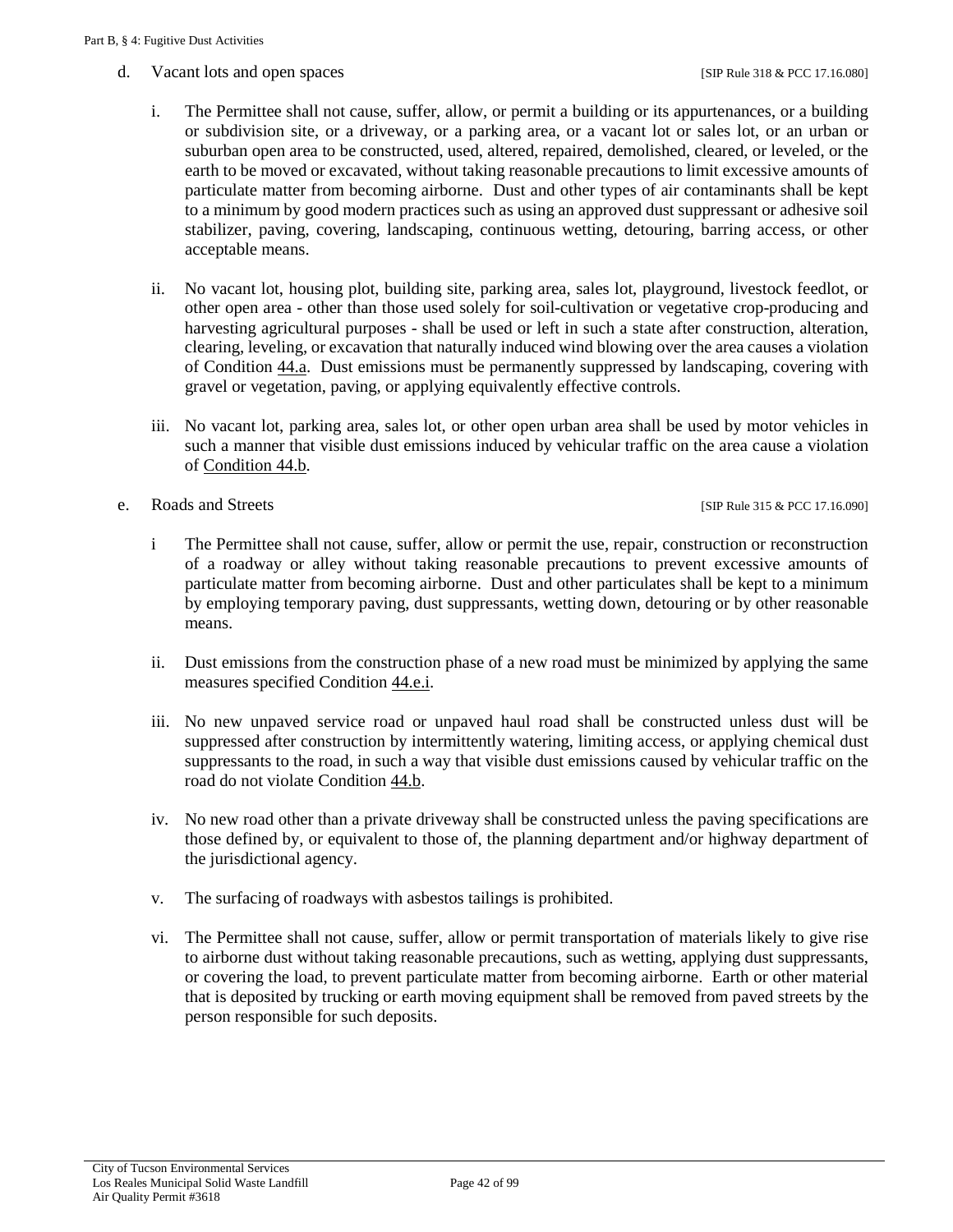d. Vacant lots and open spaces [SIP Rule 318 & PCC 17.16.080]

i. The Permittee shall not cause, suffer, allow, or permit a building or its appurtenances, or a building or subdivision site, or a driveway, or a parking area, or a vacant lot or sales lot, or an urban or suburban open area to be constructed, used, altered, repaired, demolished, cleared, or leveled, or the earth to be moved or excavated, without taking reasonable precautions to limit excessive amounts of particulate matter from becoming airborne. Dust and other types of air contaminants shall be kept to a minimum by good modern practices such as using an approved dust suppressant or adhesive soil stabilizer, paving, covering, landscaping, continuous wetting, detouring, barring access, or other acceptable means.

ii. No vacant lot, housing plot, building site, parking area, sales lot, playground, livestock feedlot, or other open area - other than those used solely for soil-cultivation or vegetative crop-producing and harvesting agricultural purposes - shall be used or left in such a state after construction, alteration, clearing, leveling, or excavation that naturally induced wind blowing over the area causes a violation of Condition 44.a. Dust emissions must be permanently suppressed by landscaping, covering with gravel or vegetation, paving, or applying equivalently effective controls.

iii. No vacant lot, parking area, sales lot, or other open urban area shall be used by motor vehicles in such a manner that visible dust emissions induced by vehicular traffic on the area cause a violation of Condition 44.b.

e. Roads and Streets [SIP Rule 315 & PCC 17.16.090]

i The Permittee shall not cause, suffer, allow or permit the use, repair, construction or reconstruction of a roadway or alley without taking reasonable precautions to prevent excessive amounts of particulate matter from becoming airborne. Dust and other particulates shall be kept to a minimum by employing temporary paving, dust suppressants, wetting down, detouring or by other reasonable means.

ii. Dust emissions from the construction phase of a new road must be minimized by applying the same measures specified Condition 44.e.i.

iii. No new unpaved service road or unpaved haul road shall be constructed unless dust will be suppressed after construction by intermittently watering, limiting access, or applying chemical dust suppressants to the road, in such a way that visible dust emissions caused by vehicular traffic on the road do not violate Condition 44.b.

iv. No new road other than a private driveway shall be constructed unless the paving specifications are those defined by, or equivalent to those of, the planning department and/or highway department of the jurisdictional agency.

v. The surfacing of roadways with asbestos tailings is prohibited.

vi. The Permittee shall not cause, suffer, allow or permit transportation of materials likely to give rise to airborne dust without taking reasonable precautions, such as wetting, applying dust suppressants, or covering the load, to prevent particulate matter from becoming airborne. Earth or other material that is deposited by trucking or earth moving equipment shall be removed from paved streets by the person responsible for such deposits.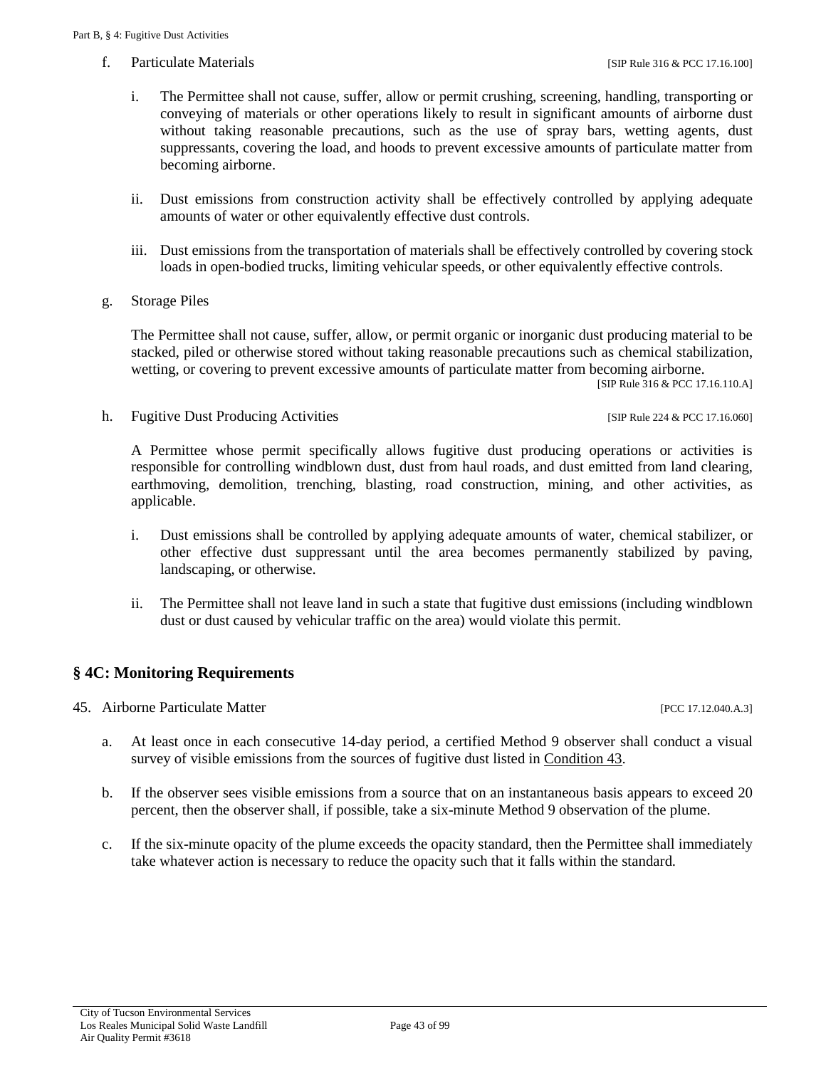f. Particulate Materials [SIP Rule 316 & PCC 17.16.100]

i. The Permittee shall not cause, suffer, allow or permit crushing, screening, handling, transporting or conveying of materials or other operations likely to result in significant amounts of airborne dust without taking reasonable precautions, such as the use of spray bars, wetting agents, dust suppressants, covering the load, and hoods to prevent excessive amounts of particulate matter from becoming airborne.

ii. Dust emissions from construction activity shall be effectively controlled by applying adequate amounts of water or other equivalently effective dust controls.

iii. Dust emissions from the transportation of materials shall be effectively controlled by covering stock loads in open-bodied trucks, limiting vehicular speeds, or other equivalently effective controls.

g. Storage Piles

The Permittee shall not cause, suffer, allow, or permit organic or inorganic dust producing material to be stacked, piled or otherwise stored without taking reasonable precautions such as chemical stabilization, wetting, or covering to prevent excessive amounts of particulate matter from becoming airborne.
[SIP Rule 316 & PCC 17.16.110.A]

h. Fugitive Dust Producing Activities [SIP Rule 224 & PCC 17.16.060]

A Permittee whose permit specifically allows fugitive dust producing operations or activities is responsible for controlling windblown dust, dust from haul roads, and dust emitted from land clearing, earthmoving, demolition, trenching, blasting, road construction, mining, and other activities, as applicable.

i. Dust emissions shall be controlled by applying adequate amounts of water, chemical stabilizer, or other effective dust suppressant until the area becomes permanently stabilized by paving, landscaping, or otherwise.

ii. The Permittee shall not leave land in such a state that fugitive dust emissions (including windblown dust or dust caused by vehicular traffic on the area) would violate this permit.

## § 4C: Monitoring Requirements

45. Airborne Particulate Matter [PCC 17.12.040.A.3]

a. At least once in each consecutive 14-day period, a certified Method 9 observer shall conduct a visual survey of visible emissions from the sources of fugitive dust listed in Condition 43.

b. If the observer sees visible emissions from a source that on an instantaneous basis appears to exceed 20 percent, then the observer shall, if possible, take a six-minute Method 9 observation of the plume.

c. If the six-minute opacity of the plume exceeds the opacity standard, then the Permittee shall immediately take whatever action is necessary to reduce the opacity such that it falls within the standard.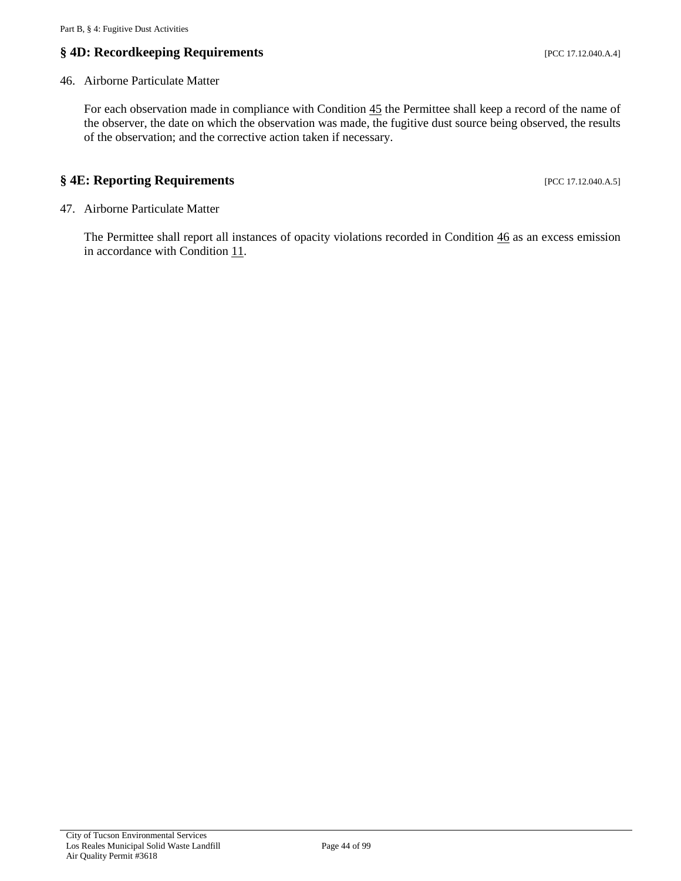## § 4D: Recordkeeping Requirements [PCC 17.12.040.A.4]

46. Airborne Particulate Matter

For each observation made in compliance with Condition 45 the Permittee shall keep a record of the name of the observer, the date on which the observation was made, the fugitive dust source being observed, the results of the observation; and the corrective action taken if necessary.

## § 4E: Reporting Requirements [PCC 17.12.040.A.5]

47. Airborne Particulate Matter

The Permittee shall report all instances of opacity violations recorded in Condition 46 as an excess emission in accordance with Condition 11.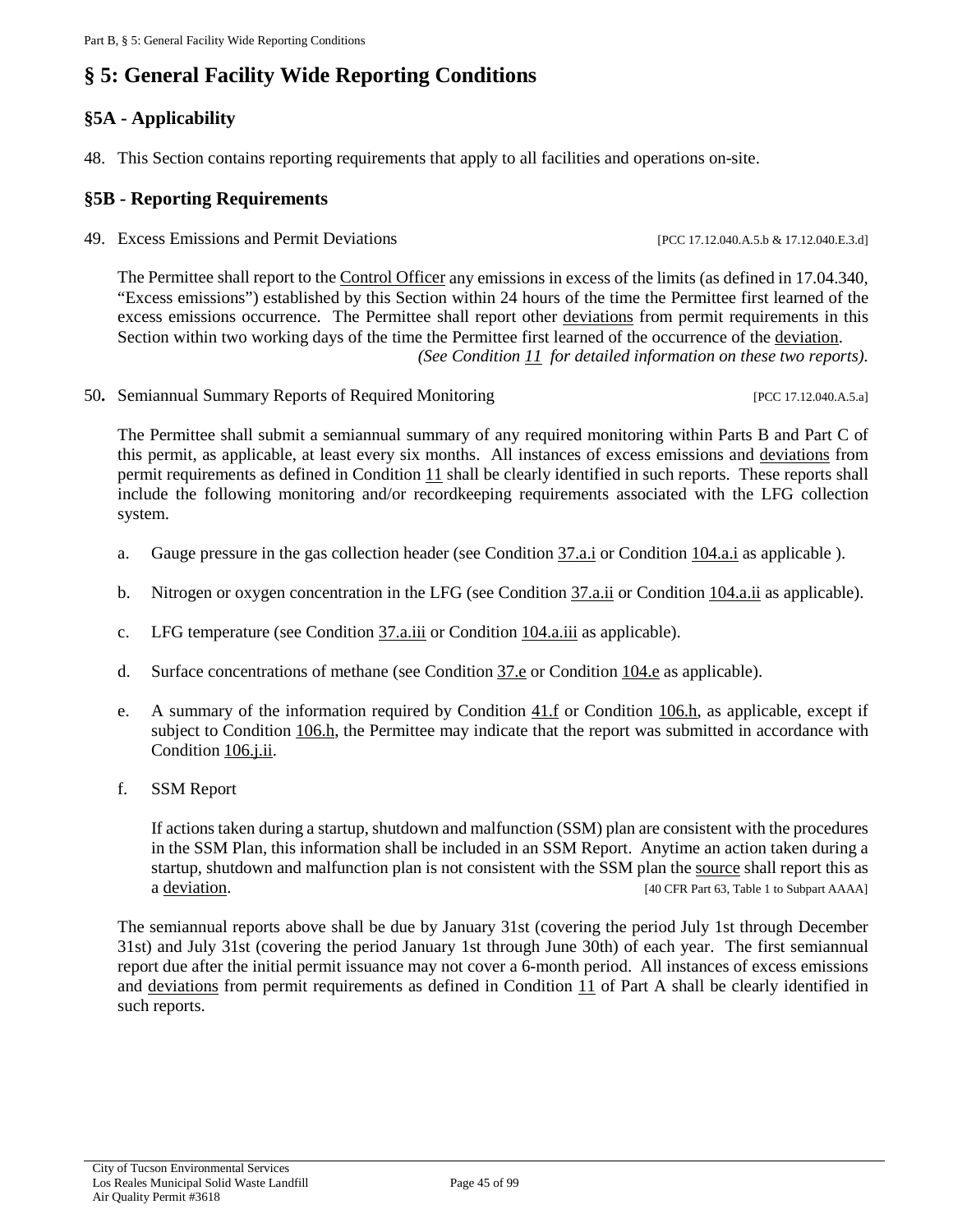# § 5: General Facility Wide Reporting Conditions

## §5A - Applicability

48. This Section contains reporting requirements that apply to all facilities and operations on-site.

## §5B - Reporting Requirements

49. Excess Emissions and Permit Deviations [PCC 17.12.040.A.5.b & 17.12.040.E.3.d]

    The Permittee shall report to the Control Officer any emissions in excess of the limits (as defined in 17.04.340, "Excess emissions") established by this Section within 24 hours of the time the Permittee first learned of the excess emissions occurrence. The Permittee shall report other deviations from permit requirements in this Section within two working days of the time the Permittee first learned of the occurrence of the deviation. *(See Condition 11 for detailed information on these two reports).*

50. Semiannual Summary Reports of Required Monitoring [PCC 17.12.040.A.5.a]

    The Permittee shall submit a semiannual summary of any required monitoring within Parts B and Part C of this permit, as applicable, at least every six months. All instances of excess emissions and deviations from permit requirements as defined in Condition 11 shall be clearly identified in such reports. These reports shall include the following monitoring and/or recordkeeping requirements associated with the LFG collection system.

    a. Gauge pressure in the gas collection header (see Condition 37.a.i or Condition 104.a.i as applicable ).

    b. Nitrogen or oxygen concentration in the LFG (see Condition 37.a.ii or Condition 104.a.ii as applicable).

    c. LFG temperature (see Condition 37.a.iii or Condition 104.a.iii as applicable).

    d. Surface concentrations of methane (see Condition 37.e or Condition 104.e as applicable).

    e. A summary of the information required by Condition 41.f or Condition 106.h, as applicable, except if subject to Condition 106.h, the Permittee may indicate that the report was submitted in accordance with Condition 106.j.ii.

    f. SSM Report

       If actions taken during a startup, shutdown and malfunction (SSM) plan are consistent with the procedures in the SSM Plan, this information shall be included in an SSM Report. Anytime an action taken during a startup, shutdown and malfunction plan is not consistent with the SSM plan the source shall report this as a deviation. [40 CFR Part 63, Table 1 to Subpart AAAA]

    The semiannual reports above shall be due by January 31st (covering the period July 1st through December 31st) and July 31st (covering the period January 1st through June 30th) of each year. The first semiannual report due after the initial permit issuance may not cover a 6-month period. All instances of excess emissions and deviations from permit requirements as defined in Condition 11 of Part A shall be clearly identified in such reports.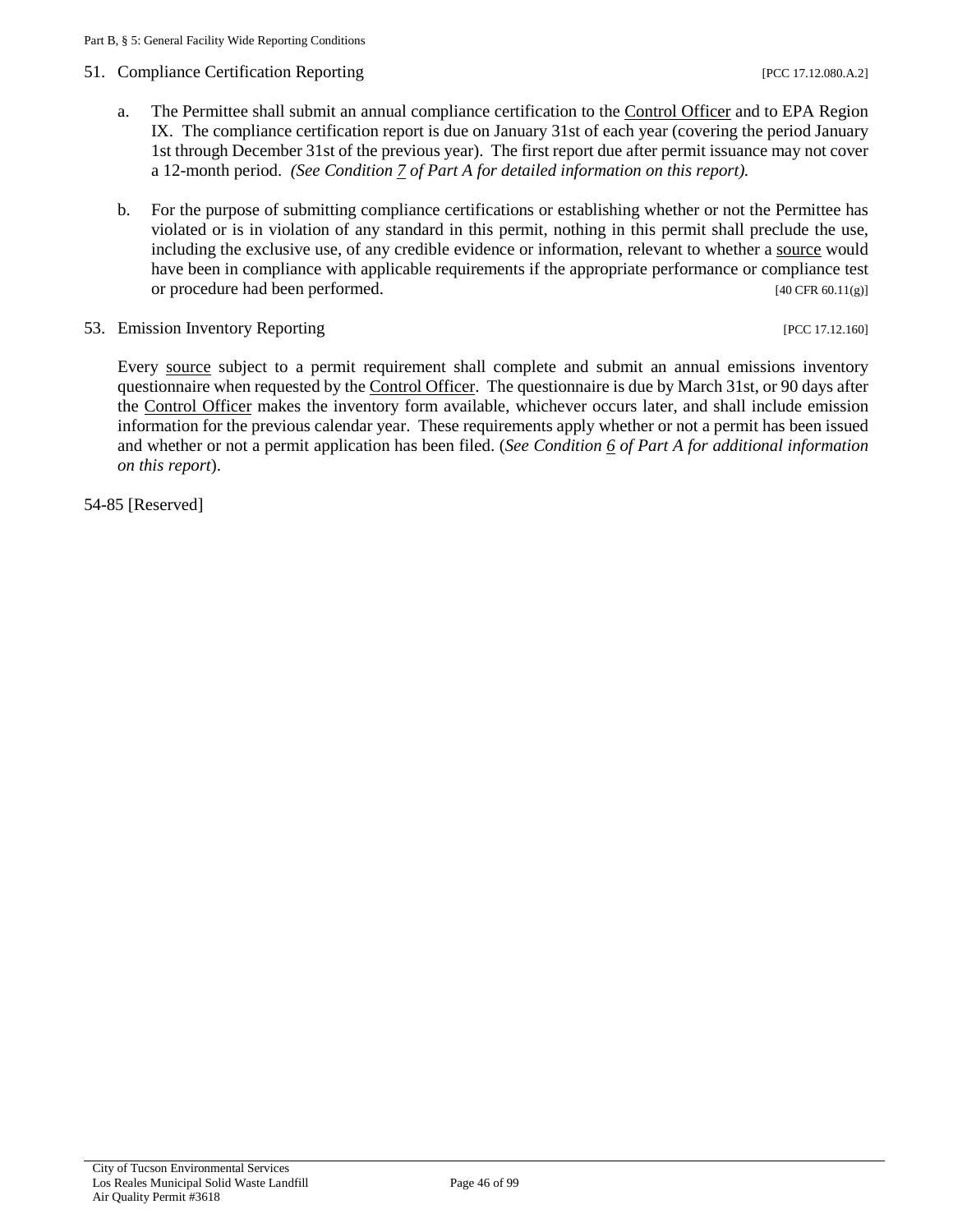51. Compliance Certification Reporting [PCC 17.12.080.A.2]

   a. The Permittee shall submit an annual compliance certification to the Control Officer and to EPA Region IX. The compliance certification report is due on January 31st of each year (covering the period January 1st through December 31st of the previous year). The first report due after permit issuance may not cover a 12-month period. *(See Condition 7 of Part A for detailed information on this report).*

   b. For the purpose of submitting compliance certifications or establishing whether or not the Permittee has violated or is in violation of any standard in this permit, nothing in this permit shall preclude the use, including the exclusive use, of any credible evidence or information, relevant to whether a source would have been in compliance with applicable requirements if the appropriate performance or compliance test or procedure had been performed. [40 CFR 60.11(g)]

53. Emission Inventory Reporting [PCC 17.12.160]

Every source subject to a permit requirement shall complete and submit an annual emissions inventory questionnaire when requested by the Control Officer. The questionnaire is due by March 31st, or 90 days after the Control Officer makes the inventory form available, whichever occurs later, and shall include emission information for the previous calendar year. These requirements apply whether or not a permit has been issued and whether or not a permit application has been filed. (*See Condition 6 of Part A for additional information on this report*).

54-85 [Reserved]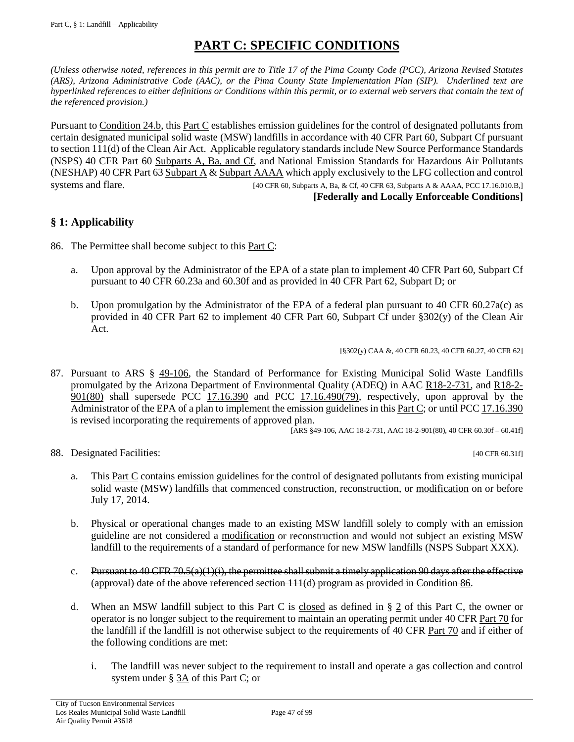# PART C: SPECIFIC CONDITIONS

*(Unless otherwise noted, references in this permit are to Title 17 of the Pima County Code (PCC), Arizona Revised Statutes (ARS), Arizona Administrative Code (AAC), or the Pima County State Implementation Plan (SIP). Underlined text are hyperlinked references to either definitions or Conditions within this permit, or to external web servers that contain the text of the referenced provision.)*

Pursuant to Condition 24.b, this Part C establishes emission guidelines for the control of designated pollutants from certain designated municipal solid waste (MSW) landfills in accordance with 40 CFR Part 60, Subpart Cf pursuant to section 111(d) of the Clean Air Act. Applicable regulatory standards include New Source Performance Standards (NSPS) 40 CFR Part 60 Subparts A, Ba, and Cf, and National Emission Standards for Hazardous Air Pollutants (NESHAP) 40 CFR Part 63 Subpart A & Subpart AAAA which apply exclusively to the LFG collection and control systems and flare. [40 CFR 60, Subparts A, Ba, & Cf, 40 CFR 63, Subparts A & AAAA, PCC 17.16.010.B,]

**[Federally and Locally Enforceable Conditions]**

## § 1: Applicability

86. The Permittee shall become subject to this Part C:

    a. Upon approval by the Administrator of the EPA of a state plan to implement 40 CFR Part 60, Subpart Cf pursuant to 40 CFR 60.23a and 60.30f and as provided in 40 CFR Part 62, Subpart D; or

    b. Upon promulgation by the Administrator of the EPA of a federal plan pursuant to 40 CFR 60.27a(c) as provided in 40 CFR Part 62 to implement 40 CFR Part 60, Subpart Cf under §302(y) of the Clean Air Act.

    [§302(y) CAA &, 40 CFR 60.23, 40 CFR 60.27, 40 CFR 62]

87. Pursuant to ARS § 49-106, the Standard of Performance for Existing Municipal Solid Waste Landfills promulgated by the Arizona Department of Environmental Quality (ADEQ) in AAC R18-2-731, and R18-2-901(80) shall supersede PCC 17.16.390 and PCC 17.16.490(79), respectively, upon approval by the Administrator of the EPA of a plan to implement the emission guidelines in this Part C; or until PCC 17.16.390 is revised incorporating the requirements of approved plan.

    [ARS §49-106, AAC 18-2-731, AAC 18-2-901(80), 40 CFR 60.30f – 60.41f]

88. Designated Facilities: [40 CFR 60.31f]

    a. This Part C contains emission guidelines for the control of designated pollutants from existing municipal solid waste (MSW) landfills that commenced construction, reconstruction, or modification on or before July 17, 2014.

    b. Physical or operational changes made to an existing MSW landfill solely to comply with an emission guideline are not considered a modification or reconstruction and would not subject an existing MSW landfill to the requirements of a standard of performance for new MSW landfills (NSPS Subpart XXX).

    c. ~~Pursuant to 40 CFR 70.5(a)(1)(i), the permittee shall submit a timely application 90 days after the effective (approval) date of the above referenced section 111(d) program as provided in Condition 86.~~

    d. When an MSW landfill subject to this Part C is closed as defined in § 2 of this Part C, the owner or operator is no longer subject to the requirement to maintain an operating permit under 40 CFR Part 70 for the landfill if the landfill is not otherwise subject to the requirements of 40 CFR Part 70 and if either of the following conditions are met:

        i. The landfill was never subject to the requirement to install and operate a gas collection and control system under § 3A of this Part C; or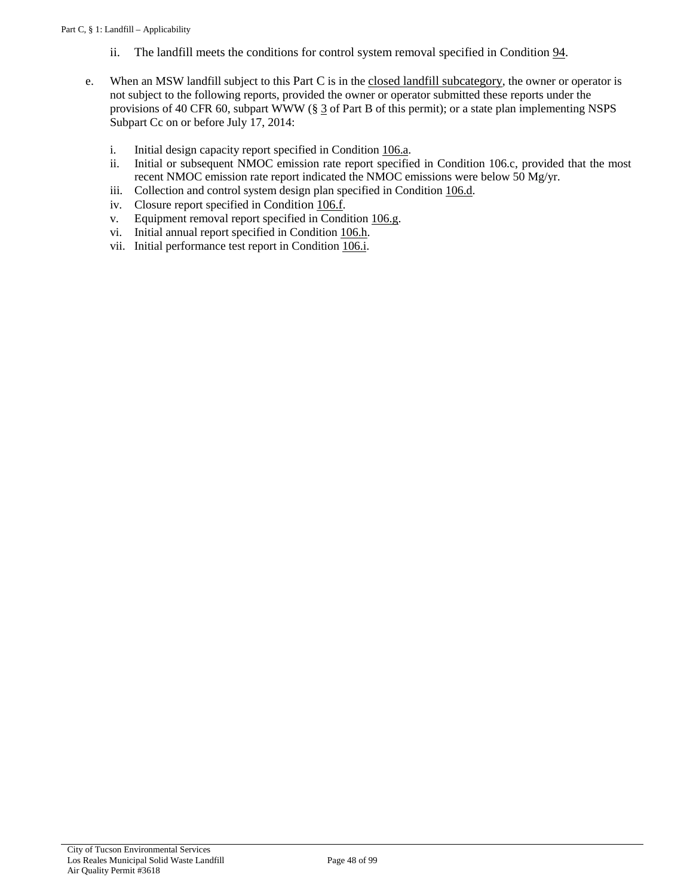ii. The landfill meets the conditions for control system removal specified in Condition 94.

e. When an MSW landfill subject to this Part C is in the closed landfill subcategory, the owner or operator is not subject to the following reports, provided the owner or operator submitted these reports under the provisions of 40 CFR 60, subpart WWW (§ 3 of Part B of this permit); or a state plan implementing NSPS Subpart Cc on or before July 17, 2014:

   i. Initial design capacity report specified in Condition 106.a.
   ii. Initial or subsequent NMOC emission rate report specified in Condition 106.c, provided that the most recent NMOC emission rate report indicated the NMOC emissions were below 50 Mg/yr.
   iii. Collection and control system design plan specified in Condition 106.d.
   iv. Closure report specified in Condition 106.f.
   v. Equipment removal report specified in Condition 106.g.
   vi. Initial annual report specified in Condition 106.h.
   vii. Initial performance test report in Condition 106.i.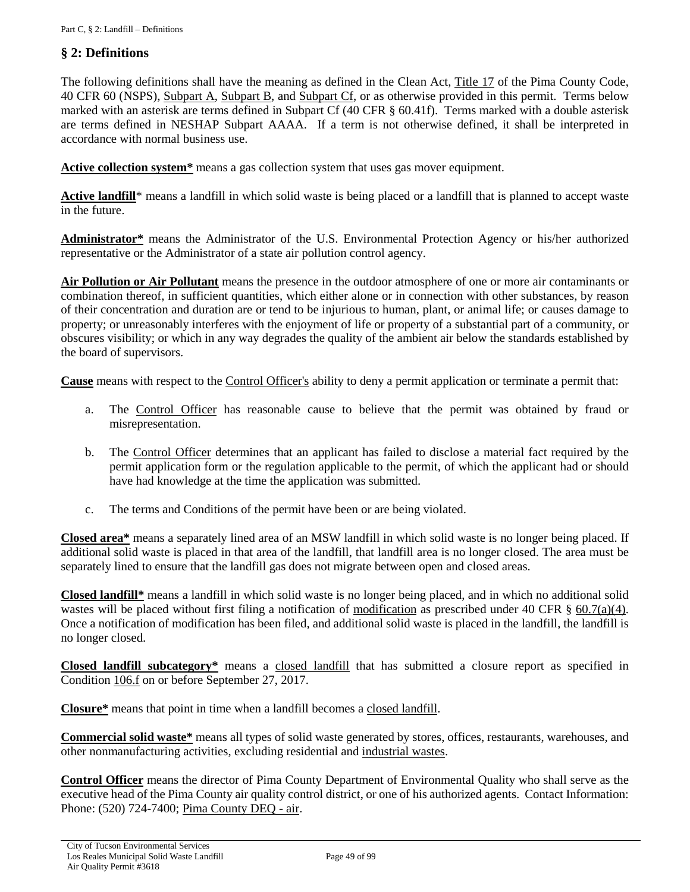## § 2: Definitions

The following definitions shall have the meaning as defined in the Clean Act, Title 17 of the Pima County Code, 40 CFR 60 (NSPS), Subpart A, Subpart B, and Subpart Cf, or as otherwise provided in this permit. Terms below marked with an asterisk are terms defined in Subpart Cf (40 CFR § 60.41f). Terms marked with a double asterisk are terms defined in NESHAP Subpart AAAA. If a term is not otherwise defined, it shall be interpreted in accordance with normal business use.

**Active collection system*** means a gas collection system that uses gas mover equipment.

**Active landfill*** means a landfill in which solid waste is being placed or a landfill that is planned to accept waste in the future.

**Administrator*** means the Administrator of the U.S. Environmental Protection Agency or his/her authorized representative or the Administrator of a state air pollution control agency.

**Air Pollution or Air Pollutant** means the presence in the outdoor atmosphere of one or more air contaminants or combination thereof, in sufficient quantities, which either alone or in connection with other substances, by reason of their concentration and duration are or tend to be injurious to human, plant, or animal life; or causes damage to property; or unreasonably interferes with the enjoyment of life or property of a substantial part of a community, or obscures visibility; or which in any way degrades the quality of the ambient air below the standards established by the board of supervisors.

**Cause** means with respect to the Control Officer's ability to deny a permit application or terminate a permit that:

a. The Control Officer has reasonable cause to believe that the permit was obtained by fraud or misrepresentation.

b. The Control Officer determines that an applicant has failed to disclose a material fact required by the permit application form or the regulation applicable to the permit, of which the applicant had or should have had knowledge at the time the application was submitted.

c. The terms and Conditions of the permit have been or are being violated.

**Closed area*** means a separately lined area of an MSW landfill in which solid waste is no longer being placed. If additional solid waste is placed in that area of the landfill, that landfill area is no longer closed. The area must be separately lined to ensure that the landfill gas does not migrate between open and closed areas.

**Closed landfill*** means a landfill in which solid waste is no longer being placed, and in which no additional solid wastes will be placed without first filing a notification of modification as prescribed under 40 CFR § 60.7(a)(4). Once a notification of modification has been filed, and additional solid waste is placed in the landfill, the landfill is no longer closed.

**Closed landfill subcategory*** means a closed landfill that has submitted a closure report as specified in Condition 106.f on or before September 27, 2017.

**Closure*** means that point in time when a landfill becomes a closed landfill.

**Commercial solid waste*** means all types of solid waste generated by stores, offices, restaurants, warehouses, and other nonmanufacturing activities, excluding residential and industrial wastes.

**Control Officer** means the director of Pima County Department of Environmental Quality who shall serve as the executive head of the Pima County air quality control district, or one of his authorized agents. Contact Information: Phone: (520) 724-7400; Pima County DEQ - air.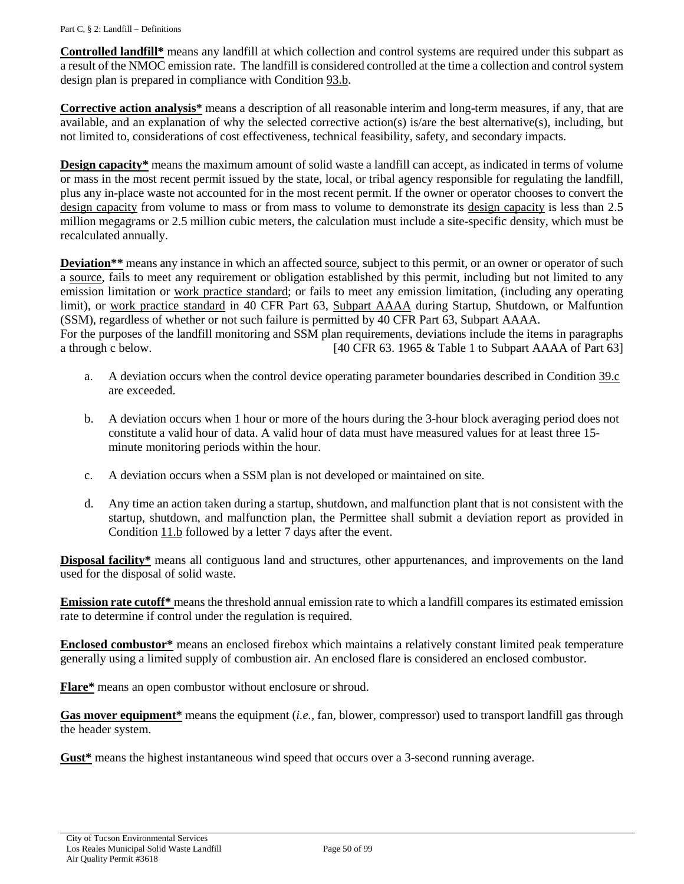**Controlled landfill*** means any landfill at which collection and control systems are required under this subpart as a result of the NMOC emission rate. The landfill is considered controlled at the time a collection and control system design plan is prepared in compliance with Condition 93.b.

**Corrective action analysis*** means a description of all reasonable interim and long-term measures, if any, that are available, and an explanation of why the selected corrective action(s) is/are the best alternative(s), including, but not limited to, considerations of cost effectiveness, technical feasibility, safety, and secondary impacts.

**Design capacity*** means the maximum amount of solid waste a landfill can accept, as indicated in terms of volume or mass in the most recent permit issued by the state, local, or tribal agency responsible for regulating the landfill, plus any in-place waste not accounted for in the most recent permit. If the owner or operator chooses to convert the design capacity from volume to mass or from mass to volume to demonstrate its design capacity is less than 2.5 million megagrams or 2.5 million cubic meters, the calculation must include a site-specific density, which must be recalculated annually.

**Deviation**** means any instance in which an affected source, subject to this permit, or an owner or operator of such a source, fails to meet any requirement or obligation established by this permit, including but not limited to any emission limitation or work practice standard; or fails to meet any emission limitation, (including any operating limit), or work practice standard in 40 CFR Part 63, Subpart AAAA during Startup, Shutdown, or Malfuntion (SSM), regardless of whether or not such failure is permitted by 40 CFR Part 63, Subpart AAAA.
For the purposes of the landfill monitoring and SSM plan requirements, deviations include the items in paragraphs a through c below. [40 CFR 63. 1965 & Table 1 to Subpart AAAA of Part 63]

a. A deviation occurs when the control device operating parameter boundaries described in Condition 39.c are exceeded.

b. A deviation occurs when 1 hour or more of the hours during the 3-hour block averaging period does not constitute a valid hour of data. A valid hour of data must have measured values for at least three 15-minute monitoring periods within the hour.

c. A deviation occurs when a SSM plan is not developed or maintained on site.

d. Any time an action taken during a startup, shutdown, and malfunction plant that is not consistent with the startup, shutdown, and malfunction plan, the Permittee shall submit a deviation report as provided in Condition 11.b followed by a letter 7 days after the event.

**Disposal facility*** means all contiguous land and structures, other appurtenances, and improvements on the land used for the disposal of solid waste.

**Emission rate cutoff*** means the threshold annual emission rate to which a landfill compares its estimated emission rate to determine if control under the regulation is required.

**Enclosed combustor*** means an enclosed firebox which maintains a relatively constant limited peak temperature generally using a limited supply of combustion air. An enclosed flare is considered an enclosed combustor.

**Flare*** means an open combustor without enclosure or shroud.

**Gas mover equipment*** means the equipment (*i.e.,* fan, blower, compressor) used to transport landfill gas through the header system.

**Gust*** means the highest instantaneous wind speed that occurs over a 3-second running average.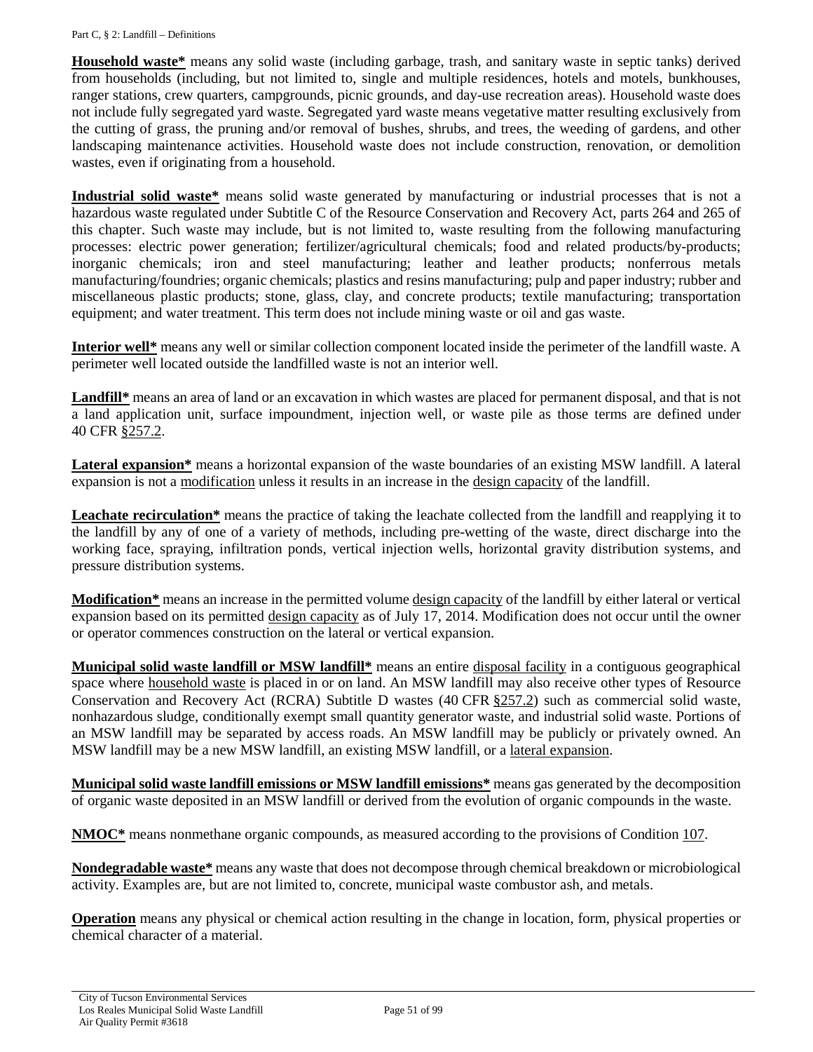**Household waste*** means any solid waste (including garbage, trash, and sanitary waste in septic tanks) derived from households (including, but not limited to, single and multiple residences, hotels and motels, bunkhouses, ranger stations, crew quarters, campgrounds, picnic grounds, and day-use recreation areas). Household waste does not include fully segregated yard waste. Segregated yard waste means vegetative matter resulting exclusively from the cutting of grass, the pruning and/or removal of bushes, shrubs, and trees, the weeding of gardens, and other landscaping maintenance activities. Household waste does not include construction, renovation, or demolition wastes, even if originating from a household.

**Industrial solid waste*** means solid waste generated by manufacturing or industrial processes that is not a hazardous waste regulated under Subtitle C of the Resource Conservation and Recovery Act, parts 264 and 265 of this chapter. Such waste may include, but is not limited to, waste resulting from the following manufacturing processes: electric power generation; fertilizer/agricultural chemicals; food and related products/by-products; inorganic chemicals; iron and steel manufacturing; leather and leather products; nonferrous metals manufacturing/foundries; organic chemicals; plastics and resins manufacturing; pulp and paper industry; rubber and miscellaneous plastic products; stone, glass, clay, and concrete products; textile manufacturing; transportation equipment; and water treatment. This term does not include mining waste or oil and gas waste.

**Interior well*** means any well or similar collection component located inside the perimeter of the landfill waste. A perimeter well located outside the landfilled waste is not an interior well.

**Landfill*** means an area of land or an excavation in which wastes are placed for permanent disposal, and that is not a land application unit, surface impoundment, injection well, or waste pile as those terms are defined under 40 CFR §257.2.

**Lateral expansion*** means a horizontal expansion of the waste boundaries of an existing MSW landfill. A lateral expansion is not a modification unless it results in an increase in the design capacity of the landfill.

**Leachate recirculation*** means the practice of taking the leachate collected from the landfill and reapplying it to the landfill by any of one of a variety of methods, including pre-wetting of the waste, direct discharge into the working face, spraying, infiltration ponds, vertical injection wells, horizontal gravity distribution systems, and pressure distribution systems.

**Modification*** means an increase in the permitted volume design capacity of the landfill by either lateral or vertical expansion based on its permitted design capacity as of July 17, 2014. Modification does not occur until the owner or operator commences construction on the lateral or vertical expansion.

**Municipal solid waste landfill or MSW landfill*** means an entire disposal facility in a contiguous geographical space where household waste is placed in or on land. An MSW landfill may also receive other types of Resource Conservation and Recovery Act (RCRA) Subtitle D wastes (40 CFR §257.2) such as commercial solid waste, nonhazardous sludge, conditionally exempt small quantity generator waste, and industrial solid waste. Portions of an MSW landfill may be separated by access roads. An MSW landfill may be publicly or privately owned. An MSW landfill may be a new MSW landfill, an existing MSW landfill, or a lateral expansion.

**Municipal solid waste landfill emissions or MSW landfill emissions*** means gas generated by the decomposition of organic waste deposited in an MSW landfill or derived from the evolution of organic compounds in the waste.

**NMOC*** means nonmethane organic compounds, as measured according to the provisions of Condition 107.

**Nondegradable waste*** means any waste that does not decompose through chemical breakdown or microbiological activity. Examples are, but are not limited to, concrete, municipal waste combustor ash, and metals.

**Operation** means any physical or chemical action resulting in the change in location, form, physical properties or chemical character of a material.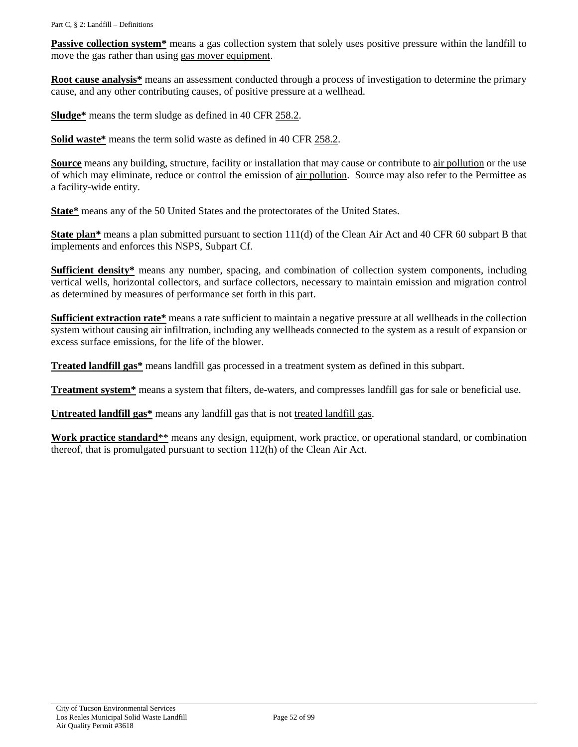**Passive collection system*** means a gas collection system that solely uses positive pressure within the landfill to move the gas rather than using gas mover equipment.

**Root cause analysis*** means an assessment conducted through a process of investigation to determine the primary cause, and any other contributing causes, of positive pressure at a wellhead.

**Sludge*** means the term sludge as defined in 40 CFR 258.2.

**Solid waste*** means the term solid waste as defined in 40 CFR 258.2.

**Source** means any building, structure, facility or installation that may cause or contribute to air pollution or the use of which may eliminate, reduce or control the emission of air pollution. Source may also refer to the Permittee as a facility-wide entity.

**State*** means any of the 50 United States and the protectorates of the United States.

**State plan*** means a plan submitted pursuant to section 111(d) of the Clean Air Act and 40 CFR 60 subpart B that implements and enforces this NSPS, Subpart Cf.

**Sufficient density*** means any number, spacing, and combination of collection system components, including vertical wells, horizontal collectors, and surface collectors, necessary to maintain emission and migration control as determined by measures of performance set forth in this part.

**Sufficient extraction rate*** means a rate sufficient to maintain a negative pressure at all wellheads in the collection system without causing air infiltration, including any wellheads connected to the system as a result of expansion or excess surface emissions, for the life of the blower.

**Treated landfill gas*** means landfill gas processed in a treatment system as defined in this subpart.

**Treatment system*** means a system that filters, de-waters, and compresses landfill gas for sale or beneficial use.

**Untreated landfill gas*** means any landfill gas that is not treated landfill gas.

**Work practice standard**** means any design, equipment, work practice, or operational standard, or combination thereof, that is promulgated pursuant to section 112(h) of the Clean Air Act.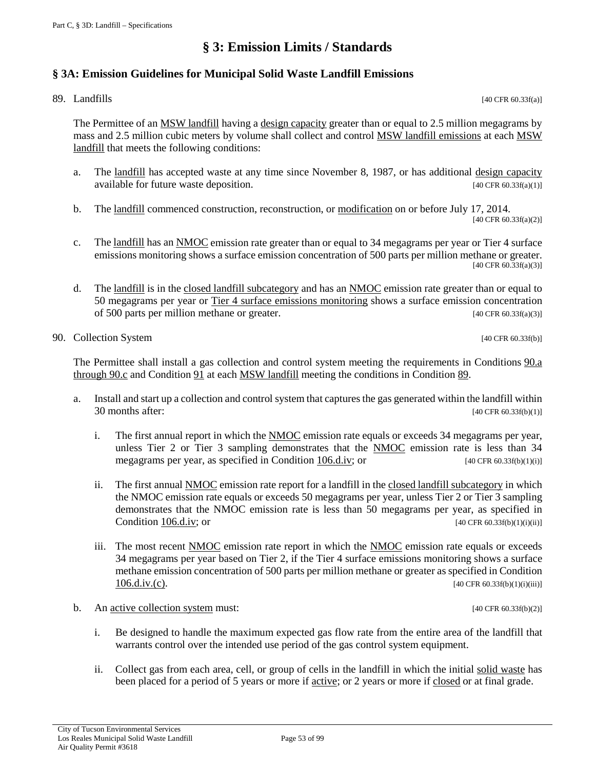# § 3: Emission Limits / Standards

## § 3A: Emission Guidelines for Municipal Solid Waste Landfill Emissions

89. Landfills [40 CFR 60.33f(a)]

    The Permittee of an MSW landfill having a design capacity greater than or equal to 2.5 million megagrams by mass and 2.5 million cubic meters by volume shall collect and control MSW landfill emissions at each MSW landfill that meets the following conditions:

    a. The landfill has accepted waste at any time since November 8, 1987, or has additional design capacity available for future waste deposition. [40 CFR 60.33f(a)(1)]

    b. The landfill commenced construction, reconstruction, or modification on or before July 17, 2014. [40 CFR 60.33f(a)(2)]

    c. The landfill has an NMOC emission rate greater than or equal to 34 megagrams per year or Tier 4 surface emissions monitoring shows a surface emission concentration of 500 parts per million methane or greater. [40 CFR 60.33f(a)(3)]

    d. The landfill is in the closed landfill subcategory and has an NMOC emission rate greater than or equal to 50 megagrams per year or Tier 4 surface emissions monitoring shows a surface emission concentration of 500 parts per million methane or greater. [40 CFR 60.33f(a)(3)]

90. Collection System [40 CFR 60.33f(b)]

    The Permittee shall install a gas collection and control system meeting the requirements in Conditions 90.a through 90.c and Condition 91 at each MSW landfill meeting the conditions in Condition 89.

    a. Install and start up a collection and control system that captures the gas generated within the landfill within 30 months after: [40 CFR 60.33f(b)(1)]

        i. The first annual report in which the NMOC emission rate equals or exceeds 34 megagrams per year, unless Tier 2 or Tier 3 sampling demonstrates that the NMOC emission rate is less than 34 megagrams per year, as specified in Condition 106.d.iv; or [40 CFR 60.33f(b)(1)(i)]

        ii. The first annual NMOC emission rate report for a landfill in the closed landfill subcategory in which the NMOC emission rate equals or exceeds 50 megagrams per year, unless Tier 2 or Tier 3 sampling demonstrates that the NMOC emission rate is less than 50 megagrams per year, as specified in Condition 106.d.iv; or [40 CFR 60.33f(b)(1)(i)(ii)]

        iii. The most recent NMOC emission rate report in which the NMOC emission rate equals or exceeds 34 megagrams per year based on Tier 2, if the Tier 4 surface emissions monitoring shows a surface methane emission concentration of 500 parts per million methane or greater as specified in Condition 106.d.iv.(c). [40 CFR 60.33f(b)(1)(i)(iii)]

    b. An active collection system must: [40 CFR 60.33f(b)(2)]

        i. Be designed to handle the maximum expected gas flow rate from the entire area of the landfill that warrants control over the intended use period of the gas control system equipment.

        ii. Collect gas from each area, cell, or group of cells in the landfill in which the initial solid waste has been placed for a period of 5 years or more if active; or 2 years or more if closed or at final grade.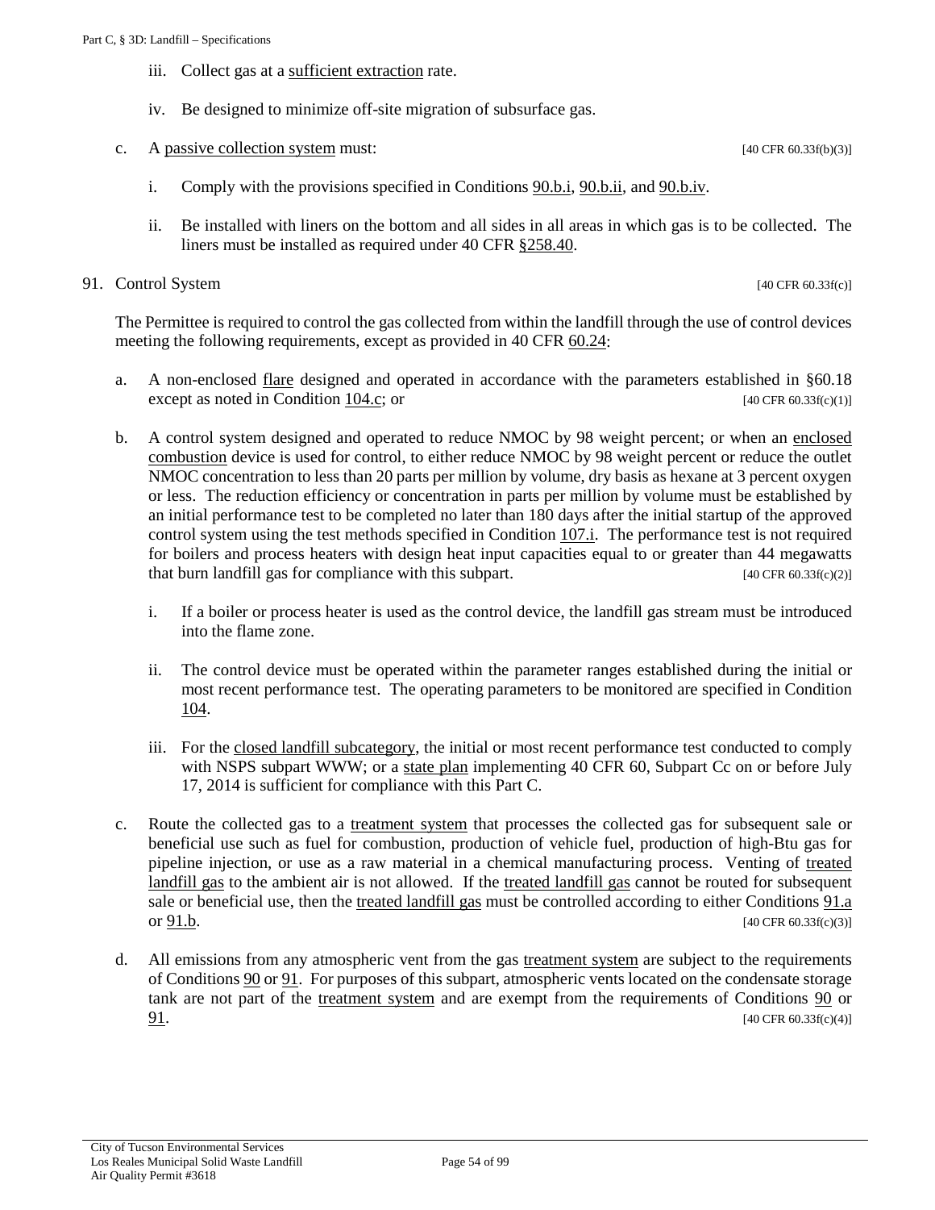iii. Collect gas at a sufficient extraction rate.

iv. Be designed to minimize off-site migration of subsurface gas.

c. A passive collection system must: [40 CFR 60.33f(b)(3)]

i. Comply with the provisions specified in Conditions 90.b.i, 90.b.ii, and 90.b.iv.

ii. Be installed with liners on the bottom and all sides in all areas in which gas is to be collected. The liners must be installed as required under 40 CFR §258.40.

91. Control System [40 CFR 60.33f(c)]

The Permittee is required to control the gas collected from within the landfill through the use of control devices meeting the following requirements, except as provided in 40 CFR 60.24:

a. A non-enclosed flare designed and operated in accordance with the parameters established in §60.18 except as noted in Condition 104.c; or [40 CFR 60.33f(c)(1)]

b. A control system designed and operated to reduce NMOC by 98 weight percent; or when an enclosed combustion device is used for control, to either reduce NMOC by 98 weight percent or reduce the outlet NMOC concentration to less than 20 parts per million by volume, dry basis as hexane at 3 percent oxygen or less. The reduction efficiency or concentration in parts per million by volume must be established by an initial performance test to be completed no later than 180 days after the initial startup of the approved control system using the test methods specified in Condition 107.i. The performance test is not required for boilers and process heaters with design heat input capacities equal to or greater than 44 megawatts that burn landfill gas for compliance with this subpart. [40 CFR 60.33f(c)(2)]

i. If a boiler or process heater is used as the control device, the landfill gas stream must be introduced into the flame zone.

ii. The control device must be operated within the parameter ranges established during the initial or most recent performance test. The operating parameters to be monitored are specified in Condition 104.

iii. For the closed landfill subcategory, the initial or most recent performance test conducted to comply with NSPS subpart WWW; or a state plan implementing 40 CFR 60, Subpart Cc on or before July 17, 2014 is sufficient for compliance with this Part C.

c. Route the collected gas to a treatment system that processes the collected gas for subsequent sale or beneficial use such as fuel for combustion, production of vehicle fuel, production of high-Btu gas for pipeline injection, or use as a raw material in a chemical manufacturing process. Venting of treated landfill gas to the ambient air is not allowed. If the treated landfill gas cannot be routed for subsequent sale or beneficial use, then the treated landfill gas must be controlled according to either Conditions 91.a or 91.b. [40 CFR 60.33f(c)(3)]

d. All emissions from any atmospheric vent from the gas treatment system are subject to the requirements of Conditions 90 or 91. For purposes of this subpart, atmospheric vents located on the condensate storage tank are not part of the treatment system and are exempt from the requirements of Conditions 90 or 91. [40 CFR 60.33f(c)(4)]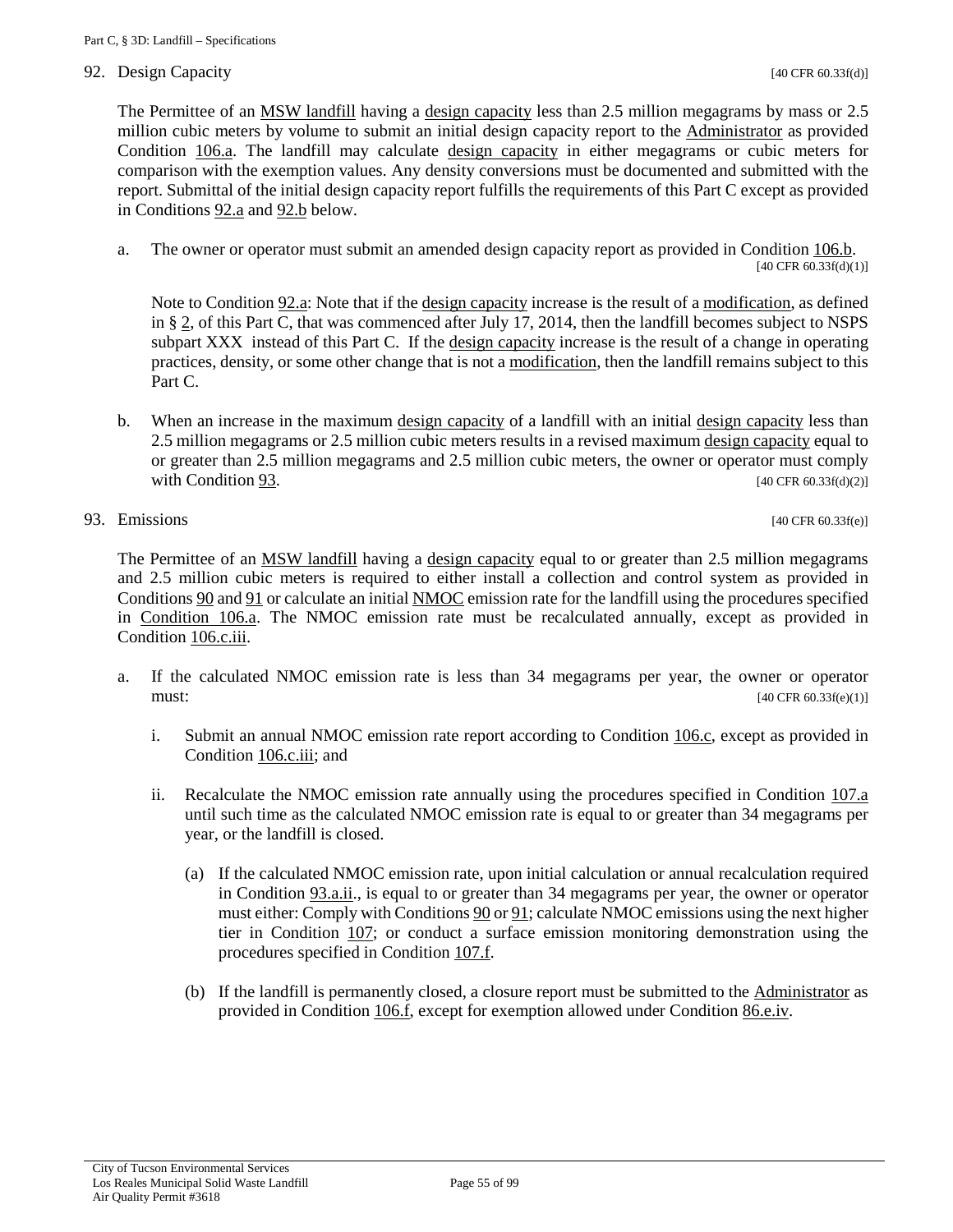92. Design Capacity [40 CFR 60.33f(d)]

The Permittee of an MSW landfill having a design capacity less than 2.5 million megagrams by mass or 2.5 million cubic meters by volume to submit an initial design capacity report to the Administrator as provided Condition 106.a. The landfill may calculate design capacity in either megagrams or cubic meters for comparison with the exemption values. Any density conversions must be documented and submitted with the report. Submittal of the initial design capacity report fulfills the requirements of this Part C except as provided in Conditions 92.a and 92.b below.

a. The owner or operator must submit an amended design capacity report as provided in Condition 106.b. [40 CFR 60.33f(d)(1)]

   Note to Condition 92.a: Note that if the design capacity increase is the result of a modification, as defined in § 2, of this Part C, that was commenced after July 17, 2014, then the landfill becomes subject to NSPS subpart XXX instead of this Part C. If the design capacity increase is the result of a change in operating practices, density, or some other change that is not a modification, then the landfill remains subject to this Part C.

b. When an increase in the maximum design capacity of a landfill with an initial design capacity less than 2.5 million megagrams or 2.5 million cubic meters results in a revised maximum design capacity equal to or greater than 2.5 million megagrams and 2.5 million cubic meters, the owner or operator must comply with Condition 93. [40 CFR 60.33f(d)(2)]

93. Emissions [40 CFR 60.33f(e)]

The Permittee of an MSW landfill having a design capacity equal to or greater than 2.5 million megagrams and 2.5 million cubic meters is required to either install a collection and control system as provided in Conditions 90 and 91 or calculate an initial NMOC emission rate for the landfill using the procedures specified in Condition 106.a. The NMOC emission rate must be recalculated annually, except as provided in Condition 106.c.iii.

a. If the calculated NMOC emission rate is less than 34 megagrams per year, the owner or operator must: [40 CFR 60.33f(e)(1)]

   i. Submit an annual NMOC emission rate report according to Condition 106.c, except as provided in Condition 106.c.iii; and

   ii. Recalculate the NMOC emission rate annually using the procedures specified in Condition 107.a until such time as the calculated NMOC emission rate is equal to or greater than 34 megagrams per year, or the landfill is closed.

      (a) If the calculated NMOC emission rate, upon initial calculation or annual recalculation required in Condition 93.a.ii., is equal to or greater than 34 megagrams per year, the owner or operator must either: Comply with Conditions 90 or 91; calculate NMOC emissions using the next higher tier in Condition 107; or conduct a surface emission monitoring demonstration using the procedures specified in Condition 107.f.

      (b) If the landfill is permanently closed, a closure report must be submitted to the Administrator as provided in Condition 106.f, except for exemption allowed under Condition 86.e.iv.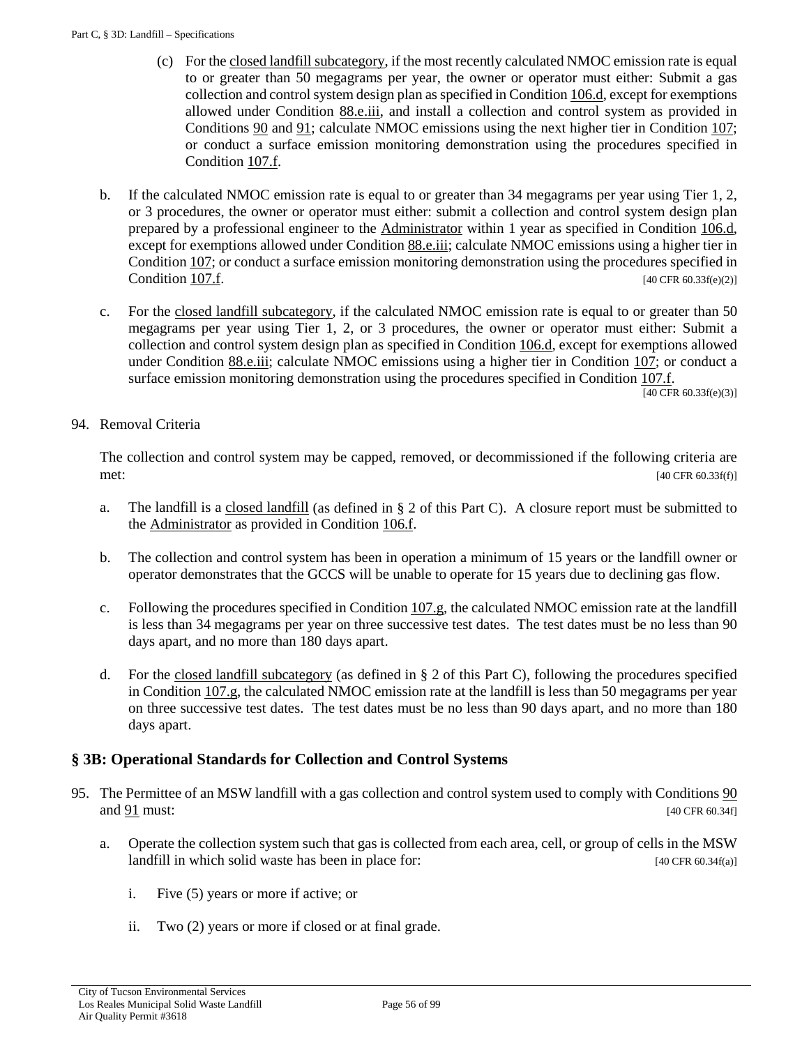(c) For the closed landfill subcategory, if the most recently calculated NMOC emission rate is equal to or greater than 50 megagrams per year, the owner or operator must either: Submit a gas collection and control system design plan as specified in Condition 106.d, except for exemptions allowed under Condition 88.e.iii, and install a collection and control system as provided in Conditions 90 and 91; calculate NMOC emissions using the next higher tier in Condition 107; or conduct a surface emission monitoring demonstration using the procedures specified in Condition 107.f.

b. If the calculated NMOC emission rate is equal to or greater than 34 megagrams per year using Tier 1, 2, or 3 procedures, the owner or operator must either: submit a collection and control system design plan prepared by a professional engineer to the Administrator within 1 year as specified in Condition 106.d, except for exemptions allowed under Condition 88.e.iii; calculate NMOC emissions using a higher tier in Condition 107; or conduct a surface emission monitoring demonstration using the procedures specified in Condition 107.f. [40 CFR 60.33f(e)(2)]

c. For the closed landfill subcategory, if the calculated NMOC emission rate is equal to or greater than 50 megagrams per year using Tier 1, 2, or 3 procedures, the owner or operator must either: Submit a collection and control system design plan as specified in Condition 106.d, except for exemptions allowed under Condition 88.e.iii; calculate NMOC emissions using a higher tier in Condition 107; or conduct a surface emission monitoring demonstration using the procedures specified in Condition 107.f. [40 CFR 60.33f(e)(3)]

94. Removal Criteria

The collection and control system may be capped, removed, or decommissioned if the following criteria are met: [40 CFR 60.33f(f)]

a. The landfill is a closed landfill (as defined in § 2 of this Part C). A closure report must be submitted to the Administrator as provided in Condition 106.f.

b. The collection and control system has been in operation a minimum of 15 years or the landfill owner or operator demonstrates that the GCCS will be unable to operate for 15 years due to declining gas flow.

c. Following the procedures specified in Condition 107.g, the calculated NMOC emission rate at the landfill is less than 34 megagrams per year on three successive test dates. The test dates must be no less than 90 days apart, and no more than 180 days apart.

d. For the closed landfill subcategory (as defined in § 2 of this Part C), following the procedures specified in Condition 107.g, the calculated NMOC emission rate at the landfill is less than 50 megagrams per year on three successive test dates. The test dates must be no less than 90 days apart, and no more than 180 days apart.

## § 3B: Operational Standards for Collection and Control Systems

95. The Permittee of an MSW landfill with a gas collection and control system used to comply with Conditions 90 and 91 must: [40 CFR 60.34f]

a. Operate the collection system such that gas is collected from each area, cell, or group of cells in the MSW landfill in which solid waste has been in place for: [40 CFR 60.34f(a)]

i. Five (5) years or more if active; or

ii. Two (2) years or more if closed or at final grade.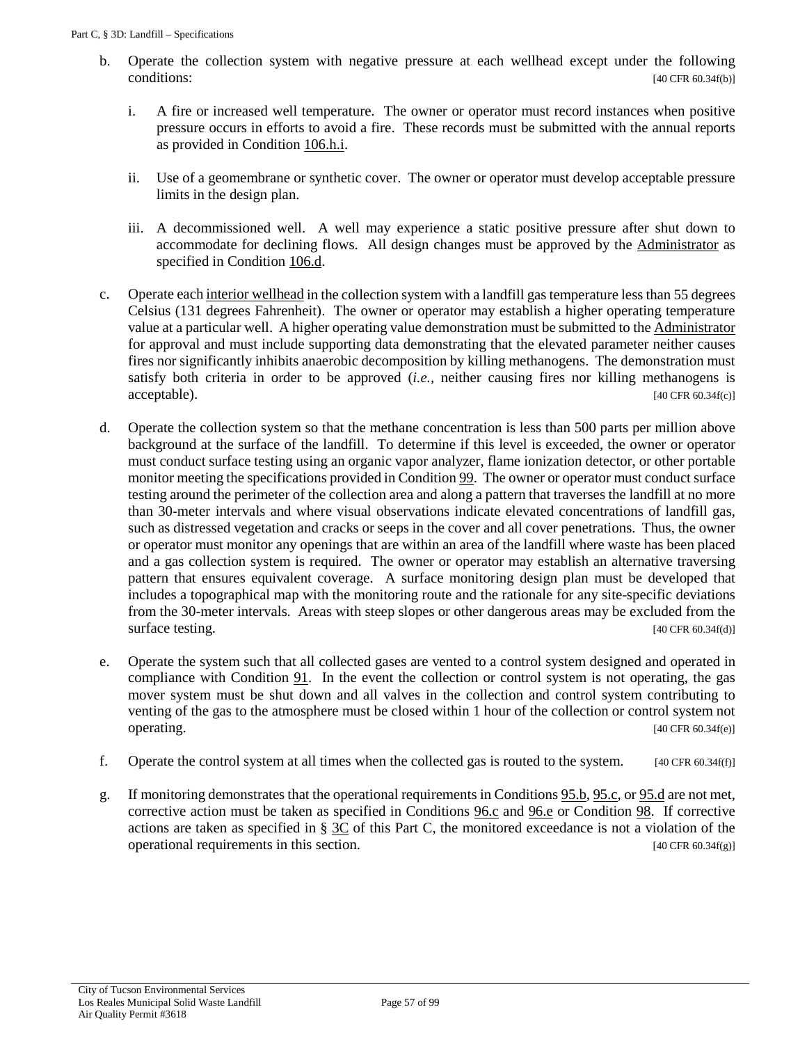b. Operate the collection system with negative pressure at each wellhead except under the following conditions: [40 CFR 60.34f(b)]

   i. A fire or increased well temperature. The owner or operator must record instances when positive pressure occurs in efforts to avoid a fire. These records must be submitted with the annual reports as provided in Condition 106.h.i.

   ii. Use of a geomembrane or synthetic cover. The owner or operator must develop acceptable pressure limits in the design plan.

   iii. A decommissioned well. A well may experience a static positive pressure after shut down to accommodate for declining flows. All design changes must be approved by the Administrator as specified in Condition 106.d.

c. Operate each interior wellhead in the collection system with a landfill gas temperature less than 55 degrees Celsius (131 degrees Fahrenheit). The owner or operator may establish a higher operating temperature value at a particular well. A higher operating value demonstration must be submitted to the Administrator for approval and must include supporting data demonstrating that the elevated parameter neither causes fires nor significantly inhibits anaerobic decomposition by killing methanogens. The demonstration must satisfy both criteria in order to be approved (*i.e.*, neither causing fires nor killing methanogens is acceptable). [40 CFR 60.34f(c)]

d. Operate the collection system so that the methane concentration is less than 500 parts per million above background at the surface of the landfill. To determine if this level is exceeded, the owner or operator must conduct surface testing using an organic vapor analyzer, flame ionization detector, or other portable monitor meeting the specifications provided in Condition 99. The owner or operator must conduct surface testing around the perimeter of the collection area and along a pattern that traverses the landfill at no more than 30-meter intervals and where visual observations indicate elevated concentrations of landfill gas, such as distressed vegetation and cracks or seeps in the cover and all cover penetrations. Thus, the owner or operator must monitor any openings that are within an area of the landfill where waste has been placed and a gas collection system is required. The owner or operator may establish an alternative traversing pattern that ensures equivalent coverage. A surface monitoring design plan must be developed that includes a topographical map with the monitoring route and the rationale for any site-specific deviations from the 30-meter intervals. Areas with steep slopes or other dangerous areas may be excluded from the surface testing. [40 CFR 60.34f(d)]

e. Operate the system such that all collected gases are vented to a control system designed and operated in compliance with Condition 91. In the event the collection or control system is not operating, the gas mover system must be shut down and all valves in the collection and control system contributing to venting of the gas to the atmosphere must be closed within 1 hour of the collection or control system not operating. [40 CFR 60.34f(e)]

f. Operate the control system at all times when the collected gas is routed to the system. [40 CFR 60.34f(f)]

g. If monitoring demonstrates that the operational requirements in Conditions 95.b, 95.c, or 95.d are not met, corrective action must be taken as specified in Conditions 96.c and 96.e or Condition 98. If corrective actions are taken as specified in § 3C of this Part C, the monitored exceedance is not a violation of the operational requirements in this section. [40 CFR 60.34f(g)]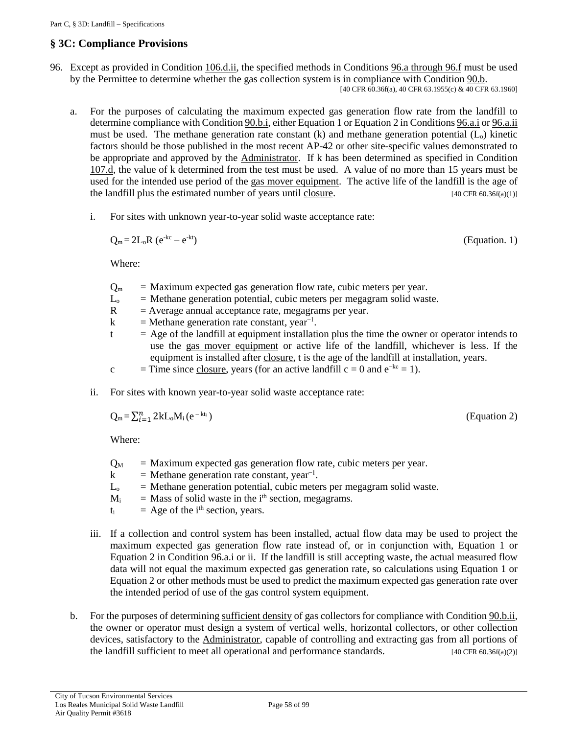## § 3C: Compliance Provisions

96. Except as provided in Condition 106.d.ii, the specified methods in Conditions 96.a through 96.f must be used by the Permittee to determine whether the gas collection system is in compliance with Condition 90.b.
[40 CFR 60.36f(a), 40 CFR 63.1955(c) & 40 CFR 63.1960]

    a. For the purposes of calculating the maximum expected gas generation flow rate from the landfill to determine compliance with Condition 90.b.i, either Equation 1 or Equation 2 in Conditions 96.a.i or 96.a.ii must be used. The methane generation rate constant (k) and methane generation potential ($L_o$) kinetic factors should be those published in the most recent AP-42 or other site-specific values demonstrated to be appropriate and approved by the Administrator. If k has been determined as specified in Condition 107.d, the value of k determined from the test must be used. A value of no more than 15 years must be used for the intended use period of the gas mover equipment. The active life of the landfill is the age of the landfill plus the estimated number of years until closure. [40 CFR 60.36f(a)(1)]

        i. For sites with unknown year-to-year solid waste acceptance rate:

        $$Q_m = 2L_oR\,(e^{-kc} - e^{-kt}) \qquad \text{(Equation. 1)}$$

        Where:

        - $Q_m$ = Maximum expected gas generation flow rate, cubic meters per year.
        - $L_o$ = Methane generation potential, cubic meters per megagram solid waste.
        - R = Average annual acceptance rate, megagrams per year.
        - k = Methane generation rate constant, $\text{year}^{-1}$.
        - t = Age of the landfill at equipment installation plus the time the owner or operator intends to use the gas mover equipment or active life of the landfill, whichever is less. If the equipment is installed after closure, t is the age of the landfill at installation, years.
        - c = Time since closure, years (for an active landfill c = 0 and $e^{-kc} = 1$).

        ii. For sites with known year-to-year solid waste acceptance rate:

        $$Q_m = \sum_{i=1}^{n} 2kL_oM_i\,(e^{-kt_i}) \qquad \text{(Equation 2)}$$

        Where:

        - $Q_M$ = Maximum expected gas generation flow rate, cubic meters per year.
        - k = Methane generation rate constant, $\text{year}^{-1}$.
        - $L_o$ = Methane generation potential, cubic meters per megagram solid waste.
        - $M_i$ = Mass of solid waste in the $i^{th}$ section, megagrams.
        - $t_i$ = Age of the $i^{th}$ section, years.

        iii. If a collection and control system has been installed, actual flow data may be used to project the maximum expected gas generation flow rate instead of, or in conjunction with, Equation 1 or Equation 2 in Condition 96.a.i or ii. If the landfill is still accepting waste, the actual measured flow data will not equal the maximum expected gas generation rate, so calculations using Equation 1 or Equation 2 or other methods must be used to predict the maximum expected gas generation rate over the intended period of use of the gas control system equipment.

    b. For the purposes of determining sufficient density of gas collectors for compliance with Condition 90.b.ii, the owner or operator must design a system of vertical wells, horizontal collectors, or other collection devices, satisfactory to the Administrator, capable of controlling and extracting gas from all portions of the landfill sufficient to meet all operational and performance standards. [40 CFR 60.36f(a)(2)]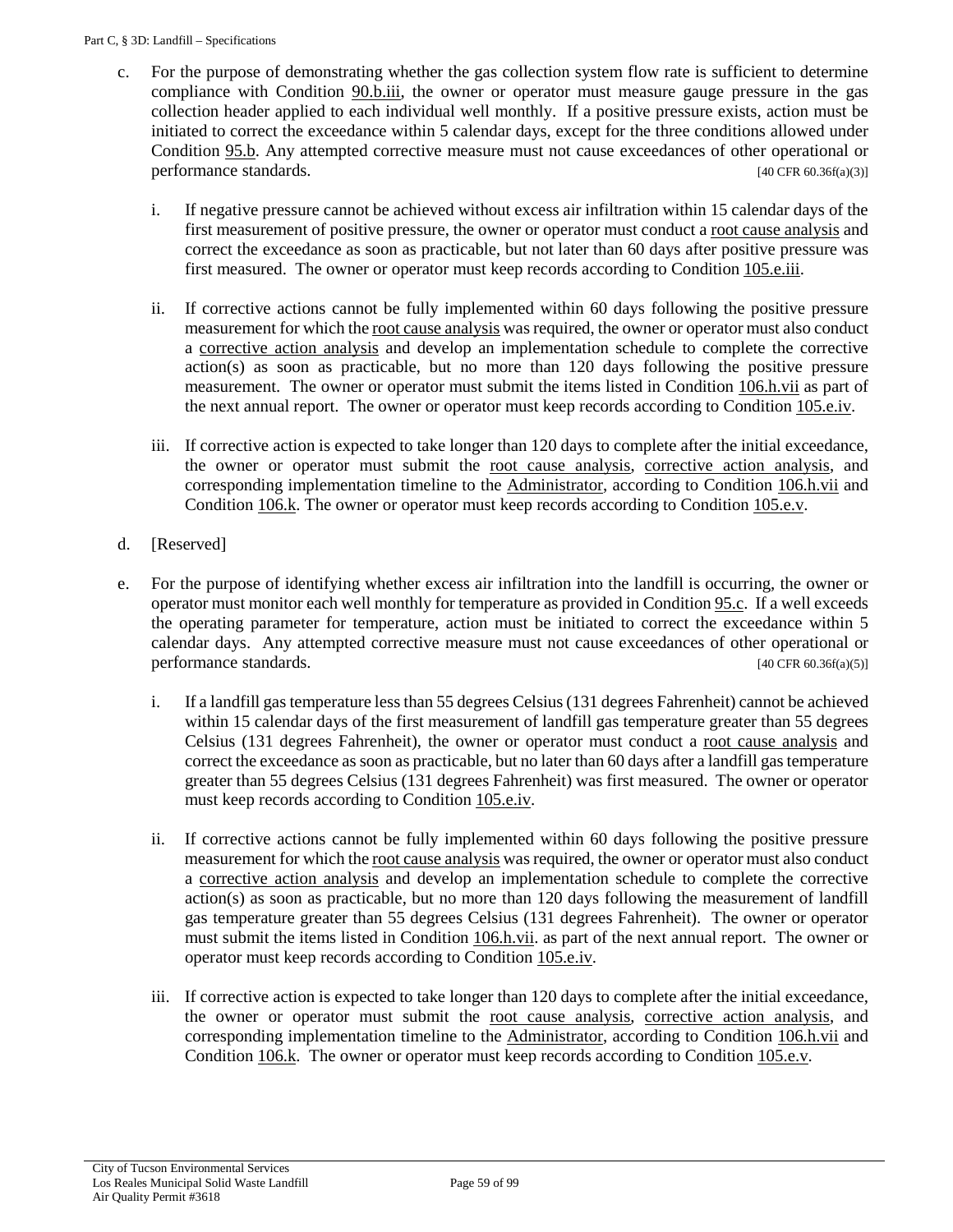c. For the purpose of demonstrating whether the gas collection system flow rate is sufficient to determine compliance with Condition 90.b.iii, the owner or operator must measure gauge pressure in the gas collection header applied to each individual well monthly. If a positive pressure exists, action must be initiated to correct the exceedance within 5 calendar days, except for the three conditions allowed under Condition 95.b. Any attempted corrective measure must not cause exceedances of other operational or performance standards. [40 CFR 60.36f(a)(3)]

   i. If negative pressure cannot be achieved without excess air infiltration within 15 calendar days of the first measurement of positive pressure, the owner or operator must conduct a root cause analysis and correct the exceedance as soon as practicable, but not later than 60 days after positive pressure was first measured. The owner or operator must keep records according to Condition 105.e.iii.

   ii. If corrective actions cannot be fully implemented within 60 days following the positive pressure measurement for which the root cause analysis was required, the owner or operator must also conduct a corrective action analysis and develop an implementation schedule to complete the corrective action(s) as soon as practicable, but no more than 120 days following the positive pressure measurement. The owner or operator must submit the items listed in Condition 106.h.vii as part of the next annual report. The owner or operator must keep records according to Condition 105.e.iv.

   iii. If corrective action is expected to take longer than 120 days to complete after the initial exceedance, the owner or operator must submit the root cause analysis, corrective action analysis, and corresponding implementation timeline to the Administrator, according to Condition 106.h.vii and Condition 106.k. The owner or operator must keep records according to Condition 105.e.v.

d. [Reserved]

e. For the purpose of identifying whether excess air infiltration into the landfill is occurring, the owner or operator must monitor each well monthly for temperature as provided in Condition 95.c. If a well exceeds the operating parameter for temperature, action must be initiated to correct the exceedance within 5 calendar days. Any attempted corrective measure must not cause exceedances of other operational or performance standards. [40 CFR 60.36f(a)(5)]

   i. If a landfill gas temperature less than 55 degrees Celsius (131 degrees Fahrenheit) cannot be achieved within 15 calendar days of the first measurement of landfill gas temperature greater than 55 degrees Celsius (131 degrees Fahrenheit), the owner or operator must conduct a root cause analysis and correct the exceedance as soon as practicable, but no later than 60 days after a landfill gas temperature greater than 55 degrees Celsius (131 degrees Fahrenheit) was first measured. The owner or operator must keep records according to Condition 105.e.iv.

   ii. If corrective actions cannot be fully implemented within 60 days following the positive pressure measurement for which the root cause analysis was required, the owner or operator must also conduct a corrective action analysis and develop an implementation schedule to complete the corrective action(s) as soon as practicable, but no more than 120 days following the measurement of landfill gas temperature greater than 55 degrees Celsius (131 degrees Fahrenheit). The owner or operator must submit the items listed in Condition 106.h.vii. as part of the next annual report. The owner or operator must keep records according to Condition 105.e.iv.

   iii. If corrective action is expected to take longer than 120 days to complete after the initial exceedance, the owner or operator must submit the root cause analysis, corrective action analysis, and corresponding implementation timeline to the Administrator, according to Condition 106.h.vii and Condition 106.k. The owner or operator must keep records according to Condition 105.e.v.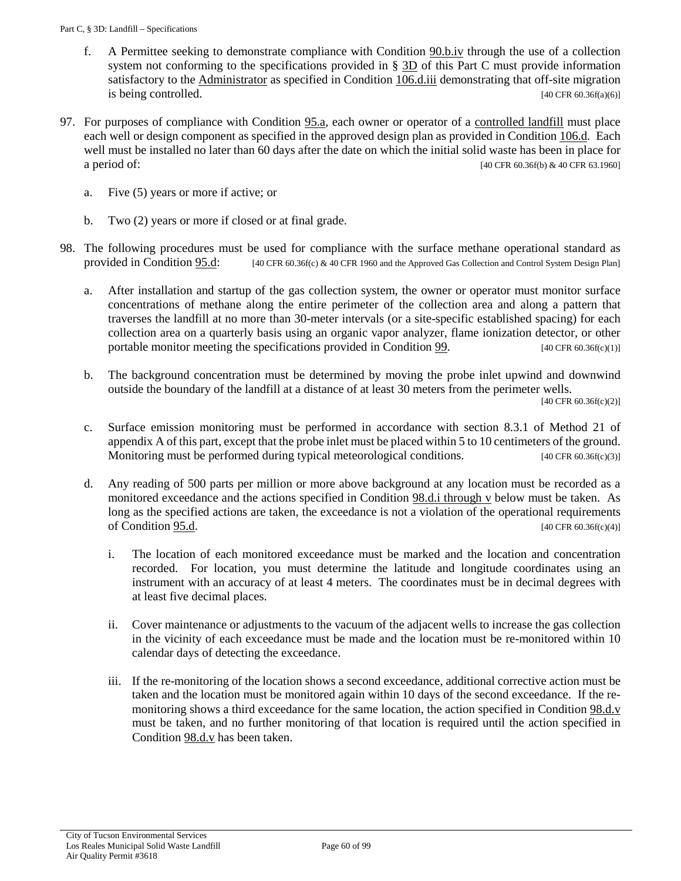f. A Permittee seeking to demonstrate compliance with Condition 90.b.iv through the use of a collection system not conforming to the specifications provided in § 3D of this Part C must provide information satisfactory to the Administrator as specified in Condition 106.d.iii demonstrating that off-site migration is being controlled. [40 CFR 60.36f(a)(6)]

97. For purposes of compliance with Condition 95.a, each owner or operator of a controlled landfill must place each well or design component as specified in the approved design plan as provided in Condition 106.d. Each well must be installed no later than 60 days after the date on which the initial solid waste has been in place for a period of: [40 CFR 60.36f(b) & 40 CFR 63.1960]

   a. Five (5) years or more if active; or

   b. Two (2) years or more if closed or at final grade.

98. The following procedures must be used for compliance with the surface methane operational standard as provided in Condition 95.d: [40 CFR 60.36f(c) & 40 CFR 1960 and the Approved Gas Collection and Control System Design Plan]

   a. After installation and startup of the gas collection system, the owner or operator must monitor surface concentrations of methane along the entire perimeter of the collection area and along a pattern that traverses the landfill at no more than 30-meter intervals (or a site-specific established spacing) for each collection area on a quarterly basis using an organic vapor analyzer, flame ionization detector, or other portable monitor meeting the specifications provided in Condition 99. [40 CFR 60.36f(c)(1)]

   b. The background concentration must be determined by moving the probe inlet upwind and downwind outside the boundary of the landfill at a distance of at least 30 meters from the perimeter wells. [40 CFR 60.36f(c)(2)]

   c. Surface emission monitoring must be performed in accordance with section 8.3.1 of Method 21 of appendix A of this part, except that the probe inlet must be placed within 5 to 10 centimeters of the ground. Monitoring must be performed during typical meteorological conditions. [40 CFR 60.36f(c)(3)]

   d. Any reading of 500 parts per million or more above background at any location must be recorded as a monitored exceedance and the actions specified in Condition 98.d.i through v below must be taken. As long as the specified actions are taken, the exceedance is not a violation of the operational requirements of Condition 95.d. [40 CFR 60.36f(c)(4)]

      i. The location of each monitored exceedance must be marked and the location and concentration recorded. For location, you must determine the latitude and longitude coordinates using an instrument with an accuracy of at least 4 meters. The coordinates must be in decimal degrees with at least five decimal places.

      ii. Cover maintenance or adjustments to the vacuum of the adjacent wells to increase the gas collection in the vicinity of each exceedance must be made and the location must be re-monitored within 10 calendar days of detecting the exceedance.

      iii. If the re-monitoring of the location shows a second exceedance, additional corrective action must be taken and the location must be monitored again within 10 days of the second exceedance. If the re-monitoring shows a third exceedance for the same location, the action specified in Condition 98.d.v must be taken, and no further monitoring of that location is required until the action specified in Condition 98.d.v has been taken.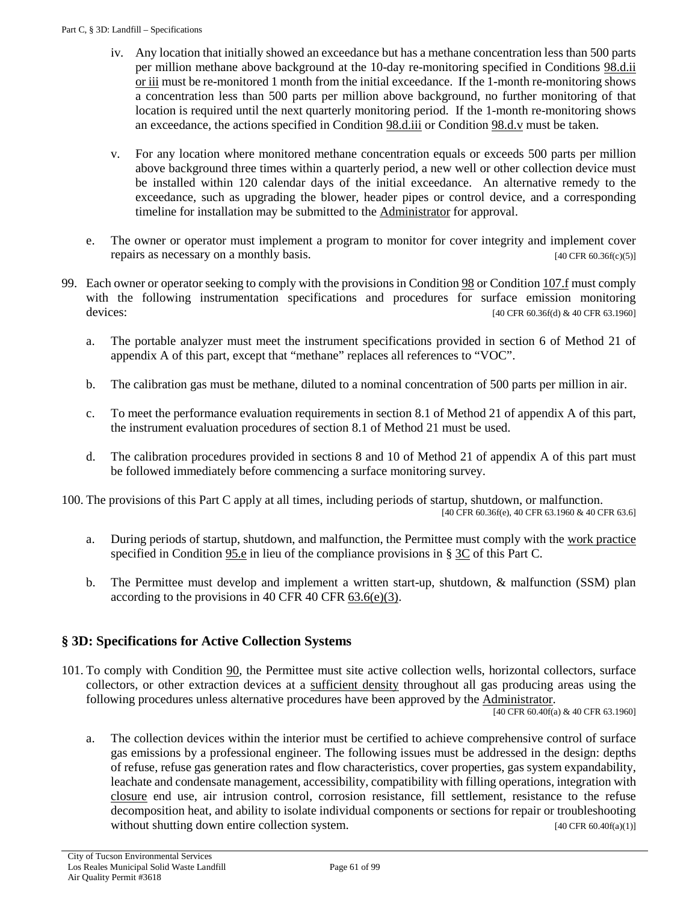iv. Any location that initially showed an exceedance but has a methane concentration less than 500 parts per million methane above background at the 10-day re-monitoring specified in Conditions 98.d.ii or iii must be re-monitored 1 month from the initial exceedance. If the 1-month re-monitoring shows a concentration less than 500 parts per million above background, no further monitoring of that location is required until the next quarterly monitoring period. If the 1-month re-monitoring shows an exceedance, the actions specified in Condition 98.d.iii or Condition 98.d.v must be taken.

v. For any location where monitored methane concentration equals or exceeds 500 parts per million above background three times within a quarterly period, a new well or other collection device must be installed within 120 calendar days of the initial exceedance. An alternative remedy to the exceedance, such as upgrading the blower, header pipes or control device, and a corresponding timeline for installation may be submitted to the Administrator for approval.

e. The owner or operator must implement a program to monitor for cover integrity and implement cover repairs as necessary on a monthly basis. [40 CFR 60.36f(c)(5)]

99. Each owner or operator seeking to comply with the provisions in Condition 98 or Condition 107.f must comply with the following instrumentation specifications and procedures for surface emission monitoring devices: [40 CFR 60.36f(d) & 40 CFR 63.1960]

a. The portable analyzer must meet the instrument specifications provided in section 6 of Method 21 of appendix A of this part, except that "methane" replaces all references to "VOC".

b. The calibration gas must be methane, diluted to a nominal concentration of 500 parts per million in air.

c. To meet the performance evaluation requirements in section 8.1 of Method 21 of appendix A of this part, the instrument evaluation procedures of section 8.1 of Method 21 must be used.

d. The calibration procedures provided in sections 8 and 10 of Method 21 of appendix A of this part must be followed immediately before commencing a surface monitoring survey.

100. The provisions of this Part C apply at all times, including periods of startup, shutdown, or malfunction. [40 CFR 60.36f(e), 40 CFR 63.1960 & 40 CFR 63.6]

a. During periods of startup, shutdown, and malfunction, the Permittee must comply with the work practice specified in Condition 95.e in lieu of the compliance provisions in § 3C of this Part C.

b. The Permittee must develop and implement a written start-up, shutdown, & malfunction (SSM) plan according to the provisions in 40 CFR 40 CFR 63.6(e)(3).

## § 3D: Specifications for Active Collection Systems

101. To comply with Condition 90, the Permittee must site active collection wells, horizontal collectors, surface collectors, or other extraction devices at a sufficient density throughout all gas producing areas using the following procedures unless alternative procedures have been approved by the Administrator. [40 CFR 60.40f(a) & 40 CFR 63.1960]

a. The collection devices within the interior must be certified to achieve comprehensive control of surface gas emissions by a professional engineer. The following issues must be addressed in the design: depths of refuse, refuse gas generation rates and flow characteristics, cover properties, gas system expandability, leachate and condensate management, accessibility, compatibility with filling operations, integration with closure end use, air intrusion control, corrosion resistance, fill settlement, resistance to the refuse decomposition heat, and ability to isolate individual components or sections for repair or troubleshooting without shutting down entire collection system. [40 CFR 60.40f(a)(1)]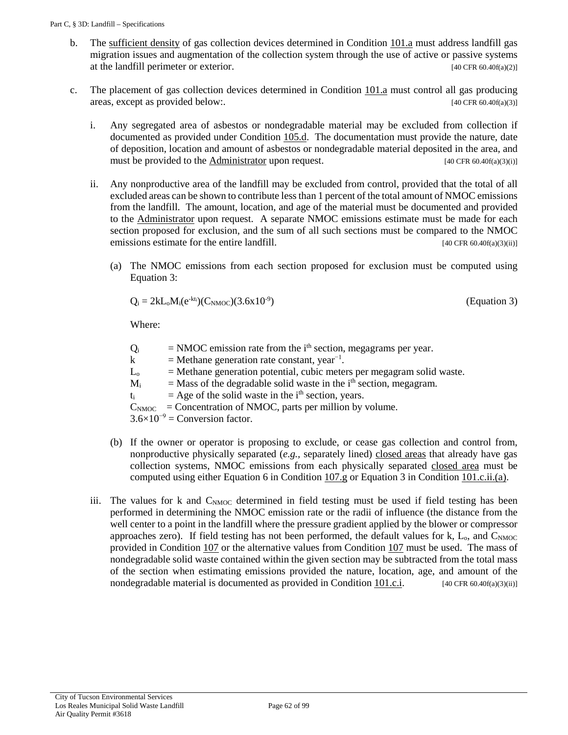b. The sufficient density of gas collection devices determined in Condition 101.a must address landfill gas migration issues and augmentation of the collection system through the use of active or passive systems at the landfill perimeter or exterior. [40 CFR 60.40f(a)(2)]

c. The placement of gas collection devices determined in Condition 101.a must control all gas producing areas, except as provided below:. [40 CFR 60.40f(a)(3)]

   i. Any segregated area of asbestos or nondegradable material may be excluded from collection if documented as provided under Condition 105.d. The documentation must provide the nature, date of deposition, location and amount of asbestos or nondegradable material deposited in the area, and must be provided to the Administrator upon request. [40 CFR 60.40f(a)(3)(i)]

   ii. Any nonproductive area of the landfill may be excluded from control, provided that the total of all excluded areas can be shown to contribute less than 1 percent of the total amount of NMOC emissions from the landfill. The amount, location, and age of the material must be documented and provided to the Administrator upon request. A separate NMOC emissions estimate must be made for each section proposed for exclusion, and the sum of all such sections must be compared to the NMOC emissions estimate for the entire landfill. [40 CFR 60.40f(a)(3)(ii)]

      (a) The NMOC emissions from each section proposed for exclusion must be computed using Equation 3:

      $$Q_i = 2kL_oM_i(e^{-kt_i})(C_{NMOC})(3.6x10^{-9}) \quad \text{(Equation 3)}$$

      Where:

      $Q_i$ = NMOC emission rate from the $i^{th}$ section, megagrams per year.
      $k$ = Methane generation rate constant, $year^{-1}$.
      $L_o$ = Methane generation potential, cubic meters per megagram solid waste.
      $M_i$ = Mass of the degradable solid waste in the $i^{th}$ section, megagram.
      $t_i$ = Age of the solid waste in the $i^{th}$ section, years.
      $C_{NMOC}$ = Concentration of NMOC, parts per million by volume.
      $3.6\times10^{-9}$ = Conversion factor.

      (b) If the owner or operator is proposing to exclude, or cease gas collection and control from, nonproductive physically separated (*e.g.*, separately lined) closed areas that already have gas collection systems, NMOC emissions from each physically separated closed area must be computed using either Equation 6 in Condition 107.g or Equation 3 in Condition 101.c.ii.(a).

   iii. The values for k and $C_{NMOC}$ determined in field testing must be used if field testing has been performed in determining the NMOC emission rate or the radii of influence (the distance from the well center to a point in the landfill where the pressure gradient applied by the blower or compressor approaches zero). If field testing has not been performed, the default values for k, $L_o$, and $C_{NMOC}$ provided in Condition 107 or the alternative values from Condition 107 must be used. The mass of nondegradable solid waste contained within the given section may be subtracted from the total mass of the section when estimating emissions provided the nature, location, age, and amount of the nondegradable material is documented as provided in Condition 101.c.i. [40 CFR 60.40f(a)(3)(ii)]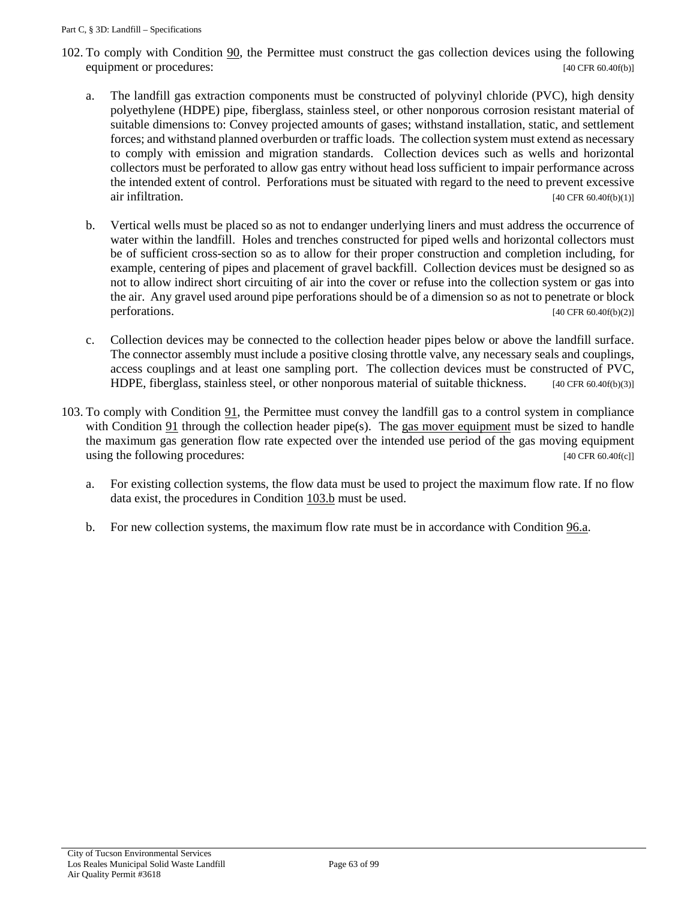102. To comply with Condition 90, the Permittee must construct the gas collection devices using the following equipment or procedures: [40 CFR 60.40f(b)]

    a. The landfill gas extraction components must be constructed of polyvinyl chloride (PVC), high density polyethylene (HDPE) pipe, fiberglass, stainless steel, or other nonporous corrosion resistant material of suitable dimensions to: Convey projected amounts of gases; withstand installation, static, and settlement forces; and withstand planned overburden or traffic loads. The collection system must extend as necessary to comply with emission and migration standards. Collection devices such as wells and horizontal collectors must be perforated to allow gas entry without head loss sufficient to impair performance across the intended extent of control. Perforations must be situated with regard to the need to prevent excessive air infiltration. [40 CFR 60.40f(b)(1)]

    b. Vertical wells must be placed so as not to endanger underlying liners and must address the occurrence of water within the landfill. Holes and trenches constructed for piped wells and horizontal collectors must be of sufficient cross-section so as to allow for their proper construction and completion including, for example, centering of pipes and placement of gravel backfill. Collection devices must be designed so as not to allow indirect short circuiting of air into the cover or refuse into the collection system or gas into the air. Any gravel used around pipe perforations should be of a dimension so as not to penetrate or block perforations. [40 CFR 60.40f(b)(2)]

    c. Collection devices may be connected to the collection header pipes below or above the landfill surface. The connector assembly must include a positive closing throttle valve, any necessary seals and couplings, access couplings and at least one sampling port. The collection devices must be constructed of PVC, HDPE, fiberglass, stainless steel, or other nonporous material of suitable thickness. [40 CFR 60.40f(b)(3)]

103. To comply with Condition 91, the Permittee must convey the landfill gas to a control system in compliance with Condition 91 through the collection header pipe(s). The gas mover equipment must be sized to handle the maximum gas generation flow rate expected over the intended use period of the gas moving equipment using the following procedures: [40 CFR 60.40f(c)]

    a. For existing collection systems, the flow data must be used to project the maximum flow rate. If no flow data exist, the procedures in Condition 103.b must be used.

    b. For new collection systems, the maximum flow rate must be in accordance with Condition 96.a.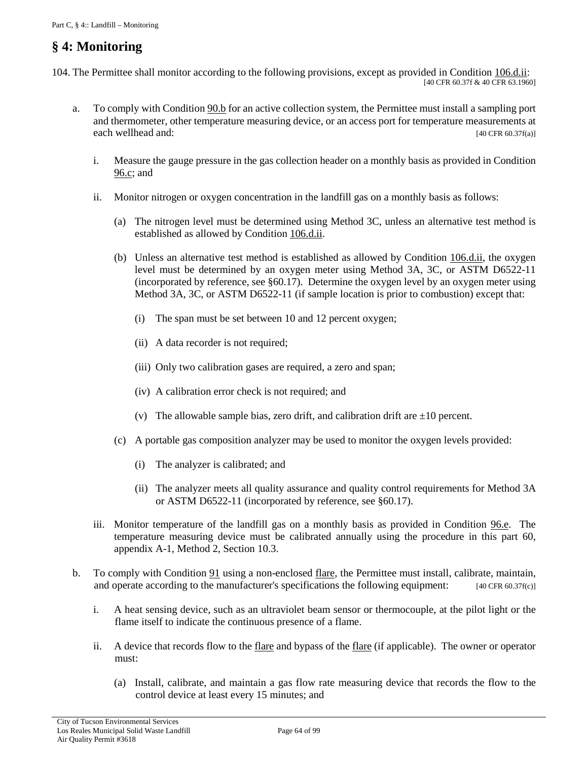## § 4: Monitoring

104. The Permittee shall monitor according to the following provisions, except as provided in Condition 106.d.ii: [40 CFR 60.37f & 40 CFR 63.1960]

a. To comply with Condition 90.b for an active collection system, the Permittee must install a sampling port and thermometer, other temperature measuring device, or an access port for temperature measurements at each wellhead and: [40 CFR 60.37f(a)]

   i. Measure the gauge pressure in the gas collection header on a monthly basis as provided in Condition 96.c; and

   ii. Monitor nitrogen or oxygen concentration in the landfill gas on a monthly basis as follows:

      (a) The nitrogen level must be determined using Method 3C, unless an alternative test method is established as allowed by Condition 106.d.ii.

      (b) Unless an alternative test method is established as allowed by Condition 106.d.ii, the oxygen level must be determined by an oxygen meter using Method 3A, 3C, or ASTM D6522-11 (incorporated by reference, see §60.17). Determine the oxygen level by an oxygen meter using Method 3A, 3C, or ASTM D6522-11 (if sample location is prior to combustion) except that:

         (i) The span must be set between 10 and 12 percent oxygen;

         (ii) A data recorder is not required;

         (iii) Only two calibration gases are required, a zero and span;

         (iv) A calibration error check is not required; and

         (v) The allowable sample bias, zero drift, and calibration drift are ±10 percent.

      (c) A portable gas composition analyzer may be used to monitor the oxygen levels provided:

         (i) The analyzer is calibrated; and

         (ii) The analyzer meets all quality assurance and quality control requirements for Method 3A or ASTM D6522-11 (incorporated by reference, see §60.17).

   iii. Monitor temperature of the landfill gas on a monthly basis as provided in Condition 96.e. The temperature measuring device must be calibrated annually using the procedure in this part 60, appendix A-1, Method 2, Section 10.3.

b. To comply with Condition 91 using a non-enclosed flare, the Permittee must install, calibrate, maintain, and operate according to the manufacturer's specifications the following equipment: [40 CFR 60.37f(c)]

   i. A heat sensing device, such as an ultraviolet beam sensor or thermocouple, at the pilot light or the flame itself to indicate the continuous presence of a flame.

   ii. A device that records flow to the flare and bypass of the flare (if applicable). The owner or operator must:

      (a) Install, calibrate, and maintain a gas flow rate measuring device that records the flow to the control device at least every 15 minutes; and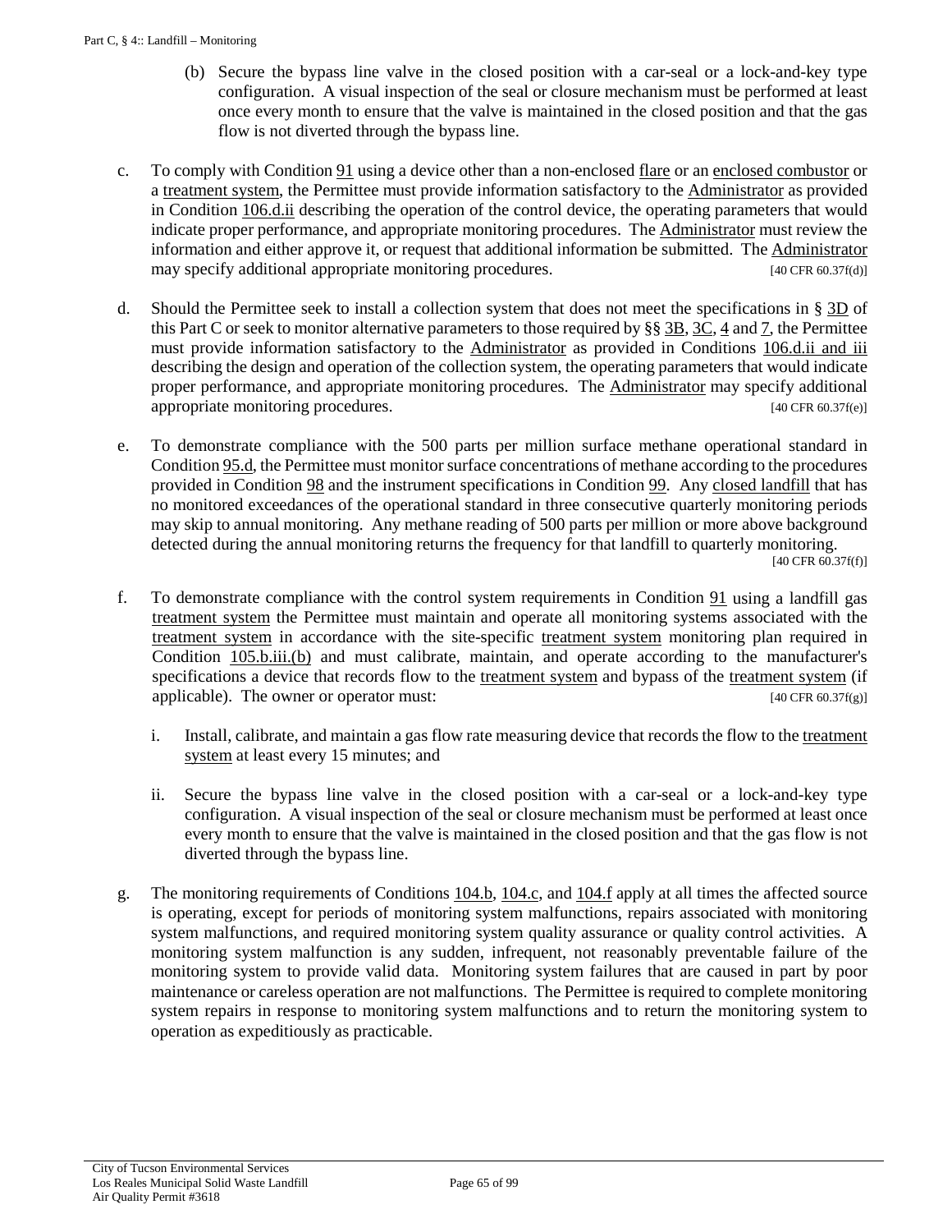(b) Secure the bypass line valve in the closed position with a car-seal or a lock-and-key type configuration. A visual inspection of the seal or closure mechanism must be performed at least once every month to ensure that the valve is maintained in the closed position and that the gas flow is not diverted through the bypass line.

c. To comply with Condition 91 using a device other than a non-enclosed flare or an enclosed combustor or a treatment system, the Permittee must provide information satisfactory to the Administrator as provided in Condition 106.d.ii describing the operation of the control device, the operating parameters that would indicate proper performance, and appropriate monitoring procedures. The Administrator must review the information and either approve it, or request that additional information be submitted. The Administrator may specify additional appropriate monitoring procedures. [40 CFR 60.37f(d)]

d. Should the Permittee seek to install a collection system that does not meet the specifications in § 3D of this Part C or seek to monitor alternative parameters to those required by §§ 3B, 3C, 4 and 7, the Permittee must provide information satisfactory to the Administrator as provided in Conditions 106.d.ii and iii describing the design and operation of the collection system, the operating parameters that would indicate proper performance, and appropriate monitoring procedures. The Administrator may specify additional appropriate monitoring procedures. [40 CFR 60.37f(e)]

e. To demonstrate compliance with the 500 parts per million surface methane operational standard in Condition 95.d, the Permittee must monitor surface concentrations of methane according to the procedures provided in Condition 98 and the instrument specifications in Condition 99. Any closed landfill that has no monitored exceedances of the operational standard in three consecutive quarterly monitoring periods may skip to annual monitoring. Any methane reading of 500 parts per million or more above background detected during the annual monitoring returns the frequency for that landfill to quarterly monitoring. [40 CFR 60.37f(f)]

f. To demonstrate compliance with the control system requirements in Condition 91 using a landfill gas treatment system the Permittee must maintain and operate all monitoring systems associated with the treatment system in accordance with the site-specific treatment system monitoring plan required in Condition 105.b.iii.(b) and must calibrate, maintain, and operate according to the manufacturer's specifications a device that records flow to the treatment system and bypass of the treatment system (if applicable). The owner or operator must: [40 CFR 60.37f(g)]

   i. Install, calibrate, and maintain a gas flow rate measuring device that records the flow to the treatment system at least every 15 minutes; and

   ii. Secure the bypass line valve in the closed position with a car-seal or a lock-and-key type configuration. A visual inspection of the seal or closure mechanism must be performed at least once every month to ensure that the valve is maintained in the closed position and that the gas flow is not diverted through the bypass line.

g. The monitoring requirements of Conditions 104.b, 104.c, and 104.f apply at all times the affected source is operating, except for periods of monitoring system malfunctions, repairs associated with monitoring system malfunctions, and required monitoring system quality assurance or quality control activities. A monitoring system malfunction is any sudden, infrequent, not reasonably preventable failure of the monitoring system to provide valid data. Monitoring system failures that are caused in part by poor maintenance or careless operation are not malfunctions. The Permittee is required to complete monitoring system repairs in response to monitoring system malfunctions and to return the monitoring system to operation as expeditiously as practicable.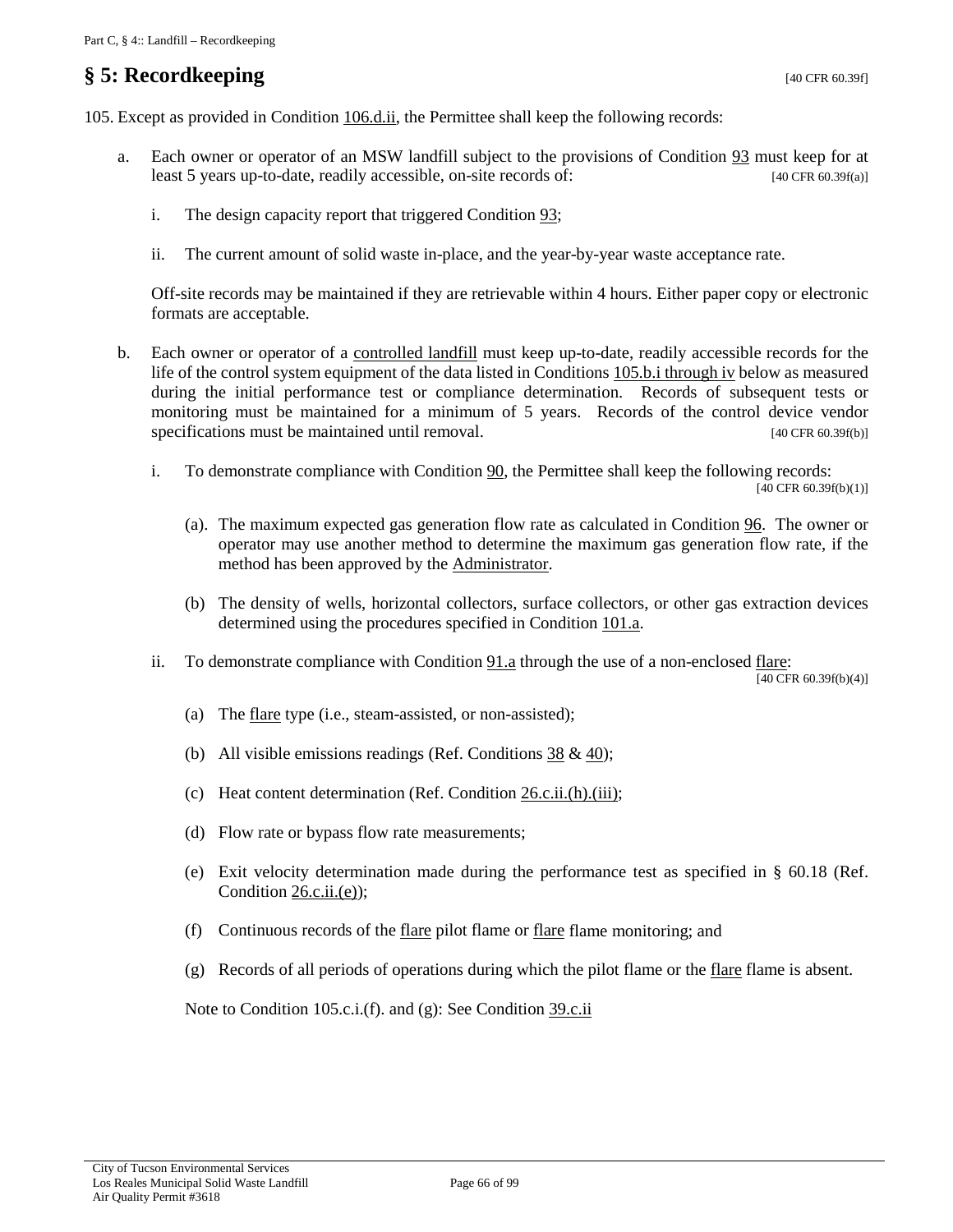## § 5: Recordkeeping [40 CFR 60.39f]

105. Except as provided in Condition 106.d.ii, the Permittee shall keep the following records:

a. Each owner or operator of an MSW landfill subject to the provisions of Condition 93 must keep for at least 5 years up-to-date, readily accessible, on-site records of: [40 CFR 60.39f(a)]

   i. The design capacity report that triggered Condition 93;

   ii. The current amount of solid waste in-place, and the year-by-year waste acceptance rate.

   Off-site records may be maintained if they are retrievable within 4 hours. Either paper copy or electronic formats are acceptable.

b. Each owner or operator of a controlled landfill must keep up-to-date, readily accessible records for the life of the control system equipment of the data listed in Conditions 105.b.i through iv below as measured during the initial performance test or compliance determination. Records of subsequent tests or monitoring must be maintained for a minimum of 5 years. Records of the control device vendor specifications must be maintained until removal. [40 CFR 60.39f(b)]

   i. To demonstrate compliance with Condition 90, the Permittee shall keep the following records: [40 CFR 60.39f(b)(1)]

      (a). The maximum expected gas generation flow rate as calculated in Condition 96. The owner or operator may use another method to determine the maximum gas generation flow rate, if the method has been approved by the Administrator.

      (b) The density of wells, horizontal collectors, surface collectors, or other gas extraction devices determined using the procedures specified in Condition 101.a.

   ii. To demonstrate compliance with Condition 91.a through the use of a non-enclosed flare: [40 CFR 60.39f(b)(4)]

      (a) The flare type (i.e., steam-assisted, or non-assisted);

      (b) All visible emissions readings (Ref. Conditions 38 & 40);

      (c) Heat content determination (Ref. Condition 26.c.ii.(h).(iii);

      (d) Flow rate or bypass flow rate measurements;

      (e) Exit velocity determination made during the performance test as specified in § 60.18 (Ref. Condition 26.c.ii.(e));

      (f) Continuous records of the flare pilot flame or flare flame monitoring; and

      (g) Records of all periods of operations during which the pilot flame or the flare flame is absent.

      Note to Condition 105.c.i.(f). and (g): See Condition 39.c.ii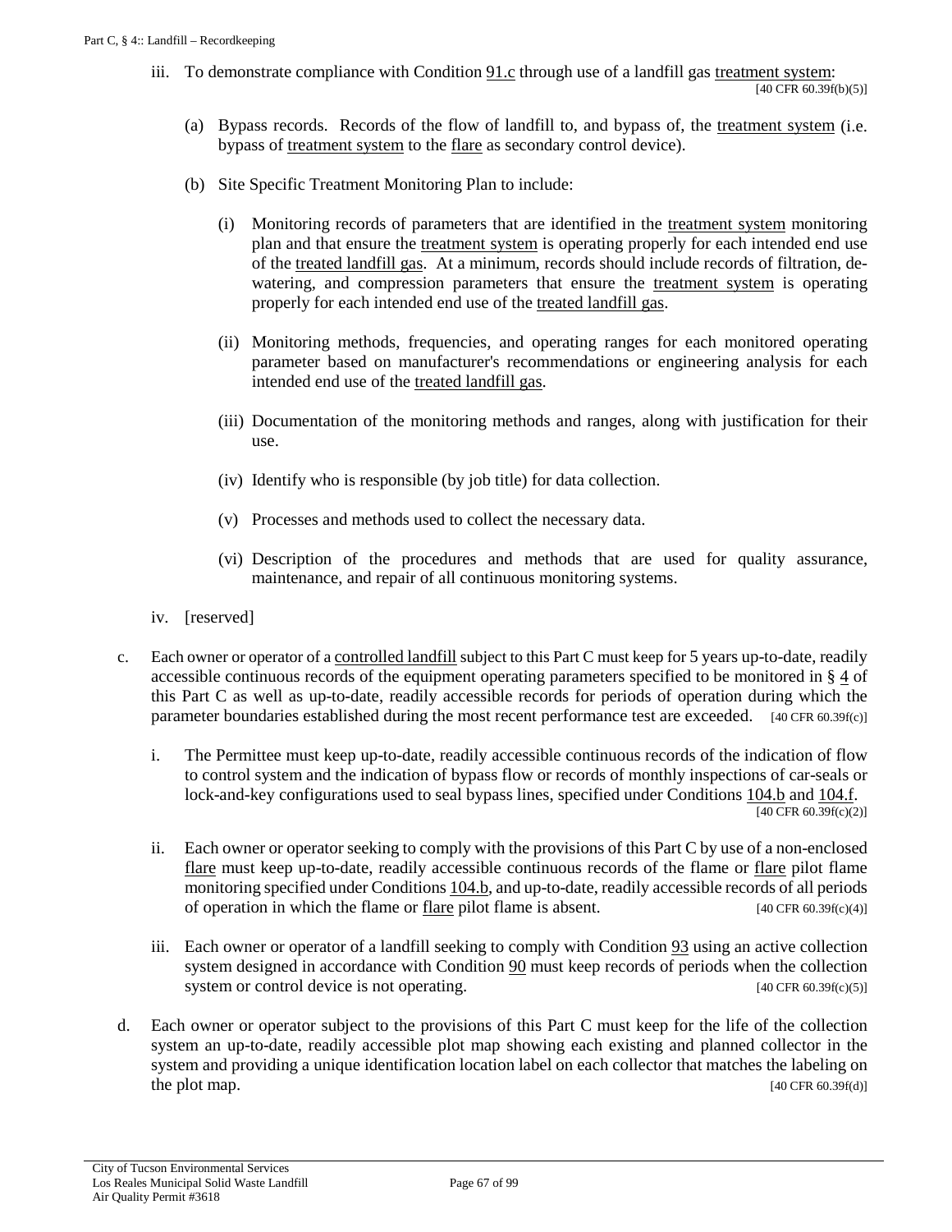iii. To demonstrate compliance with Condition 91.c through use of a landfill gas treatment system: [40 CFR 60.39f(b)(5)]

(a) Bypass records. Records of the flow of landfill to, and bypass of, the treatment system (i.e. bypass of treatment system to the flare as secondary control device).

(b) Site Specific Treatment Monitoring Plan to include:

(i) Monitoring records of parameters that are identified in the treatment system monitoring plan and that ensure the treatment system is operating properly for each intended end use of the treated landfill gas. At a minimum, records should include records of filtration, de-watering, and compression parameters that ensure the treatment system is operating properly for each intended end use of the treated landfill gas.

(ii) Monitoring methods, frequencies, and operating ranges for each monitored operating parameter based on manufacturer's recommendations or engineering analysis for each intended end use of the treated landfill gas.

(iii) Documentation of the monitoring methods and ranges, along with justification for their use.

(iv) Identify who is responsible (by job title) for data collection.

(v) Processes and methods used to collect the necessary data.

(vi) Description of the procedures and methods that are used for quality assurance, maintenance, and repair of all continuous monitoring systems.

iv. [reserved]

c. Each owner or operator of a controlled landfill subject to this Part C must keep for 5 years up-to-date, readily accessible continuous records of the equipment operating parameters specified to be monitored in § 4 of this Part C as well as up-to-date, readily accessible records for periods of operation during which the parameter boundaries established during the most recent performance test are exceeded. [40 CFR 60.39f(c)]

i. The Permittee must keep up-to-date, readily accessible continuous records of the indication of flow to control system and the indication of bypass flow or records of monthly inspections of car-seals or lock-and-key configurations used to seal bypass lines, specified under Conditions 104.b and 104.f. [40 CFR 60.39f(c)(2)]

ii. Each owner or operator seeking to comply with the provisions of this Part C by use of a non-enclosed flare must keep up-to-date, readily accessible continuous records of the flame or flare pilot flame monitoring specified under Conditions 104.b, and up-to-date, readily accessible records of all periods of operation in which the flame or flare pilot flame is absent. [40 CFR 60.39f(c)(4)]

iii. Each owner or operator of a landfill seeking to comply with Condition 93 using an active collection system designed in accordance with Condition 90 must keep records of periods when the collection system or control device is not operating. [40 CFR 60.39f(c)(5)]

d. Each owner or operator subject to the provisions of this Part C must keep for the life of the collection system an up-to-date, readily accessible plot map showing each existing and planned collector in the system and providing a unique identification location label on each collector that matches the labeling on the plot map. [40 CFR 60.39f(d)]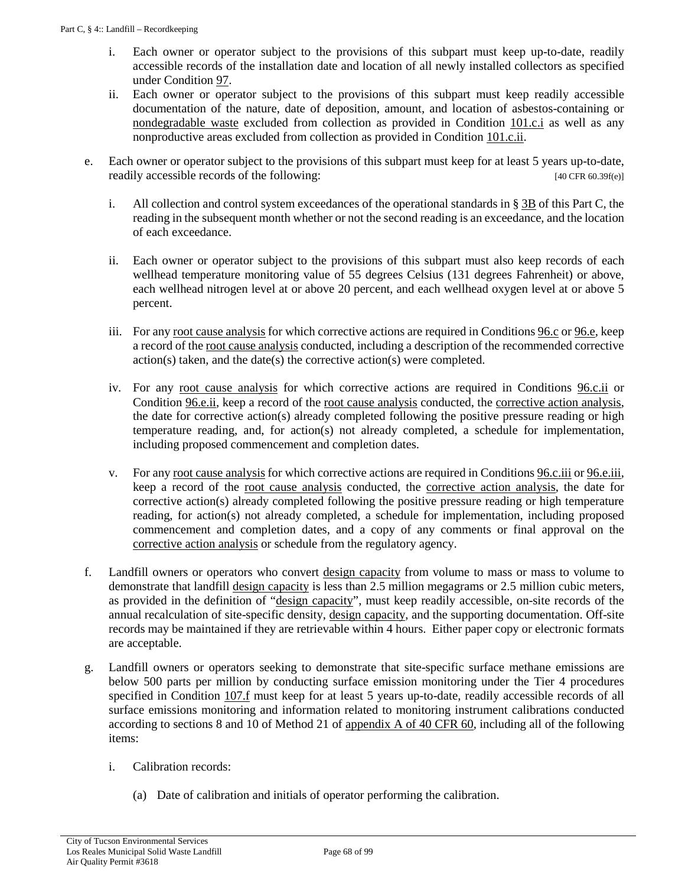i. Each owner or operator subject to the provisions of this subpart must keep up-to-date, readily accessible records of the installation date and location of all newly installed collectors as specified under Condition 97.

ii. Each owner or operator subject to the provisions of this subpart must keep readily accessible documentation of the nature, date of deposition, amount, and location of asbestos-containing or nondegradable waste excluded from collection as provided in Condition 101.c.i as well as any nonproductive areas excluded from collection as provided in Condition 101.c.ii.

e. Each owner or operator subject to the provisions of this subpart must keep for at least 5 years up-to-date, readily accessible records of the following: [40 CFR 60.39f(e)]

i. All collection and control system exceedances of the operational standards in § 3B of this Part C, the reading in the subsequent month whether or not the second reading is an exceedance, and the location of each exceedance.

ii. Each owner or operator subject to the provisions of this subpart must also keep records of each wellhead temperature monitoring value of 55 degrees Celsius (131 degrees Fahrenheit) or above, each wellhead nitrogen level at or above 20 percent, and each wellhead oxygen level at or above 5 percent.

iii. For any root cause analysis for which corrective actions are required in Conditions 96.c or 96.e, keep a record of the root cause analysis conducted, including a description of the recommended corrective action(s) taken, and the date(s) the corrective action(s) were completed.

iv. For any root cause analysis for which corrective actions are required in Conditions 96.c.ii or Condition 96.e.ii, keep a record of the root cause analysis conducted, the corrective action analysis, the date for corrective action(s) already completed following the positive pressure reading or high temperature reading, and, for action(s) not already completed, a schedule for implementation, including proposed commencement and completion dates.

v. For any root cause analysis for which corrective actions are required in Conditions 96.c.iii or 96.e.iii, keep a record of the root cause analysis conducted, the corrective action analysis, the date for corrective action(s) already completed following the positive pressure reading or high temperature reading, for action(s) not already completed, a schedule for implementation, including proposed commencement and completion dates, and a copy of any comments or final approval on the corrective action analysis or schedule from the regulatory agency.

f. Landfill owners or operators who convert design capacity from volume to mass or mass to volume to demonstrate that landfill design capacity is less than 2.5 million megagrams or 2.5 million cubic meters, as provided in the definition of "design capacity", must keep readily accessible, on-site records of the annual recalculation of site-specific density, design capacity, and the supporting documentation. Off-site records may be maintained if they are retrievable within 4 hours. Either paper copy or electronic formats are acceptable.

g. Landfill owners or operators seeking to demonstrate that site-specific surface methane emissions are below 500 parts per million by conducting surface emission monitoring under the Tier 4 procedures specified in Condition 107.f must keep for at least 5 years up-to-date, readily accessible records of all surface emissions monitoring and information related to monitoring instrument calibrations conducted according to sections 8 and 10 of Method 21 of appendix A of 40 CFR 60, including all of the following items:

i. Calibration records:

(a) Date of calibration and initials of operator performing the calibration.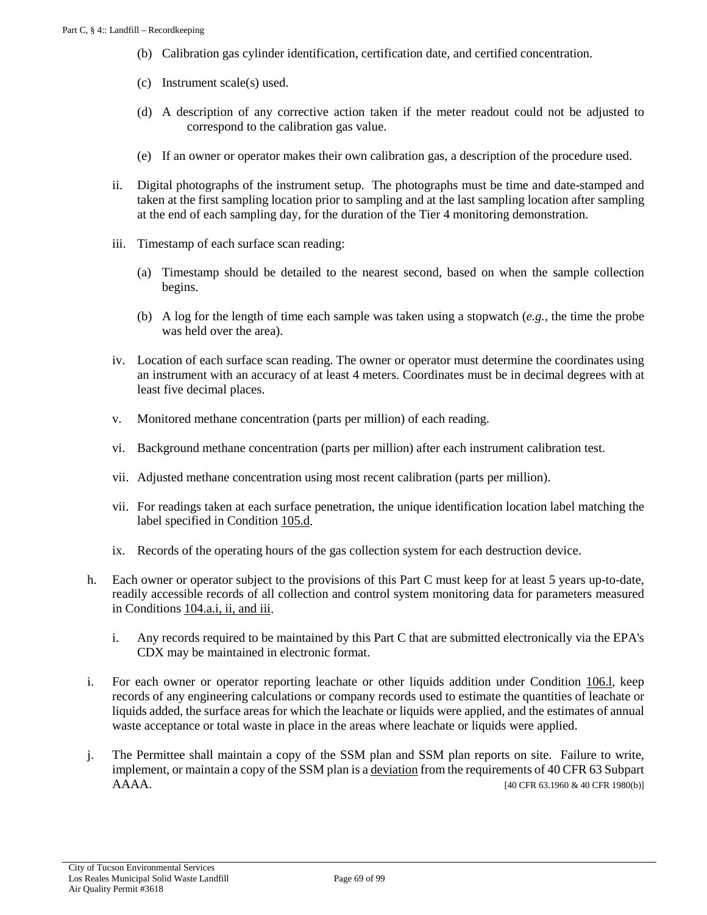(b) Calibration gas cylinder identification, certification date, and certified concentration.

(c) Instrument scale(s) used.

(d) A description of any corrective action taken if the meter readout could not be adjusted to correspond to the calibration gas value.

(e) If an owner or operator makes their own calibration gas, a description of the procedure used.

ii. Digital photographs of the instrument setup. The photographs must be time and date-stamped and taken at the first sampling location prior to sampling and at the last sampling location after sampling at the end of each sampling day, for the duration of the Tier 4 monitoring demonstration.

iii. Timestamp of each surface scan reading:

(a) Timestamp should be detailed to the nearest second, based on when the sample collection begins.

(b) A log for the length of time each sample was taken using a stopwatch (*e.g.*, the time the probe was held over the area).

iv. Location of each surface scan reading. The owner or operator must determine the coordinates using an instrument with an accuracy of at least 4 meters. Coordinates must be in decimal degrees with at least five decimal places.

v. Monitored methane concentration (parts per million) of each reading.

vi. Background methane concentration (parts per million) after each instrument calibration test.

vii. Adjusted methane concentration using most recent calibration (parts per million).

vii. For readings taken at each surface penetration, the unique identification location label matching the label specified in Condition 105.d.

ix. Records of the operating hours of the gas collection system for each destruction device.

h. Each owner or operator subject to the provisions of this Part C must keep for at least 5 years up-to-date, readily accessible records of all collection and control system monitoring data for parameters measured in Conditions 104.a.i, ii, and iii.

i. Any records required to be maintained by this Part C that are submitted electronically via the EPA's CDX may be maintained in electronic format.

i. For each owner or operator reporting leachate or other liquids addition under Condition 106.l, keep records of any engineering calculations or company records used to estimate the quantities of leachate or liquids added, the surface areas for which the leachate or liquids were applied, and the estimates of annual waste acceptance or total waste in place in the areas where leachate or liquids were applied.

j. The Permittee shall maintain a copy of the SSM plan and SSM plan reports on site. Failure to write, implement, or maintain a copy of the SSM plan is a deviation from the requirements of 40 CFR 63 Subpart AAAA. [40 CFR 63.1960 & 40 CFR 1980(b)]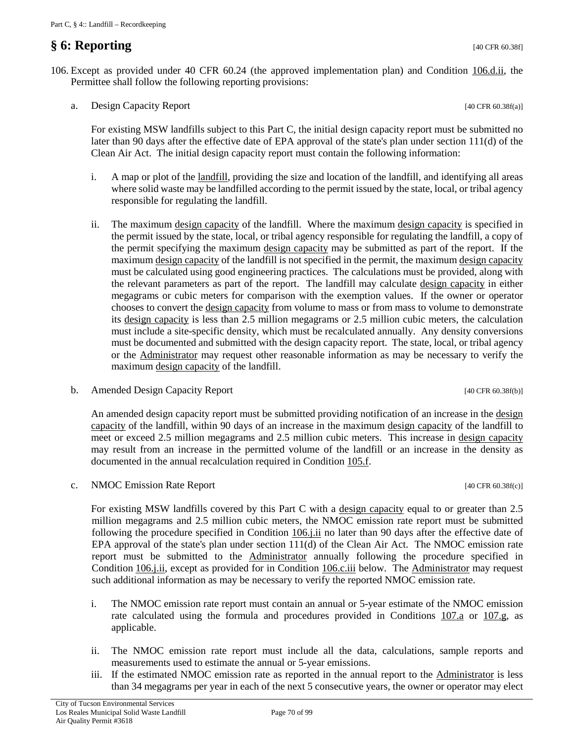## § 6: Reporting [40 CFR 60.38f]

106. Except as provided under 40 CFR 60.24 (the approved implementation plan) and Condition 106.d.ii, the Permittee shall follow the following reporting provisions:

   a. Design Capacity Report [40 CFR 60.38f(a)]

      For existing MSW landfills subject to this Part C, the initial design capacity report must be submitted no later than 90 days after the effective date of EPA approval of the state's plan under section 111(d) of the Clean Air Act. The initial design capacity report must contain the following information:

      i. A map or plot of the landfill, providing the size and location of the landfill, and identifying all areas where solid waste may be landfilled according to the permit issued by the state, local, or tribal agency responsible for regulating the landfill.

      ii. The maximum design capacity of the landfill. Where the maximum design capacity is specified in the permit issued by the state, local, or tribal agency responsible for regulating the landfill, a copy of the permit specifying the maximum design capacity may be submitted as part of the report. If the maximum design capacity of the landfill is not specified in the permit, the maximum design capacity must be calculated using good engineering practices. The calculations must be provided, along with the relevant parameters as part of the report. The landfill may calculate design capacity in either megagrams or cubic meters for comparison with the exemption values. If the owner or operator chooses to convert the design capacity from volume to mass or from mass to volume to demonstrate its design capacity is less than 2.5 million megagrams or 2.5 million cubic meters, the calculation must include a site-specific density, which must be recalculated annually. Any density conversions must be documented and submitted with the design capacity report. The state, local, or tribal agency or the Administrator may request other reasonable information as may be necessary to verify the maximum design capacity of the landfill.

   b. Amended Design Capacity Report [40 CFR 60.38f(b)]

      An amended design capacity report must be submitted providing notification of an increase in the design capacity of the landfill, within 90 days of an increase in the maximum design capacity of the landfill to meet or exceed 2.5 million megagrams and 2.5 million cubic meters. This increase in design capacity may result from an increase in the permitted volume of the landfill or an increase in the density as documented in the annual recalculation required in Condition 105.f.

   c. NMOC Emission Rate Report [40 CFR 60.38f(c)]

      For existing MSW landfills covered by this Part C with a design capacity equal to or greater than 2.5 million megagrams and 2.5 million cubic meters, the NMOC emission rate report must be submitted following the procedure specified in Condition 106.j.ii no later than 90 days after the effective date of EPA approval of the state's plan under section 111(d) of the Clean Air Act. The NMOC emission rate report must be submitted to the Administrator annually following the procedure specified in Condition 106.j.ii, except as provided for in Condition 106.c.iii below. The Administrator may request such additional information as may be necessary to verify the reported NMOC emission rate.

      i. The NMOC emission rate report must contain an annual or 5-year estimate of the NMOC emission rate calculated using the formula and procedures provided in Conditions 107.a or 107.g, as applicable.

      ii. The NMOC emission rate report must include all the data, calculations, sample reports and measurements used to estimate the annual or 5-year emissions.

      iii. If the estimated NMOC emission rate as reported in the annual report to the Administrator is less than 34 megagrams per year in each of the next 5 consecutive years, the owner or operator may elect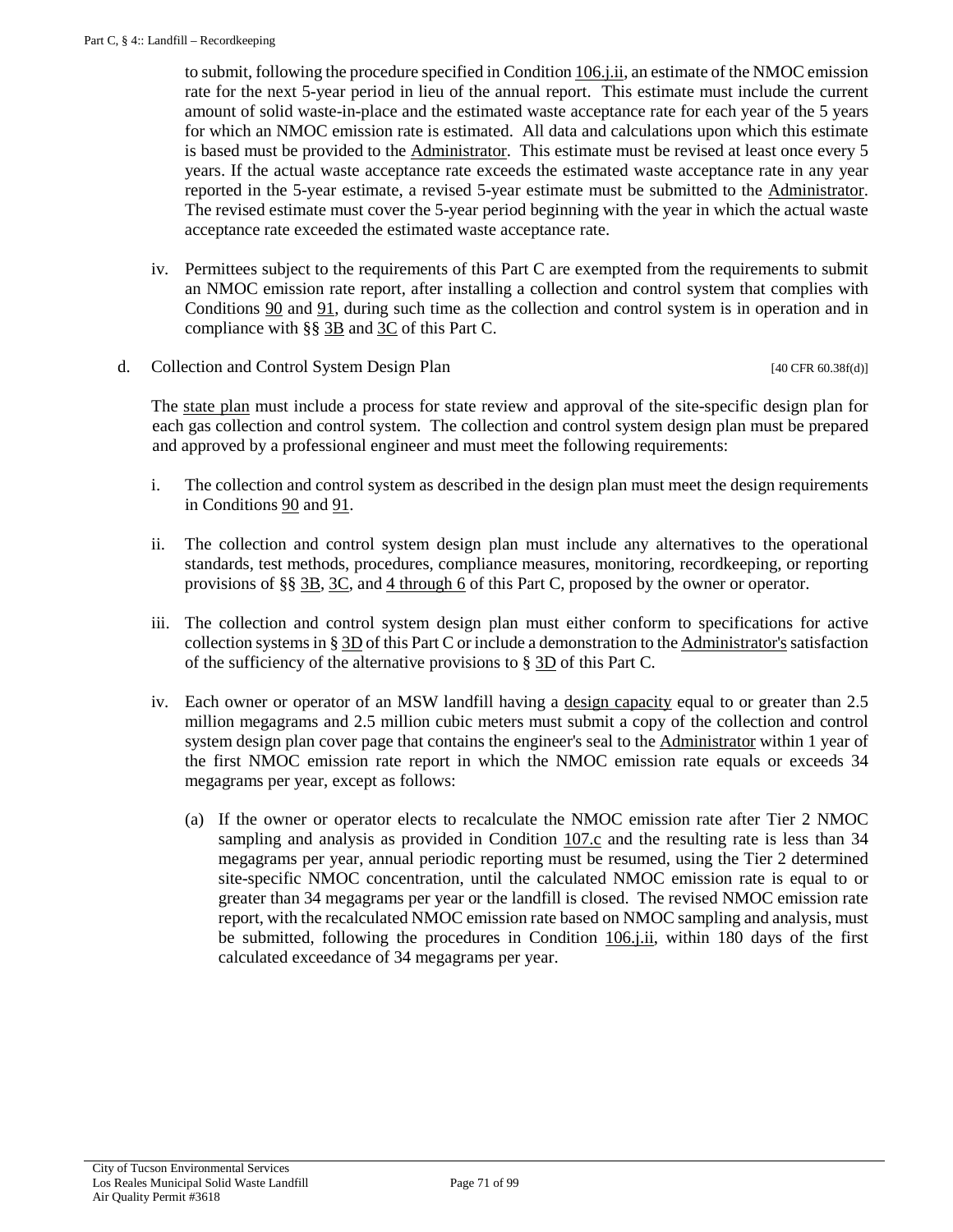to submit, following the procedure specified in Condition 106.j.ii, an estimate of the NMOC emission rate for the next 5-year period in lieu of the annual report. This estimate must include the current amount of solid waste-in-place and the estimated waste acceptance rate for each year of the 5 years for which an NMOC emission rate is estimated. All data and calculations upon which this estimate is based must be provided to the Administrator. This estimate must be revised at least once every 5 years. If the actual waste acceptance rate exceeds the estimated waste acceptance rate in any year reported in the 5-year estimate, a revised 5-year estimate must be submitted to the Administrator. The revised estimate must cover the 5-year period beginning with the year in which the actual waste acceptance rate exceeded the estimated waste acceptance rate.

iv. Permittees subject to the requirements of this Part C are exempted from the requirements to submit an NMOC emission rate report, after installing a collection and control system that complies with Conditions 90 and 91, during such time as the collection and control system is in operation and in compliance with §§ 3B and 3C of this Part C.

d. Collection and Control System Design Plan [40 CFR 60.38f(d)]

The state plan must include a process for state review and approval of the site-specific design plan for each gas collection and control system. The collection and control system design plan must be prepared and approved by a professional engineer and must meet the following requirements:

i. The collection and control system as described in the design plan must meet the design requirements in Conditions 90 and 91.

ii. The collection and control system design plan must include any alternatives to the operational standards, test methods, procedures, compliance measures, monitoring, recordkeeping, or reporting provisions of §§ 3B, 3C, and 4 through 6 of this Part C, proposed by the owner or operator.

iii. The collection and control system design plan must either conform to specifications for active collection systems in § 3D of this Part C or include a demonstration to the Administrator's satisfaction of the sufficiency of the alternative provisions to § 3D of this Part C.

iv. Each owner or operator of an MSW landfill having a design capacity equal to or greater than 2.5 million megagrams and 2.5 million cubic meters must submit a copy of the collection and control system design plan cover page that contains the engineer's seal to the Administrator within 1 year of the first NMOC emission rate report in which the NMOC emission rate equals or exceeds 34 megagrams per year, except as follows:

(a) If the owner or operator elects to recalculate the NMOC emission rate after Tier 2 NMOC sampling and analysis as provided in Condition 107.c and the resulting rate is less than 34 megagrams per year, annual periodic reporting must be resumed, using the Tier 2 determined site-specific NMOC concentration, until the calculated NMOC emission rate is equal to or greater than 34 megagrams per year or the landfill is closed. The revised NMOC emission rate report, with the recalculated NMOC emission rate based on NMOC sampling and analysis, must be submitted, following the procedures in Condition 106.j.ii, within 180 days of the first calculated exceedance of 34 megagrams per year.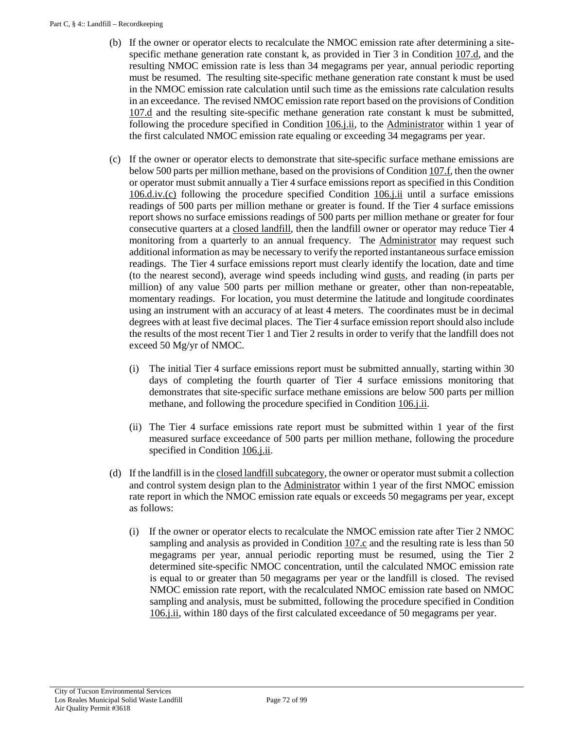(b) If the owner or operator elects to recalculate the NMOC emission rate after determining a site-specific methane generation rate constant k, as provided in Tier 3 in Condition 107.d, and the resulting NMOC emission rate is less than 34 megagrams per year, annual periodic reporting must be resumed. The resulting site-specific methane generation rate constant k must be used in the NMOC emission rate calculation until such time as the emissions rate calculation results in an exceedance. The revised NMOC emission rate report based on the provisions of Condition 107.d and the resulting site-specific methane generation rate constant k must be submitted, following the procedure specified in Condition 106.j.ii, to the Administrator within 1 year of the first calculated NMOC emission rate equaling or exceeding 34 megagrams per year.

(c) If the owner or operator elects to demonstrate that site-specific surface methane emissions are below 500 parts per million methane, based on the provisions of Condition 107.f, then the owner or operator must submit annually a Tier 4 surface emissions report as specified in this Condition 106.d.iv.(c) following the procedure specified Condition 106.j.ii until a surface emissions readings of 500 parts per million methane or greater is found. If the Tier 4 surface emissions report shows no surface emissions readings of 500 parts per million methane or greater for four consecutive quarters at a closed landfill, then the landfill owner or operator may reduce Tier 4 monitoring from a quarterly to an annual frequency. The Administrator may request such additional information as may be necessary to verify the reported instantaneous surface emission readings. The Tier 4 surface emissions report must clearly identify the location, date and time (to the nearest second), average wind speeds including wind gusts, and reading (in parts per million) of any value 500 parts per million methane or greater, other than non-repeatable, momentary readings. For location, you must determine the latitude and longitude coordinates using an instrument with an accuracy of at least 4 meters. The coordinates must be in decimal degrees with at least five decimal places. The Tier 4 surface emission report should also include the results of the most recent Tier 1 and Tier 2 results in order to verify that the landfill does not exceed 50 Mg/yr of NMOC.

   (i) The initial Tier 4 surface emissions report must be submitted annually, starting within 30 days of completing the fourth quarter of Tier 4 surface emissions monitoring that demonstrates that site-specific surface methane emissions are below 500 parts per million methane, and following the procedure specified in Condition 106.j.ii.

   (ii) The Tier 4 surface emissions rate report must be submitted within 1 year of the first measured surface exceedance of 500 parts per million methane, following the procedure specified in Condition 106.j.ii.

(d) If the landfill is in the closed landfill subcategory, the owner or operator must submit a collection and control system design plan to the Administrator within 1 year of the first NMOC emission rate report in which the NMOC emission rate equals or exceeds 50 megagrams per year, except as follows:

   (i) If the owner or operator elects to recalculate the NMOC emission rate after Tier 2 NMOC sampling and analysis as provided in Condition 107.c and the resulting rate is less than 50 megagrams per year, annual periodic reporting must be resumed, using the Tier 2 determined site-specific NMOC concentration, until the calculated NMOC emission rate is equal to or greater than 50 megagrams per year or the landfill is closed. The revised NMOC emission rate report, with the recalculated NMOC emission rate based on NMOC sampling and analysis, must be submitted, following the procedure specified in Condition 106.j.ii, within 180 days of the first calculated exceedance of 50 megagrams per year.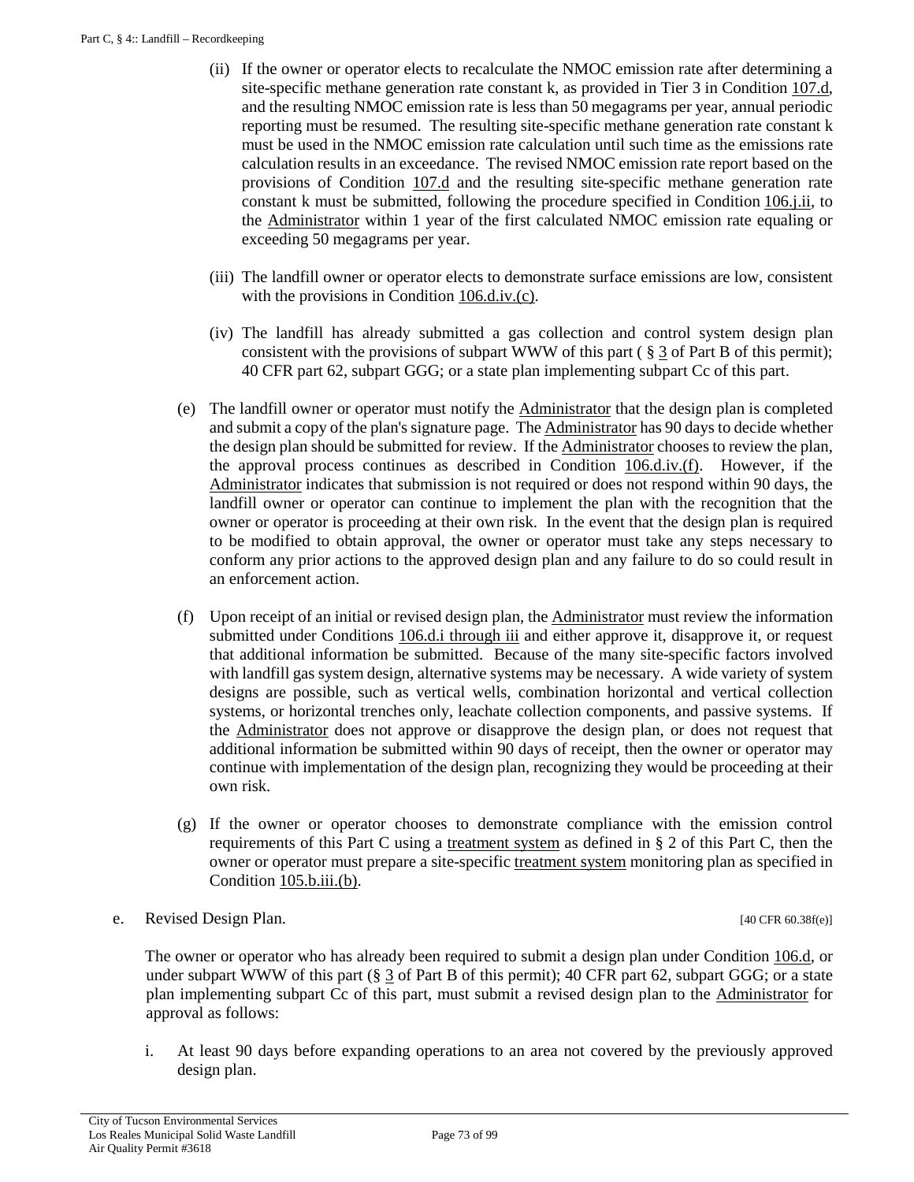(ii) If the owner or operator elects to recalculate the NMOC emission rate after determining a site-specific methane generation rate constant k, as provided in Tier 3 in Condition 107.d, and the resulting NMOC emission rate is less than 50 megagrams per year, annual periodic reporting must be resumed. The resulting site-specific methane generation rate constant k must be used in the NMOC emission rate calculation until such time as the emissions rate calculation results in an exceedance. The revised NMOC emission rate report based on the provisions of Condition 107.d and the resulting site-specific methane generation rate constant k must be submitted, following the procedure specified in Condition 106.j.ii, to the Administrator within 1 year of the first calculated NMOC emission rate equaling or exceeding 50 megagrams per year.

(iii) The landfill owner or operator elects to demonstrate surface emissions are low, consistent with the provisions in Condition 106.d.iv.(c).

(iv) The landfill has already submitted a gas collection and control system design plan consistent with the provisions of subpart WWW of this part ( § 3 of Part B of this permit); 40 CFR part 62, subpart GGG; or a state plan implementing subpart Cc of this part.

(e) The landfill owner or operator must notify the Administrator that the design plan is completed and submit a copy of the plan's signature page. The Administrator has 90 days to decide whether the design plan should be submitted for review. If the Administrator chooses to review the plan, the approval process continues as described in Condition 106.d.iv.(f). However, if the Administrator indicates that submission is not required or does not respond within 90 days, the landfill owner or operator can continue to implement the plan with the recognition that the owner or operator is proceeding at their own risk. In the event that the design plan is required to be modified to obtain approval, the owner or operator must take any steps necessary to conform any prior actions to the approved design plan and any failure to do so could result in an enforcement action.

(f) Upon receipt of an initial or revised design plan, the Administrator must review the information submitted under Conditions 106.d.i through iii and either approve it, disapprove it, or request that additional information be submitted. Because of the many site-specific factors involved with landfill gas system design, alternative systems may be necessary. A wide variety of system designs are possible, such as vertical wells, combination horizontal and vertical collection systems, or horizontal trenches only, leachate collection components, and passive systems. If the Administrator does not approve or disapprove the design plan, or does not request that additional information be submitted within 90 days of receipt, then the owner or operator may continue with implementation of the design plan, recognizing they would be proceeding at their own risk.

(g) If the owner or operator chooses to demonstrate compliance with the emission control requirements of this Part C using a treatment system as defined in § 2 of this Part C, then the owner or operator must prepare a site-specific treatment system monitoring plan as specified in Condition 105.b.iii.(b).

e. Revised Design Plan. [40 CFR 60.38f(e)]

The owner or operator who has already been required to submit a design plan under Condition 106.d, or under subpart WWW of this part (§ 3 of Part B of this permit); 40 CFR part 62, subpart GGG; or a state plan implementing subpart Cc of this part, must submit a revised design plan to the Administrator for approval as follows:

i. At least 90 days before expanding operations to an area not covered by the previously approved design plan.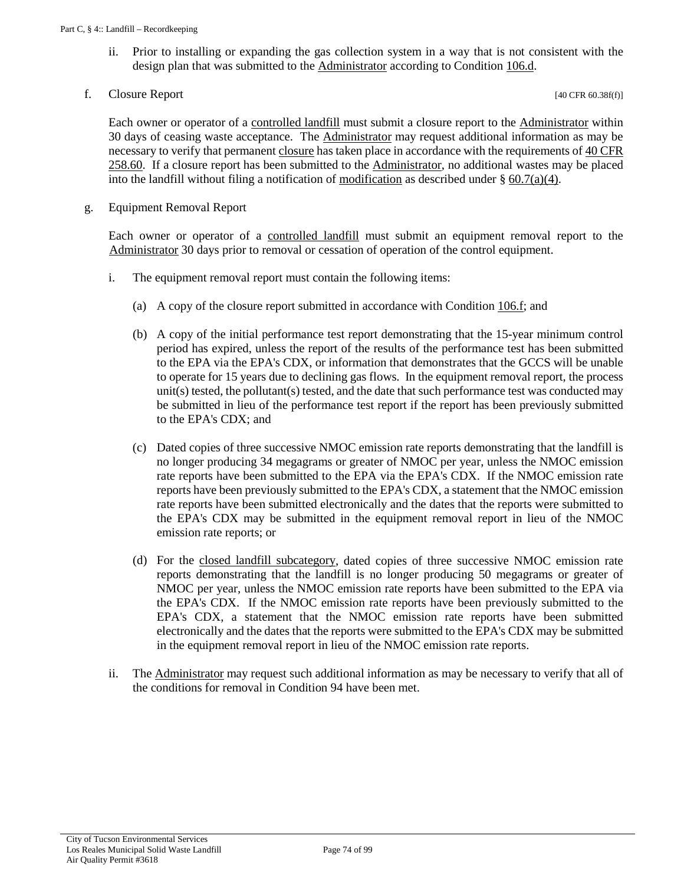ii. Prior to installing or expanding the gas collection system in a way that is not consistent with the design plan that was submitted to the Administrator according to Condition 106.d.

f. Closure Report [40 CFR 60.38f(f)]

Each owner or operator of a controlled landfill must submit a closure report to the Administrator within 30 days of ceasing waste acceptance. The Administrator may request additional information as may be necessary to verify that permanent closure has taken place in accordance with the requirements of 40 CFR 258.60. If a closure report has been submitted to the Administrator, no additional wastes may be placed into the landfill without filing a notification of modification as described under § 60.7(a)(4).

g. Equipment Removal Report

Each owner or operator of a controlled landfill must submit an equipment removal report to the Administrator 30 days prior to removal or cessation of operation of the control equipment.

i. The equipment removal report must contain the following items:

(a) A copy of the closure report submitted in accordance with Condition 106.f; and

(b) A copy of the initial performance test report demonstrating that the 15-year minimum control period has expired, unless the report of the results of the performance test has been submitted to the EPA via the EPA's CDX, or information that demonstrates that the GCCS will be unable to operate for 15 years due to declining gas flows. In the equipment removal report, the process unit(s) tested, the pollutant(s) tested, and the date that such performance test was conducted may be submitted in lieu of the performance test report if the report has been previously submitted to the EPA's CDX; and

(c) Dated copies of three successive NMOC emission rate reports demonstrating that the landfill is no longer producing 34 megagrams or greater of NMOC per year, unless the NMOC emission rate reports have been submitted to the EPA via the EPA's CDX. If the NMOC emission rate reports have been previously submitted to the EPA's CDX, a statement that the NMOC emission rate reports have been submitted electronically and the dates that the reports were submitted to the EPA's CDX may be submitted in the equipment removal report in lieu of the NMOC emission rate reports; or

(d) For the closed landfill subcategory, dated copies of three successive NMOC emission rate reports demonstrating that the landfill is no longer producing 50 megagrams or greater of NMOC per year, unless the NMOC emission rate reports have been submitted to the EPA via the EPA's CDX. If the NMOC emission rate reports have been previously submitted to the EPA's CDX, a statement that the NMOC emission rate reports have been submitted electronically and the dates that the reports were submitted to the EPA's CDX may be submitted in the equipment removal report in lieu of the NMOC emission rate reports.

ii. The Administrator may request such additional information as may be necessary to verify that all of the conditions for removal in Condition 94 have been met.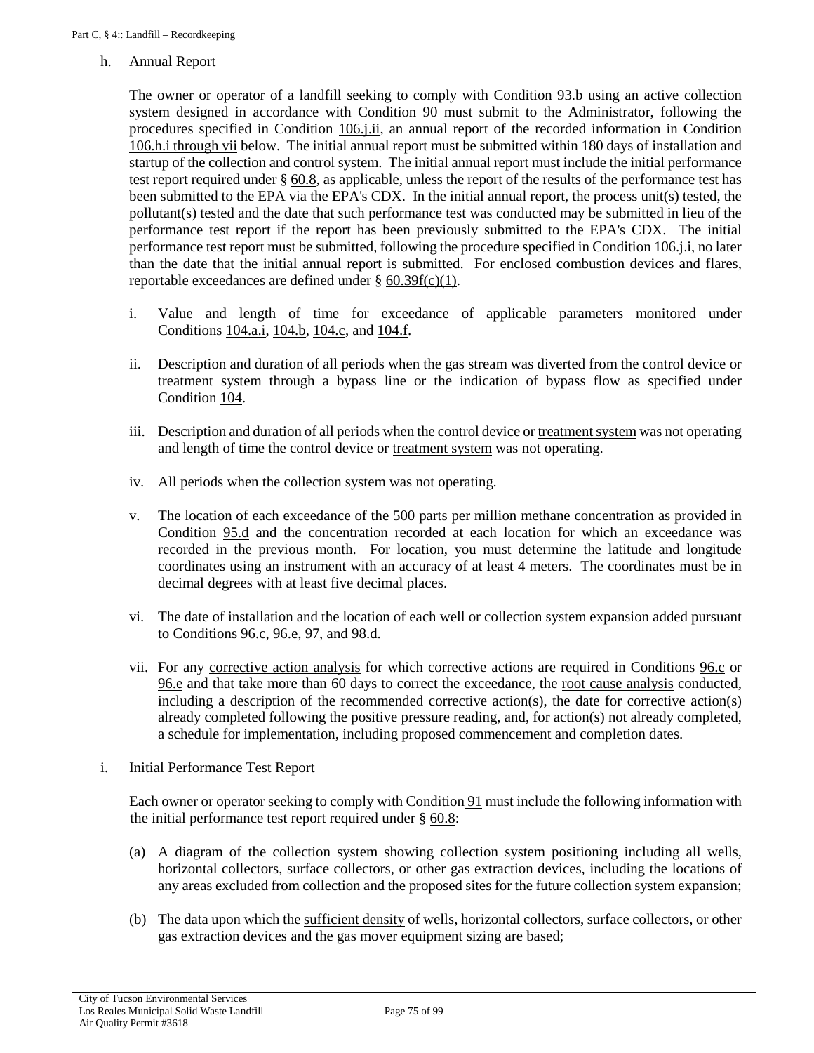h. Annual Report

The owner or operator of a landfill seeking to comply with Condition 93.b using an active collection system designed in accordance with Condition 90 must submit to the Administrator, following the procedures specified in Condition 106.j.ii, an annual report of the recorded information in Condition 106.h.i through vii below. The initial annual report must be submitted within 180 days of installation and startup of the collection and control system. The initial annual report must include the initial performance test report required under § 60.8, as applicable, unless the report of the results of the performance test has been submitted to the EPA via the EPA's CDX. In the initial annual report, the process unit(s) tested, the pollutant(s) tested and the date that such performance test was conducted may be submitted in lieu of the performance test report if the report has been previously submitted to the EPA's CDX. The initial performance test report must be submitted, following the procedure specified in Condition 106.j.i, no later than the date that the initial annual report is submitted. For enclosed combustion devices and flares, reportable exceedances are defined under § 60.39f(c)(1).

i. Value and length of time for exceedance of applicable parameters monitored under Conditions 104.a.i, 104.b, 104.c, and 104.f.

ii. Description and duration of all periods when the gas stream was diverted from the control device or treatment system through a bypass line or the indication of bypass flow as specified under Condition 104.

iii. Description and duration of all periods when the control device or treatment system was not operating and length of time the control device or treatment system was not operating.

iv. All periods when the collection system was not operating.

v. The location of each exceedance of the 500 parts per million methane concentration as provided in Condition 95.d and the concentration recorded at each location for which an exceedance was recorded in the previous month. For location, you must determine the latitude and longitude coordinates using an instrument with an accuracy of at least 4 meters. The coordinates must be in decimal degrees with at least five decimal places.

vi. The date of installation and the location of each well or collection system expansion added pursuant to Conditions 96.c, 96.e, 97, and 98.d.

vii. For any corrective action analysis for which corrective actions are required in Conditions 96.c or 96.e and that take more than 60 days to correct the exceedance, the root cause analysis conducted, including a description of the recommended corrective action(s), the date for corrective action(s) already completed following the positive pressure reading, and, for action(s) not already completed, a schedule for implementation, including proposed commencement and completion dates.

i. Initial Performance Test Report

Each owner or operator seeking to comply with Condition 91 must include the following information with the initial performance test report required under § 60.8:

(a) A diagram of the collection system showing collection system positioning including all wells, horizontal collectors, surface collectors, or other gas extraction devices, including the locations of any areas excluded from collection and the proposed sites for the future collection system expansion;

(b) The data upon which the sufficient density of wells, horizontal collectors, surface collectors, or other gas extraction devices and the gas mover equipment sizing are based;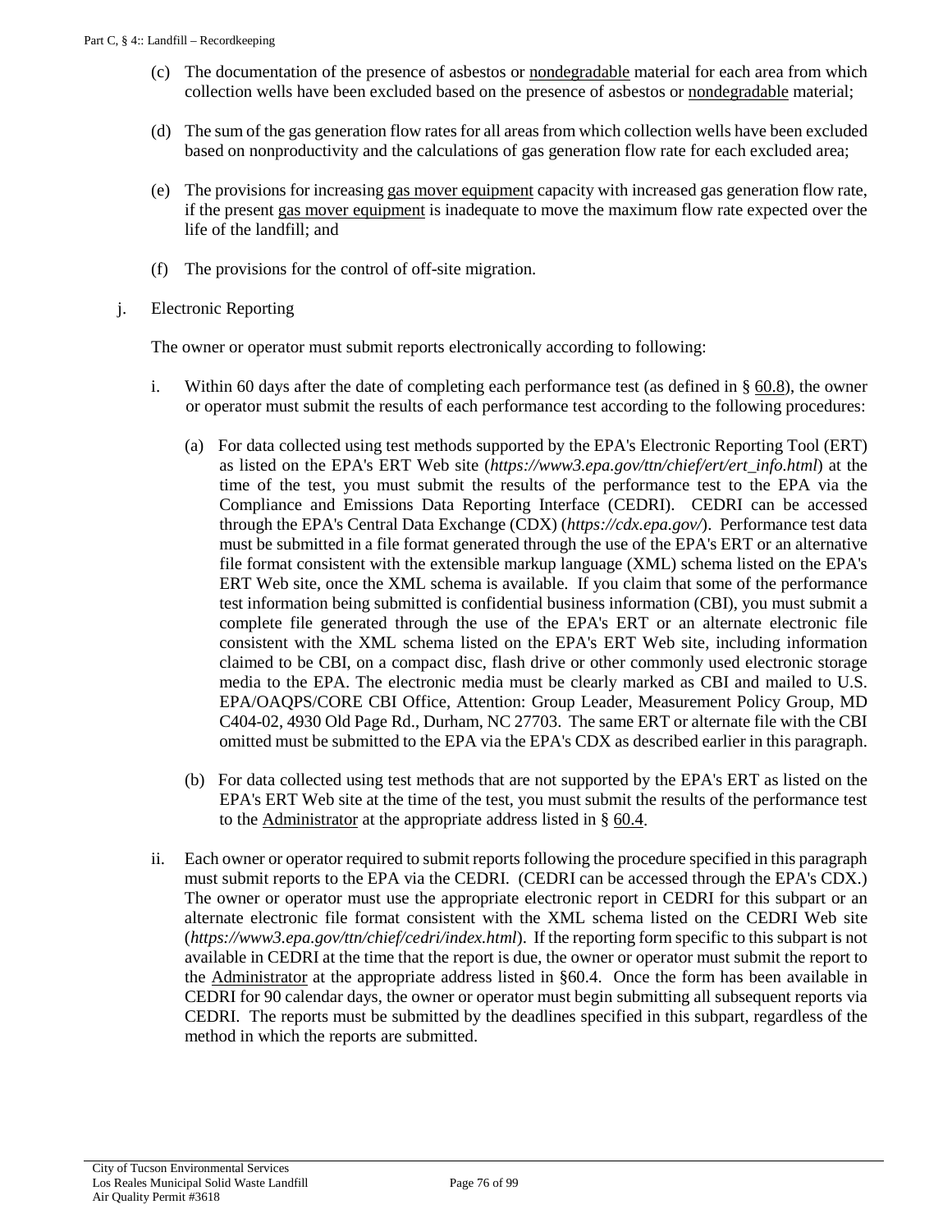(c) The documentation of the presence of asbestos or nondegradable material for each area from which collection wells have been excluded based on the presence of asbestos or nondegradable material;

(d) The sum of the gas generation flow rates for all areas from which collection wells have been excluded based on nonproductivity and the calculations of gas generation flow rate for each excluded area;

(e) The provisions for increasing gas mover equipment capacity with increased gas generation flow rate, if the present gas mover equipment is inadequate to move the maximum flow rate expected over the life of the landfill; and

(f) The provisions for the control of off-site migration.

j. Electronic Reporting

The owner or operator must submit reports electronically according to following:

i. Within 60 days after the date of completing each performance test (as defined in § 60.8), the owner or operator must submit the results of each performance test according to the following procedures:

(a) For data collected using test methods supported by the EPA's Electronic Reporting Tool (ERT) as listed on the EPA's ERT Web site (*https://www3.epa.gov/ttn/chief/ert/ert_info.html*) at the time of the test, you must submit the results of the performance test to the EPA via the Compliance and Emissions Data Reporting Interface (CEDRI). CEDRI can be accessed through the EPA's Central Data Exchange (CDX) (*https://cdx.epa.gov/*). Performance test data must be submitted in a file format generated through the use of the EPA's ERT or an alternative file format consistent with the extensible markup language (XML) schema listed on the EPA's ERT Web site, once the XML schema is available. If you claim that some of the performance test information being submitted is confidential business information (CBI), you must submit a complete file generated through the use of the EPA's ERT or an alternate electronic file consistent with the XML schema listed on the EPA's ERT Web site, including information claimed to be CBI, on a compact disc, flash drive or other commonly used electronic storage media to the EPA. The electronic media must be clearly marked as CBI and mailed to U.S. EPA/OAQPS/CORE CBI Office, Attention: Group Leader, Measurement Policy Group, MD C404-02, 4930 Old Page Rd., Durham, NC 27703. The same ERT or alternate file with the CBI omitted must be submitted to the EPA via the EPA's CDX as described earlier in this paragraph.

(b) For data collected using test methods that are not supported by the EPA's ERT as listed on the EPA's ERT Web site at the time of the test, you must submit the results of the performance test to the Administrator at the appropriate address listed in § 60.4.

ii. Each owner or operator required to submit reports following the procedure specified in this paragraph must submit reports to the EPA via the CEDRI. (CEDRI can be accessed through the EPA's CDX.) The owner or operator must use the appropriate electronic report in CEDRI for this subpart or an alternate electronic file format consistent with the XML schema listed on the CEDRI Web site (*https://www3.epa.gov/ttn/chief/cedri/index.html*). If the reporting form specific to this subpart is not available in CEDRI at the time that the report is due, the owner or operator must submit the report to the Administrator at the appropriate address listed in §60.4. Once the form has been available in CEDRI for 90 calendar days, the owner or operator must begin submitting all subsequent reports via CEDRI. The reports must be submitted by the deadlines specified in this subpart, regardless of the method in which the reports are submitted.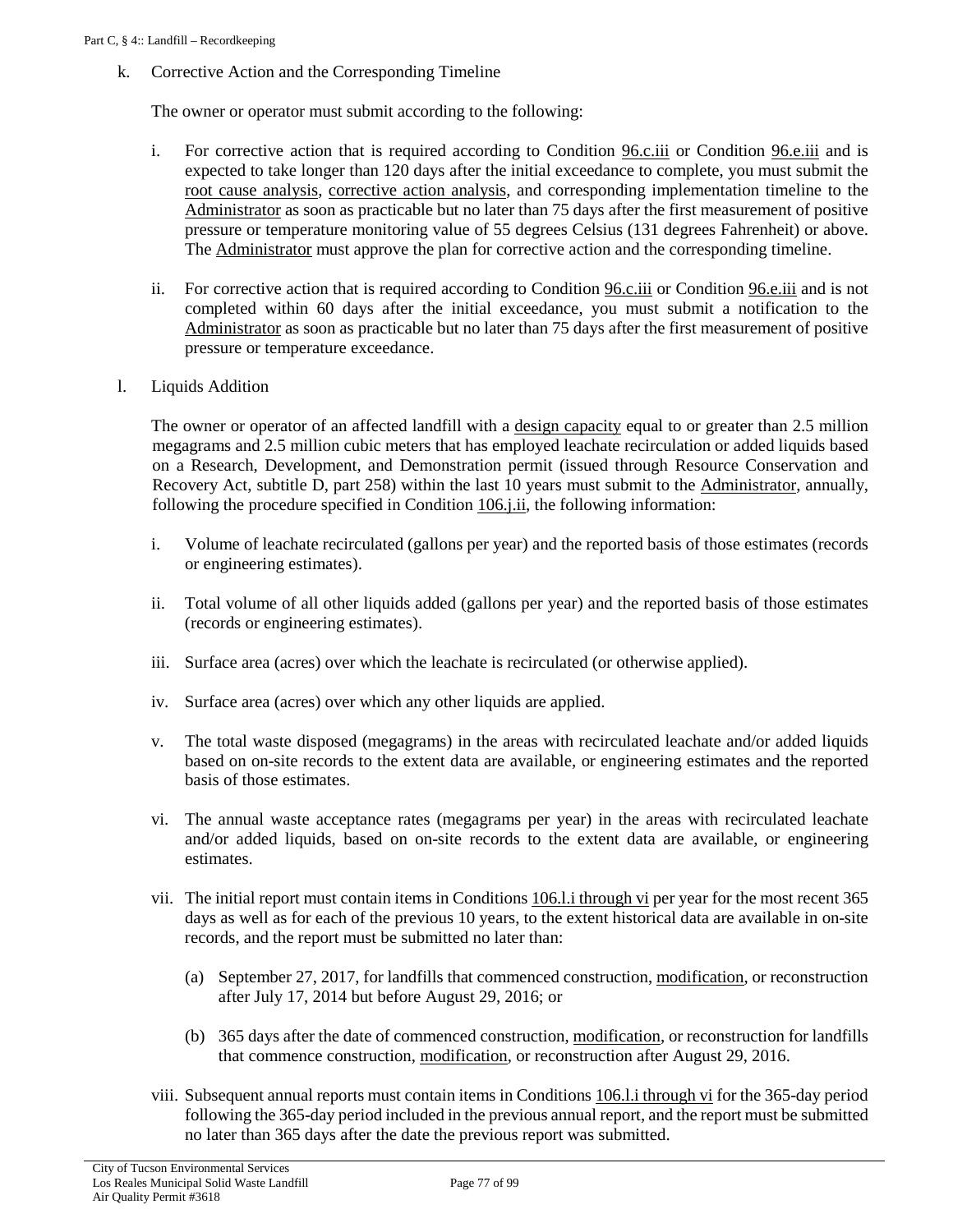k. Corrective Action and the Corresponding Timeline

The owner or operator must submit according to the following:

i. For corrective action that is required according to Condition 96.c.iii or Condition 96.e.iii and is expected to take longer than 120 days after the initial exceedance to complete, you must submit the root cause analysis, corrective action analysis, and corresponding implementation timeline to the Administrator as soon as practicable but no later than 75 days after the first measurement of positive pressure or temperature monitoring value of 55 degrees Celsius (131 degrees Fahrenheit) or above. The Administrator must approve the plan for corrective action and the corresponding timeline.

ii. For corrective action that is required according to Condition 96.c.iii or Condition 96.e.iii and is not completed within 60 days after the initial exceedance, you must submit a notification to the Administrator as soon as practicable but no later than 75 days after the first measurement of positive pressure or temperature exceedance.

l. Liquids Addition

The owner or operator of an affected landfill with a design capacity equal to or greater than 2.5 million megagrams and 2.5 million cubic meters that has employed leachate recirculation or added liquids based on a Research, Development, and Demonstration permit (issued through Resource Conservation and Recovery Act, subtitle D, part 258) within the last 10 years must submit to the Administrator, annually, following the procedure specified in Condition 106.j.ii, the following information:

i. Volume of leachate recirculated (gallons per year) and the reported basis of those estimates (records or engineering estimates).

ii. Total volume of all other liquids added (gallons per year) and the reported basis of those estimates (records or engineering estimates).

iii. Surface area (acres) over which the leachate is recirculated (or otherwise applied).

iv. Surface area (acres) over which any other liquids are applied.

v. The total waste disposed (megagrams) in the areas with recirculated leachate and/or added liquids based on on-site records to the extent data are available, or engineering estimates and the reported basis of those estimates.

vi. The annual waste acceptance rates (megagrams per year) in the areas with recirculated leachate and/or added liquids, based on on-site records to the extent data are available, or engineering estimates.

vii. The initial report must contain items in Conditions 106.l.i through vi per year for the most recent 365 days as well as for each of the previous 10 years, to the extent historical data are available in on-site records, and the report must be submitted no later than:

(a) September 27, 2017, for landfills that commenced construction, modification, or reconstruction after July 17, 2014 but before August 29, 2016; or

(b) 365 days after the date of commenced construction, modification, or reconstruction for landfills that commence construction, modification, or reconstruction after August 29, 2016.

viii. Subsequent annual reports must contain items in Conditions 106.l.i through vi for the 365-day period following the 365-day period included in the previous annual report, and the report must be submitted no later than 365 days after the date the previous report was submitted.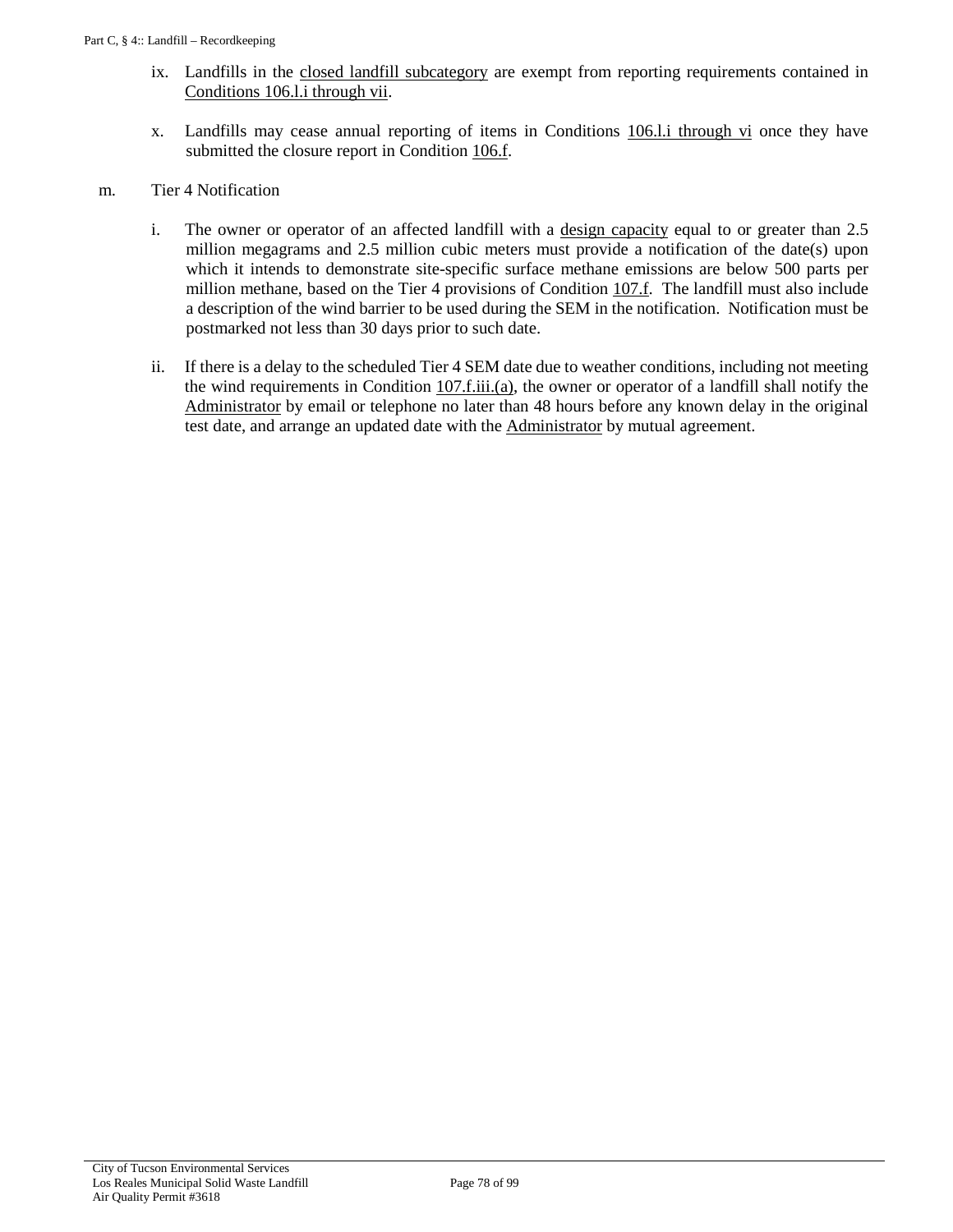ix. Landfills in the closed landfill subcategory are exempt from reporting requirements contained in Conditions 106.l.i through vii.

x. Landfills may cease annual reporting of items in Conditions 106.l.i through vi once they have submitted the closure report in Condition 106.f.

m. Tier 4 Notification

i. The owner or operator of an affected landfill with a design capacity equal to or greater than 2.5 million megagrams and 2.5 million cubic meters must provide a notification of the date(s) upon which it intends to demonstrate site-specific surface methane emissions are below 500 parts per million methane, based on the Tier 4 provisions of Condition 107.f. The landfill must also include a description of the wind barrier to be used during the SEM in the notification. Notification must be postmarked not less than 30 days prior to such date.

ii. If there is a delay to the scheduled Tier 4 SEM date due to weather conditions, including not meeting the wind requirements in Condition 107.f.iii.(a), the owner or operator of a landfill shall notify the Administrator by email or telephone no later than 48 hours before any known delay in the original test date, and arrange an updated date with the Administrator by mutual agreement.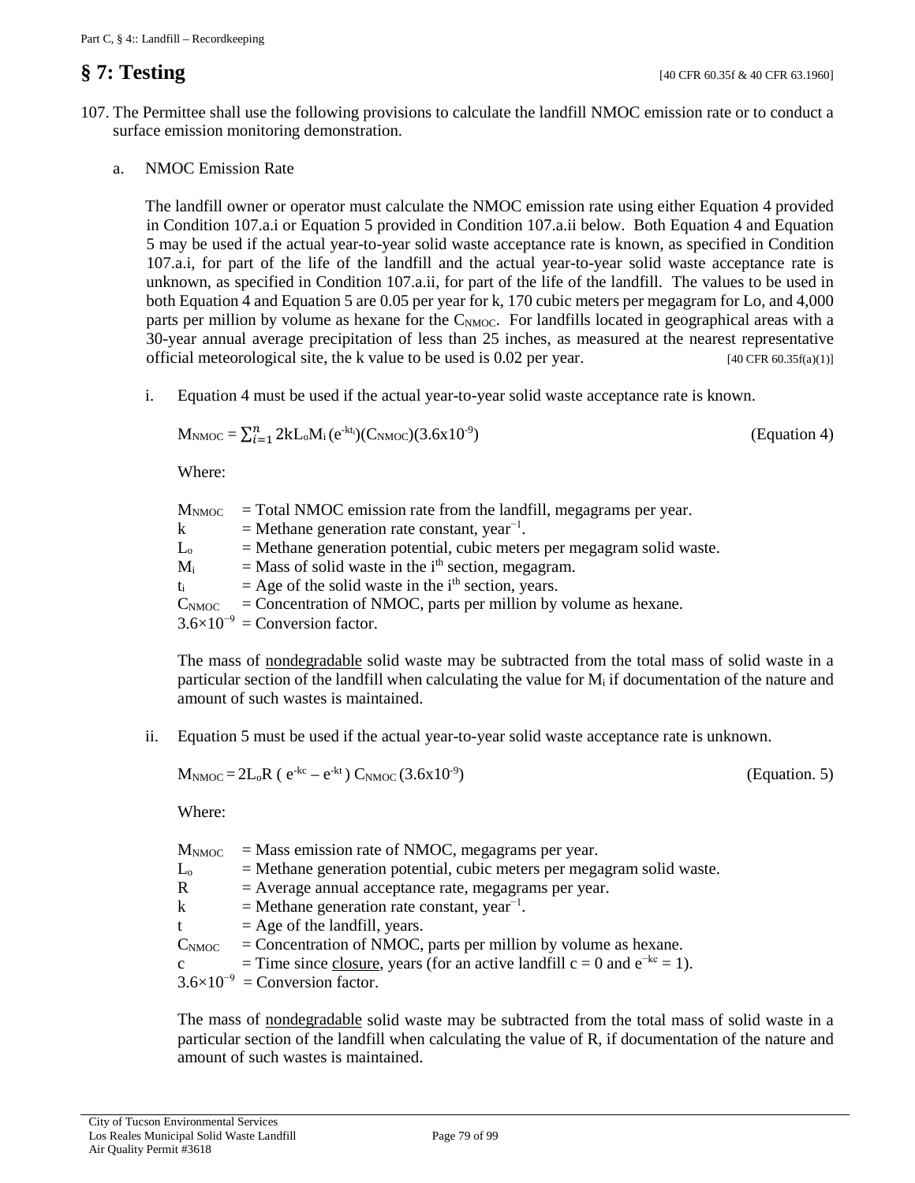## § 7: Testing

[40 CFR 60.35f & 40 CFR 63.1960]

107. The Permittee shall use the following provisions to calculate the landfill NMOC emission rate or to conduct a surface emission monitoring demonstration.

   a. NMOC Emission Rate

   The landfill owner or operator must calculate the NMOC emission rate using either Equation 4 provided in Condition 107.a.i or Equation 5 provided in Condition 107.a.ii below. Both Equation 4 and Equation 5 may be used if the actual year-to-year solid waste acceptance rate is known, as specified in Condition 107.a.i, for part of the life of the landfill and the actual year-to-year solid waste acceptance rate is unknown, as specified in Condition 107.a.ii, for part of the life of the landfill. The values to be used in both Equation 4 and Equation 5 are 0.05 per year for k, 170 cubic meters per megagram for Lo, and 4,000 parts per million by volume as hexane for the $C_{NMOC}$. For landfills located in geographical areas with a 30-year annual average precipitation of less than 25 inches, as measured at the nearest representative official meteorological site, the k value to be used is 0.02 per year. [40 CFR 60.35f(a)(1)]

   i. Equation 4 must be used if the actual year-to-year solid waste acceptance rate is known.

   $$M_{NMOC} = \sum_{i=1}^{n} 2kL_oM_i\,(e^{-kt_i})(C_{NMOC})(3.6\text{x}10^{-9}) \quad \text{(Equation 4)}$$

   Where:

   $M_{NMOC}$ = Total NMOC emission rate from the landfill, megagrams per year.
   k = Methane generation rate constant, year$^{-1}$.
   $L_o$ = Methane generation potential, cubic meters per megagram solid waste.
   $M_i$ = Mass of solid waste in the i$^{th}$ section, megagram.
   $t_i$ = Age of the solid waste in the i$^{th}$ section, years.
   $C_{NMOC}$ = Concentration of NMOC, parts per million by volume as hexane.
   $3.6\times10^{-9}$ = Conversion factor.

   The mass of nondegradable solid waste may be subtracted from the total mass of solid waste in a particular section of the landfill when calculating the value for $M_i$ if documentation of the nature and amount of such wastes is maintained.

   ii. Equation 5 must be used if the actual year-to-year solid waste acceptance rate is unknown.

   $$M_{NMOC} = 2L_oR\,(e^{-kc} - e^{-kt})\,C_{NMOC}\,(3.6\text{x}10^{-9}) \quad \text{(Equation. 5)}$$

   Where:

   $M_{NMOC}$ = Mass emission rate of NMOC, megagrams per year.
   $L_o$ = Methane generation potential, cubic meters per megagram solid waste.
   R = Average annual acceptance rate, megagrams per year.
   k = Methane generation rate constant, year$^{-1}$.
   t = Age of the landfill, years.
   $C_{NMOC}$ = Concentration of NMOC, parts per million by volume as hexane.
   c = Time since closure, years (for an active landfill c = 0 and $e^{-kc} = 1$).
   $3.6\times10^{-9}$ = Conversion factor.

   The mass of nondegradable solid waste may be subtracted from the total mass of solid waste in a particular section of the landfill when calculating the value of R, if documentation of the nature and amount of such wastes is maintained.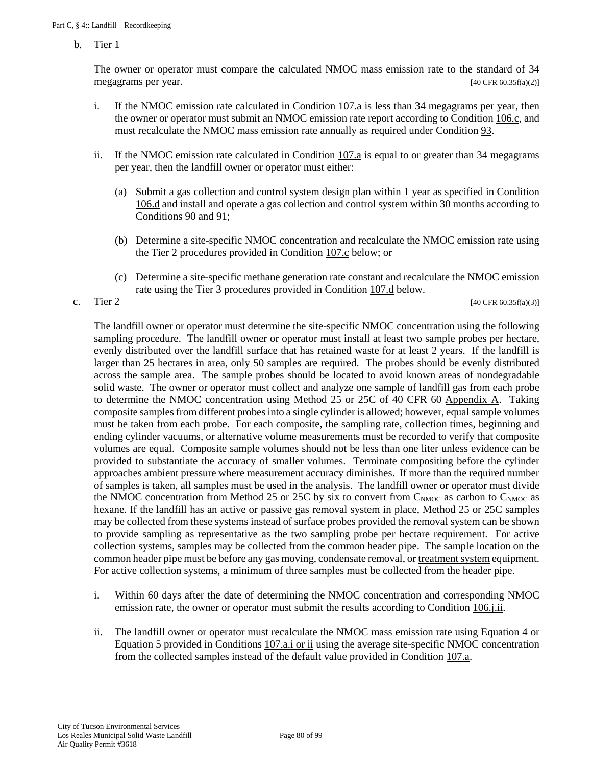b. Tier 1

The owner or operator must compare the calculated NMOC mass emission rate to the standard of 34 megagrams per year. [40 CFR 60.35f(a)(2)]

i. If the NMOC emission rate calculated in Condition 107.a is less than 34 megagrams per year, then the owner or operator must submit an NMOC emission rate report according to Condition 106.c, and must recalculate the NMOC mass emission rate annually as required under Condition 93.

ii. If the NMOC emission rate calculated in Condition 107.a is equal to or greater than 34 megagrams per year, then the landfill owner or operator must either:

(a) Submit a gas collection and control system design plan within 1 year as specified in Condition 106.d and install and operate a gas collection and control system within 30 months according to Conditions 90 and 91;

(b) Determine a site-specific NMOC concentration and recalculate the NMOC emission rate using the Tier 2 procedures provided in Condition 107.c below; or

(c) Determine a site-specific methane generation rate constant and recalculate the NMOC emission rate using the Tier 3 procedures provided in Condition 107.d below.

c. Tier 2 [40 CFR 60.35f(a)(3)]

The landfill owner or operator must determine the site-specific NMOC concentration using the following sampling procedure. The landfill owner or operator must install at least two sample probes per hectare, evenly distributed over the landfill surface that has retained waste for at least 2 years. If the landfill is larger than 25 hectares in area, only 50 samples are required. The probes should be evenly distributed across the sample area. The sample probes should be located to avoid known areas of nondegradable solid waste. The owner or operator must collect and analyze one sample of landfill gas from each probe to determine the NMOC concentration using Method 25 or 25C of 40 CFR 60 Appendix A. Taking composite samples from different probes into a single cylinder is allowed; however, equal sample volumes must be taken from each probe. For each composite, the sampling rate, collection times, beginning and ending cylinder vacuums, or alternative volume measurements must be recorded to verify that composite volumes are equal. Composite sample volumes should not be less than one liter unless evidence can be provided to substantiate the accuracy of smaller volumes. Terminate compositing before the cylinder approaches ambient pressure where measurement accuracy diminishes. If more than the required number of samples is taken, all samples must be used in the analysis. The landfill owner or operator must divide the NMOC concentration from Method 25 or 25C by six to convert from $C_{NMOC}$ as carbon to $C_{NMOC}$ as hexane. If the landfill has an active or passive gas removal system in place, Method 25 or 25C samples may be collected from these systems instead of surface probes provided the removal system can be shown to provide sampling as representative as the two sampling probe per hectare requirement. For active collection systems, samples may be collected from the common header pipe. The sample location on the common header pipe must be before any gas moving, condensate removal, or treatment system equipment. For active collection systems, a minimum of three samples must be collected from the header pipe.

i. Within 60 days after the date of determining the NMOC concentration and corresponding NMOC emission rate, the owner or operator must submit the results according to Condition 106.j.ii.

ii. The landfill owner or operator must recalculate the NMOC mass emission rate using Equation 4 or Equation 5 provided in Conditions 107.a.i or ii using the average site-specific NMOC concentration from the collected samples instead of the default value provided in Condition 107.a.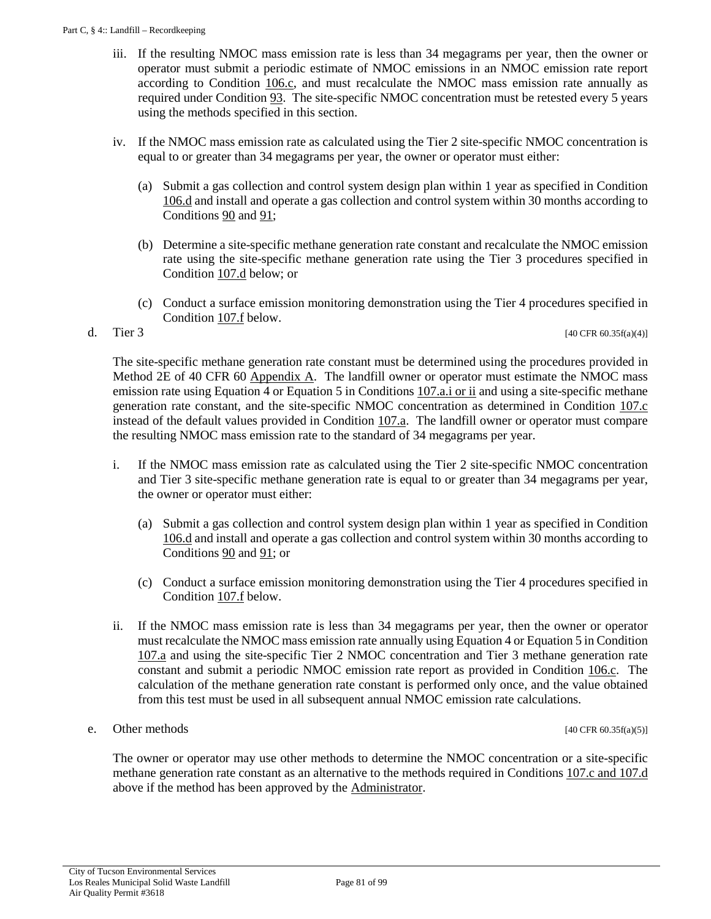iii. If the resulting NMOC mass emission rate is less than 34 megagrams per year, then the owner or operator must submit a periodic estimate of NMOC emissions in an NMOC emission rate report according to Condition 106.c, and must recalculate the NMOC mass emission rate annually as required under Condition 93. The site-specific NMOC concentration must be retested every 5 years using the methods specified in this section.

iv. If the NMOC mass emission rate as calculated using the Tier 2 site-specific NMOC concentration is equal to or greater than 34 megagrams per year, the owner or operator must either:

(a) Submit a gas collection and control system design plan within 1 year as specified in Condition 106.d and install and operate a gas collection and control system within 30 months according to Conditions 90 and 91;

(b) Determine a site-specific methane generation rate constant and recalculate the NMOC emission rate using the site-specific methane generation rate using the Tier 3 procedures specified in Condition 107.d below; or

(c) Conduct a surface emission monitoring demonstration using the Tier 4 procedures specified in Condition 107.f below.

d. Tier 3 [40 CFR 60.35f(a)(4)]

The site-specific methane generation rate constant must be determined using the procedures provided in Method 2E of 40 CFR 60 Appendix A. The landfill owner or operator must estimate the NMOC mass emission rate using Equation 4 or Equation 5 in Conditions 107.a.i or ii and using a site-specific methane generation rate constant, and the site-specific NMOC concentration as determined in Condition 107.c instead of the default values provided in Condition 107.a. The landfill owner or operator must compare the resulting NMOC mass emission rate to the standard of 34 megagrams per year.

i. If the NMOC mass emission rate as calculated using the Tier 2 site-specific NMOC concentration and Tier 3 site-specific methane generation rate is equal to or greater than 34 megagrams per year, the owner or operator must either:

(a) Submit a gas collection and control system design plan within 1 year as specified in Condition 106.d and install and operate a gas collection and control system within 30 months according to Conditions 90 and 91; or

(c) Conduct a surface emission monitoring demonstration using the Tier 4 procedures specified in Condition 107.f below.

ii. If the NMOC mass emission rate is less than 34 megagrams per year, then the owner or operator must recalculate the NMOC mass emission rate annually using Equation 4 or Equation 5 in Condition 107.a and using the site-specific Tier 2 NMOC concentration and Tier 3 methane generation rate constant and submit a periodic NMOC emission rate report as provided in Condition 106.c. The calculation of the methane generation rate constant is performed only once, and the value obtained from this test must be used in all subsequent annual NMOC emission rate calculations.

e. Other methods [40 CFR 60.35f(a)(5)]

The owner or operator may use other methods to determine the NMOC concentration or a site-specific methane generation rate constant as an alternative to the methods required in Conditions 107.c and 107.d above if the method has been approved by the Administrator.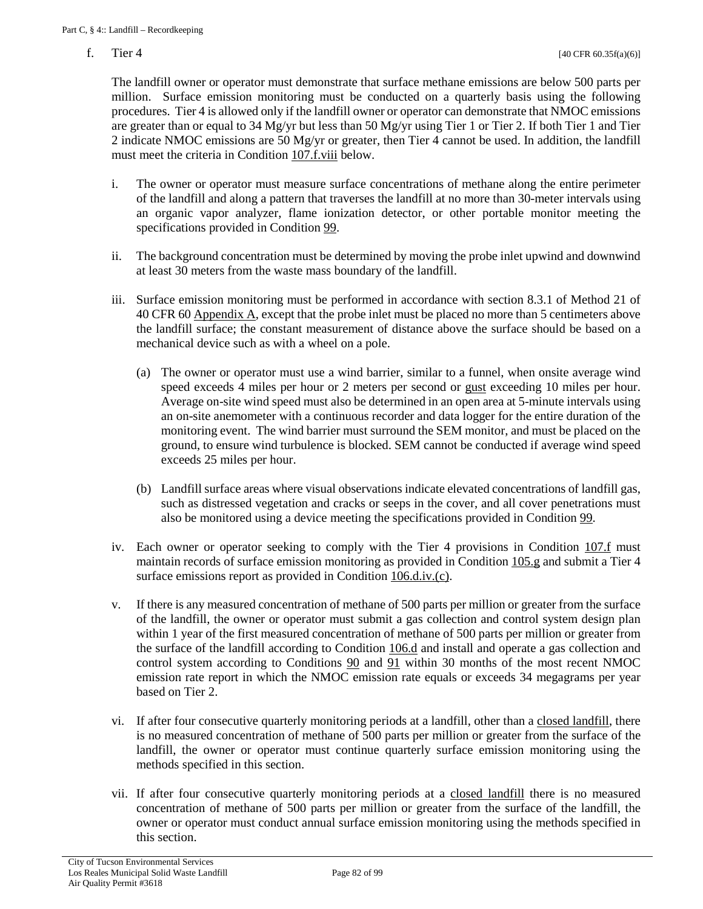f. Tier 4 [40 CFR 60.35f(a)(6)]

The landfill owner or operator must demonstrate that surface methane emissions are below 500 parts per million. Surface emission monitoring must be conducted on a quarterly basis using the following procedures. Tier 4 is allowed only if the landfill owner or operator can demonstrate that NMOC emissions are greater than or equal to 34 Mg/yr but less than 50 Mg/yr using Tier 1 or Tier 2. If both Tier 1 and Tier 2 indicate NMOC emissions are 50 Mg/yr or greater, then Tier 4 cannot be used. In addition, the landfill must meet the criteria in Condition 107.f.viii below.

i. The owner or operator must measure surface concentrations of methane along the entire perimeter of the landfill and along a pattern that traverses the landfill at no more than 30-meter intervals using an organic vapor analyzer, flame ionization detector, or other portable monitor meeting the specifications provided in Condition 99.

ii. The background concentration must be determined by moving the probe inlet upwind and downwind at least 30 meters from the waste mass boundary of the landfill.

iii. Surface emission monitoring must be performed in accordance with section 8.3.1 of Method 21 of 40 CFR 60 Appendix A, except that the probe inlet must be placed no more than 5 centimeters above the landfill surface; the constant measurement of distance above the surface should be based on a mechanical device such as with a wheel on a pole.

   (a) The owner or operator must use a wind barrier, similar to a funnel, when onsite average wind speed exceeds 4 miles per hour or 2 meters per second or gust exceeding 10 miles per hour. Average on-site wind speed must also be determined in an open area at 5-minute intervals using an on-site anemometer with a continuous recorder and data logger for the entire duration of the monitoring event. The wind barrier must surround the SEM monitor, and must be placed on the ground, to ensure wind turbulence is blocked. SEM cannot be conducted if average wind speed exceeds 25 miles per hour.

   (b) Landfill surface areas where visual observations indicate elevated concentrations of landfill gas, such as distressed vegetation and cracks or seeps in the cover, and all cover penetrations must also be monitored using a device meeting the specifications provided in Condition 99.

iv. Each owner or operator seeking to comply with the Tier 4 provisions in Condition 107.f must maintain records of surface emission monitoring as provided in Condition 105.g and submit a Tier 4 surface emissions report as provided in Condition 106.d.iv.(c).

v. If there is any measured concentration of methane of 500 parts per million or greater from the surface of the landfill, the owner or operator must submit a gas collection and control system design plan within 1 year of the first measured concentration of methane of 500 parts per million or greater from the surface of the landfill according to Condition 106.d and install and operate a gas collection and control system according to Conditions 90 and 91 within 30 months of the most recent NMOC emission rate report in which the NMOC emission rate equals or exceeds 34 megagrams per year based on Tier 2.

vi. If after four consecutive quarterly monitoring periods at a landfill, other than a closed landfill, there is no measured concentration of methane of 500 parts per million or greater from the surface of the landfill, the owner or operator must continue quarterly surface emission monitoring using the methods specified in this section.

vii. If after four consecutive quarterly monitoring periods at a closed landfill there is no measured concentration of methane of 500 parts per million or greater from the surface of the landfill, the owner or operator must conduct annual surface emission monitoring using the methods specified in this section.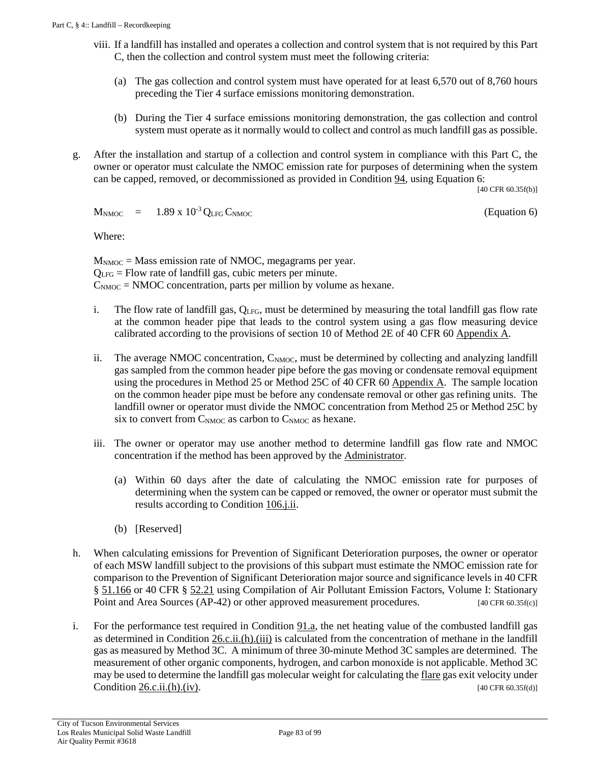viii. If a landfill has installed and operates a collection and control system that is not required by this Part C, then the collection and control system must meet the following criteria:

   (a) The gas collection and control system must have operated for at least 6,570 out of 8,760 hours preceding the Tier 4 surface emissions monitoring demonstration.

   (b) During the Tier 4 surface emissions monitoring demonstration, the gas collection and control system must operate as it normally would to collect and control as much landfill gas as possible.

g. After the installation and startup of a collection and control system in compliance with this Part C, the owner or operator must calculate the NMOC emission rate for purposes of determining when the system can be capped, removed, or decommissioned as provided in Condition 94, using Equation 6:

[40 CFR 60.35f(b)]

$$M_{NMOC} = 1.89 \times 10^{-3} Q_{LFG} C_{NMOC} \quad \text{(Equation 6)}$$

Where:

$M_{NMOC}$ = Mass emission rate of NMOC, megagrams per year.
$Q_{LFG}$ = Flow rate of landfill gas, cubic meters per minute.
$C_{NMOC}$ = NMOC concentration, parts per million by volume as hexane.

i. The flow rate of landfill gas, $Q_{LFG}$, must be determined by measuring the total landfill gas flow rate at the common header pipe that leads to the control system using a gas flow measuring device calibrated according to the provisions of section 10 of Method 2E of 40 CFR 60 Appendix A.

ii. The average NMOC concentration, $C_{NMOC}$, must be determined by collecting and analyzing landfill gas sampled from the common header pipe before the gas moving or condensate removal equipment using the procedures in Method 25 or Method 25C of 40 CFR 60 Appendix A. The sample location on the common header pipe must be before any condensate removal or other gas refining units. The landfill owner or operator must divide the NMOC concentration from Method 25 or Method 25C by six to convert from $C_{NMOC}$ as carbon to $C_{NMOC}$ as hexane.

iii. The owner or operator may use another method to determine landfill gas flow rate and NMOC concentration if the method has been approved by the Administrator.

   (a) Within 60 days after the date of calculating the NMOC emission rate for purposes of determining when the system can be capped or removed, the owner or operator must submit the results according to Condition 106.j.ii.

   (b) [Reserved]

h. When calculating emissions for Prevention of Significant Deterioration purposes, the owner or operator of each MSW landfill subject to the provisions of this subpart must estimate the NMOC emission rate for comparison to the Prevention of Significant Deterioration major source and significance levels in 40 CFR § 51.166 or 40 CFR § 52.21 using Compilation of Air Pollutant Emission Factors, Volume I: Stationary Point and Area Sources (AP-42) or other approved measurement procedures. [40 CFR 60.35f(c)]

i. For the performance test required in Condition 91.a, the net heating value of the combusted landfill gas as determined in Condition 26.c.ii.(h).(iii) is calculated from the concentration of methane in the landfill gas as measured by Method 3C. A minimum of three 30-minute Method 3C samples are determined. The measurement of other organic components, hydrogen, and carbon monoxide is not applicable. Method 3C may be used to determine the landfill gas molecular weight for calculating the flare gas exit velocity under Condition 26.c.ii.(h).(iv). [40 CFR 60.35f(d)]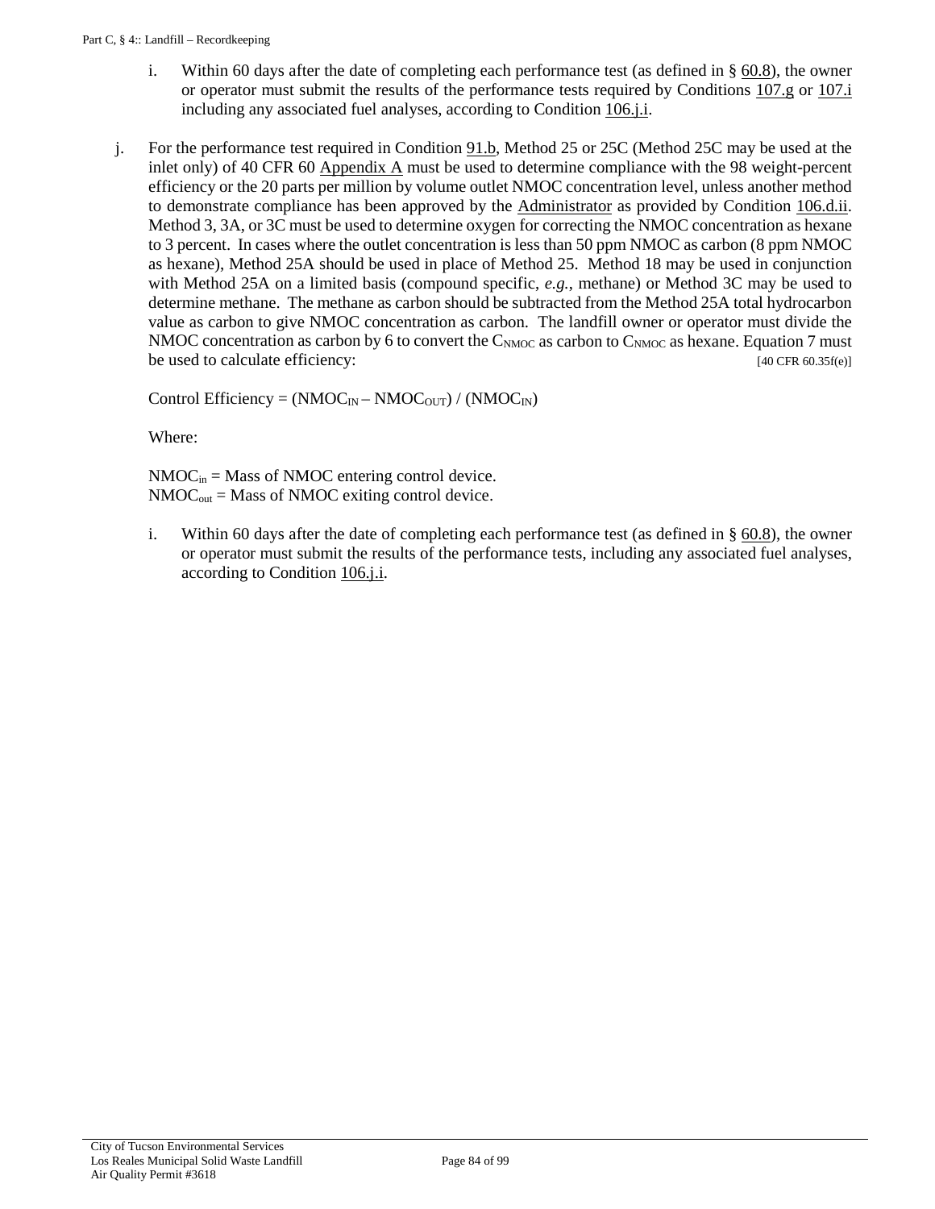i. Within 60 days after the date of completing each performance test (as defined in § 60.8), the owner or operator must submit the results of the performance tests required by Conditions 107.g or 107.i including any associated fuel analyses, according to Condition 106.j.i.

j. For the performance test required in Condition 91.b, Method 25 or 25C (Method 25C may be used at the inlet only) of 40 CFR 60 Appendix A must be used to determine compliance with the 98 weight-percent efficiency or the 20 parts per million by volume outlet NMOC concentration level, unless another method to demonstrate compliance has been approved by the Administrator as provided by Condition 106.d.ii. Method 3, 3A, or 3C must be used to determine oxygen for correcting the NMOC concentration as hexane to 3 percent. In cases where the outlet concentration is less than 50 ppm NMOC as carbon (8 ppm NMOC as hexane), Method 25A should be used in place of Method 25. Method 18 may be used in conjunction with Method 25A on a limited basis (compound specific, *e.g.*, methane) or Method 3C may be used to determine methane. The methane as carbon should be subtracted from the Method 25A total hydrocarbon value as carbon to give NMOC concentration as carbon. The landfill owner or operator must divide the NMOC concentration as carbon by 6 to convert the $C_{NMOC}$ as carbon to $C_{NMOC}$ as hexane. Equation 7 must be used to calculate efficiency: [40 CFR 60.35f(e)]

$$\text{Control Efficiency} = (NMOC_{IN} - NMOC_{OUT}) / (NMOC_{IN})$$

Where:

$NMOC_{in}$ = Mass of NMOC entering control device.
$NMOC_{out}$ = Mass of NMOC exiting control device.

i. Within 60 days after the date of completing each performance test (as defined in § 60.8), the owner or operator must submit the results of the performance tests, including any associated fuel analyses, according to Condition 106.j.i.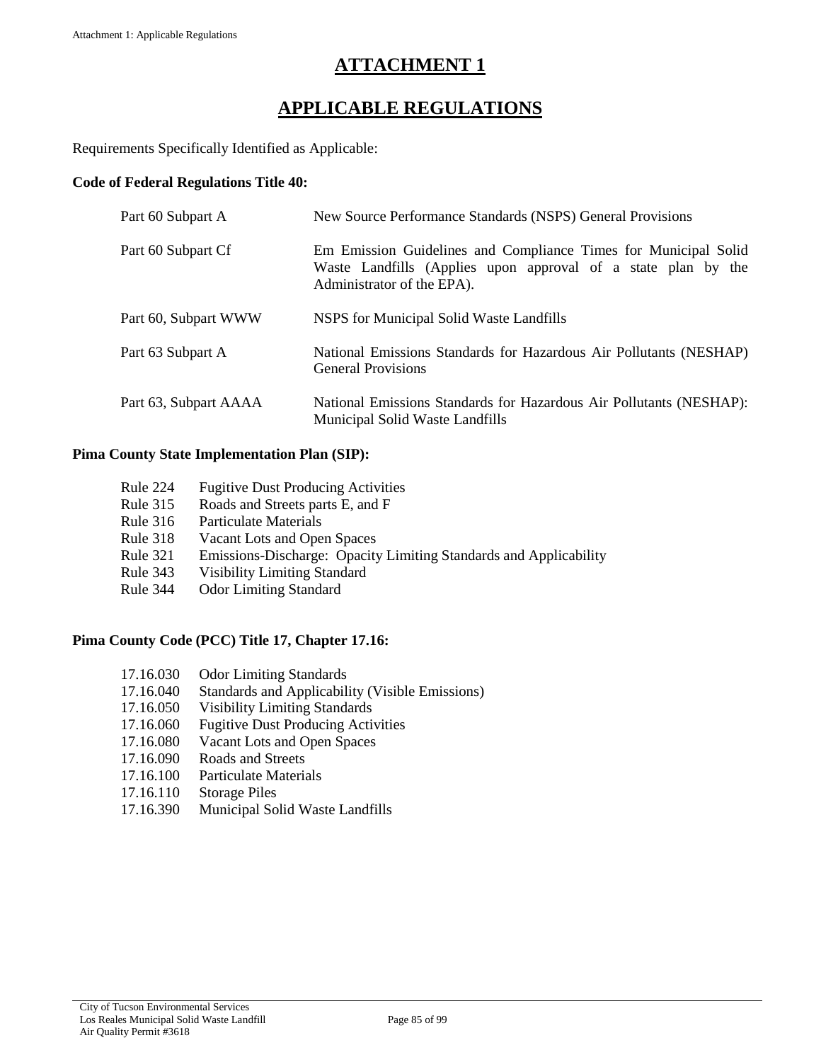# ATTACHMENT 1

# APPLICABLE REGULATIONS

Requirements Specifically Identified as Applicable:

**Code of Federal Regulations Title 40:**

| | |
|---|---|
| Part 60 Subpart A | New Source Performance Standards (NSPS) General Provisions |
| Part 60 Subpart Cf | Em Emission Guidelines and Compliance Times for Municipal Solid Waste Landfills (Applies upon approval of a state plan by the Administrator of the EPA). |
| Part 60, Subpart WWW | NSPS for Municipal Solid Waste Landfills |
| Part 63 Subpart A | National Emissions Standards for Hazardous Air Pollutants (NESHAP) General Provisions |
| Part 63, Subpart AAAA | National Emissions Standards for Hazardous Air Pollutants (NESHAP): Municipal Solid Waste Landfills |

**Pima County State Implementation Plan (SIP):**

| | |
|---|---|
| Rule 224 | Fugitive Dust Producing Activities |
| Rule 315 | Roads and Streets parts E, and F |
| Rule 316 | Particulate Materials |
| Rule 318 | Vacant Lots and Open Spaces |
| Rule 321 | Emissions-Discharge: Opacity Limiting Standards and Applicability |
| Rule 343 | Visibility Limiting Standard |
| Rule 344 | Odor Limiting Standard |

**Pima County Code (PCC) Title 17, Chapter 17.16:**

| | |
|---|---|
| 17.16.030 | Odor Limiting Standards |
| 17.16.040 | Standards and Applicability (Visible Emissions) |
| 17.16.050 | Visibility Limiting Standards |
| 17.16.060 | Fugitive Dust Producing Activities |
| 17.16.080 | Vacant Lots and Open Spaces |
| 17.16.090 | Roads and Streets |
| 17.16.100 | Particulate Materials |
| 17.16.110 | Storage Piles |
| 17.16.390 | Municipal Solid Waste Landfills |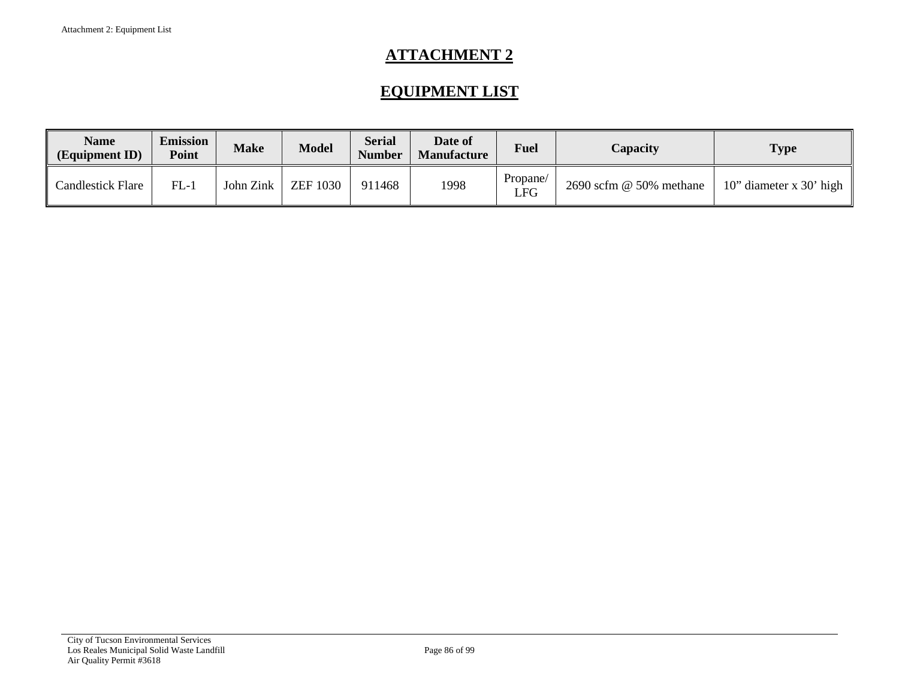# ATTACHMENT 2

## EQUIPMENT LIST

| Name (Equipment ID) | Emission Point | Make | Model | Serial Number | Date of Manufacture | Fuel | Capacity | Type |
|---|---|---|---|---|---|---|---|---|
| Candlestick Flare | FL-1 | John Zink | ZEF 1030 | 911468 | 1998 | Propane/ LFG | 2690 scfm @ 50% methane | 10” diameter x 30’ high |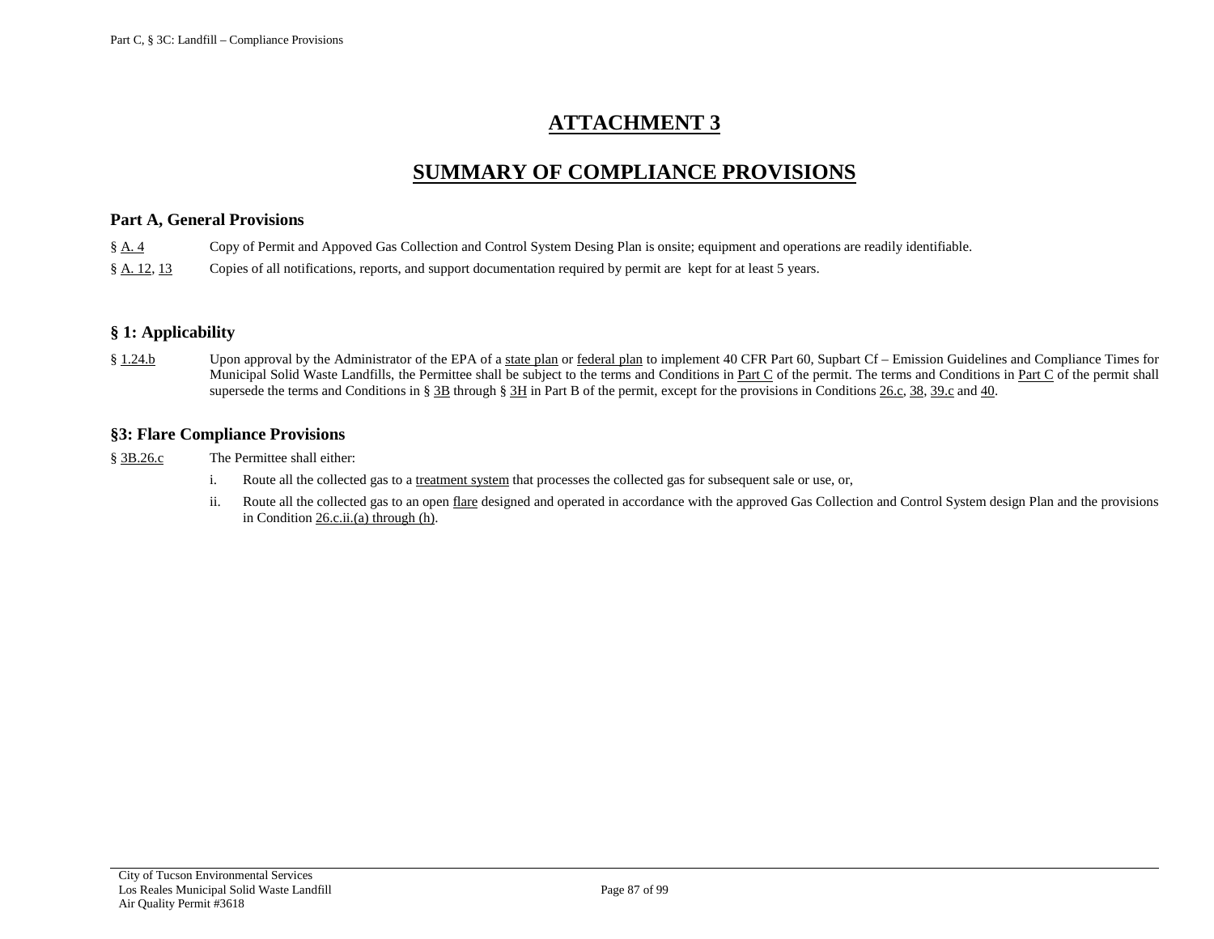# ATTACHMENT 3

## SUMMARY OF COMPLIANCE PROVISIONS

### Part A, General Provisions

§ A. 4 Copy of Permit and Appoved Gas Collection and Control System Desing Plan is onsite; equipment and operations are readily identifiable.

§ A. 12, 13 Copies of all notifications, reports, and support documentation required by permit are kept for at least 5 years.

### § 1: Applicability

§ 1.24.b Upon approval by the Administrator of the EPA of a state plan or federal plan to implement 40 CFR Part 60, Supbart Cf – Emission Guidelines and Compliance Times for Municipal Solid Waste Landfills, the Permittee shall be subject to the terms and Conditions in Part C of the permit. The terms and Conditions in Part C of the permit shall supersede the terms and Conditions in § 3B through § 3H in Part B of the permit, except for the provisions in Conditions 26.c, 38, 39.c and 40.

### §3: Flare Compliance Provisions

§ 3B.26.c The Permittee shall either:

i. Route all the collected gas to a treatment system that processes the collected gas for subsequent sale or use, or,

ii. Route all the collected gas to an open flare designed and operated in accordance with the approved Gas Collection and Control System design Plan and the provisions in Condition 26.c.ii.(a) through (h).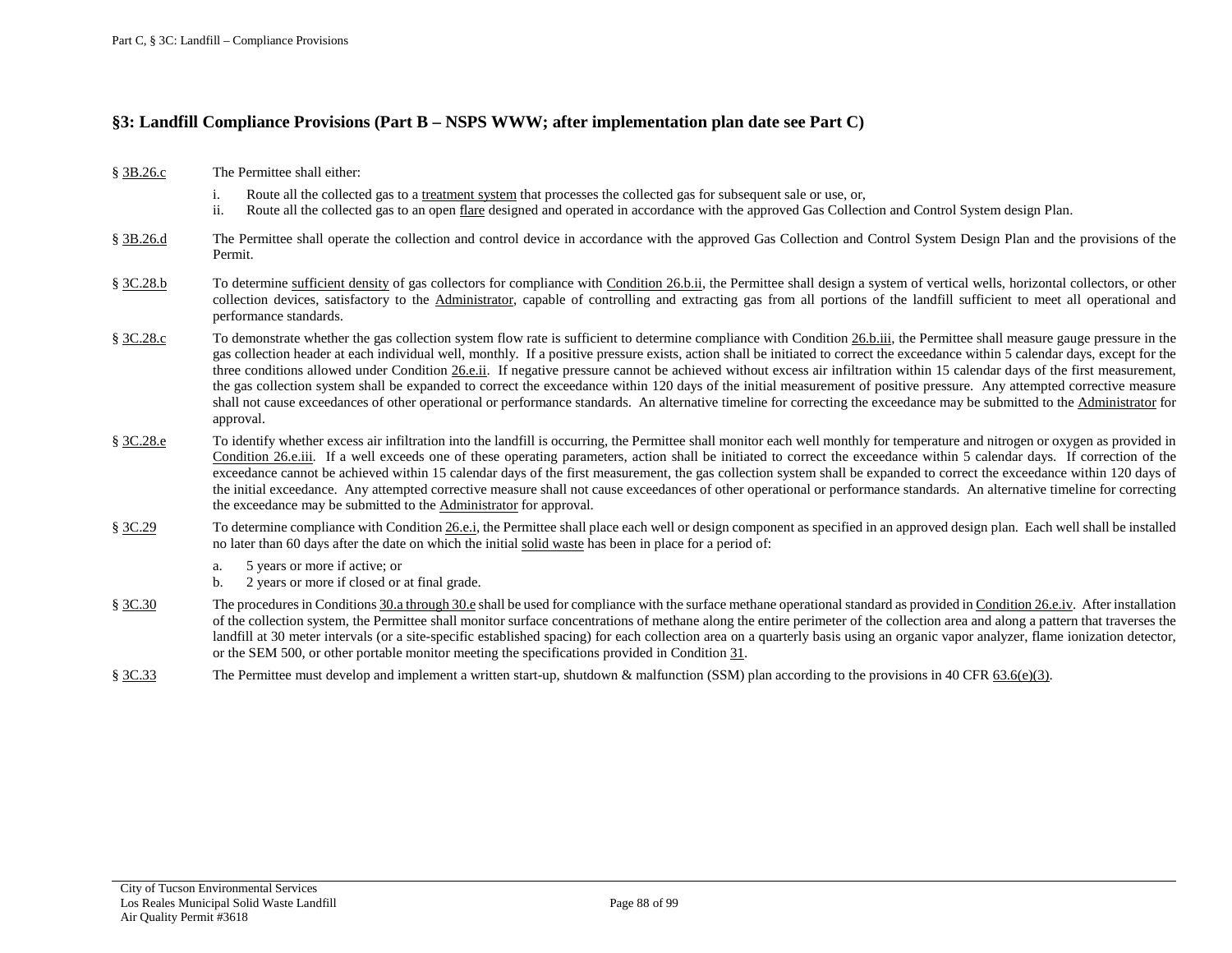## §3: Landfill Compliance Provisions (Part B – NSPS WWW; after implementation plan date see Part C)

§ 3B.26.c The Permittee shall either:

i. Route all the collected gas to a treatment system that processes the collected gas for subsequent sale or use, or,
ii. Route all the collected gas to an open flare designed and operated in accordance with the approved Gas Collection and Control System design Plan.

§ 3B.26.d The Permittee shall operate the collection and control device in accordance with the approved Gas Collection and Control System Design Plan and the provisions of the Permit.

§ 3C.28.b To determine sufficient density of gas collectors for compliance with Condition 26.b.ii, the Permittee shall design a system of vertical wells, horizontal collectors, or other collection devices, satisfactory to the Administrator, capable of controlling and extracting gas from all portions of the landfill sufficient to meet all operational and performance standards.

§ 3C.28.c To demonstrate whether the gas collection system flow rate is sufficient to determine compliance with Condition 26.b.iii, the Permittee shall measure gauge pressure in the gas collection header at each individual well, monthly. If a positive pressure exists, action shall be initiated to correct the exceedance within 5 calendar days, except for the three conditions allowed under Condition 26.e.ii. If negative pressure cannot be achieved without excess air infiltration within 15 calendar days of the first measurement, the gas collection system shall be expanded to correct the exceedance within 120 days of the initial measurement of positive pressure. Any attempted corrective measure shall not cause exceedances of other operational or performance standards. An alternative timeline for correcting the exceedance may be submitted to the Administrator for approval.

§ 3C.28.e To identify whether excess air infiltration into the landfill is occurring, the Permittee shall monitor each well monthly for temperature and nitrogen or oxygen as provided in Condition 26.e.iii. If a well exceeds one of these operating parameters, action shall be initiated to correct the exceedance within 5 calendar days. If correction of the exceedance cannot be achieved within 15 calendar days of the first measurement, the gas collection system shall be expanded to correct the exceedance within 120 days of the initial exceedance. Any attempted corrective measure shall not cause exceedances of other operational or performance standards. An alternative timeline for correcting the exceedance may be submitted to the Administrator for approval.

§ 3C.29 To determine compliance with Condition 26.e.i, the Permittee shall place each well or design component as specified in an approved design plan. Each well shall be installed no later than 60 days after the date on which the initial solid waste has been in place for a period of:

a. 5 years or more if active; or
b. 2 years or more if closed or at final grade.

§ 3C.30 The procedures in Conditions 30.a through 30.e shall be used for compliance with the surface methane operational standard as provided in Condition 26.e.iv. After installation of the collection system, the Permittee shall monitor surface concentrations of methane along the entire perimeter of the collection area and along a pattern that traverses the landfill at 30 meter intervals (or a site-specific established spacing) for each collection area on a quarterly basis using an organic vapor analyzer, flame ionization detector, or the SEM 500, or other portable monitor meeting the specifications provided in Condition 31.

§ 3C.33 The Permittee must develop and implement a written start-up, shutdown & malfunction (SSM) plan according to the provisions in 40 CFR 63.6(e)(3).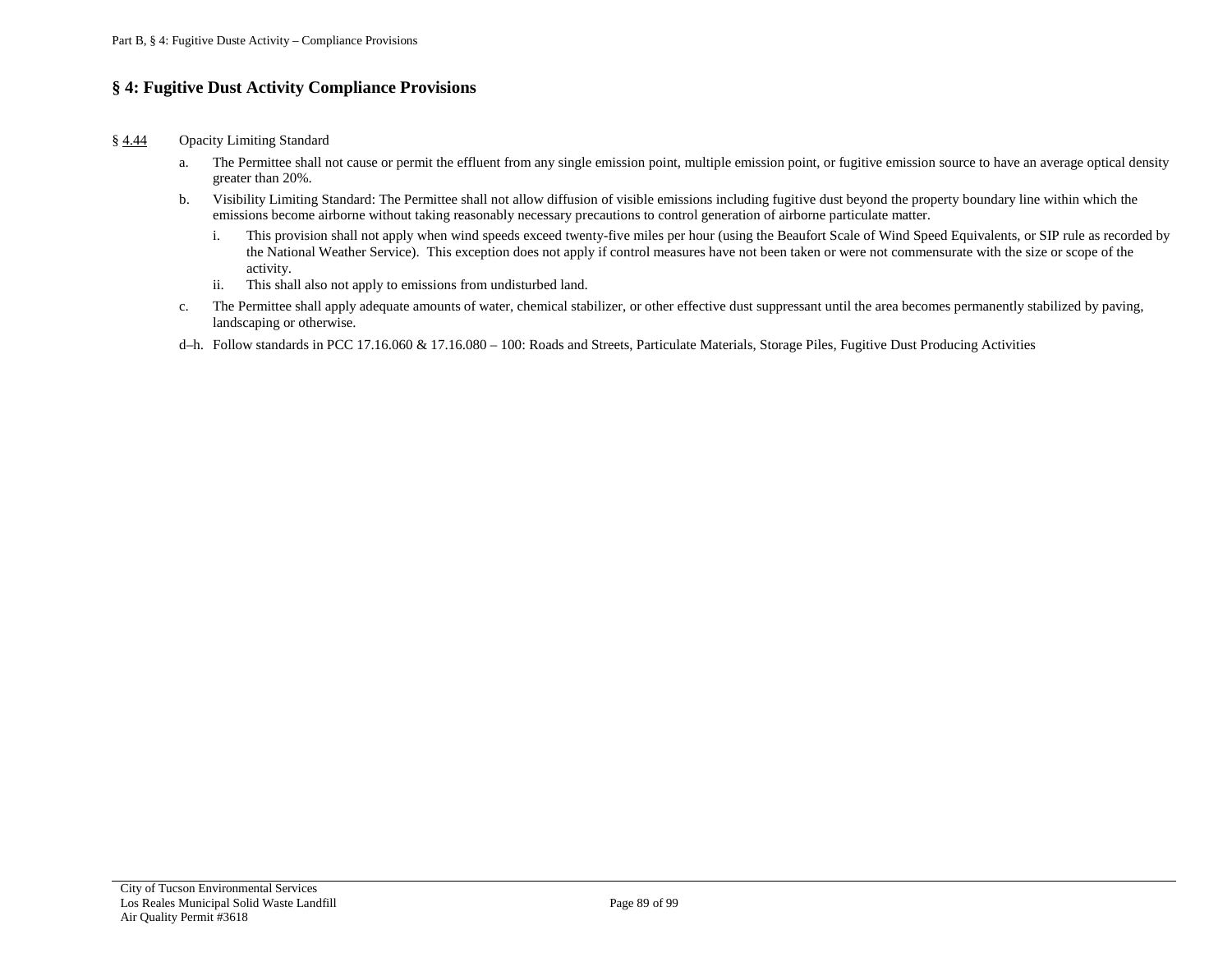## § 4: Fugitive Dust Activity Compliance Provisions

§ 4.44 Opacity Limiting Standard

a. The Permittee shall not cause or permit the effluent from any single emission point, multiple emission point, or fugitive emission source to have an average optical density greater than 20%.

b. Visibility Limiting Standard: The Permittee shall not allow diffusion of visible emissions including fugitive dust beyond the property boundary line within which the emissions become airborne without taking reasonably necessary precautions to control generation of airborne particulate matter.

   i. This provision shall not apply when wind speeds exceed twenty-five miles per hour (using the Beaufort Scale of Wind Speed Equivalents, or SIP rule as recorded by the National Weather Service). This exception does not apply if control measures have not been taken or were not commensurate with the size or scope of the activity.

   ii. This shall also not apply to emissions from undisturbed land.

c. The Permittee shall apply adequate amounts of water, chemical stabilizer, or other effective dust suppressant until the area becomes permanently stabilized by paving, landscaping or otherwise.

d–h. Follow standards in PCC 17.16.060 & 17.16.080 – 100: Roads and Streets, Particulate Materials, Storage Piles, Fugitive Dust Producing Activities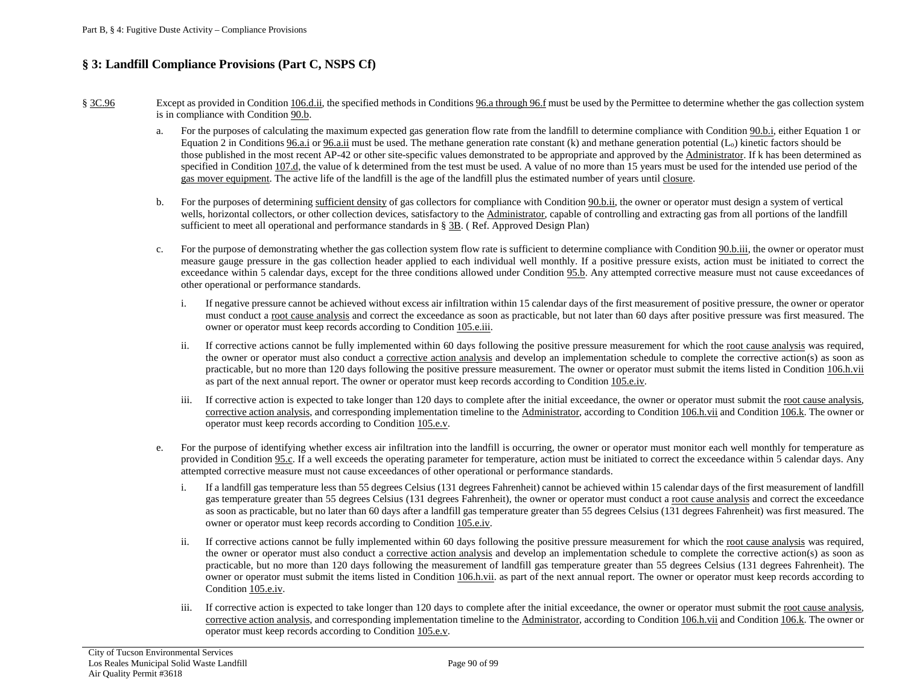## § 3: Landfill Compliance Provisions (Part C, NSPS Cf)

§ 3C.96 Except as provided in Condition 106.d.ii, the specified methods in Conditions 96.a through 96.f must be used by the Permittee to determine whether the gas collection system is in compliance with Condition 90.b.

a. For the purposes of calculating the maximum expected gas generation flow rate from the landfill to determine compliance with Condition 90.b.i, either Equation 1 or Equation 2 in Conditions 96.a.i or 96.a.ii must be used. The methane generation rate constant (k) and methane generation potential ($L_o$) kinetic factors should be those published in the most recent AP-42 or other site-specific values demonstrated to be appropriate and approved by the Administrator. If k has been determined as specified in Condition 107.d, the value of k determined from the test must be used. A value of no more than 15 years must be used for the intended use period of the gas mover equipment. The active life of the landfill is the age of the landfill plus the estimated number of years until closure.

b. For the purposes of determining sufficient density of gas collectors for compliance with Condition 90.b.ii, the owner or operator must design a system of vertical wells, horizontal collectors, or other collection devices, satisfactory to the Administrator, capable of controlling and extracting gas from all portions of the landfill sufficient to meet all operational and performance standards in § 3B. ( Ref. Approved Design Plan)

c. For the purpose of demonstrating whether the gas collection system flow rate is sufficient to determine compliance with Condition 90.b.iii, the owner or operator must measure gauge pressure in the gas collection header applied to each individual well monthly. If a positive pressure exists, action must be initiated to correct the exceedance within 5 calendar days, except for the three conditions allowed under Condition 95.b. Any attempted corrective measure must not cause exceedances of other operational or performance standards.

   i. If negative pressure cannot be achieved without excess air infiltration within 15 calendar days of the first measurement of positive pressure, the owner or operator must conduct a root cause analysis and correct the exceedance as soon as practicable, but not later than 60 days after positive pressure was first measured. The owner or operator must keep records according to Condition 105.e.iii.

   ii. If corrective actions cannot be fully implemented within 60 days following the positive pressure measurement for which the root cause analysis was required, the owner or operator must also conduct a corrective action analysis and develop an implementation schedule to complete the corrective action(s) as soon as practicable, but no more than 120 days following the positive pressure measurement. The owner or operator must submit the items listed in Condition 106.h.vii as part of the next annual report. The owner or operator must keep records according to Condition 105.e.iv.

   iii. If corrective action is expected to take longer than 120 days to complete after the initial exceedance, the owner or operator must submit the root cause analysis, corrective action analysis, and corresponding implementation timeline to the Administrator, according to Condition 106.h.vii and Condition 106.k. The owner or operator must keep records according to Condition 105.e.v.

e. For the purpose of identifying whether excess air infiltration into the landfill is occurring, the owner or operator must monitor each well monthly for temperature as provided in Condition 95.c. If a well exceeds the operating parameter for temperature, action must be initiated to correct the exceedance within 5 calendar days. Any attempted corrective measure must not cause exceedances of other operational or performance standards.

   i. If a landfill gas temperature less than 55 degrees Celsius (131 degrees Fahrenheit) cannot be achieved within 15 calendar days of the first measurement of landfill gas temperature greater than 55 degrees Celsius (131 degrees Fahrenheit), the owner or operator must conduct a root cause analysis and correct the exceedance as soon as practicable, but no later than 60 days after a landfill gas temperature greater than 55 degrees Celsius (131 degrees Fahrenheit) was first measured. The owner or operator must keep records according to Condition 105.e.iv.

   ii. If corrective actions cannot be fully implemented within 60 days following the positive pressure measurement for which the root cause analysis was required, the owner or operator must also conduct a corrective action analysis and develop an implementation schedule to complete the corrective action(s) as soon as practicable, but no more than 120 days following the measurement of landfill gas temperature greater than 55 degrees Celsius (131 degrees Fahrenheit). The owner or operator must submit the items listed in Condition 106.h.vii. as part of the next annual report. The owner or operator must keep records according to Condition 105.e.iv.

   iii. If corrective action is expected to take longer than 120 days to complete after the initial exceedance, the owner or operator must submit the root cause analysis, corrective action analysis, and corresponding implementation timeline to the Administrator, according to Condition 106.h.vii and Condition 106.k. The owner or operator must keep records according to Condition 105.e.v.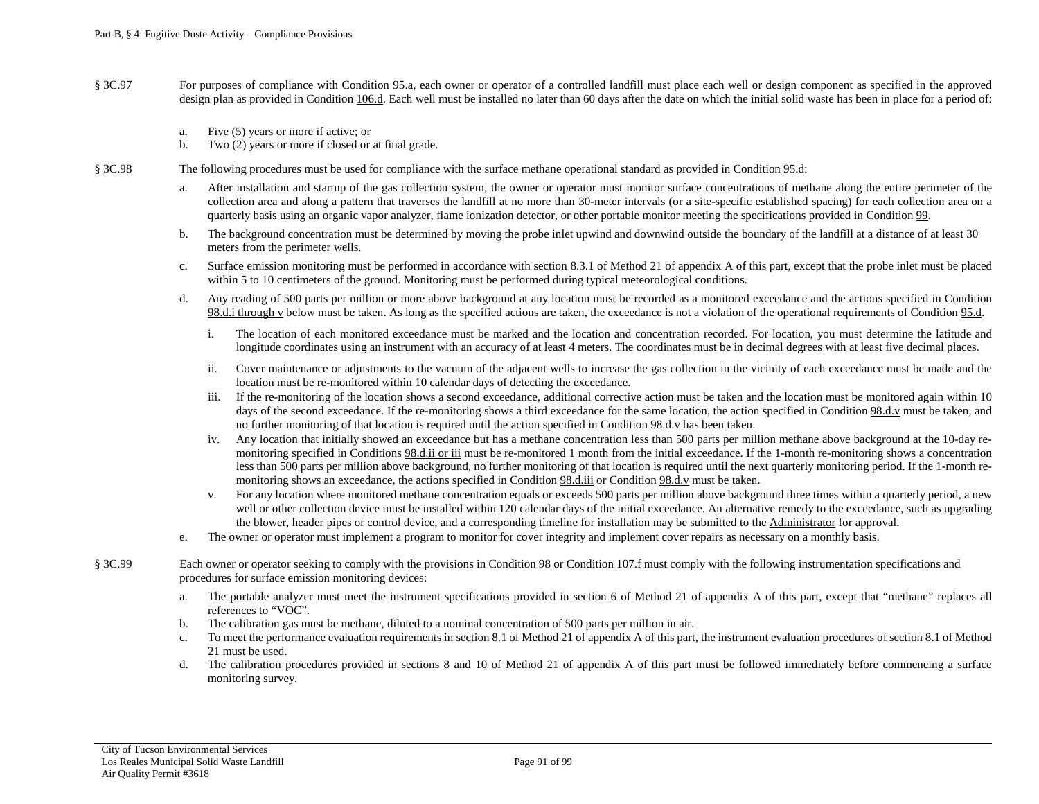§ 3C.97 For purposes of compliance with Condition 95.a, each owner or operator of a controlled landfill must place each well or design component as specified in the approved design plan as provided in Condition 106.d. Each well must be installed no later than 60 days after the date on which the initial solid waste has been in place for a period of:

a. Five (5) years or more if active; or
b. Two (2) years or more if closed or at final grade.

§ 3C.98 The following procedures must be used for compliance with the surface methane operational standard as provided in Condition 95.d:

a. After installation and startup of the gas collection system, the owner or operator must monitor surface concentrations of methane along the entire perimeter of the collection area and along a pattern that traverses the landfill at no more than 30-meter intervals (or a site-specific established spacing) for each collection area on a quarterly basis using an organic vapor analyzer, flame ionization detector, or other portable monitor meeting the specifications provided in Condition 99.

b. The background concentration must be determined by moving the probe inlet upwind and downwind outside the boundary of the landfill at a distance of at least 30 meters from the perimeter wells.

c. Surface emission monitoring must be performed in accordance with section 8.3.1 of Method 21 of appendix A of this part, except that the probe inlet must be placed within 5 to 10 centimeters of the ground. Monitoring must be performed during typical meteorological conditions.

d. Any reading of 500 parts per million or more above background at any location must be recorded as a monitored exceedance and the actions specified in Condition 98.d.i through v below must be taken. As long as the specified actions are taken, the exceedance is not a violation of the operational requirements of Condition 95.d.

   i. The location of each monitored exceedance must be marked and the location and concentration recorded. For location, you must determine the latitude and longitude coordinates using an instrument with an accuracy of at least 4 meters. The coordinates must be in decimal degrees with at least five decimal places.

   ii. Cover maintenance or adjustments to the vacuum of the adjacent wells to increase the gas collection in the vicinity of each exceedance must be made and the location must be re-monitored within 10 calendar days of detecting the exceedance.

   iii. If the re-monitoring of the location shows a second exceedance, additional corrective action must be taken and the location must be monitored again within 10 days of the second exceedance. If the re-monitoring shows a third exceedance for the same location, the action specified in Condition 98.d.v must be taken, and no further monitoring of that location is required until the action specified in Condition 98.d.v has been taken.

   iv. Any location that initially showed an exceedance but has a methane concentration less than 500 parts per million methane above background at the 10-day re-monitoring specified in Conditions 98.d.ii or iii must be re-monitored 1 month from the initial exceedance. If the 1-month re-monitoring shows a concentration less than 500 parts per million above background, no further monitoring of that location is required until the next quarterly monitoring period. If the 1-month re-monitoring shows an exceedance, the actions specified in Condition 98.d.iii or Condition 98.d.v must be taken.

   v. For any location where monitored methane concentration equals or exceeds 500 parts per million above background three times within a quarterly period, a new well or other collection device must be installed within 120 calendar days of the initial exceedance. An alternative remedy to the exceedance, such as upgrading the blower, header pipes or control device, and a corresponding timeline for installation may be submitted to the Administrator for approval.

e. The owner or operator must implement a program to monitor for cover integrity and implement cover repairs as necessary on a monthly basis.

§ 3C.99 Each owner or operator seeking to comply with the provisions in Condition 98 or Condition 107.f must comply with the following instrumentation specifications and procedures for surface emission monitoring devices:

a. The portable analyzer must meet the instrument specifications provided in section 6 of Method 21 of appendix A of this part, except that "methane" replaces all references to "VOC".
b. The calibration gas must be methane, diluted to a nominal concentration of 500 parts per million in air.
c. To meet the performance evaluation requirements in section 8.1 of Method 21 of appendix A of this part, the instrument evaluation procedures of section 8.1 of Method 21 must be used.
d. The calibration procedures provided in sections 8 and 10 of Method 21 of appendix A of this part must be followed immediately before commencing a surface monitoring survey.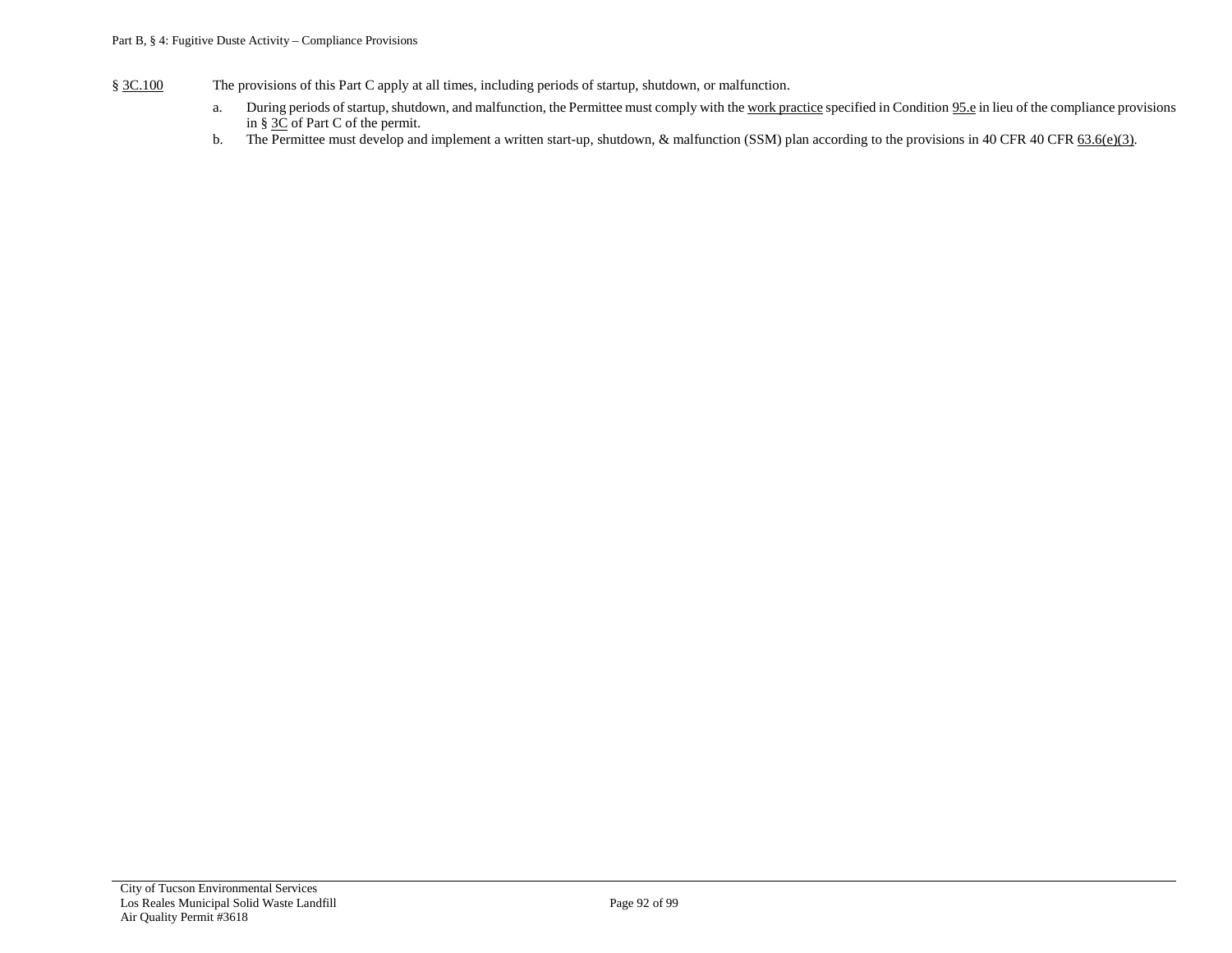§ 3C.100 The provisions of this Part C apply at all times, including periods of startup, shutdown, or malfunction.

a. During periods of startup, shutdown, and malfunction, the Permittee must comply with the work practice specified in Condition 95.e in lieu of the compliance provisions in § 3C of Part C of the permit.

b. The Permittee must develop and implement a written start-up, shutdown, & malfunction (SSM) plan according to the provisions in 40 CFR 40 CFR 63.6(e)(3).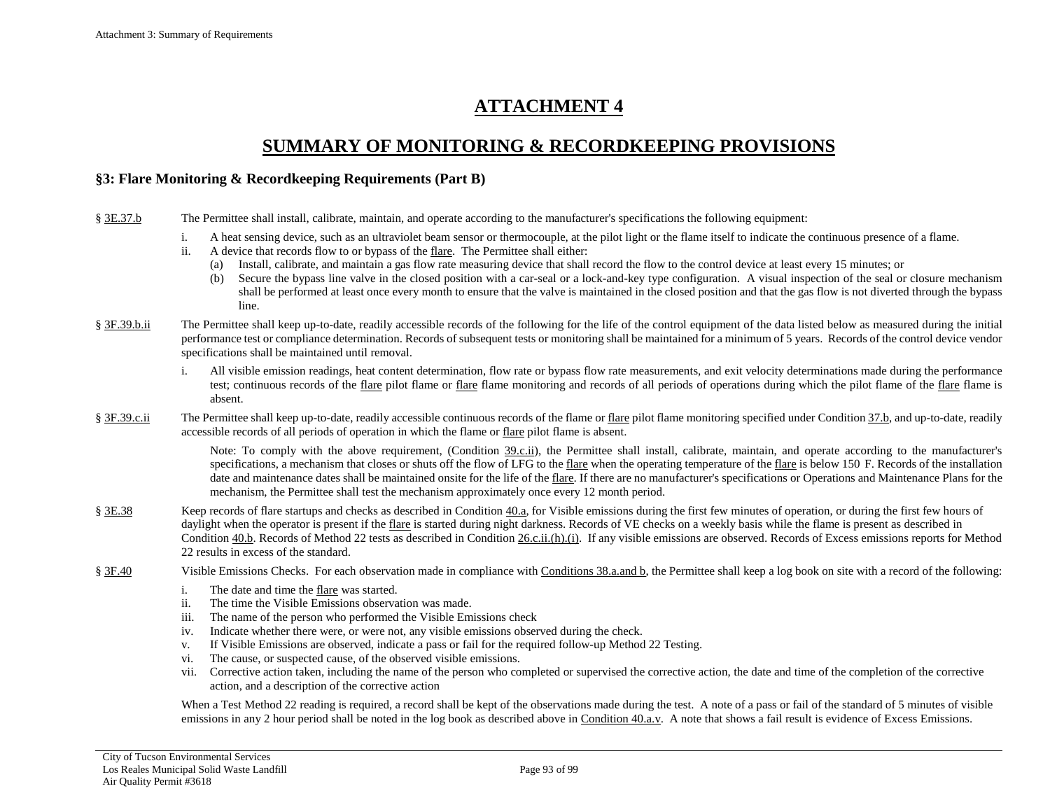# ATTACHMENT 4

## SUMMARY OF MONITORING & RECORDKEEPING PROVISIONS

### §3: Flare Monitoring & Recordkeeping Requirements (Part B)

§ 3E.37.b The Permittee shall install, calibrate, maintain, and operate according to the manufacturer's specifications the following equipment:

- i. A heat sensing device, such as an ultraviolet beam sensor or thermocouple, at the pilot light or the flame itself to indicate the continuous presence of a flame.
- ii. A device that records flow to or bypass of the flare. The Permittee shall either:
  - (a) Install, calibrate, and maintain a gas flow rate measuring device that shall record the flow to the control device at least every 15 minutes; or
  - (b) Secure the bypass line valve in the closed position with a car-seal or a lock-and-key type configuration. A visual inspection of the seal or closure mechanism shall be performed at least once every month to ensure that the valve is maintained in the closed position and that the gas flow is not diverted through the bypass line.

§ 3F.39.b.ii The Permittee shall keep up-to-date, readily accessible records of the following for the life of the control equipment of the data listed below as measured during the initial performance test or compliance determination. Records of subsequent tests or monitoring shall be maintained for a minimum of 5 years. Records of the control device vendor specifications shall be maintained until removal.

- i. All visible emission readings, heat content determination, flow rate or bypass flow rate measurements, and exit velocity determinations made during the performance test; continuous records of the flare pilot flame or flare flame monitoring and records of all periods of operations during which the pilot flame of the flare flame is absent.

§ 3F.39.c.ii The Permittee shall keep up-to-date, readily accessible continuous records of the flame or flare pilot flame monitoring specified under Condition 37.b, and up-to-date, readily accessible records of all periods of operation in which the flame or flare pilot flame is absent.

Note: To comply with the above requirement, (Condition 39.c.ii), the Permittee shall install, calibrate, maintain, and operate according to the manufacturer's specifications, a mechanism that closes or shuts off the flow of LFG to the flare when the operating temperature of the flare is below 150 F. Records of the installation date and maintenance dates shall be maintained onsite for the life of the flare. If there are no manufacturer's specifications or Operations and Maintenance Plans for the mechanism, the Permittee shall test the mechanism approximately once every 12 month period.

§ 3E.38 Keep records of flare startups and checks as described in Condition 40.a, for Visible emissions during the first few minutes of operation, or during the first few hours of daylight when the operator is present if the flare is started during night darkness. Records of VE checks on a weekly basis while the flame is present as described in Condition 40.b. Records of Method 22 tests as described in Condition 26.c.ii.(h).(i). If any visible emissions are observed. Records of Excess emissions reports for Method 22 results in excess of the standard.

§ 3F.40 Visible Emissions Checks. For each observation made in compliance with Conditions 38.a.and b, the Permittee shall keep a log book on site with a record of the following:

- i. The date and time the flare was started.
- ii. The time the Visible Emissions observation was made.
- iii. The name of the person who performed the Visible Emissions check
- iv. Indicate whether there were, or were not, any visible emissions observed during the check.
- v. If Visible Emissions are observed, indicate a pass or fail for the required follow-up Method 22 Testing.
- vi. The cause, or suspected cause, of the observed visible emissions.
- vii. Corrective action taken, including the name of the person who completed or supervised the corrective action, the date and time of the completion of the corrective action, and a description of the corrective action

When a Test Method 22 reading is required, a record shall be kept of the observations made during the test. A note of a pass or fail of the standard of 5 minutes of visible emissions in any 2 hour period shall be noted in the log book as described above in Condition 40.a.v. A note that shows a fail result is evidence of Excess Emissions.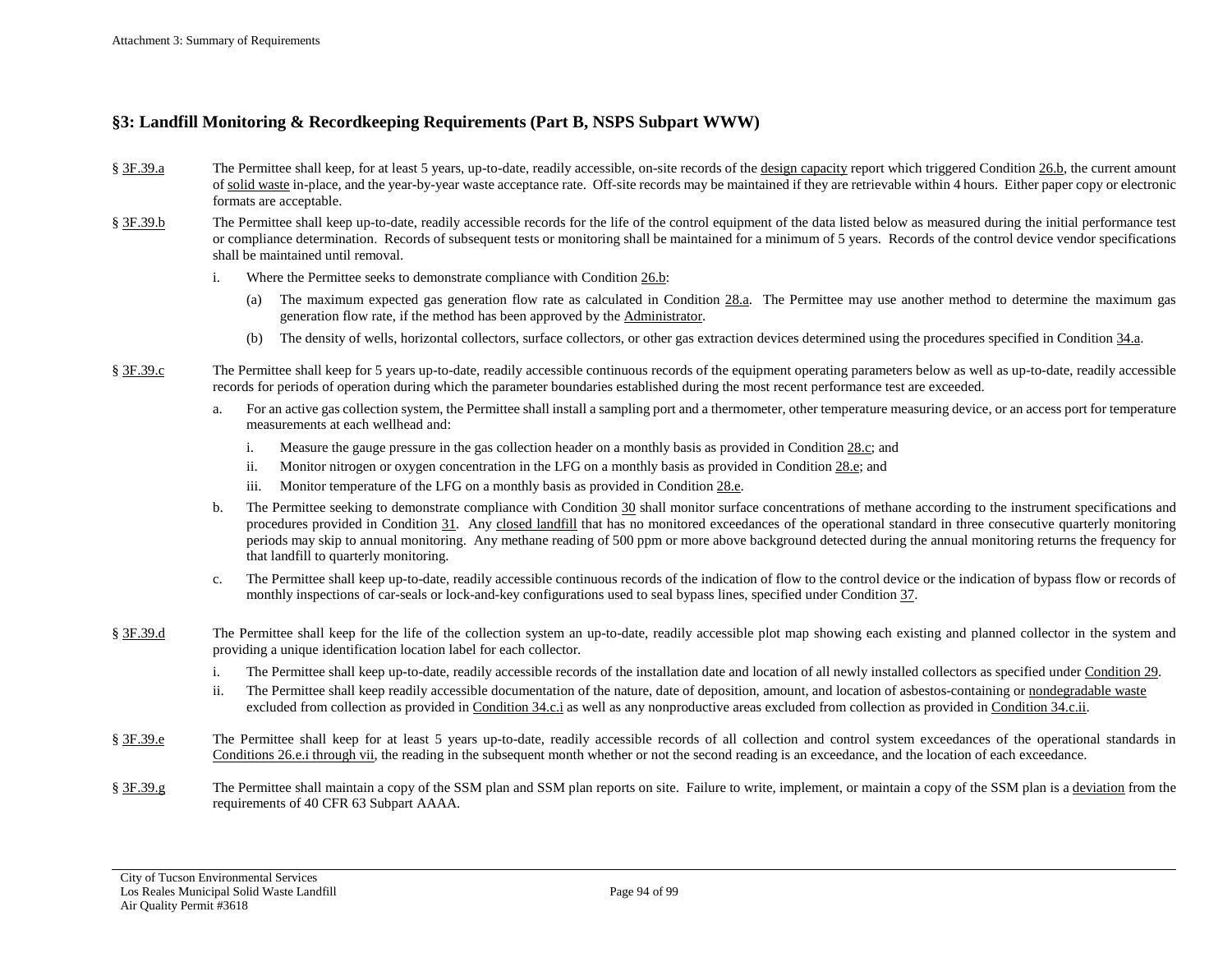## §3: Landfill Monitoring & Recordkeeping Requirements (Part B, NSPS Subpart WWW)

§ 3F.39.a The Permittee shall keep, for at least 5 years, up-to-date, readily accessible, on-site records of the design capacity report which triggered Condition 26.b, the current amount of solid waste in-place, and the year-by-year waste acceptance rate. Off-site records may be maintained if they are retrievable within 4 hours. Either paper copy or electronic formats are acceptable.

§ 3F.39.b The Permittee shall keep up-to-date, readily accessible records for the life of the control equipment of the data listed below as measured during the initial performance test or compliance determination. Records of subsequent tests or monitoring shall be maintained for a minimum of 5 years. Records of the control device vendor specifications shall be maintained until removal.

i. Where the Permittee seeks to demonstrate compliance with Condition 26.b:

   (a) The maximum expected gas generation flow rate as calculated in Condition 28.a. The Permittee may use another method to determine the maximum gas generation flow rate, if the method has been approved by the Administrator.

   (b) The density of wells, horizontal collectors, surface collectors, or other gas extraction devices determined using the procedures specified in Condition 34.a.

§ 3F.39.c The Permittee shall keep for 5 years up-to-date, readily accessible continuous records of the equipment operating parameters below as well as up-to-date, readily accessible records for periods of operation during which the parameter boundaries established during the most recent performance test are exceeded.

a. For an active gas collection system, the Permittee shall install a sampling port and a thermometer, other temperature measuring device, or an access port for temperature measurements at each wellhead and:

   i. Measure the gauge pressure in the gas collection header on a monthly basis as provided in Condition 28.c; and

   ii. Monitor nitrogen or oxygen concentration in the LFG on a monthly basis as provided in Condition 28.e; and

   iii. Monitor temperature of the LFG on a monthly basis as provided in Condition 28.e.

b. The Permittee seeking to demonstrate compliance with Condition 30 shall monitor surface concentrations of methane according to the instrument specifications and procedures provided in Condition 31. Any closed landfill that has no monitored exceedances of the operational standard in three consecutive quarterly monitoring periods may skip to annual monitoring. Any methane reading of 500 ppm or more above background detected during the annual monitoring returns the frequency for that landfill to quarterly monitoring.

c. The Permittee shall keep up-to-date, readily accessible continuous records of the indication of flow to the control device or the indication of bypass flow or records of monthly inspections of car-seals or lock-and-key configurations used to seal bypass lines, specified under Condition 37.

§ 3F.39.d The Permittee shall keep for the life of the collection system an up-to-date, readily accessible plot map showing each existing and planned collector in the system and providing a unique identification location label for each collector.

i. The Permittee shall keep up-to-date, readily accessible records of the installation date and location of all newly installed collectors as specified under Condition 29.

ii. The Permittee shall keep readily accessible documentation of the nature, date of deposition, amount, and location of asbestos-containing or nondegradable waste excluded from collection as provided in Condition 34.c.i as well as any nonproductive areas excluded from collection as provided in Condition 34.c.ii.

§ 3F.39.e The Permittee shall keep for at least 5 years up-to-date, readily accessible records of all collection and control system exceedances of the operational standards in Conditions 26.e.i through vii, the reading in the subsequent month whether or not the second reading is an exceedance, and the location of each exceedance.

§ 3F.39.g The Permittee shall maintain a copy of the SSM plan and SSM plan reports on site. Failure to write, implement, or maintain a copy of the SSM plan is a deviation from the requirements of 40 CFR 63 Subpart AAAA.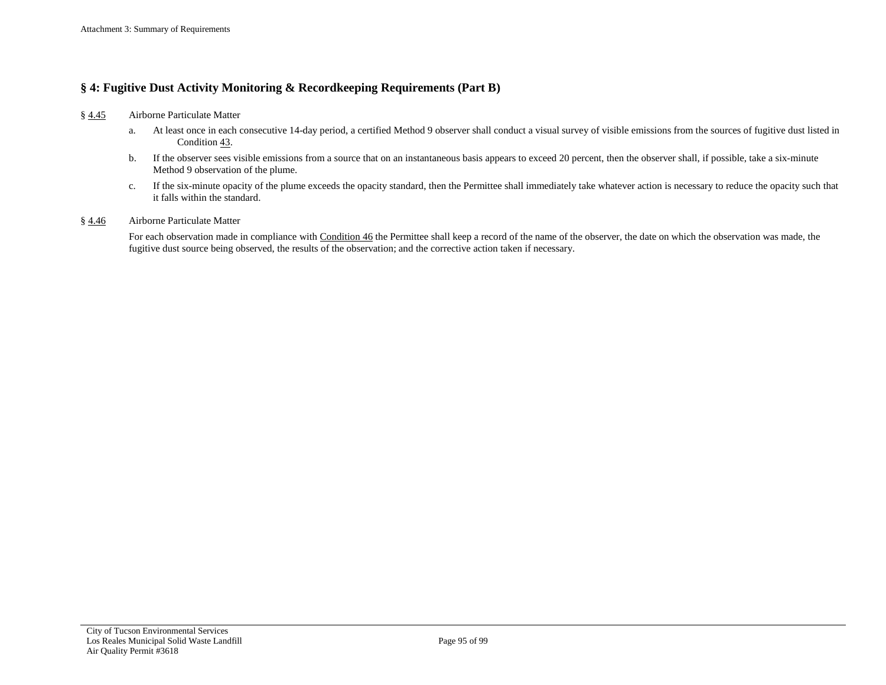## § 4: Fugitive Dust Activity Monitoring & Recordkeeping Requirements (Part B)

§ 4.45 Airborne Particulate Matter

a. At least once in each consecutive 14-day period, a certified Method 9 observer shall conduct a visual survey of visible emissions from the sources of fugitive dust listed in Condition 43.

b. If the observer sees visible emissions from a source that on an instantaneous basis appears to exceed 20 percent, then the observer shall, if possible, take a six-minute Method 9 observation of the plume.

c. If the six-minute opacity of the plume exceeds the opacity standard, then the Permittee shall immediately take whatever action is necessary to reduce the opacity such that it falls within the standard.

§ 4.46 Airborne Particulate Matter

For each observation made in compliance with Condition 46 the Permittee shall keep a record of the name of the observer, the date on which the observation was made, the fugitive dust source being observed, the results of the observation; and the corrective action taken if necessary.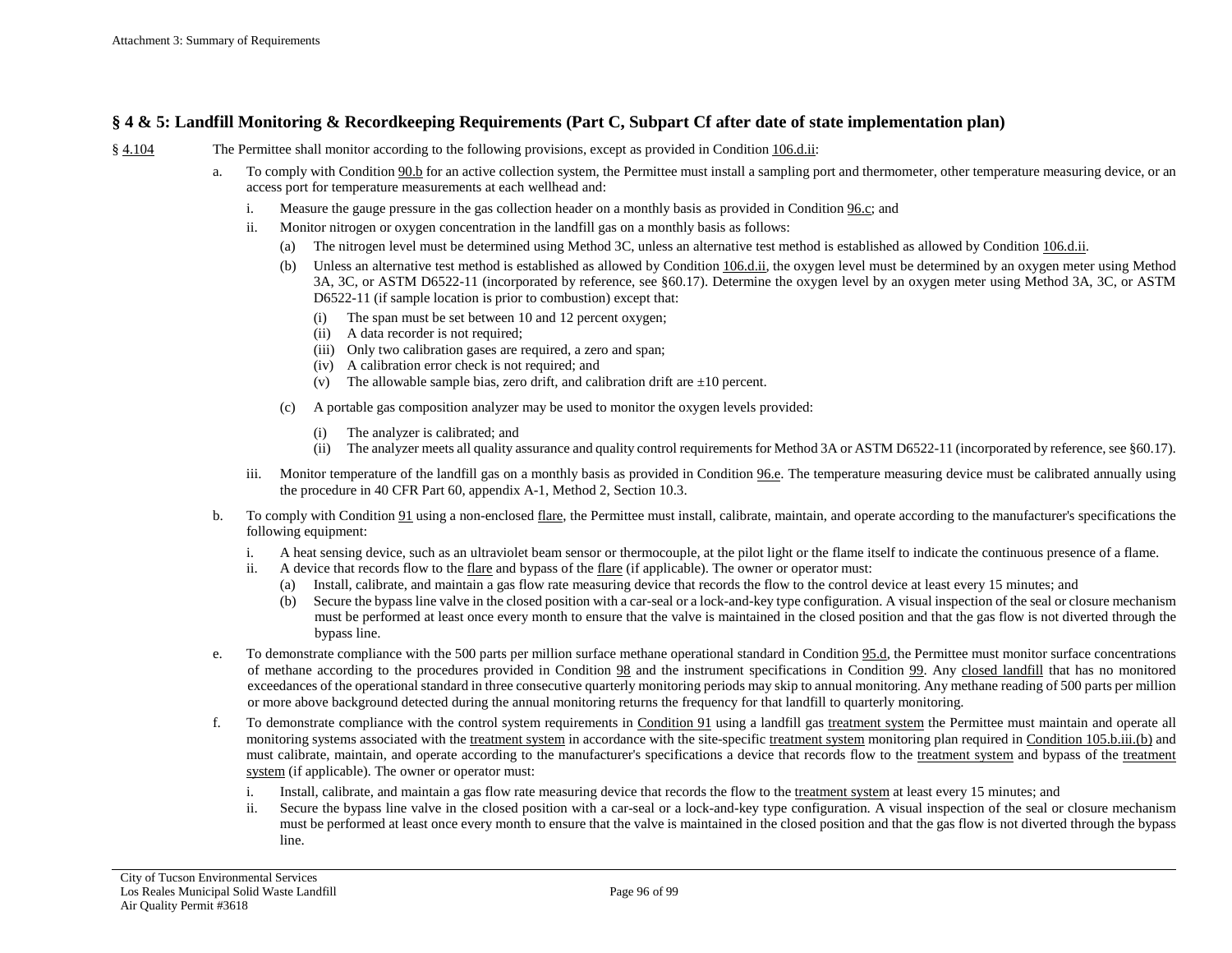## § 4 & 5: Landfill Monitoring & Recordkeeping Requirements (Part C, Subpart Cf after date of state implementation plan)

§ 4.104 The Permittee shall monitor according to the following provisions, except as provided in Condition 106.d.ii:

a. To comply with Condition 90.b for an active collection system, the Permittee must install a sampling port and thermometer, other temperature measuring device, or an access port for temperature measurements at each wellhead and:

   i. Measure the gauge pressure in the gas collection header on a monthly basis as provided in Condition 96.c; and

   ii. Monitor nitrogen or oxygen concentration in the landfill gas on a monthly basis as follows:

      (a) The nitrogen level must be determined using Method 3C, unless an alternative test method is established as allowed by Condition 106.d.ii.

      (b) Unless an alternative test method is established as allowed by Condition 106.d.ii, the oxygen level must be determined by an oxygen meter using Method 3A, 3C, or ASTM D6522-11 (incorporated by reference, see §60.17). Determine the oxygen level by an oxygen meter using Method 3A, 3C, or ASTM D6522-11 (if sample location is prior to combustion) except that:

         (i) The span must be set between 10 and 12 percent oxygen;
         (ii) A data recorder is not required;
         (iii) Only two calibration gases are required, a zero and span;
         (iv) A calibration error check is not required; and
         (v) The allowable sample bias, zero drift, and calibration drift are ±10 percent.

      (c) A portable gas composition analyzer may be used to monitor the oxygen levels provided:

         (i) The analyzer is calibrated; and
         (ii) The analyzer meets all quality assurance and quality control requirements for Method 3A or ASTM D6522-11 (incorporated by reference, see §60.17).

   iii. Monitor temperature of the landfill gas on a monthly basis as provided in Condition 96.e. The temperature measuring device must be calibrated annually using the procedure in 40 CFR Part 60, appendix A-1, Method 2, Section 10.3.

b. To comply with Condition 91 using a non-enclosed flare, the Permittee must install, calibrate, maintain, and operate according to the manufacturer's specifications the following equipment:

   i. A heat sensing device, such as an ultraviolet beam sensor or thermocouple, at the pilot light or the flame itself to indicate the continuous presence of a flame.
   ii. A device that records flow to the flare and bypass of the flare (if applicable). The owner or operator must:
      (a) Install, calibrate, and maintain a gas flow rate measuring device that records the flow to the control device at least every 15 minutes; and
      (b) Secure the bypass line valve in the closed position with a car-seal or a lock-and-key type configuration. A visual inspection of the seal or closure mechanism must be performed at least once every month to ensure that the valve is maintained in the closed position and that the gas flow is not diverted through the bypass line.

e. To demonstrate compliance with the 500 parts per million surface methane operational standard in Condition 95.d, the Permittee must monitor surface concentrations of methane according to the procedures provided in Condition 98 and the instrument specifications in Condition 99. Any closed landfill that has no monitored exceedances of the operational standard in three consecutive quarterly monitoring periods may skip to annual monitoring. Any methane reading of 500 parts per million or more above background detected during the annual monitoring returns the frequency for that landfill to quarterly monitoring.

f. To demonstrate compliance with the control system requirements in Condition 91 using a landfill gas treatment system the Permittee must maintain and operate all monitoring systems associated with the treatment system in accordance with the site-specific treatment system monitoring plan required in Condition 105.b.iii.(b) and must calibrate, maintain, and operate according to the manufacturer's specifications a device that records flow to the treatment system and bypass of the treatment system (if applicable). The owner or operator must:

   i. Install, calibrate, and maintain a gas flow rate measuring device that records the flow to the treatment system at least every 15 minutes; and
   ii. Secure the bypass line valve in the closed position with a car-seal or a lock-and-key type configuration. A visual inspection of the seal or closure mechanism must be performed at least once every month to ensure that the valve is maintained in the closed position and that the gas flow is not diverted through the bypass line.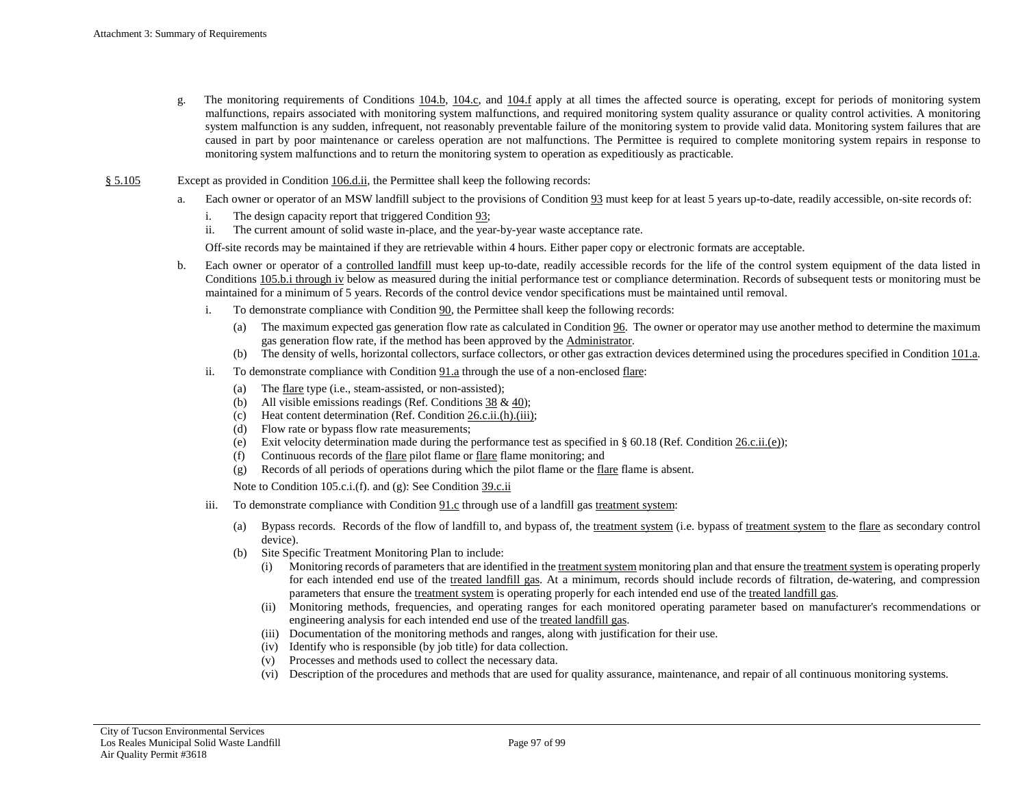g. The monitoring requirements of Conditions 104.b, 104.c, and 104.f apply at all times the affected source is operating, except for periods of monitoring system malfunctions, repairs associated with monitoring system malfunctions, and required monitoring system quality assurance or quality control activities. A monitoring system malfunction is any sudden, infrequent, not reasonably preventable failure of the monitoring system to provide valid data. Monitoring system failures that are caused in part by poor maintenance or careless operation are not malfunctions. The Permittee is required to complete monitoring system repairs in response to monitoring system malfunctions and to return the monitoring system to operation as expeditiously as practicable.

§ 5.105 Except as provided in Condition 106.d.ii, the Permittee shall keep the following records:

a. Each owner or operator of an MSW landfill subject to the provisions of Condition 93 must keep for at least 5 years up-to-date, readily accessible, on-site records of:

   i. The design capacity report that triggered Condition 93;
   
   ii. The current amount of solid waste in-place, and the year-by-year waste acceptance rate.

   Off-site records may be maintained if they are retrievable within 4 hours. Either paper copy or electronic formats are acceptable.

b. Each owner or operator of a controlled landfill must keep up-to-date, readily accessible records for the life of the control system equipment of the data listed in Conditions 105.b.i through iv below as measured during the initial performance test or compliance determination. Records of subsequent tests or monitoring must be maintained for a minimum of 5 years. Records of the control device vendor specifications must be maintained until removal.

   i. To demonstrate compliance with Condition 90, the Permittee shall keep the following records:

      (a) The maximum expected gas generation flow rate as calculated in Condition 96. The owner or operator may use another method to determine the maximum gas generation flow rate, if the method has been approved by the Administrator.
      
      (b) The density of wells, horizontal collectors, surface collectors, or other gas extraction devices determined using the procedures specified in Condition 101.a.

   ii. To demonstrate compliance with Condition 91.a through the use of a non-enclosed flare:

      (a) The flare type (i.e., steam-assisted, or non-assisted);
      
      (b) All visible emissions readings (Ref. Conditions 38 & 40);
      
      (c) Heat content determination (Ref. Condition 26.c.ii.(h).(iii);
      
      (d) Flow rate or bypass flow rate measurements;
      
      (e) Exit velocity determination made during the performance test as specified in § 60.18 (Ref. Condition 26.c.ii.(e));
      
      (f) Continuous records of the flare pilot flame or flare flame monitoring; and
      
      (g) Records of all periods of operations during which the pilot flame or the flare flame is absent.

      Note to Condition 105.c.i.(f). and (g): See Condition 39.c.ii

   iii. To demonstrate compliance with Condition 91.c through use of a landfill gas treatment system:

      (a) Bypass records. Records of the flow of landfill to, and bypass of, the treatment system (i.e. bypass of treatment system to the flare as secondary control device).
      
      (b) Site Specific Treatment Monitoring Plan to include:
      
         (i) Monitoring records of parameters that are identified in the treatment system monitoring plan and that ensure the treatment system is operating properly for each intended end use of the treated landfill gas. At a minimum, records should include records of filtration, de-watering, and compression parameters that ensure the treatment system is operating properly for each intended end use of the treated landfill gas.
         
         (ii) Monitoring methods, frequencies, and operating ranges for each monitored operating parameter based on manufacturer's recommendations or engineering analysis for each intended end use of the treated landfill gas.
         
         (iii) Documentation of the monitoring methods and ranges, along with justification for their use.
         
         (iv) Identify who is responsible (by job title) for data collection.
         
         (v) Processes and methods used to collect the necessary data.
         
         (vi) Description of the procedures and methods that are used for quality assurance, maintenance, and repair of all continuous monitoring systems.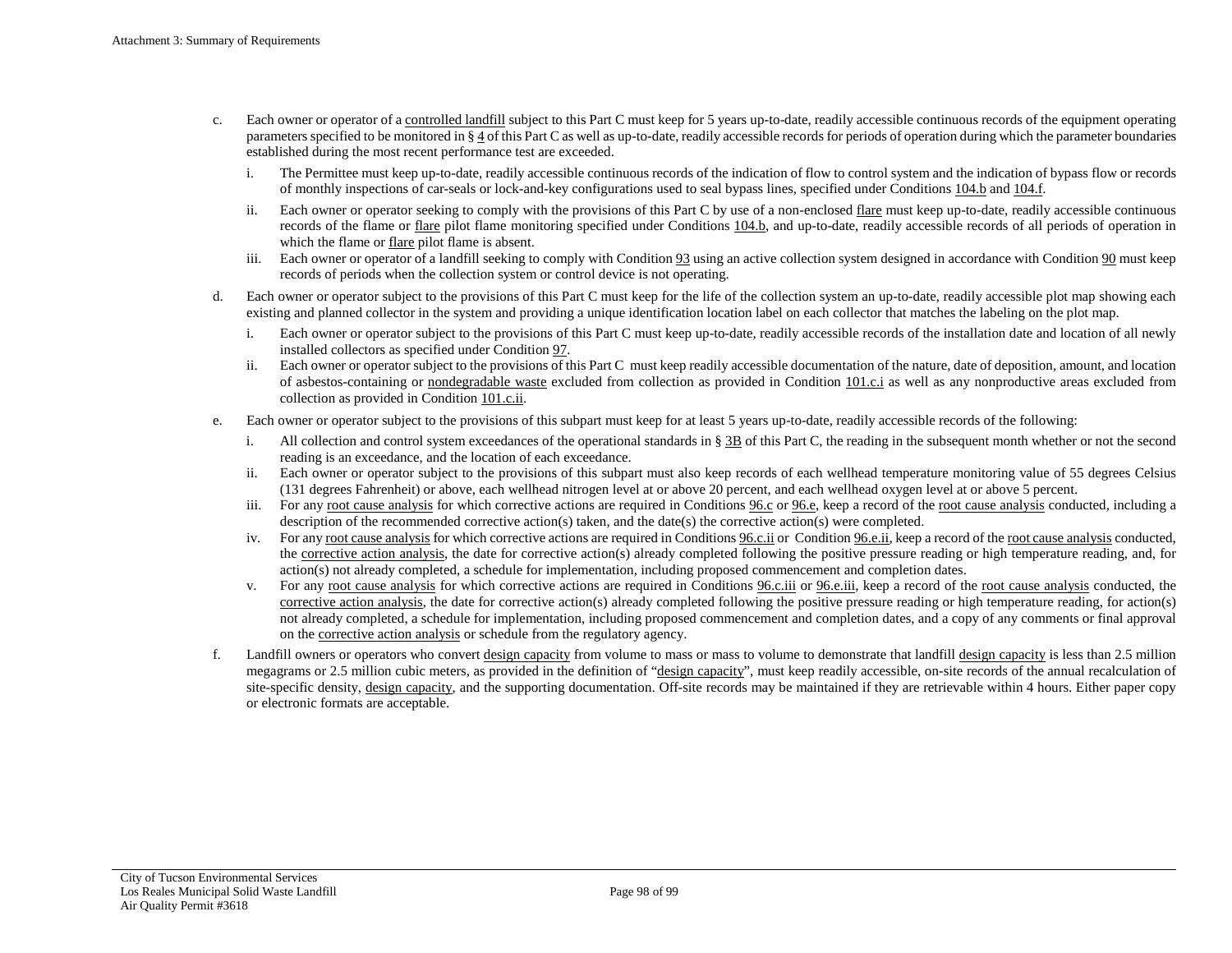c. Each owner or operator of a controlled landfill subject to this Part C must keep for 5 years up-to-date, readily accessible continuous records of the equipment operating parameters specified to be monitored in § 4 of this Part C as well as up-to-date, readily accessible records for periods of operation during which the parameter boundaries established during the most recent performance test are exceeded.

   i. The Permittee must keep up-to-date, readily accessible continuous records of the indication of flow to control system and the indication of bypass flow or records of monthly inspections of car-seals or lock-and-key configurations used to seal bypass lines, specified under Conditions 104.b and 104.f.

   ii. Each owner or operator seeking to comply with the provisions of this Part C by use of a non-enclosed flare must keep up-to-date, readily accessible continuous records of the flame or flare pilot flame monitoring specified under Conditions 104.b, and up-to-date, readily accessible records of all periods of operation in which the flame or flare pilot flame is absent.

   iii. Each owner or operator of a landfill seeking to comply with Condition 93 using an active collection system designed in accordance with Condition 90 must keep records of periods when the collection system or control device is not operating.

d. Each owner or operator subject to the provisions of this Part C must keep for the life of the collection system an up-to-date, readily accessible plot map showing each existing and planned collector in the system and providing a unique identification location label on each collector that matches the labeling on the plot map.

   i. Each owner or operator subject to the provisions of this Part C must keep up-to-date, readily accessible records of the installation date and location of all newly installed collectors as specified under Condition 97.

   ii. Each owner or operator subject to the provisions of this Part C must keep readily accessible documentation of the nature, date of deposition, amount, and location of asbestos-containing or nondegradable waste excluded from collection as provided in Condition 101.c.i as well as any nonproductive areas excluded from collection as provided in Condition 101.c.ii.

e. Each owner or operator subject to the provisions of this subpart must keep for at least 5 years up-to-date, readily accessible records of the following:

   i. All collection and control system exceedances of the operational standards in § 3B of this Part C, the reading in the subsequent month whether or not the second reading is an exceedance, and the location of each exceedance.

   ii. Each owner or operator subject to the provisions of this subpart must also keep records of each wellhead temperature monitoring value of 55 degrees Celsius (131 degrees Fahrenheit) or above, each wellhead nitrogen level at or above 20 percent, and each wellhead oxygen level at or above 5 percent.

   iii. For any root cause analysis for which corrective actions are required in Conditions 96.c or 96.e, keep a record of the root cause analysis conducted, including a description of the recommended corrective action(s) taken, and the date(s) the corrective action(s) were completed.

   iv. For any root cause analysis for which corrective actions are required in Conditions 96.c.ii or Condition 96.e.ii, keep a record of the root cause analysis conducted, the corrective action analysis, the date for corrective action(s) already completed following the positive pressure reading or high temperature reading, and, for action(s) not already completed, a schedule for implementation, including proposed commencement and completion dates.

   v. For any root cause analysis for which corrective actions are required in Conditions 96.c.iii or 96.e.iii, keep a record of the root cause analysis conducted, the corrective action analysis, the date for corrective action(s) already completed following the positive pressure reading or high temperature reading, for action(s) not already completed, a schedule for implementation, including proposed commencement and completion dates, and a copy of any comments or final approval on the corrective action analysis or schedule from the regulatory agency.

f. Landfill owners or operators who convert design capacity from volume to mass or mass to volume to demonstrate that landfill design capacity is less than 2.5 million megagrams or 2.5 million cubic meters, as provided in the definition of "design capacity", must keep readily accessible, on-site records of the annual recalculation of site-specific density, design capacity, and the supporting documentation. Off-site records may be maintained if they are retrievable within 4 hours. Either paper copy or electronic formats are acceptable.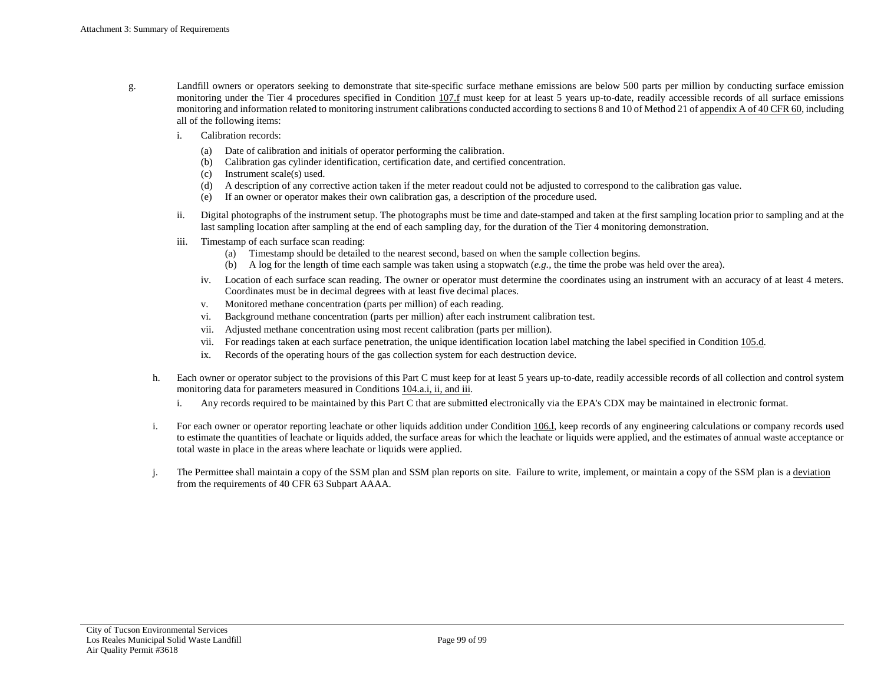g. Landfill owners or operators seeking to demonstrate that site-specific surface methane emissions are below 500 parts per million by conducting surface emission monitoring under the Tier 4 procedures specified in Condition 107.f must keep for at least 5 years up-to-date, readily accessible records of all surface emissions monitoring and information related to monitoring instrument calibrations conducted according to sections 8 and 10 of Method 21 of appendix A of 40 CFR 60, including all of the following items:

   i. Calibration records:

      (a) Date of calibration and initials of operator performing the calibration.
      (b) Calibration gas cylinder identification, certification date, and certified concentration.
      (c) Instrument scale(s) used.
      (d) A description of any corrective action taken if the meter readout could not be adjusted to correspond to the calibration gas value.
      (e) If an owner or operator makes their own calibration gas, a description of the procedure used.

   ii. Digital photographs of the instrument setup. The photographs must be time and date-stamped and taken at the first sampling location prior to sampling and at the last sampling location after sampling at the end of each sampling day, for the duration of the Tier 4 monitoring demonstration.

   iii. Timestamp of each surface scan reading:
      (a) Timestamp should be detailed to the nearest second, based on when the sample collection begins.
      (b) A log for the length of time each sample was taken using a stopwatch (*e.g.*, the time the probe was held over the area).

   iv. Location of each surface scan reading. The owner or operator must determine the coordinates using an instrument with an accuracy of at least 4 meters. Coordinates must be in decimal degrees with at least five decimal places.

   v. Monitored methane concentration (parts per million) of each reading.

   vi. Background methane concentration (parts per million) after each instrument calibration test.

   vii. Adjusted methane concentration using most recent calibration (parts per million).

   vii. For readings taken at each surface penetration, the unique identification location label matching the label specified in Condition 105.d.

   ix. Records of the operating hours of the gas collection system for each destruction device.

h. Each owner or operator subject to the provisions of this Part C must keep for at least 5 years up-to-date, readily accessible records of all collection and control system monitoring data for parameters measured in Conditions 104.a.i, ii, and iii.

   i. Any records required to be maintained by this Part C that are submitted electronically via the EPA's CDX may be maintained in electronic format.

i. For each owner or operator reporting leachate or other liquids addition under Condition 106.l, keep records of any engineering calculations or company records used to estimate the quantities of leachate or liquids added, the surface areas for which the leachate or liquids were applied, and the estimates of annual waste acceptance or total waste in place in the areas where leachate or liquids were applied.

j. The Permittee shall maintain a copy of the SSM plan and SSM plan reports on site. Failure to write, implement, or maintain a copy of the SSM plan is a deviation from the requirements of 40 CFR 63 Subpart AAAA.